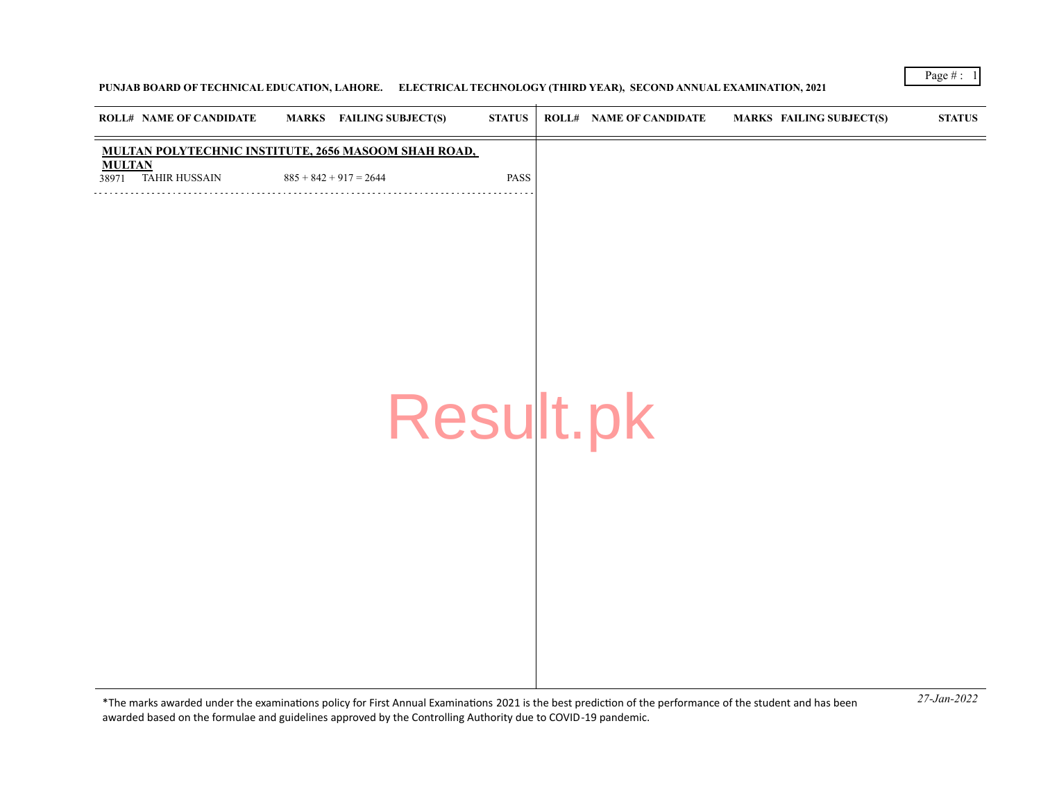**PUNJAB BOARD OF TECHNICAL EDUCATION, LAHORE. ELECTRICAL TECHNOLOGY (THIRD YEAR), SECOND ANNUAL EXAMINATION, 2021**

| ROLL# | NAME OF CANDIDATE | MARKS | FAILING SUBJECT(S) | STATUS |
|---|---|---|---|---|
| **MULTAN POLYTECHNIC INSTITUTE, 2656 MASOOM SHAH ROAD, MULTAN** | | | | |
| 38971 | TAHIR HUSSAIN | 885 + 842 + 917 = 2644 | | PASS |

*The marks awarded under the examinations policy for First Annual Examinations 2021 is the best prediction of the performance of the student and has been awarded based on the formulae and guidelines approved by the Controlling Authority due to COVID-19 pandemic.

*27-Jan-2022*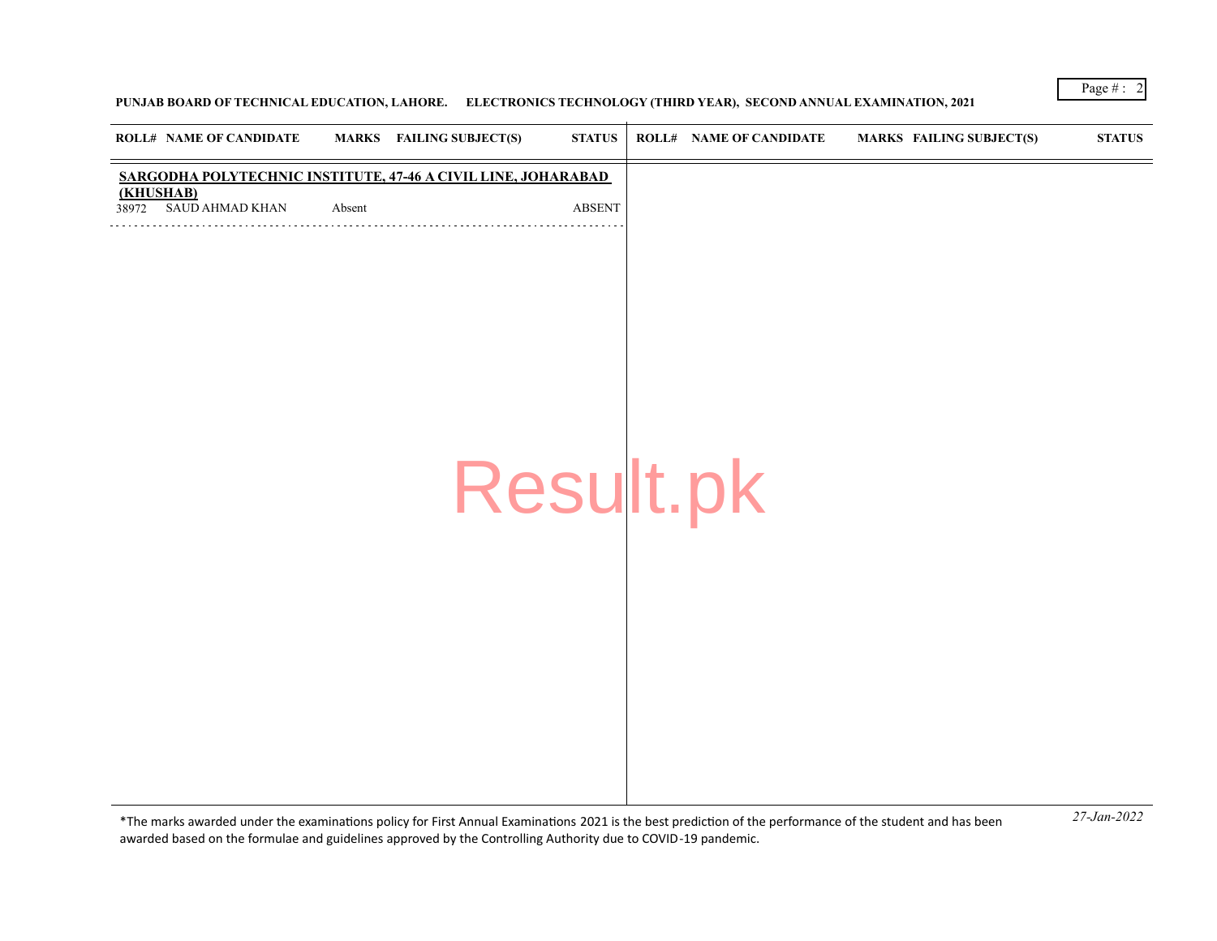PUNJAB BOARD OF TECHNICAL EDUCATION, LAHORE. ELECTRONICS TECHNOLOGY (THIRD YEAR), SECOND ANNUAL EXAMINATION, 2021

| ROLL# | NAME OF CANDIDATE | MARKS | FAILING SUBJECT(S) | STATUS |
|---|---|---|---|---|
| **SARGODHA POLYTECHNIC INSTITUTE, 47-46 A CIVIL LINE, JOHARABAD (KHUSHAB)** | | | | |
| 38972 | SAUD AHMAD KHAN | Absent | | ABSENT |

*The marks awarded under the examinations policy for First Annual Examinations 2021 is the best prediction of the performance of the student and has been awarded based on the formulae and guidelines approved by the Controlling Authority due to COVID-19 pandemic.

*27-Jan-2022*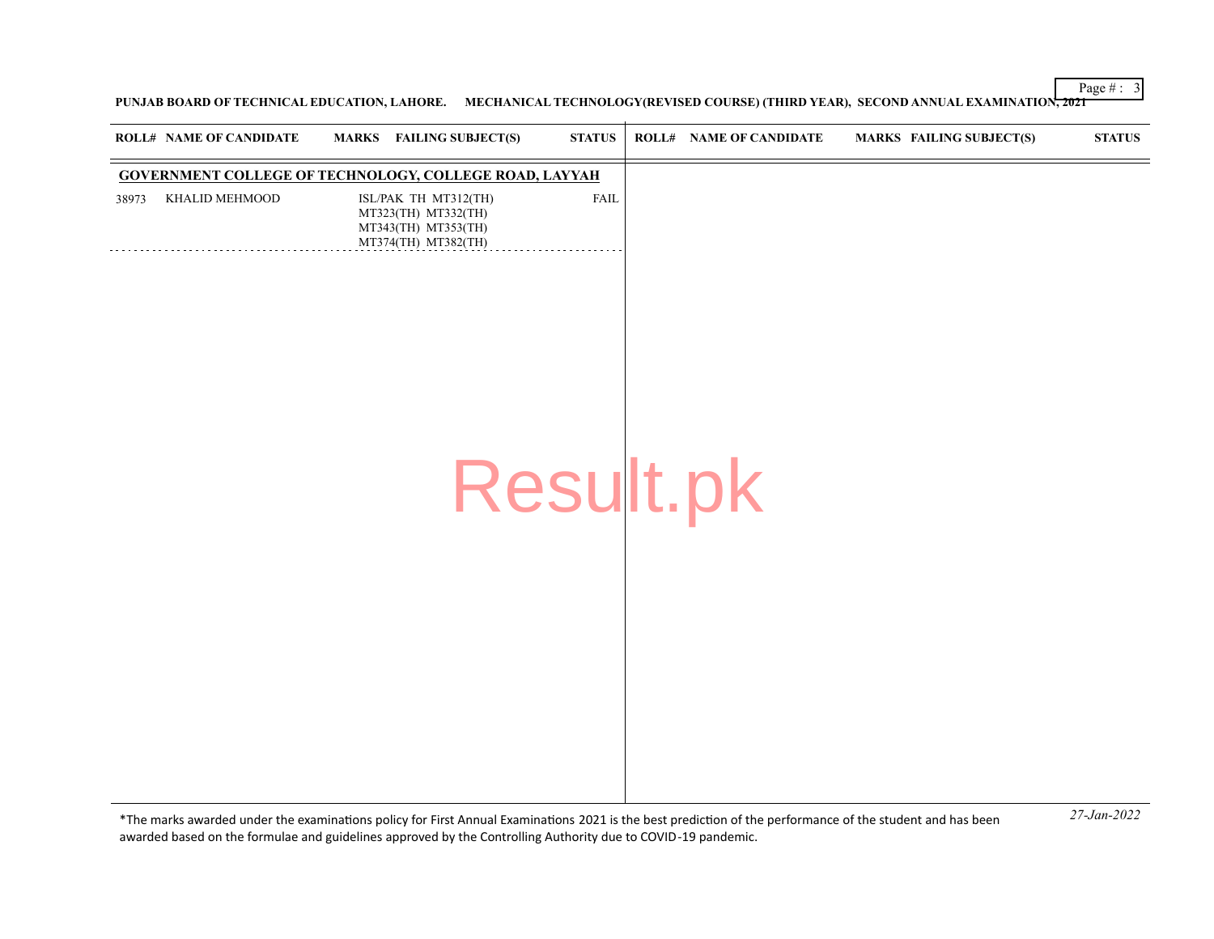PUNJAB BOARD OF TECHNICAL EDUCATION, LAHORE. MECHANICAL TECHNOLOGY(REVISED COURSE) (THIRD YEAR), SECOND ANNUAL EXAMINATION, 2021

| ROLL# | NAME OF CANDIDATE | MARKS | FAILING SUBJECT(S) | STATUS |
|---|---|---|---|---|
| **GOVERNMENT COLLEGE OF TECHNOLOGY, COLLEGE ROAD, LAYYAH** | | | | |
| 38973 | KHALID MEHMOOD | | ISL/PAK TH MT312(TH) MT323(TH) MT332(TH) MT343(TH) MT353(TH) MT374(TH) MT382(TH) | FAIL |

*The marks awarded under the examinations policy for First Annual Examinations 2021 is the best prediction of the performance of the student and has been awarded based on the formulae and guidelines approved by the Controlling Authority due to COVID-19 pandemic.

*27-Jan-2022*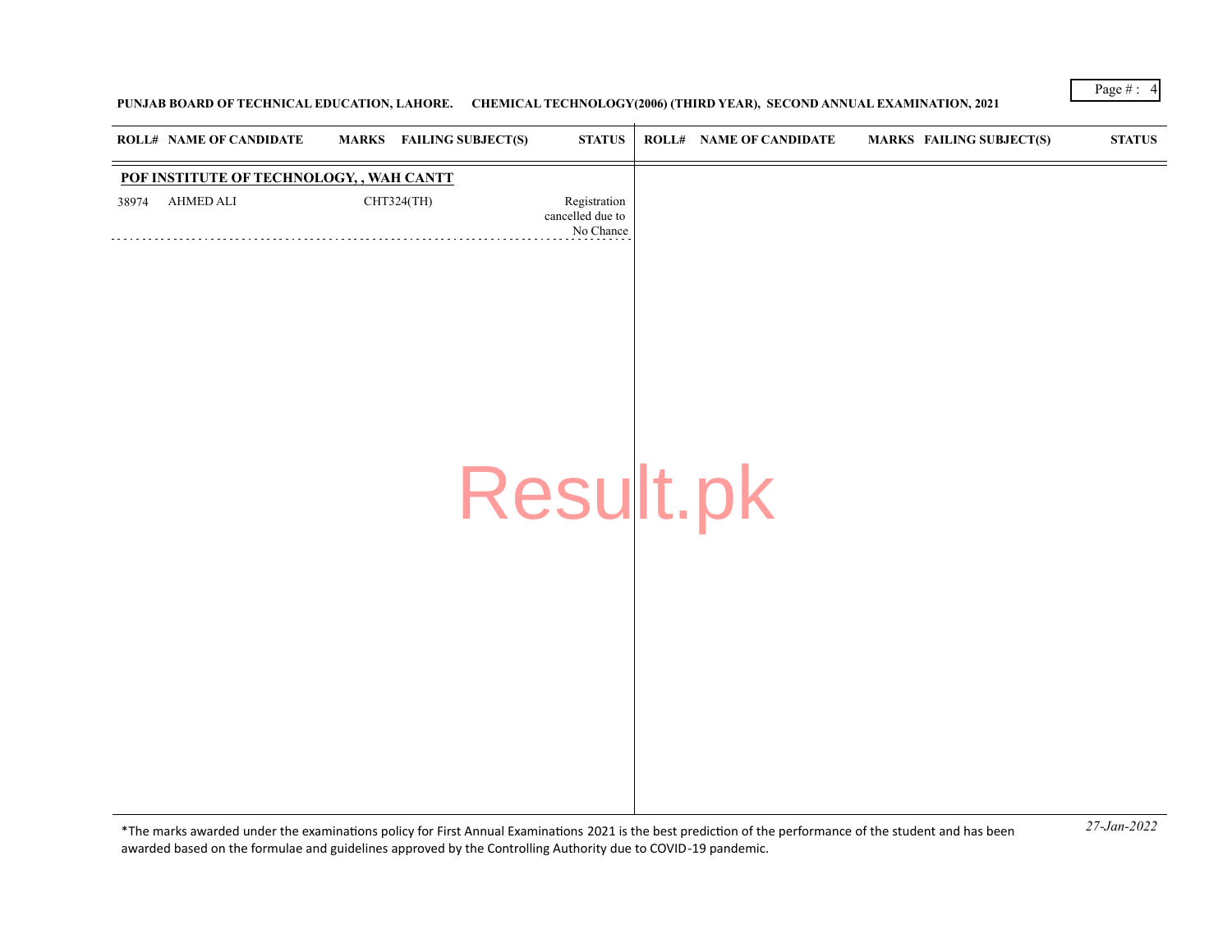PUNJAB BOARD OF TECHNICAL EDUCATION, LAHORE. CHEMICAL TECHNOLOGY(2006) (THIRD YEAR), SECOND ANNUAL EXAMINATION, 2021

| ROLL# | NAME OF CANDIDATE | MARKS | FAILING SUBJECT(S) | STATUS |
|---|---|---|---|---|
| **POF INSTITUTE OF TECHNOLOGY, , WAH CANTT** | | | | |
| 38974 | AHMED ALI | | CHT324(TH) | Registration cancelled due to No Chance |

*The marks awarded under the examinations policy for First Annual Examinations 2021 is the best prediction of the performance of the student and has been awarded based on the formulae and guidelines approved by the Controlling Authority due to COVID-19 pandemic.

*27-Jan-2022*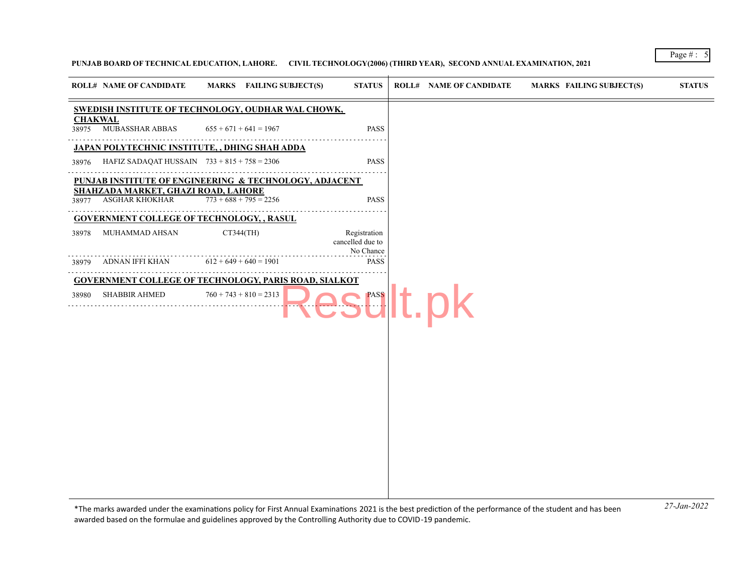PUNJAB BOARD OF TECHNICAL EDUCATION, LAHORE. CIVIL TECHNOLOGY(2006) (THIRD YEAR), SECOND ANNUAL EXAMINATION, 2021

| ROLL# | NAME OF CANDIDATE | MARKS | FAILING SUBJECT(S) | STATUS |
|---|---|---|---|---|
| **SWEDISH INSTITUTE OF TECHNOLOGY, OUDHAR WAL CHOWK, CHAKWAL** | | | | |
| 38975 | MUBASSHAR ABBAS | 655 + 671 + 641 = 1967 | | PASS |
| **JAPAN POLYTECHNIC INSTITUTE, , DHING SHAH ADDA** | | | | |
| 38976 | HAFIZ SADAQAT HUSSAIN | 733 + 815 + 758 = 2306 | | PASS |
| **PUNJAB INSTITUTE OF ENGINEERING & TECHNOLOGY, ADJACENT SHAHZADA MARKET, GHAZI ROAD, LAHORE** | | | | |
| 38977 | ASGHAR KHOKHAR | 773 + 688 + 795 = 2256 | | PASS |
| **GOVERNMENT COLLEGE OF TECHNOLOGY, , RASUL** | | | | |
| 38978 | MUHAMMAD AHSAN | | CT344(TH) | Registration cancelled due to No Chance |
| 38979 | ADNAN IFFI KHAN | 612 + 649 + 640 = 1901 | | PASS |
| **GOVERNMENT COLLEGE OF TECHNOLOGY, PARIS ROAD, SIALKOT** | | | | |
| 38980 | SHABBIR AHMED | 760 + 743 + 810 = 2313 | | PASS |

*The marks awarded under the examinations policy for First Annual Examinations 2021 is the best prediction of the performance of the student and has been awarded based on the formulae and guidelines approved by the Controlling Authority due to COVID-19 pandemic.

*27-Jan-2022*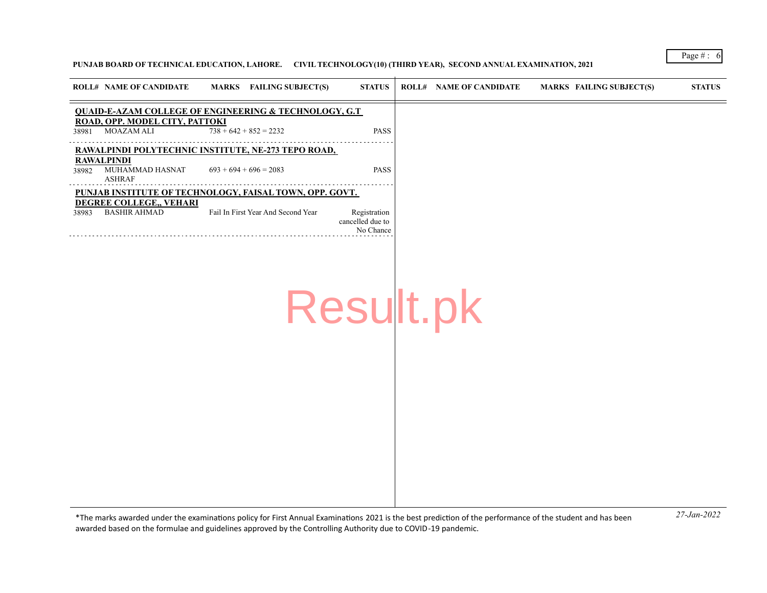**PUNJAB BOARD OF TECHNICAL EDUCATION, LAHORE. CIVIL TECHNOLOGY(10) (THIRD YEAR), SECOND ANNUAL EXAMINATION, 2021**

| ROLL# | NAME OF CANDIDATE | MARKS | FAILING SUBJECT(S) | STATUS |
|---|---|---|---|---|
| **QUAID-E-AZAM COLLEGE OF ENGINEERING & TECHNOLOGY, G.T ROAD, OPP. MODEL CITY, PATTOKI** | | | | |
| 38981 | MOAZAM ALI | 738 + 642 + 852 = 2232 | | PASS |
| **RAWALPINDI POLYTECHNIC INSTITUTE, NE-273 TEPO ROAD, RAWALPINDI** | | | | |
| 38982 | MUHAMMAD HASNAT ASHRAF | 693 + 694 + 696 = 2083 | | PASS |
| **PUNJAB INSTITUTE OF TECHNOLOGY, FAISAL TOWN, OPP. GOVT. DEGREE COLLEGE,, VEHARI** | | | | |
| 38983 | BASHIR AHMAD | Fail In First Year And Second Year | | Registration cancelled due to No Chance |

*The marks awarded under the examinations policy for First Annual Examinations 2021 is the best prediction of the performance of the student and has been awarded based on the formulae and guidelines approved by the Controlling Authority due to COVID-19 pandemic.

*27-Jan-2022*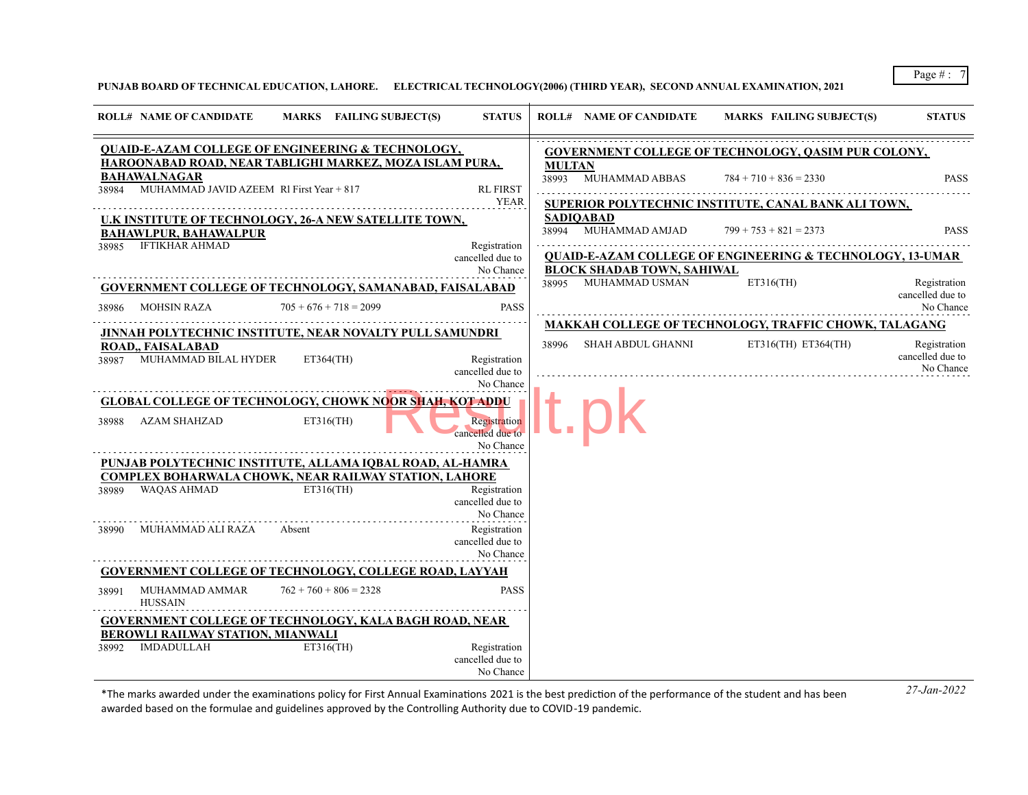**PUNJAB BOARD OF TECHNICAL EDUCATION, LAHORE. ELECTRICAL TECHNOLOGY(2006) (THIRD YEAR), SECOND ANNUAL EXAMINATION, 2021**

| ROLL# | NAME OF CANDIDATE | MARKS | FAILING SUBJECT(S) | STATUS |
|---|---|---|---|---|
| **QUAID-E-AZAM COLLEGE OF ENGINEERING & TECHNOLOGY, HAROONABAD ROAD, NEAR TABLIGHI MARKEZ, MOZA ISLAM PURA, BAHAWALNAGAR** | | | | |
| 38984 | MUHAMMAD JAVID AZEEM | Rl First Year + 817 | | RL FIRST YEAR |
| **U.K INSTITUTE OF TECHNOLOGY, 26-A NEW SATELLITE TOWN, BAHAWLPUR, BAHAWALPUR** | | | | |
| 38985 | IFTIKHAR AHMAD | | | Registration cancelled due to No Chance |
| **GOVERNMENT COLLEGE OF TECHNOLOGY, SAMANABAD, FAISALABAD** | | | | |
| 38986 | MOHSIN RAZA | 705 + 676 + 718 = 2099 | | PASS |
| **JINNAH POLYTECHNIC INSTITUTE, NEAR NOVALTY PULL SAMUNDRI ROAD,, FAISALABAD** | | | | |
| 38987 | MUHAMMAD BILAL HYDER | | ET364(TH) | Registration cancelled due to No Chance |
| **GLOBAL COLLEGE OF TECHNOLOGY, CHOWK NOOR SHAH, KOT ADDU** | | | | |
| 38988 | AZAM SHAHZAD | | ET316(TH) | Registration cancelled due to No Chance |
| **PUNJAB POLYTECHNIC INSTITUTE, ALLAMA IQBAL ROAD, AL-HAMRA COMPLEX BOHARWALA CHOWK, NEAR RAILWAY STATION, LAHORE** | | | | |
| 38989 | WAQAS AHMAD | | ET316(TH) | Registration cancelled due to No Chance |
| 38990 | MUHAMMAD ALI RAZA | Absent | | Registration cancelled due to No Chance |
| **GOVERNMENT COLLEGE OF TECHNOLOGY, COLLEGE ROAD, LAYYAH** | | | | |
| 38991 | MUHAMMAD AMMAR HUSSAIN | 762 + 760 + 806 = 2328 | | PASS |
| **GOVERNMENT COLLEGE OF TECHNOLOGY, KALA BAGH ROAD, NEAR BEROWLI RAILWAY STATION, MIANWALI** | | | | |
| 38992 | IMDADULLAH | | ET316(TH) | Registration cancelled due to No Chance |
| **GOVERNMENT COLLEGE OF TECHNOLOGY, QASIM PUR COLONY, MULTAN** | | | | |
| 38993 | MUHAMMAD ABBAS | 784 + 710 + 836 = 2330 | | PASS |
| **SUPERIOR POLYTECHNIC INSTITUTE, CANAL BANK ALI TOWN, SADIQABAD** | | | | |
| 38994 | MUHAMMAD AMJAD | 799 + 753 + 821 = 2373 | | PASS |
| **QUAID-E-AZAM COLLEGE OF ENGINEERING & TECHNOLOGY, 13-UMAR BLOCK SHADAB TOWN, SAHIWAL** | | | | |
| 38995 | MUHAMMAD USMAN | | ET316(TH) | Registration cancelled due to No Chance |
| **MAKKAH COLLEGE OF TECHNOLOGY, TRAFFIC CHOWK, TALAGANG** | | | | |
| 38996 | SHAH ABDUL GHANNI | | ET316(TH) ET364(TH) | Registration cancelled due to No Chance |

*The marks awarded under the examinations policy for First Annual Examinations 2021 is the best prediction of the performance of the student and has been awarded based on the formulae and guidelines approved by the Controlling Authority due to COVID-19 pandemic.

*27-Jan-2022*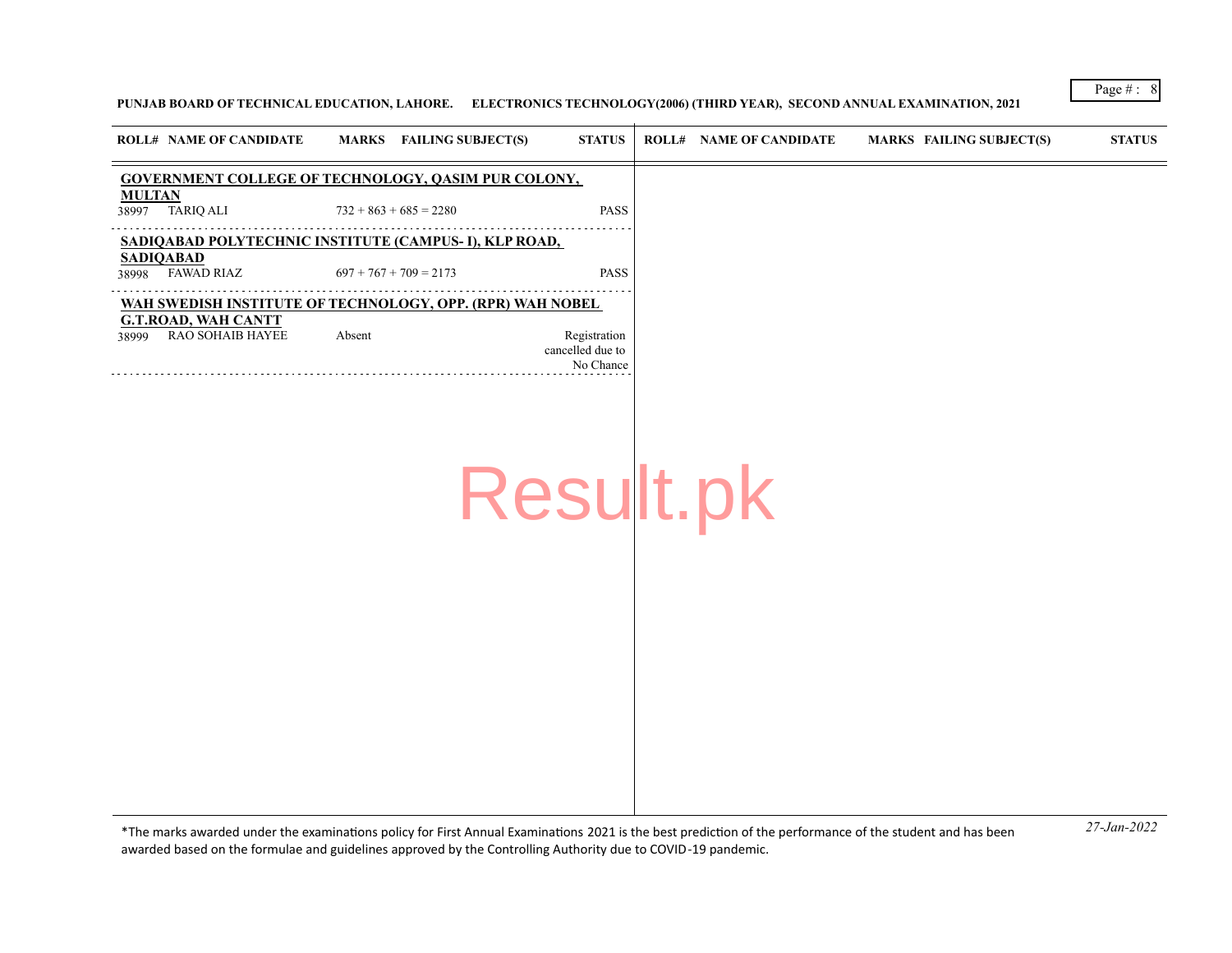PUNJAB BOARD OF TECHNICAL EDUCATION, LAHORE. ELECTRONICS TECHNOLOGY(2006) (THIRD YEAR), SECOND ANNUAL EXAMINATION, 2021

| ROLL# | NAME OF CANDIDATE | MARKS | FAILING SUBJECT(S) | STATUS |
|---|---|---|---|---|
| **GOVERNMENT COLLEGE OF TECHNOLOGY, QASIM PUR COLONY, MULTAN** | | | | |
| 38997 | TARIQ ALI | 732 + 863 + 685 = 2280 | | PASS |
| **SADIQABAD POLYTECHNIC INSTITUTE (CAMPUS- I), KLP ROAD, SADIQABAD** | | | | |
| 38998 | FAWAD RIAZ | 697 + 767 + 709 = 2173 | | PASS |
| **WAH SWEDISH INSTITUTE OF TECHNOLOGY, OPP. (RPR) WAH NOBEL G.T.ROAD, WAH CANTT** | | | | |
| 38999 | RAO SOHAIB HAYEE | Absent | | Registration cancelled due to No Chance |

*The marks awarded under the examinations policy for First Annual Examinations 2021 is the best prediction of the performance of the student and has been awarded based on the formulae and guidelines approved by the Controlling Authority due to COVID-19 pandemic.

*27-Jan-2022*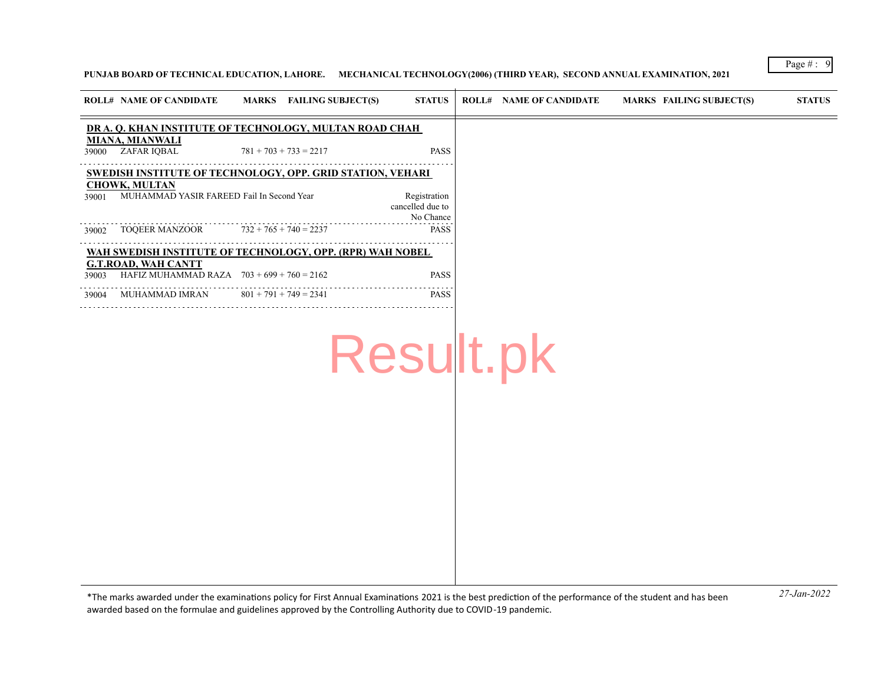**PUNJAB BOARD OF TECHNICAL EDUCATION, LAHORE. MECHANICAL TECHNOLOGY(2006) (THIRD YEAR), SECOND ANNUAL EXAMINATION, 2021**

| ROLL# | NAME OF CANDIDATE | MARKS | FAILING SUBJECT(S) | STATUS |
|---|---|---|---|---|
| **DR A. Q. KHAN INSTITUTE OF TECHNOLOGY, MULTAN ROAD CHAH MIANA, MIANWALI** | | | | |
| 39000 | ZAFAR IQBAL | 781 + 703 + 733 = 2217 | | PASS |
| **SWEDISH INSTITUTE OF TECHNOLOGY, OPP. GRID STATION, VEHARI CHOWK, MULTAN** | | | | |
| 39001 | MUHAMMAD YASIR FAREED | Fail In Second Year | | Registration cancelled due to No Chance |
| 39002 | TOQEER MANZOOR | 732 + 765 + 740 = 2237 | | PASS |
| **WAH SWEDISH INSTITUTE OF TECHNOLOGY, OPP. (RPR) WAH NOBEL G.T.ROAD, WAH CANTT** | | | | |
| 39003 | HAFIZ MUHAMMAD RAZA | 703 + 699 + 760 = 2162 | | PASS |
| 39004 | MUHAMMAD IMRAN | 801 + 791 + 749 = 2341 | | PASS |

*The marks awarded under the examinations policy for First Annual Examinations 2021 is the best prediction of the performance of the student and has been awarded based on the formulae and guidelines approved by the Controlling Authority due to COVID-19 pandemic.

*27-Jan-2022*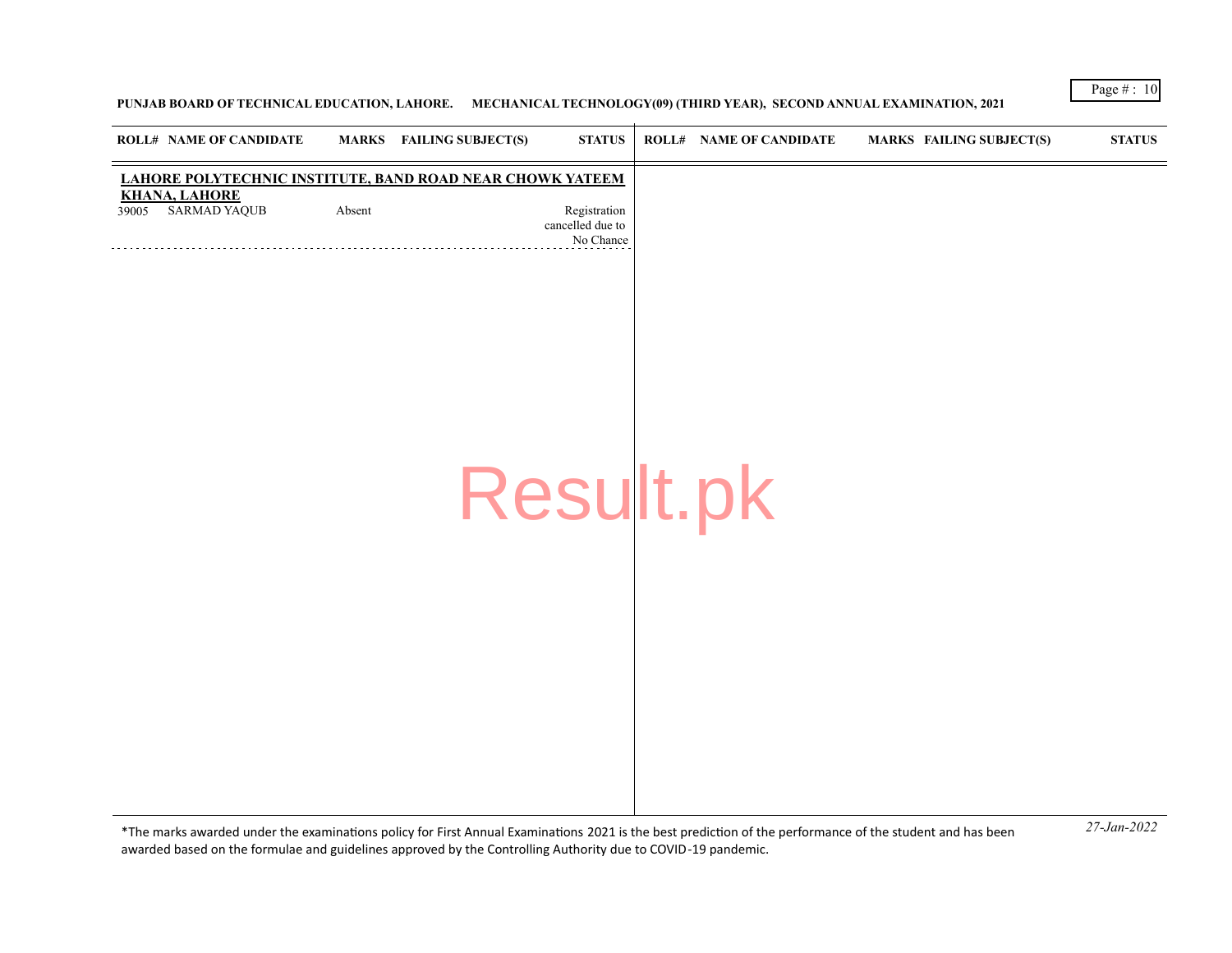**PUNJAB BOARD OF TECHNICAL EDUCATION, LAHORE. MECHANICAL TECHNOLOGY(09) (THIRD YEAR), SECOND ANNUAL EXAMINATION, 2021**

| ROLL# | NAME OF CANDIDATE | MARKS | FAILING SUBJECT(S) | STATUS |
|---|---|---|---|---|
| **LAHORE POLYTECHNIC INSTITUTE, BAND ROAD NEAR CHOWK YATEEM KHANA, LAHORE** | | | | |
| 39005 | SARMAD YAQUB | Absent | | Registration cancelled due to No Chance |

*The marks awarded under the examinations policy for First Annual Examinations 2021 is the best prediction of the performance of the student and has been awarded based on the formulae and guidelines approved by the Controlling Authority due to COVID-19 pandemic.

*27-Jan-2022*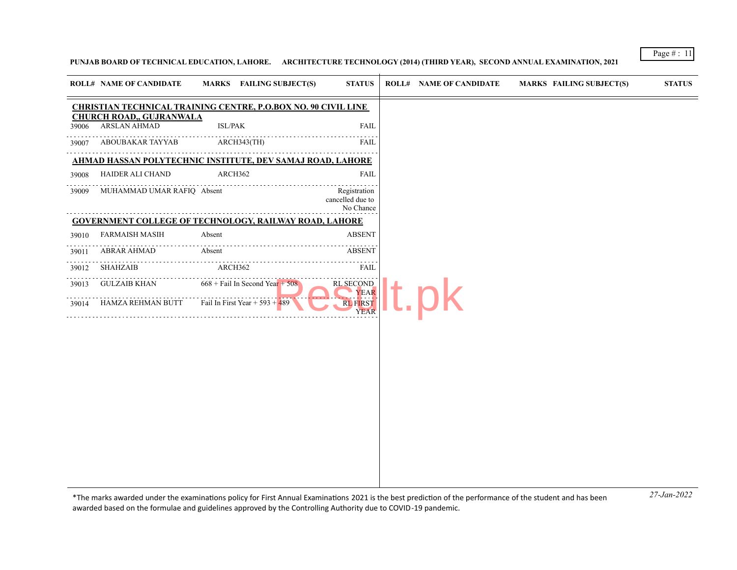**PUNJAB BOARD OF TECHNICAL EDUCATION, LAHORE. ARCHITECTURE TECHNOLOGY (2014) (THIRD YEAR), SECOND ANNUAL EXAMINATION, 2021**

| ROLL# | NAME OF CANDIDATE | MARKS | FAILING SUBJECT(S) | STATUS |
|---|---|---|---|---|
| **CHRISTIAN TECHNICAL TRAINING CENTRE, P.O.BOX NO. 90 CIVIL LINE CHURCH ROAD,, GUJRANWALA** | | | | |
| 39006 | ARSLAN AHMAD | | ISL/PAK | FAIL |
| 39007 | ABOUBAKAR TAYYAB | | ARCH343(TH) | FAIL |
| **AHMAD HASSAN POLYTECHNIC INSTITUTE, DEV SAMAJ ROAD, LAHORE** | | | | |
| 39008 | HAIDER ALI CHAND | | ARCH362 | FAIL |
| 39009 | MUHAMMAD UMAR RAFIQ | Absent | | Registration cancelled due to No Chance |
| **GOVERNMENT COLLEGE OF TECHNOLOGY, RAILWAY ROAD, LAHORE** | | | | |
| 39010 | FARMAISH MASIH | Absent | | ABSENT |
| 39011 | ABRAR AHMAD | Absent | | ABSENT |
| 39012 | SHAHZAIB | | ARCH362 | FAIL |
| 39013 | GULZAIB KHAN | 668 + Fail In Second Year + 508 | | RL SECOND YEAR |
| 39014 | HAMZA REHMAN BUTT | Fail In First Year + 593 + 489 | | RL FIRST YEAR |

*The marks awarded under the examinations policy for First Annual Examinations 2021 is the best prediction of the performance of the student and has been awarded based on the formulae and guidelines approved by the Controlling Authority due to COVID-19 pandemic.

*27-Jan-2022*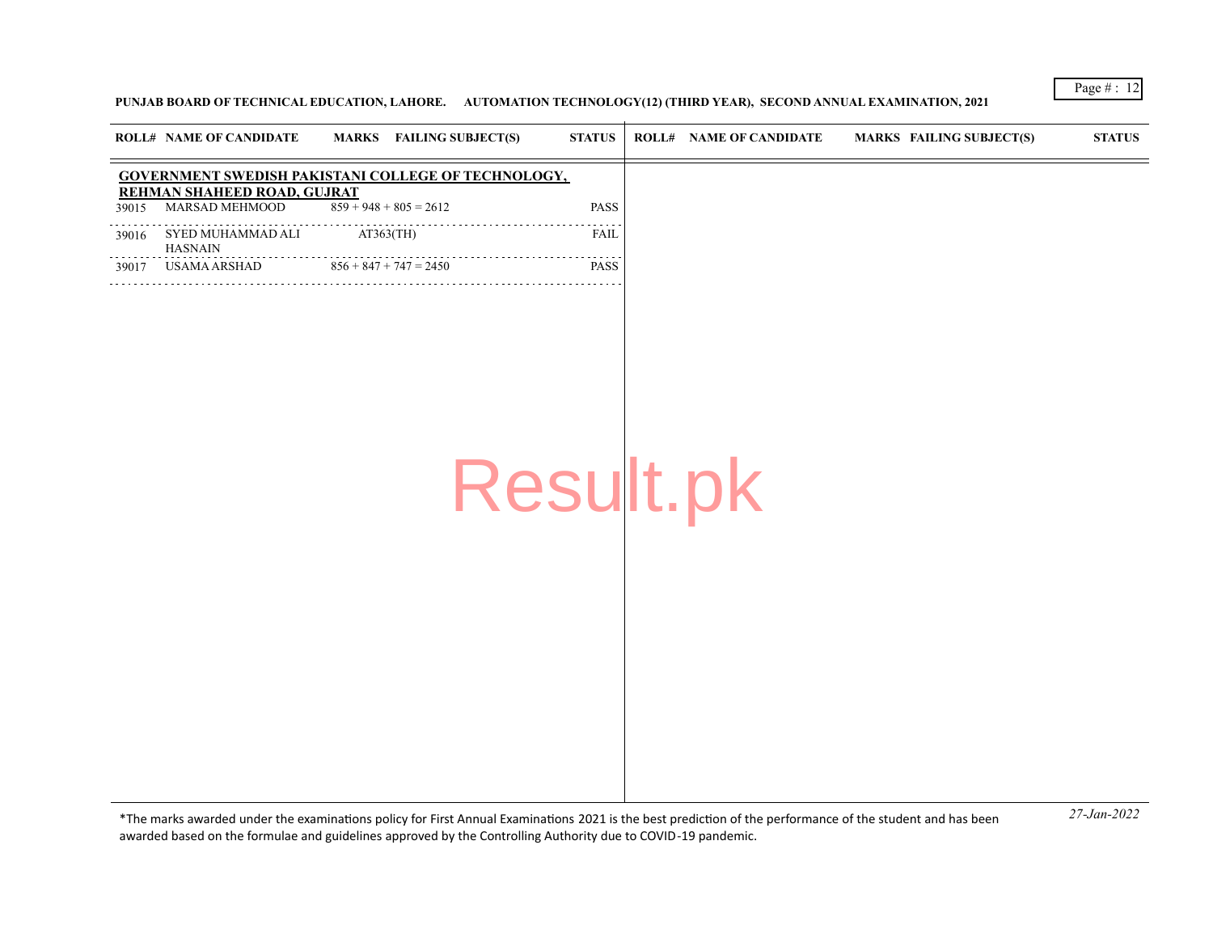PUNJAB BOARD OF TECHNICAL EDUCATION, LAHORE. AUTOMATION TECHNOLOGY(12) (THIRD YEAR), SECOND ANNUAL EXAMINATION, 2021

| ROLL# | NAME OF CANDIDATE | MARKS | FAILING SUBJECT(S) | STATUS |
|---|---|---|---|---|
| **GOVERNMENT SWEDISH PAKISTANI COLLEGE OF TECHNOLOGY, REHMAN SHAHEED ROAD, GUJRAT** | | | | |
| 39015 | MARSAD MEHMOOD | 859 + 948 + 805 = 2612 | | PASS |
| 39016 | SYED MUHAMMAD ALI HASNAIN | | AT363(TH) | FAIL |
| 39017 | USAMA ARSHAD | 856 + 847 + 747 = 2450 | | PASS |

*The marks awarded under the examinations policy for First Annual Examinations 2021 is the best prediction of the performance of the student and has been awarded based on the formulae and guidelines approved by the Controlling Authority due to COVID-19 pandemic.

*27-Jan-2022*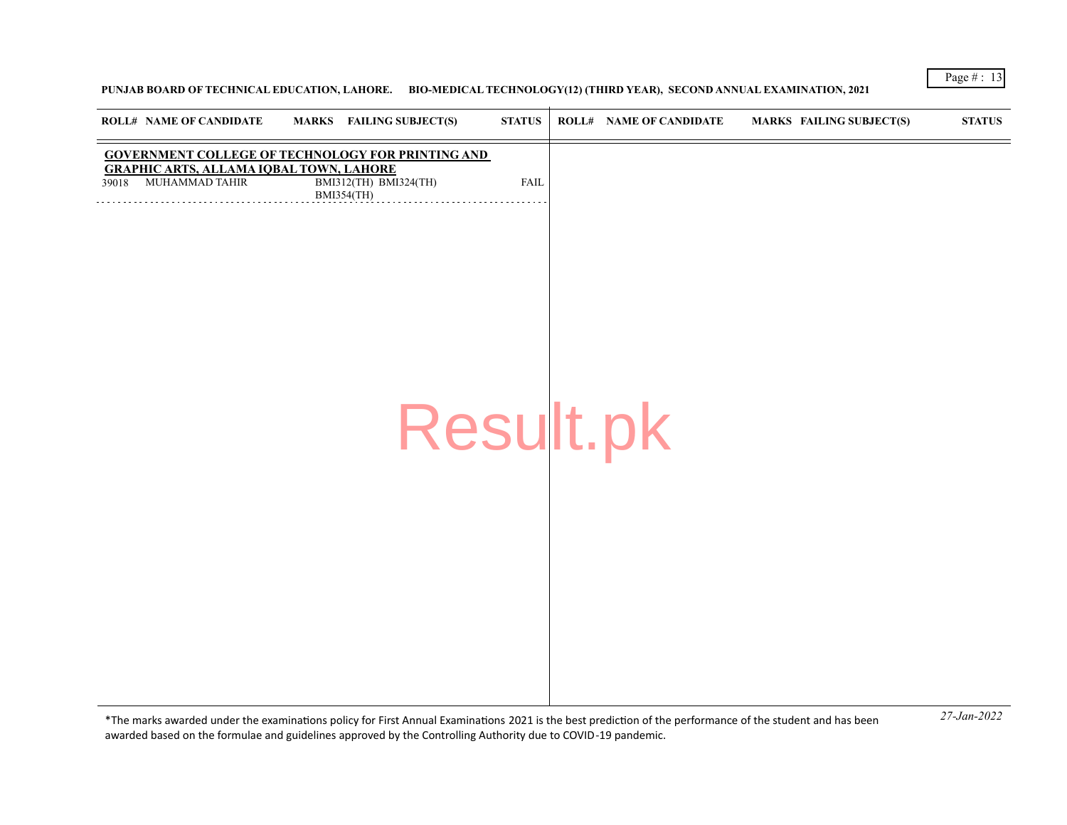**PUNJAB BOARD OF TECHNICAL EDUCATION, LAHORE. BIO-MEDICAL TECHNOLOGY(12) (THIRD YEAR), SECOND ANNUAL EXAMINATION, 2021**

| ROLL# | NAME OF CANDIDATE | MARKS | FAILING SUBJECT(S) | STATUS |
|---|---|---|---|---|
| **GOVERNMENT COLLEGE OF TECHNOLOGY FOR PRINTING AND GRAPHIC ARTS, ALLAMA IQBAL TOWN, LAHORE** | | | | |
| 39018 | MUHAMMAD TAHIR | | BMI312(TH) BMI324(TH) BMI354(TH) | FAIL |

*The marks awarded under the examinations policy for First Annual Examinations 2021 is the best prediction of the performance of the student and has been awarded based on the formulae and guidelines approved by the Controlling Authority due to COVID-19 pandemic.

*27-Jan-2022*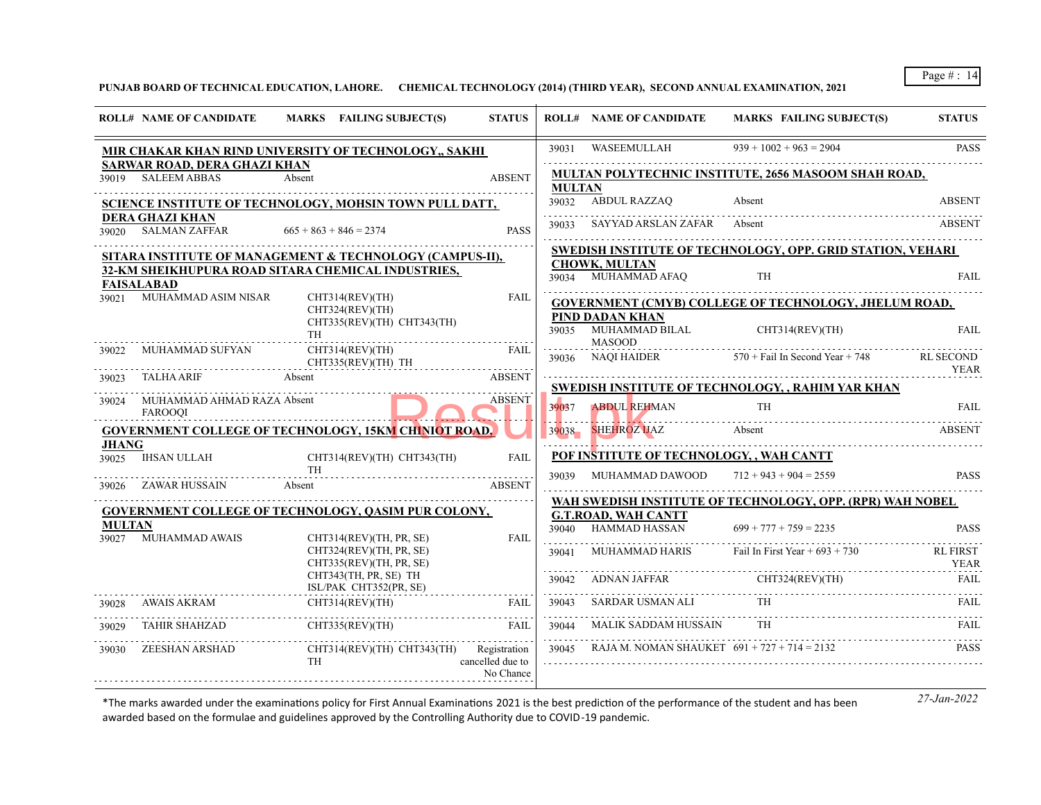PUNJAB BOARD OF TECHNICAL EDUCATION, LAHORE.  CHEMICAL TECHNOLOGY (2014) (THIRD YEAR), SECOND ANNUAL EXAMINATION, 2021

| ROLL# | NAME OF CANDIDATE | MARKS | FAILING SUBJECT(S) | STATUS |
|---|---|---|---|---|
| **MIR CHAKAR KHAN RIND UNIVERSITY OF TECHNOLOGY,, SAKHI SARWAR ROAD, DERA GHAZI KHAN** | | | | |
| 39019 | SALEEM ABBAS | Absent | | ABSENT |
| **SCIENCE INSTITUTE OF TECHNOLOGY, MOHSIN TOWN PULL DATT, DERA GHAZI KHAN** | | | | |
| 39020 | SALMAN ZAFFAR | 665 + 863 + 846 = 2374 | | PASS |
| **SITARA INSTITUTE OF MANAGEMENT & TECHNOLOGY (CAMPUS-II), 32-KM SHEIKHUPURA ROAD SITARA CHEMICAL INDUSTRIES, FAISALABAD** | | | | |
| 39021 | MUHAMMAD ASIM NISAR | | CHT314(REV)(TH) CHT324(REV)(TH) CHT335(REV)(TH) CHT343(TH) TH | FAIL |
| 39022 | MUHAMMAD SUFYAN | | CHT314(REV)(TH) CHT335(REV)(TH) TH | FAIL |
| 39023 | TALHA ARIF | Absent | | ABSENT |
| 39024 | MUHAMMAD AHMAD RAZA FAROOQI | Absent | | ABSENT |
| **GOVERNMENT COLLEGE OF TECHNOLOGY, 15KM CHINIOT ROAD, JHANG** | | | | |
| 39025 | IHSAN ULLAH | | CHT314(REV)(TH) CHT343(TH) TH | FAIL |
| 39026 | ZAWAR HUSSAIN | Absent | | ABSENT |
| **GOVERNMENT COLLEGE OF TECHNOLOGY, QASIM PUR COLONY, MULTAN** | | | | |
| 39027 | MUHAMMAD AWAIS | | CHT314(REV)(TH, PR, SE) CHT324(REV)(TH, PR, SE) CHT335(REV)(TH, PR, SE) CHT343(TH, PR, SE) TH ISL/PAK CHT352(PR, SE) | FAIL |
| 39028 | AWAIS AKRAM | | CHT314(REV)(TH) | FAIL |
| 39029 | TAHIR SHAHZAD | | CHT335(REV)(TH) | FAIL |
| 39030 | ZEESHAN ARSHAD | | CHT314(REV)(TH) CHT343(TH) TH | Registration cancelled due to No Chance |
| 39031 | WASEEMULLAH | 939 + 1002 + 963 = 2904 | | PASS |
| **MULTAN POLYTECHNIC INSTITUTE, 2656 MASOOM SHAH ROAD, MULTAN** | | | | |
| 39032 | ABDUL RAZZAQ | Absent | | ABSENT |
| 39033 | SAYYAD ARSLAN ZAFAR | Absent | | ABSENT |
| **SWEDISH INSTITUTE OF TECHNOLOGY, OPP. GRID STATION, VEHARI CHOWK, MULTAN** | | | | |
| 39034 | MUHAMMAD AFAQ | | TH | FAIL |
| **GOVERNMENT (CMYB) COLLEGE OF TECHNOLOGY, JHELUM ROAD, PIND DADAN KHAN** | | | | |
| 39035 | MUHAMMAD BILAL MASOOD | | CHT314(REV)(TH) | FAIL |
| 39036 | NAQI HAIDER | 570 + Fail In Second Year + 748 | | RL SECOND YEAR |
| **SWEDISH INSTITUTE OF TECHNOLOGY, , RAHIM YAR KHAN** | | | | |
| 39037 | ABDUL REHMAN | | TH | FAIL |
| 39038 | SHEHROZ IJAZ | Absent | | ABSENT |
| **POF INSTITUTE OF TECHNOLOGY, , WAH CANTT** | | | | |
| 39039 | MUHAMMAD DAWOOD | 712 + 943 + 904 = 2559 | | PASS |
| **WAH SWEDISH INSTITUTE OF TECHNOLOGY, OPP. (RPR) WAH NOBEL G.T.ROAD, WAH CANTT** | | | | |
| 39040 | HAMMAD HASSAN | 699 + 777 + 759 = 2235 | | PASS |
| 39041 | MUHAMMAD HARIS | Fail In First Year + 693 + 730 | | RL FIRST YEAR |
| 39042 | ADNAN JAFFAR | | CHT324(REV)(TH) | FAIL |
| 39043 | SARDAR USMAN ALI | | TH | FAIL |
| 39044 | MALIK SADDAM HUSSAIN | | TH | FAIL |
| 39045 | RAJA M. NOMAN SHAUKET | 691 + 727 + 714 = 2132 | | PASS |

*The marks awarded under the examinations policy for First Annual Examinations 2021 is the best prediction of the performance of the student and has been awarded based on the formulae and guidelines approved by the Controlling Authority due to COVID-19 pandemic.

27-Jan-2022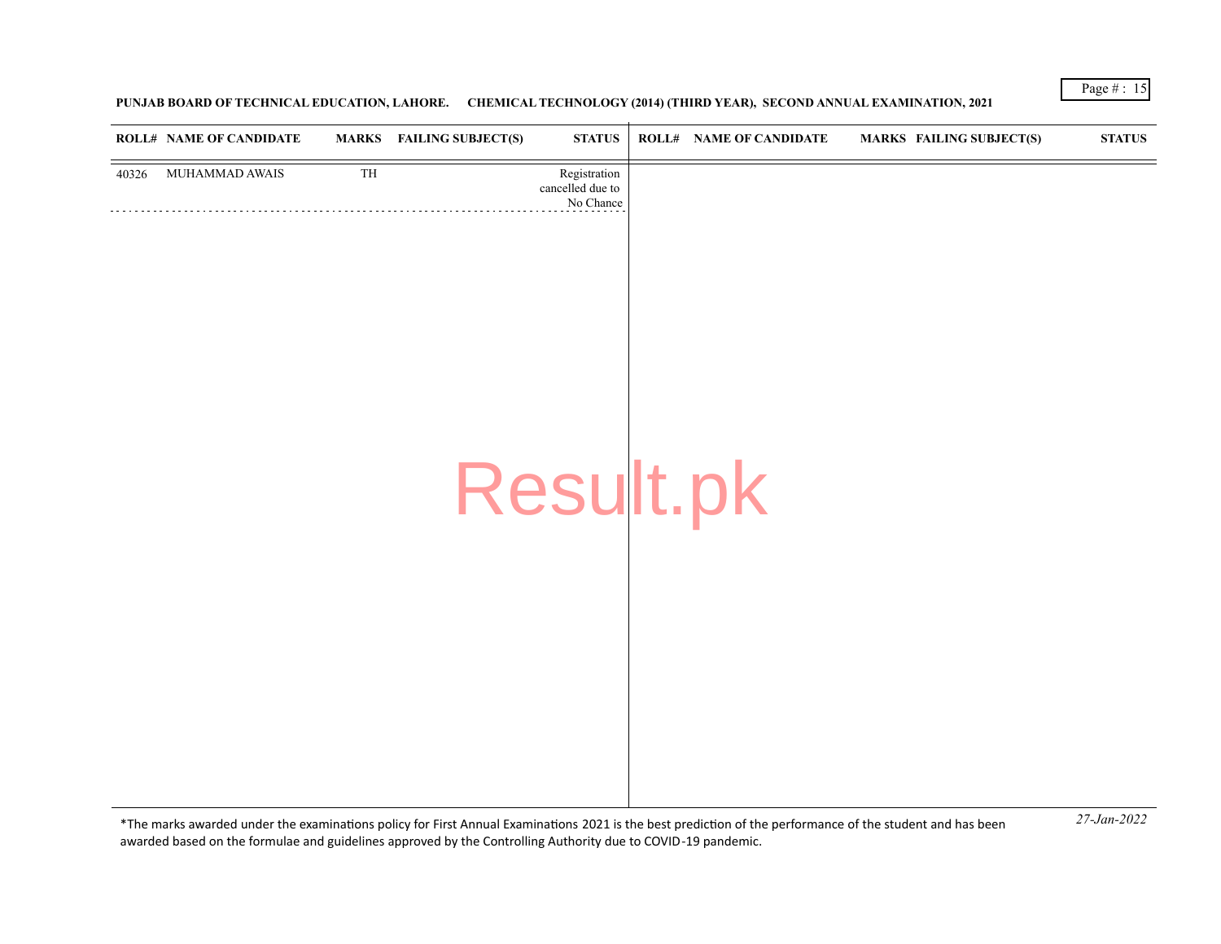**PUNJAB BOARD OF TECHNICAL EDUCATION, LAHORE. CHEMICAL TECHNOLOGY (2014) (THIRD YEAR), SECOND ANNUAL EXAMINATION, 2021**

| ROLL# | NAME OF CANDIDATE | MARKS | FAILING SUBJECT(S) | STATUS | ROLL# | NAME OF CANDIDATE | MARKS | FAILING SUBJECT(S) | STATUS |
|---|---|---|---|---|---|---|---|---|---|
| 40326 | MUHAMMAD AWAIS | TH | | Registration cancelled due to No Chance | | | | | |

*The marks awarded under the examinations policy for First Annual Examinations 2021 is the best prediction of the performance of the student and has been awarded based on the formulae and guidelines approved by the Controlling Authority due to COVID-19 pandemic.

*27-Jan-2022*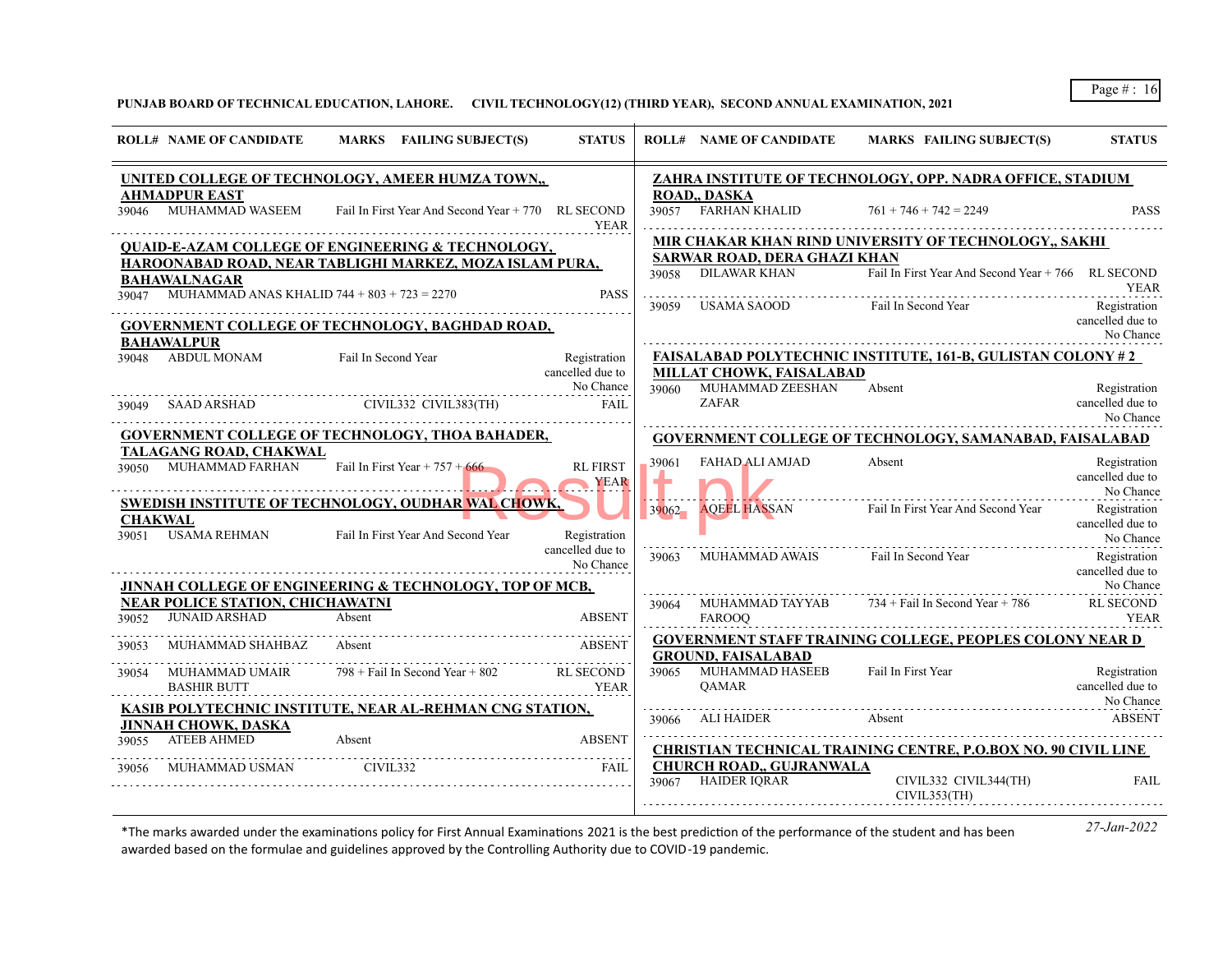**PUNJAB BOARD OF TECHNICAL EDUCATION, LAHORE. CIVIL TECHNOLOGY(12) (THIRD YEAR), SECOND ANNUAL EXAMINATION, 2021**

| ROLL# | NAME OF CANDIDATE | MARKS | FAILING SUBJECT(S) | STATUS |
|---|---|---|---|---|
| **UNITED COLLEGE OF TECHNOLOGY, AMEER HUMZA TOWN,, AHMADPUR EAST** | | | | |
| 39046 | MUHAMMAD WASEEM | Fail In First Year And Second Year + 770 | | RL SECOND YEAR |
| **QUAID-E-AZAM COLLEGE OF ENGINEERING & TECHNOLOGY, HAROONABAD ROAD, NEAR TABLIGHI MARKEZ, MOZA ISLAM PURA, BAHAWALNAGAR** | | | | |
| 39047 | MUHAMMAD ANAS KHALID | 744 + 803 + 723 = 2270 | | PASS |
| **GOVERNMENT COLLEGE OF TECHNOLOGY, BAGHDAD ROAD, BAHAWALPUR** | | | | |
| 39048 | ABDUL MONAM | Fail In Second Year | | Registration cancelled due to No Chance |
| 39049 | SAAD ARSHAD | | CIVIL332 CIVIL383(TH) | FAIL |
| **GOVERNMENT COLLEGE OF TECHNOLOGY, THOA BAHADER, TALAGANG ROAD, CHAKWAL** | | | | |
| 39050 | MUHAMMAD FARHAN | Fail In First Year + 757 + 666 | | RL FIRST YEAR |
| **SWEDISH INSTITUTE OF TECHNOLOGY, OUDHARWAL CHOWK, CHAKWAL** | | | | |
| 39051 | USAMA REHMAN | Fail In First Year And Second Year | | Registration cancelled due to No Chance |
| **JINNAH COLLEGE OF ENGINEERING & TECHNOLOGY, TOP OF MCB, NEAR POLICE STATION, CHICHAWATNI** | | | | |
| 39052 | JUNAID ARSHAD | Absent | | ABSENT |
| 39053 | MUHAMMAD SHAHBAZ | Absent | | ABSENT |
| 39054 | MUHAMMAD UMAIR BASHIR BUTT | 798 + Fail In Second Year + 802 | | RL SECOND YEAR |
| **KASIB POLYTECHNIC INSTITUTE, NEAR AL-REHMAN CNG STATION, JINNAH CHOWK, DASKA** | | | | |
| 39055 | ATEEB AHMED | Absent | | ABSENT |
| 39056 | MUHAMMAD USMAN | | CIVIL332 | FAIL |
| **ZAHRA INSTITUTE OF TECHNOLOGY, OPP. NADRA OFFICE, STADIUM ROAD,, DASKA** | | | | |
| 39057 | FARHAN KHALID | 761 + 746 + 742 = 2249 | | PASS |
| **MIR CHAKAR KHAN RIND UNIVERSITY OF TECHNOLOGY,, SAKHI SARWAR ROAD, DERA GHAZI KHAN** | | | | |
| 39058 | DILAWAR KHAN | Fail In First Year And Second Year + 766 | | RL SECOND YEAR |
| 39059 | USAMA SAOOD | Fail In Second Year | | Registration cancelled due to No Chance |
| **FAISALABAD POLYTECHNIC INSTITUTE, 161-B, GULISTAN COLONY # 2 MILLAT CHOWK, FAISALABAD** | | | | |
| 39060 | MUHAMMAD ZEESHAN ZAFAR | Absent | | Registration cancelled due to No Chance |
| **GOVERNMENT COLLEGE OF TECHNOLOGY, SAMANABAD, FAISALABAD** | | | | |
| 39061 | FAHAD ALI AMJAD | Absent | | Registration cancelled due to No Chance |
| 39062 | AQEEL HASSAN | Fail In First Year And Second Year | | Registration cancelled due to No Chance |
| 39063 | MUHAMMAD AWAIS | Fail In Second Year | | Registration cancelled due to No Chance |
| 39064 | MUHAMMAD TAYYAB FAROOQ | 734 + Fail In Second Year + 786 | | RL SECOND YEAR |
| **GOVERNMENT STAFF TRAINING COLLEGE, PEOPLES COLONY NEAR D GROUND, FAISALABAD** | | | | |
| 39065 | MUHAMMAD HASEEB QAMAR | Fail In First Year | | Registration cancelled due to No Chance |
| 39066 | ALI HAIDER | Absent | | ABSENT |
| **CHRISTIAN TECHNICAL TRAINING CENTRE, P.O.BOX NO. 90 CIVIL LINE CHURCH ROAD,, GUJRANWALA** | | | | |
| 39067 | HAIDER IQRAR | | CIVIL332 CIVIL344(TH) CIVIL353(TH) | FAIL |

*The marks awarded under the examinations policy for First Annual Examinations 2021 is the best prediction of the performance of the student and has been awarded based on the formulae and guidelines approved by the Controlling Authority due to COVID-19 pandemic.

27-Jan-2022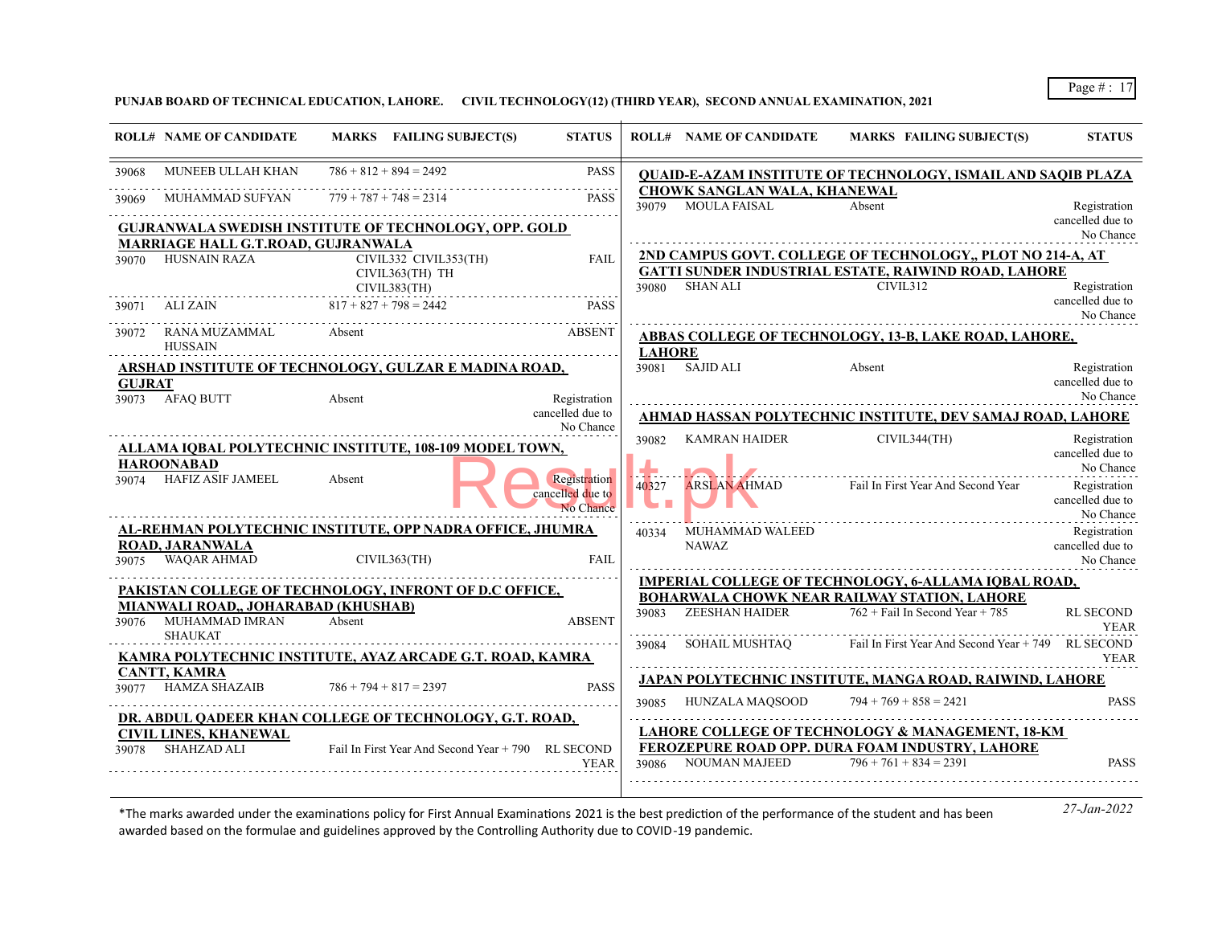**PUNJAB BOARD OF TECHNICAL EDUCATION, LAHORE. CIVIL TECHNOLOGY(12) (THIRD YEAR), SECOND ANNUAL EXAMINATION, 2021**

| ROLL# | NAME OF CANDIDATE | MARKS | FAILING SUBJECT(S) | STATUS |
|---|---|---|---|---|
| 39068 | MUNEEB ULLAH KHAN | 786 + 812 + 894 = 2492 | | PASS |
| 39069 | MUHAMMAD SUFYAN | 779 + 787 + 748 = 2314 | | PASS |

**GUJRANWALA SWEDISH INSTITUTE OF TECHNOLOGY, OPP. GOLD MARRIAGE HALL G.T.ROAD, GUJRANWALA**

| ROLL# | NAME OF CANDIDATE | MARKS | FAILING SUBJECT(S) | STATUS |
|---|---|---|---|---|
| 39070 | HUSNAIN RAZA | | CIVIL332 CIVIL353(TH) CIVIL363(TH) TH CIVIL383(TH) | FAIL |
| 39071 | ALI ZAIN | 817 + 827 + 798 = 2442 | | PASS |
| 39072 | RANA MUZAMMAL HUSSAIN | Absent | | ABSENT |

**ARSHAD INSTITUTE OF TECHNOLOGY, GULZAR E MADINA ROAD, GUJRAT**

| ROLL# | NAME OF CANDIDATE | MARKS | FAILING SUBJECT(S) | STATUS |
|---|---|---|---|---|
| 39073 | AFAQ BUTT | Absent | | Registration cancelled due to No Chance |

**ALLAMA IQBAL POLYTECHNIC INSTITUTE, 108-109 MODEL TOWN, HAROONABAD**

| ROLL# | NAME OF CANDIDATE | MARKS | FAILING SUBJECT(S) | STATUS |
|---|---|---|---|---|
| 39074 | HAFIZ ASIF JAMEEL | Absent | | Registration cancelled due to No Chance |

**AL-REHMAN POLYTECHNIC INSTITUTE, OPP NADRA OFFICE, JHUMRA ROAD, JARANWALA**

| ROLL# | NAME OF CANDIDATE | MARKS | FAILING SUBJECT(S) | STATUS |
|---|---|---|---|---|
| 39075 | WAQAR AHMAD | | CIVIL363(TH) | FAIL |

**PAKISTAN COLLEGE OF TECHNOLOGY, INFRONT OF D.C OFFICE, MIANWALI ROAD,, JOHARABAD (KHUSHAB)**

| ROLL# | NAME OF CANDIDATE | MARKS | FAILING SUBJECT(S) | STATUS |
|---|---|---|---|---|
| 39076 | MUHAMMAD IMRAN SHAUKAT | Absent | | ABSENT |

**KAMRA POLYTECHNIC INSTITUTE, AYAZ ARCADE G.T. ROAD, KAMRA CANTT, KAMRA**

| ROLL# | NAME OF CANDIDATE | MARKS | FAILING SUBJECT(S) | STATUS |
|---|---|---|---|---|
| 39077 | HAMZA SHAZAIB | 786 + 794 + 817 = 2397 | | PASS |

**DR. ABDUL QADEER KHAN COLLEGE OF TECHNOLOGY, G.T. ROAD, CIVIL LINES, KHANEWAL**

| ROLL# | NAME OF CANDIDATE | MARKS | FAILING SUBJECT(S) | STATUS |
|---|---|---|---|---|
| 39078 | SHAHZAD ALI | Fail In First Year And Second Year + 790 | | RL SECOND YEAR |

**QUAID-E-AZAM INSTITUTE OF TECHNOLOGY, ISMAIL AND SAQIB PLAZA CHOWK SANGLAN WALA, KHANEWAL**

| ROLL# | NAME OF CANDIDATE | MARKS | FAILING SUBJECT(S) | STATUS |
|---|---|---|---|---|
| 39079 | MOULA FAISAL | Absent | | Registration cancelled due to No Chance |

**2ND CAMPUS GOVT. COLLEGE OF TECHNOLOGY,, PLOT NO 214-A, AT GATTI SUNDER INDUSTRIAL ESTATE, RAIWIND ROAD, LAHORE**

| ROLL# | NAME OF CANDIDATE | MARKS | FAILING SUBJECT(S) | STATUS |
|---|---|---|---|---|
| 39080 | SHAN ALI | | CIVIL312 | Registration cancelled due to No Chance |

**ABBAS COLLEGE OF TECHNOLOGY, 13-B, LAKE ROAD, LAHORE, LAHORE**

| ROLL# | NAME OF CANDIDATE | MARKS | FAILING SUBJECT(S) | STATUS |
|---|---|---|---|---|
| 39081 | SAJID ALI | Absent | | Registration cancelled due to No Chance |

**AHMAD HASSAN POLYTECHNIC INSTITUTE, DEV SAMAJ ROAD, LAHORE**

| ROLL# | NAME OF CANDIDATE | MARKS | FAILING SUBJECT(S) | STATUS |
|---|---|---|---|---|
| 39082 | KAMRAN HAIDER | | CIVIL344(TH) | Registration cancelled due to No Chance |
| 40327 | ARSLAN AHMAD | Fail In First Year And Second Year | | Registration cancelled due to No Chance |
| 40334 | MUHAMMAD WALEED NAWAZ | | | Registration cancelled due to No Chance |

**IMPERIAL COLLEGE OF TECHNOLOGY, 6-ALLAMA IQBAL ROAD, BOHARWALA CHOWK NEAR RAILWAY STATION, LAHORE**

| ROLL# | NAME OF CANDIDATE | MARKS | FAILING SUBJECT(S) | STATUS |
|---|---|---|---|---|
| 39083 | ZEESHAN HAIDER | 762 + Fail In Second Year + 785 | | RL SECOND YEAR |
| 39084 | SOHAIL MUSHTAQ | Fail In First Year And Second Year + 749 | | RL SECOND YEAR |

**JAPAN POLYTECHNIC INSTITUTE, MANGA ROAD, RAIWIND, LAHORE**

| ROLL# | NAME OF CANDIDATE | MARKS | FAILING SUBJECT(S) | STATUS |
|---|---|---|---|---|
| 39085 | HUNZALA MAQSOOD | 794 + 769 + 858 = 2421 | | PASS |

**LAHORE COLLEGE OF TECHNOLOGY & MANAGEMENT, 18-KM FEROZEPURE ROAD OPP. DURA FOAM INDUSTRY, LAHORE**

| ROLL# | NAME OF CANDIDATE | MARKS | FAILING SUBJECT(S) | STATUS |
|---|---|---|---|---|
| 39086 | NOUMAN MAJEED | 796 + 761 + 834 = 2391 | | PASS |

*The marks awarded under the examinations policy for First Annual Examinations 2021 is the best prediction of the performance of the student and has been awarded based on the formulae and guidelines approved by the Controlling Authority due to COVID-19 pandemic.

*27-Jan-2022*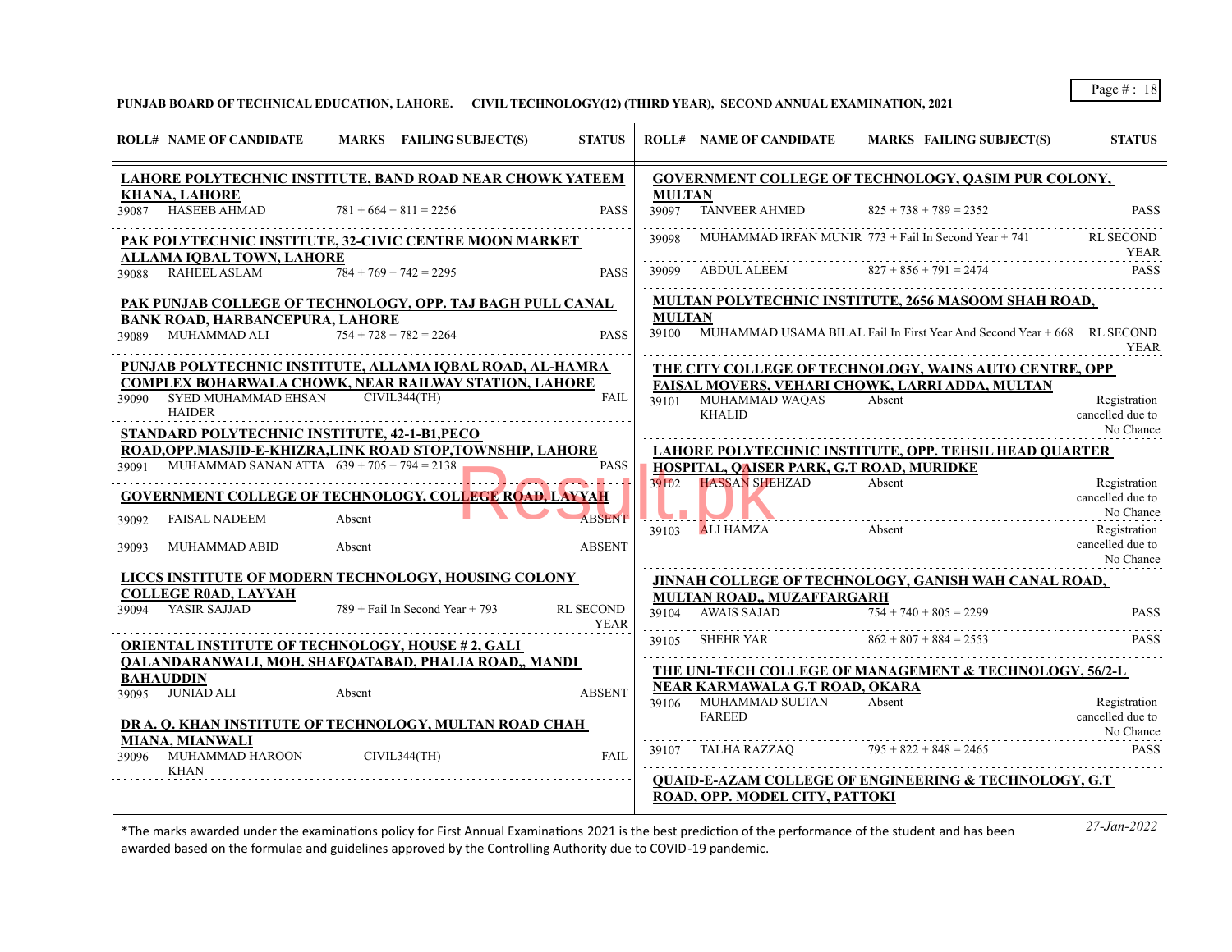**PUNJAB BOARD OF TECHNICAL EDUCATION, LAHORE. CIVIL TECHNOLOGY(12) (THIRD YEAR), SECOND ANNUAL EXAMINATION, 2021**

| ROLL# | NAME OF CANDIDATE | MARKS | FAILING SUBJECT(S) | STATUS |
|---|---|---|---|---|
| **LAHORE POLYTECHNIC INSTITUTE, BAND ROAD NEAR CHOWK YATEEM KHANA, LAHORE** | | | | |
| 39087 | HASEEB AHMAD | 781 + 664 + 811 = 2256 | | PASS |
| **PAK POLYTECHNIC INSTITUTE, 32-CIVIC CENTRE MOON MARKET ALLAMA IQBAL TOWN, LAHORE** | | | | |
| 39088 | RAHEEL ASLAM | 784 + 769 + 742 = 2295 | | PASS |
| **PAK PUNJAB COLLEGE OF TECHNOLOGY, OPP. TAJ BAGH PULL CANAL BANK ROAD, HARBANCEPURA, LAHORE** | | | | |
| 39089 | MUHAMMAD ALI | 754 + 728 + 782 = 2264 | | PASS |
| **PUNJAB POLYTECHNIC INSTITUTE, ALLAMA IQBAL ROAD, AL-HAMRA COMPLEX BOHARWALA CHOWK, NEAR RAILWAY STATION, LAHORE** | | | | |
| 39090 | SYED MUHAMMAD EHSAN HAIDER | | CIVIL344(TH) | FAIL |
| **STANDARD POLYTECHNIC INSTITUTE, 42-1-B1,PECO ROAD,OPP.MASJID-E-KHIZRA,LINK ROAD STOP,TOWNSHIP, LAHORE** | | | | |
| 39091 | MUHAMMAD SANAN ATTA | 639 + 705 + 794 = 2138 | | PASS |
| **GOVERNMENT COLLEGE OF TECHNOLOGY, COLLEGE ROAD, LAYYAH** | | | | |
| 39092 | FAISAL NADEEM | Absent | | ABSENT |
| 39093 | MUHAMMAD ABID | Absent | | ABSENT |
| **LICCS INSTITUTE OF MODERN TECHNOLOGY, HOUSING COLONY COLLEGE R0AD, LAYYAH** | | | | |
| 39094 | YASIR SAJJAD | 789 + Fail In Second Year + 793 | | RL SECOND YEAR |
| **ORIENTAL INSTITUTE OF TECHNOLOGY, HOUSE # 2, GALI QALANDARANWALI, MOH. SHAFQATABAD, PHALIA ROAD,, MANDI BAHAUDDIN** | | | | |
| 39095 | JUNIAD ALI | Absent | | ABSENT |
| **DR A. Q. KHAN INSTITUTE OF TECHNOLOGY, MULTAN ROAD CHAH MIANA, MIANWALI** | | | | |
| 39096 | MUHAMMAD HAROON KHAN | | CIVIL344(TH) | FAIL |
| **GOVERNMENT COLLEGE OF TECHNOLOGY, QASIM PUR COLONY, MULTAN** | | | | |
| 39097 | TANVEER AHMED | 825 + 738 + 789 = 2352 | | PASS |
| 39098 | MUHAMMAD IRFAN MUNIR | 773 + Fail In Second Year + 741 | | RL SECOND YEAR |
| 39099 | ABDUL ALEEM | 827 + 856 + 791 = 2474 | | PASS |
| **MULTAN POLYTECHNIC INSTITUTE, 2656 MASOOM SHAH ROAD, MULTAN** | | | | |
| 39100 | MUHAMMAD USAMA BILAL | Fail In First Year And Second Year + 668 | | RL SECOND YEAR |
| **THE CITY COLLEGE OF TECHNOLOGY, WAINS AUTO CENTRE, OPP FAISAL MOVERS, VEHARI CHOWK, LARRI ADDA, MULTAN** | | | | |
| 39101 | MUHAMMAD WAQAS KHALID | Absent | | Registration cancelled due to No Chance |
| **LAHORE POLYTECHNIC INSTITUTE, OPP. TEHSIL HEAD QUARTER HOSPITAL, QAISER PARK, G.T ROAD, MURIDKE** | | | | |
| 39102 | HASSAN SHEHZAD | Absent | | Registration cancelled due to No Chance |
| 39103 | ALI HAMZA | Absent | | Registration cancelled due to No Chance |
| **JINNAH COLLEGE OF TECHNOLOGY, GANISH WAH CANAL ROAD, MULTAN ROAD,, MUZAFFARGARH** | | | | |
| 39104 | AWAIS SAJAD | 754 + 740 + 805 = 2299 | | PASS |
| 39105 | SHEHR YAR | 862 + 807 + 884 = 2553 | | PASS |
| **THE UNI-TECH COLLEGE OF MANAGEMENT & TECHNOLOGY, 56/2-L NEAR KARMAWALA G.T ROAD, OKARA** | | | | |
| 39106 | MUHAMMAD SULTAN FAREED | Absent | | Registration cancelled due to No Chance |
| 39107 | TALHA RAZZAQ | 795 + 822 + 848 = 2465 | | PASS |
| **QUAID-E-AZAM COLLEGE OF ENGINEERING & TECHNOLOGY, G.T ROAD, OPP. MODEL CITY, PATTOKI** | | | | |

*The marks awarded under the examinations policy for First Annual Examinations 2021 is the best prediction of the performance of the student and has been awarded based on the formulae and guidelines approved by the Controlling Authority due to COVID-19 pandemic.

*27-Jan-2022*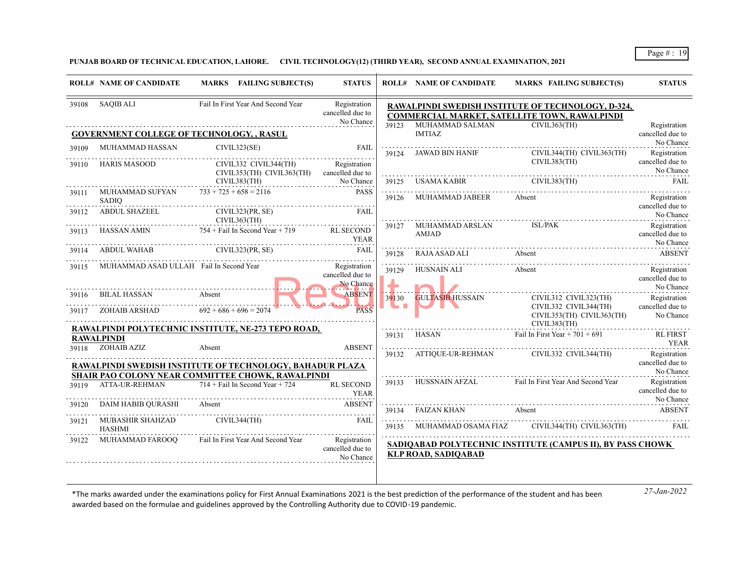**PUNJAB BOARD OF TECHNICAL EDUCATION, LAHORE. CIVIL TECHNOLOGY(12) (THIRD YEAR), SECOND ANNUAL EXAMINATION, 2021**

| ROLL# | NAME OF CANDIDATE | MARKS | FAILING SUBJECT(S) | STATUS |
|---|---|---|---|---|
| 39108 | SAQIB ALI | Fail In First Year And Second Year | | Registration cancelled due to No Chance |

**GOVERNMENT COLLEGE OF TECHNOLOGY, , RASUL**

| ROLL# | NAME OF CANDIDATE | MARKS | FAILING SUBJECT(S) | STATUS |
|---|---|---|---|---|
| 39109 | MUHAMMAD HASSAN | | CIVIL323(SE) | FAIL |
| 39110 | HARIS MASOOD | | CIVIL332 CIVIL344(TH) CIVIL353(TH) CIVIL363(TH) CIVIL383(TH) | Registration cancelled due to No Chance |
| 39111 | MUHAMMAD SUFYAN SADIQ | 733 + 725 + 658 = 2116 | | PASS |
| 39112 | ABDUL SHAZEEL | | CIVIL323(PR, SE) CIVIL363(TH) | FAIL |
| 39113 | HASSAN AMIN | 754 + Fail In Second Year + 719 | | RL SECOND YEAR |
| 39114 | ABDUL WAHAB | | CIVIL323(PR, SE) | FAIL |
| 39115 | MUHAMMAD ASAD ULLAH | Fail In Second Year | | Registration cancelled due to No Chance |
| 39116 | BILAL HASSAN | Absent | | ABSENT |
| 39117 | ZOHAIB ARSHAD | 692 + 686 + 696 = 2074 | | PASS |

**RAWALPINDI POLYTECHNIC INSTITUTE, NE-273 TEPO ROAD, RAWALPINDI**

| ROLL# | NAME OF CANDIDATE | MARKS | FAILING SUBJECT(S) | STATUS |
|---|---|---|---|---|
| 39118 | ZOHAIB AZIZ | Absent | | ABSENT |

**RAWALPINDI SWEDISH INSTITUTE OF TECHNOLOGY, BAHADUR PLAZA SHAIR PAO COLONY NEAR COMMITTEE CHOWK, RAWALPINDI**

| ROLL# | NAME OF CANDIDATE | MARKS | FAILING SUBJECT(S) | STATUS |
|---|---|---|---|---|
| 39119 | ATTA-UR-REHMAN | 714 + Fail In Second Year + 724 | | RL SECOND YEAR |
| 39120 | DAIM HABIB QURASHI | Absent | | ABSENT |
| 39121 | MUBASHIR SHAHZAD HASHMI | | CIVIL344(TH) | FAIL |
| 39122 | MUHAMMAD FAROOQ | Fail In First Year And Second Year | | Registration cancelled due to No Chance |

**RAWALPINDI SWEDISH INSTITUTE OF TECHNOLOGY, D-324, COMMERCIAL MARKET, SATELLITE TOWN, RAWALPINDI**

| ROLL# | NAME OF CANDIDATE | MARKS | FAILING SUBJECT(S) | STATUS |
|---|---|---|---|---|
| 39123 | MUHAMMAD SALMAN IMTIAZ | | CIVIL363(TH) | Registration cancelled due to No Chance |
| 39124 | JAWAD BIN HANIF | | CIVIL344(TH) CIVIL363(TH) CIVIL383(TH) | Registration cancelled due to No Chance |
| 39125 | USAMA KABIR | | CIVIL383(TH) | FAIL |
| 39126 | MUHAMMAD JABEER | Absent | | Registration cancelled due to No Chance |
| 39127 | MUHAMMAD ARSLAN AMJAD | | ISL/PAK | Registration cancelled due to No Chance |
| 39128 | RAJA ASAD ALI | Absent | | ABSENT |
| 39129 | HUSNAIN ALI | Absent | | Registration cancelled due to No Chance |
| 39130 | GULTASIB HUSSAIN | | CIVIL312 CIVIL323(TH) CIVIL332 CIVIL344(TH) CIVIL353(TH) CIVIL363(TH) CIVIL383(TH) | Registration cancelled due to No Chance |
| 39131 | HASAN | Fail In First Year + 701 + 691 | | RL FIRST YEAR |
| 39132 | ATTIQUE-UR-REHMAN | | CIVIL332 CIVIL344(TH) | Registration cancelled due to No Chance |
| 39133 | HUSSNAIN AFZAL | Fail In First Year And Second Year | | Registration cancelled due to No Chance |
| 39134 | FAIZAN KHAN | Absent | | ABSENT |
| 39135 | MUHAMMAD OSAMA FIAZ | | CIVIL344(TH) CIVIL363(TH) | FAIL |

**SADIQABAD POLYTECHNIC INSTITUTE (CAMPUS II), BY PASS CHOWK KLP ROAD, SADIQABAD**

*The marks awarded under the examinations policy for First Annual Examinations 2021 is the best prediction of the performance of the student and has been awarded based on the formulae and guidelines approved by the Controlling Authority due to COVID-19 pandemic.

*27-Jan-2022*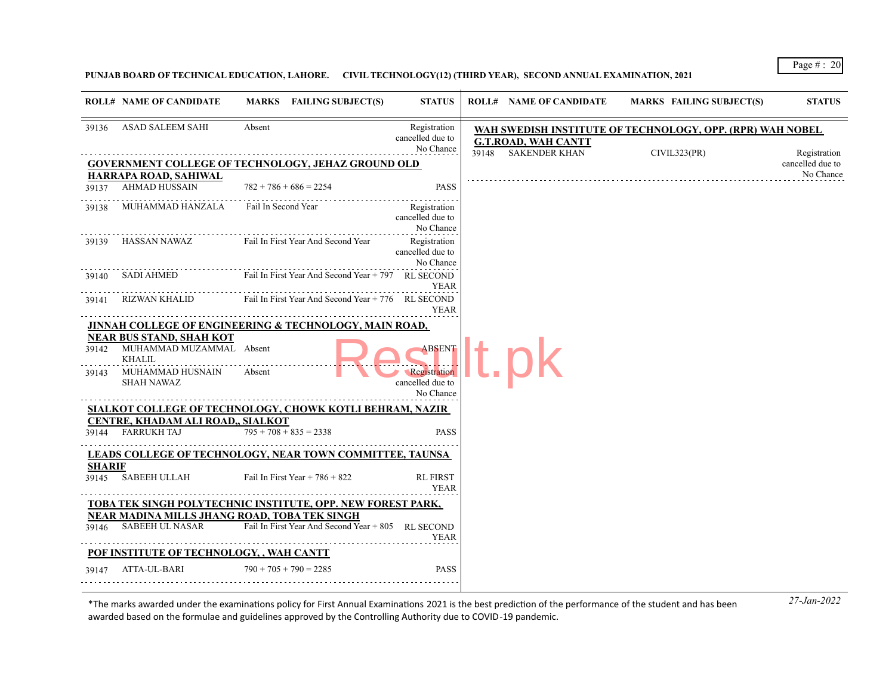**PUNJAB BOARD OF TECHNICAL EDUCATION, LAHORE. CIVIL TECHNOLOGY(12) (THIRD YEAR), SECOND ANNUAL EXAMINATION, 2021**

| ROLL# | NAME OF CANDIDATE | MARKS | FAILING SUBJECT(S) | STATUS |
|---|---|---|---|---|
| 39136 | ASAD SALEEM SAHI | Absent | | Registration cancelled due to No Chance |
| **GOVERNMENT COLLEGE OF TECHNOLOGY, JEHAZ GROUND OLD HARRAPA ROAD, SAHIWAL** | | | | |
| 39137 | AHMAD HUSSAIN | 782 + 786 + 686 = 2254 | | PASS |
| 39138 | MUHAMMAD HANZALA | Fail In Second Year | | Registration cancelled due to No Chance |
| 39139 | HASSAN NAWAZ | Fail In First Year And Second Year | | Registration cancelled due to No Chance |
| 39140 | SADI AHMED | Fail In First Year And Second Year + 797 | | RL SECOND YEAR |
| 39141 | RIZWAN KHALID | Fail In First Year And Second Year + 776 | | RL SECOND YEAR |
| **JINNAH COLLEGE OF ENGINEERING & TECHNOLOGY, MAIN ROAD, NEAR BUS STAND, SHAH KOT** | | | | |
| 39142 | MUHAMMAD MUZAMMAL KHALIL | Absent | | ABSENT |
| 39143 | MUHAMMAD HUSNAIN SHAH NAWAZ | Absent | | Registration cancelled due to No Chance |
| **SIALKOT COLLEGE OF TECHNOLOGY, CHOWK KOTLI BEHRAM, NAZIR CENTRE, KHADAM ALI ROAD,, SIALKOT** | | | | |
| 39144 | FARRUKH TAJ | 795 + 708 + 835 = 2338 | | PASS |
| **LEADS COLLEGE OF TECHNOLOGY, NEAR TOWN COMMITTEE, TAUNSA SHARIF** | | | | |
| 39145 | SABEEH ULLAH | Fail In First Year + 786 + 822 | | RL FIRST YEAR |
| **TOBA TEK SINGH POLYTECHNIC INSTITUTE, OPP. NEW FOREST PARK, NEAR MADINA MILLS JHANG ROAD, TOBA TEK SINGH** | | | | |
| 39146 | SABEEH UL NASAR | Fail In First Year And Second Year + 805 | | RL SECOND YEAR |
| **POF INSTITUTE OF TECHNOLOGY, , WAH CANTT** | | | | |
| 39147 | ATTA-UL-BARI | 790 + 705 + 790 = 2285 | | PASS |
| **WAH SWEDISH INSTITUTE OF TECHNOLOGY, OPP. (RPR) WAH NOBEL G.T.ROAD, WAH CANTT** | | | | |
| 39148 | SAKENDER KHAN | | CIVIL323(PR) | Registration cancelled due to No Chance |

*The marks awarded under the examinations policy for First Annual Examinations 2021 is the best prediction of the performance of the student and has been awarded based on the formulae and guidelines approved by the Controlling Authority due to COVID-19 pandemic.

*27-Jan-2022*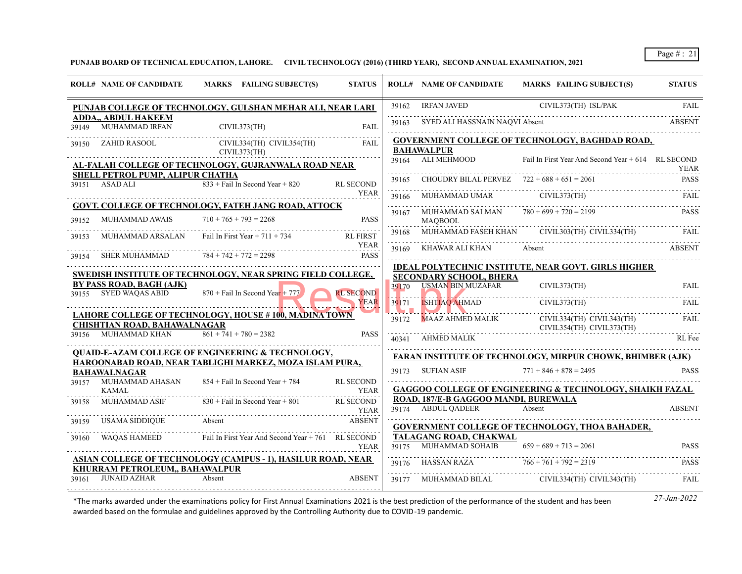**PUNJAB BOARD OF TECHNICAL EDUCATION, LAHORE. CIVIL TECHNOLOGY (2016) (THIRD YEAR), SECOND ANNUAL EXAMINATION, 2021**

| ROLL# | NAME OF CANDIDATE | MARKS | FAILING SUBJECT(S) | STATUS |
|---|---|---|---|---|
| **PUNJAB COLLEGE OF TECHNOLOGY, GULSHAN MEHAR ALI, NEAR LARI ADDA,, ABDUL HAKEEM** | | | | |
| 39149 | MUHAMMAD IRFAN | | CIVIL373(TH) | FAIL |
| 39150 | ZAHID RASOOL | | CIVIL334(TH) CIVIL354(TH) CIVIL373(TH) | FAIL |
| **AL-FALAH COLLEGE OF TECHNOLOGY, GUJRANWALA ROAD NEAR SHELL PETROL PUMP, ALIPUR CHATHA** | | | | |
| 39151 | ASAD ALI | 833 + Fail In Second Year + 820 | | RL SECOND YEAR |
| **GOVT. COLLEGE OF TECHNOLOGY, FATEH JANG ROAD, ATTOCK** | | | | |
| 39152 | MUHAMMAD AWAIS | 710 + 765 + 793 = 2268 | | PASS |
| 39153 | MUHAMMAD ARSALAN | Fail In First Year + 711 + 734 | | RL FIRST YEAR |
| 39154 | SHER MUHAMMAD | 784 + 742 + 772 = 2298 | | PASS |
| **SWEDISH INSTITUTE OF TECHNOLOGY, NEAR SPRING FIELD COLLEGE, BY PASS ROAD, BAGH (AJK)** | | | | |
| 39155 | SYED WAQAS ABID | 870 + Fail In Second Year + 777 | | RL SECOND YEAR |
| **LAHORE COLLEGE OF TECHNOLOGY, HOUSE # 100, MADINA TOWN CHISHTIAN ROAD, BAHAWALNAGAR** | | | | |
| 39156 | MUHAMMAD KHAN | 861 + 741 + 780 = 2382 | | PASS |
| **QUAID-E-AZAM COLLEGE OF ENGINEERING & TECHNOLOGY, HAROONABAD ROAD, NEAR TABLIGHI MARKEZ, MOZA ISLAM PURA, BAHAWALNAGAR** | | | | |
| 39157 | MUHAMMAD AHASAN KAMAL | 854 + Fail In Second Year + 784 | | RL SECOND YEAR |
| 39158 | MUHAMMAD ASIF | 830 + Fail In Second Year + 801 | | RL SECOND YEAR |
| 39159 | USAMA SIDDIQUE | Absent | | ABSENT |
| 39160 | WAQAS HAMEED | Fail In First Year And Second Year + 761 | | RL SECOND YEAR |
| **ASIAN COLLEGE OF TECHNOLOGY (CAMPUS - 1), HASILUR ROAD, NEAR KHURRAM PETROLEUM,, BAHAWALPUR** | | | | |
| 39161 | JUNAID AZHAR | Absent | | ABSENT |
| 39162 | IRFAN JAVED | | CIVIL373(TH) ISL/PAK | FAIL |
| 39163 | SYED ALI HASSNAIN NAQVI | Absent | | ABSENT |
| **GOVERNMENT COLLEGE OF TECHNOLOGY, BAGHDAD ROAD, BAHAWALPUR** | | | | |
| 39164 | ALI MEHMOOD | Fail In First Year And Second Year + 614 | | RL SECOND YEAR |
| 39165 | CHOUDRY BILAL PERVEZ | 722 + 688 + 651 = 2061 | | PASS |
| 39166 | MUHAMMAD UMAR | | CIVIL373(TH) | FAIL |
| 39167 | MUHAMMAD SALMAN MAQBOOL | 780 + 699 + 720 = 2199 | | PASS |
| 39168 | MUHAMMAD FASEH KHAN | | CIVIL303(TH) CIVIL334(TH) | FAIL |
| 39169 | KHAWAR ALI KHAN | Absent | | ABSENT |
| **IDEAL POLYTECHNIC INSTITUTE, NEAR GOVT. GIRLS HIGHER SECONDARY SCHOOL, BHERA** | | | | |
| 39170 | USMAN BIN MUZAFAR | | CIVIL373(TH) | FAIL |
| 39171 | ISHTIAQ AHMAD | | CIVIL373(TH) | FAIL |
| 39172 | MAAZ AHMED MALIK | | CIVIL334(TH) CIVIL343(TH) CIVIL354(TH) CIVIL373(TH) | FAIL |
| 40341 | AHMED MALIK | | | RL Fee |
| **FARAN INSTITUTE OF TECHNOLOGY, MIRPUR CHOWK, BHIMBER (AJK)** | | | | |
| 39173 | SUFIAN ASIF | 771 + 846 + 878 = 2495 | | PASS |
| **GAGGOO COLLEGE OF ENGINEERING & TECHNOLOGY, SHAIKH FAZAL ROAD, 187/E-B GAGGOO MANDI, BUREWALA** | | | | |
| 39174 | ABDUL QADEER | Absent | | ABSENT |
| **GOVERNMENT COLLEGE OF TECHNOLOGY, THOA BAHADER, TALAGANG ROAD, CHAKWAL** | | | | |
| 39175 | MUHAMMAD SOHAIB | 659 + 689 + 713 = 2061 | | PASS |
| 39176 | HASSAN RAZA | 766 + 761 + 792 = 2319 | | PASS |
| 39177 | MUHAMMAD BILAL | | CIVIL334(TH) CIVIL343(TH) | FAIL |

*The marks awarded under the examinations policy for First Annual Examinations 2021 is the best prediction of the performance of the student and has been awarded based on the formulae and guidelines approved by the Controlling Authority due to COVID-19 pandemic.

*27-Jan-2022*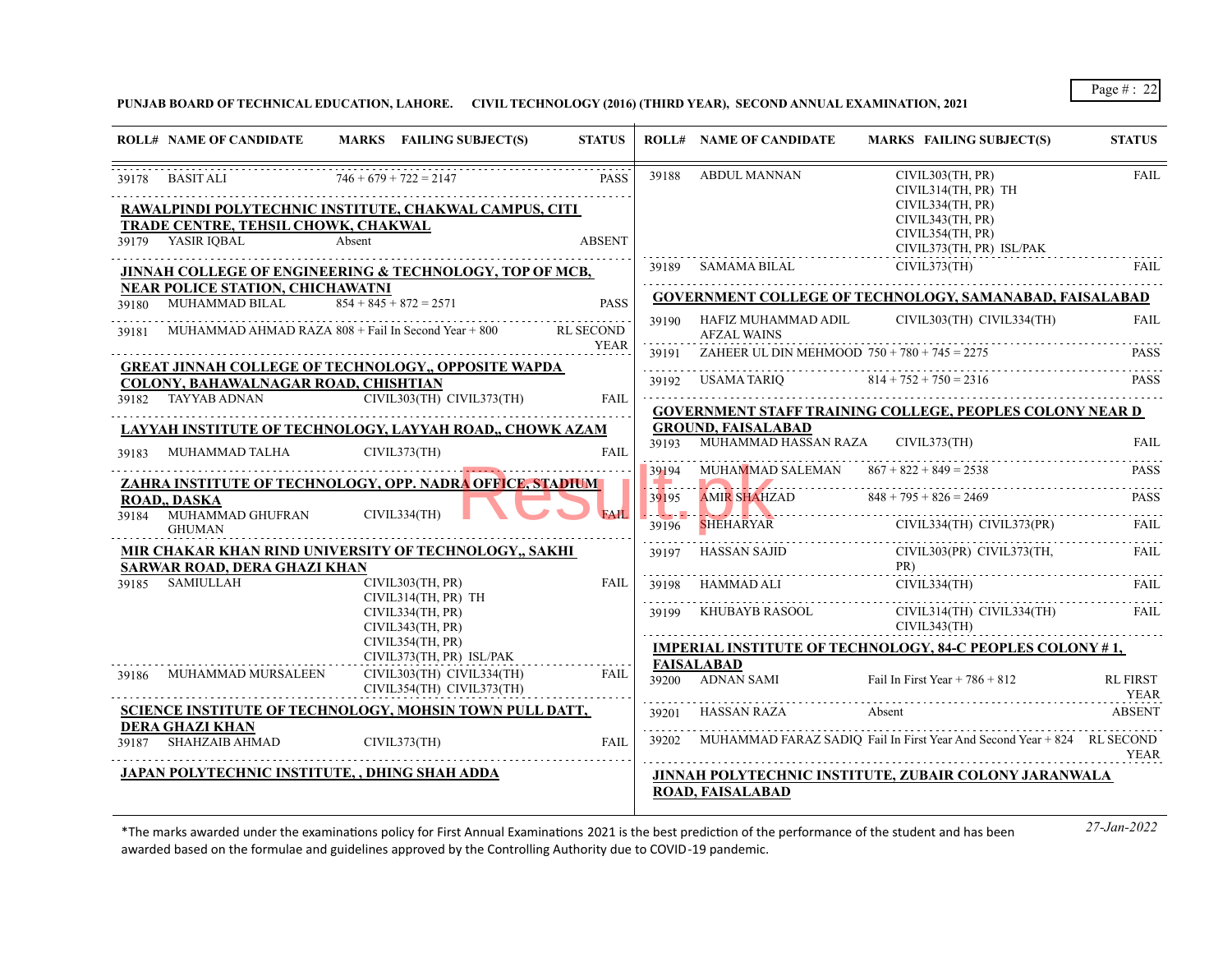PUNJAB BOARD OF TECHNICAL EDUCATION, LAHORE. CIVIL TECHNOLOGY (2016) (THIRD YEAR), SECOND ANNUAL EXAMINATION, 2021

| ROLL# | NAME OF CANDIDATE | MARKS | FAILING SUBJECT(S) | STATUS |
|---|---|---|---|---|
| 39178 | BASIT ALI | 746 + 679 + 722 = 2147 | | PASS |
| **RAWALPINDI POLYTECHNIC INSTITUTE, CHAKWAL CAMPUS, CITI TRADE CENTRE, TEHSIL CHOWK, CHAKWAL** | | | | |
| 39179 | YASIR IQBAL | Absent | | ABSENT |
| **JINNAH COLLEGE OF ENGINEERING & TECHNOLOGY, TOP OF MCB, NEAR POLICE STATION, CHICHAWATNI** | | | | |
| 39180 | MUHAMMAD BILAL | 854 + 845 + 872 = 2571 | | PASS |
| 39181 | MUHAMMAD AHMAD RAZA | 808 + Fail In Second Year + 800 | | RL SECOND YEAR |
| **GREAT JINNAH COLLEGE OF TECHNOLOGY,, OPPOSITE WAPDA COLONY, BAHAWALNAGAR ROAD, CHISHTIAN** | | | | |
| 39182 | TAYYAB ADNAN | | CIVIL303(TH) CIVIL373(TH) | FAIL |
| **LAYYAH INSTITUTE OF TECHNOLOGY, LAYYAH ROAD,, CHOWK AZAM** | | | | |
| 39183 | MUHAMMAD TALHA | | CIVIL373(TH) | FAIL |
| **ZAHRA INSTITUTE OF TECHNOLOGY, OPP. NADRA OFFICE, STADIUM ROAD,, DASKA** | | | | |
| 39184 | MUHAMMAD GHUFRAN GHUMAN | | CIVIL334(TH) | FAIL |
| **MIR CHAKAR KHAN RIND UNIVERSITY OF TECHNOLOGY,, SAKHI SARWAR ROAD, DERA GHAZI KHAN** | | | | |
| 39185 | SAMIULLAH | | CIVIL303(TH, PR) CIVIL314(TH, PR) TH CIVIL334(TH, PR) CIVIL343(TH, PR) CIVIL354(TH, PR) CIVIL373(TH, PR) ISL/PAK | FAIL |
| 39186 | MUHAMMAD MURSALEEN | | CIVIL303(TH) CIVIL334(TH) CIVIL354(TH) CIVIL373(TH) | FAIL |
| **SCIENCE INSTITUTE OF TECHNOLOGY, MOHSIN TOWN PULL DATT, DERA GHAZI KHAN** | | | | |
| 39187 | SHAHZAIB AHMAD | | CIVIL373(TH) | FAIL |
| **JAPAN POLYTECHNIC INSTITUTE, , DHING SHAH ADDA** | | | | |
| 39188 | ABDUL MANNAN | | CIVIL303(TH, PR) CIVIL314(TH, PR) TH CIVIL334(TH, PR) CIVIL343(TH, PR) CIVIL354(TH, PR) CIVIL373(TH, PR) ISL/PAK | FAIL |
| 39189 | SAMAMA BILAL | | CIVIL373(TH) | FAIL |
| **GOVERNMENT COLLEGE OF TECHNOLOGY, SAMANABAD, FAISALABAD** | | | | |
| 39190 | HAFIZ MUHAMMAD ADIL AFZAL WAINS | | CIVIL303(TH) CIVIL334(TH) | FAIL |
| 39191 | ZAHEER UL DIN MEHMOOD | 750 + 780 + 745 = 2275 | | PASS |
| 39192 | USAMA TARIQ | 814 + 752 + 750 = 2316 | | PASS |
| **GOVERNMENT STAFF TRAINING COLLEGE, PEOPLES COLONY NEAR D GROUND, FAISALABAD** | | | | |
| 39193 | MUHAMMAD HASSAN RAZA | | CIVIL373(TH) | FAIL |
| 39194 | MUHAMMAD SALEMAN | 867 + 822 + 849 = 2538 | | PASS |
| 39195 | AMIR SHAHZAD | 848 + 795 + 826 = 2469 | | PASS |
| 39196 | SHEHARYAR | | CIVIL334(TH) CIVIL373(PR) | FAIL |
| 39197 | HASSAN SAJID | | CIVIL303(PR) CIVIL373(TH, PR) | FAIL |
| 39198 | HAMMAD ALI | | CIVIL334(TH) | FAIL |
| 39199 | KHUBAYB RASOOL | | CIVIL314(TH) CIVIL334(TH) CIVIL343(TH) | FAIL |
| **IMPERIAL INSTITUTE OF TECHNOLOGY, 84-C PEOPLES COLONY # 1, FAISALABAD** | | | | |
| 39200 | ADNAN SAMI | Fail In First Year + 786 + 812 | | RL FIRST YEAR |
| 39201 | HASSAN RAZA | Absent | | ABSENT |
| 39202 | MUHAMMAD FARAZ SADIQ | Fail In First Year And Second Year + 824 | | RL SECOND YEAR |
| **JINNAH POLYTECHNIC INSTITUTE, ZUBAIR COLONY JARANWALA ROAD, FAISALABAD** | | | | |

*The marks awarded under the examinations policy for First Annual Examinations 2021 is the best prediction of the performance of the student and has been awarded based on the formulae and guidelines approved by the Controlling Authority due to COVID-19 pandemic.

27-Jan-2022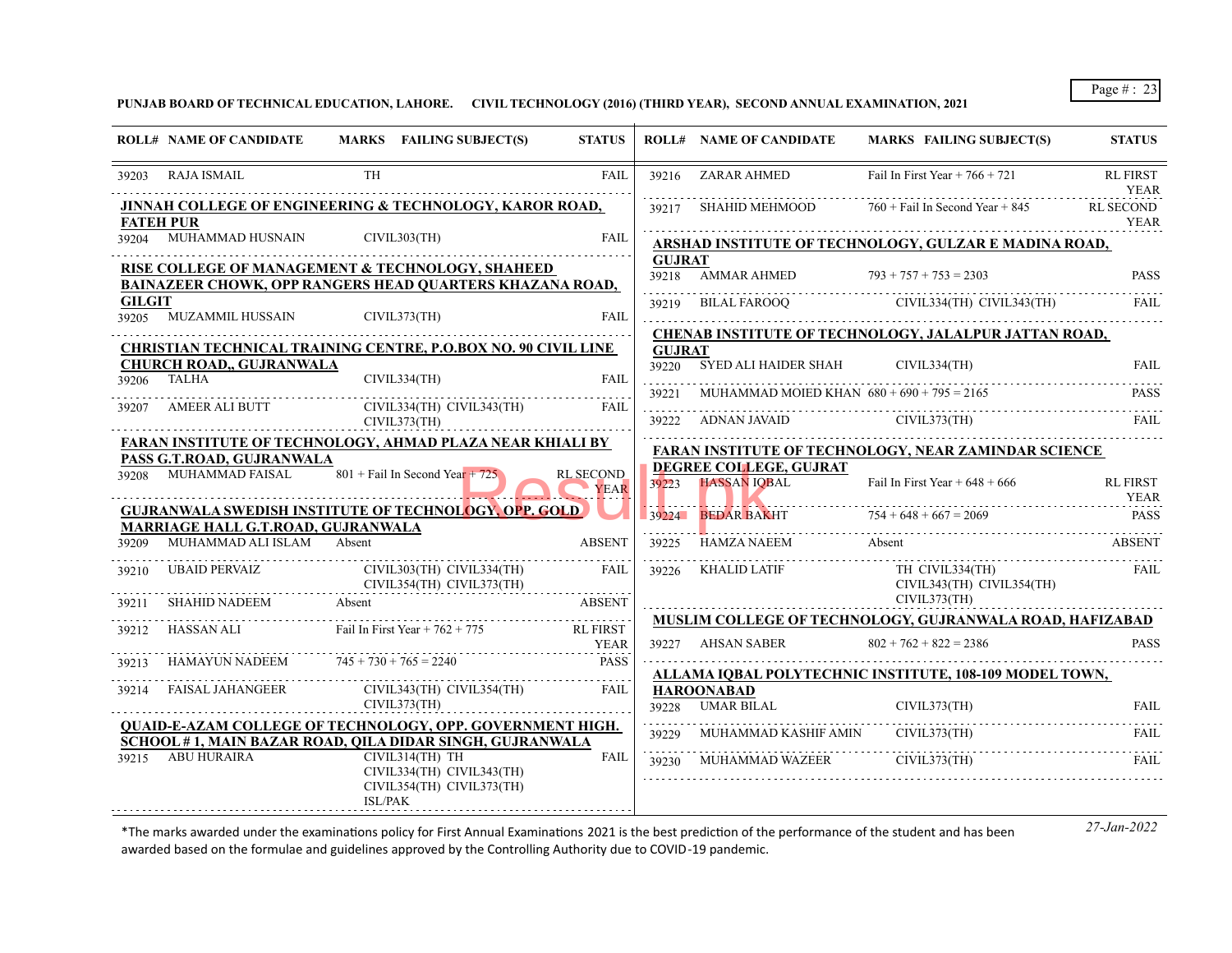PUNJAB BOARD OF TECHNICAL EDUCATION, LAHORE. CIVIL TECHNOLOGY (2016) (THIRD YEAR), SECOND ANNUAL EXAMINATION, 2021

| ROLL# | NAME OF CANDIDATE | MARKS | FAILING SUBJECT(S) | STATUS |
|---|---|---|---|---|
| 39203 | RAJA ISMAIL | | TH | FAIL |

**JINNAH COLLEGE OF ENGINEERING & TECHNOLOGY, KAROR ROAD, FATEH PUR**

| ROLL# | NAME OF CANDIDATE | MARKS | FAILING SUBJECT(S) | STATUS |
|---|---|---|---|---|
| 39204 | MUHAMMAD HUSNAIN | | CIVIL303(TH) | FAIL |

**RISE COLLEGE OF MANAGEMENT & TECHNOLOGY, SHAHEED BAINAZEER CHOWK, OPP RANGERS HEAD QUARTERS KHAZANA ROAD, GILGIT**

| ROLL# | NAME OF CANDIDATE | MARKS | FAILING SUBJECT(S) | STATUS |
|---|---|---|---|---|
| 39205 | MUZAMMIL HUSSAIN | | CIVIL373(TH) | FAIL |

**CHRISTIAN TECHNICAL TRAINING CENTRE, P.O.BOX NO. 90 CIVIL LINE CHURCH ROAD,, GUJRANWALA**

| ROLL# | NAME OF CANDIDATE | MARKS | FAILING SUBJECT(S) | STATUS |
|---|---|---|---|---|
| 39206 | TALHA | | CIVIL334(TH) | FAIL |
| 39207 | AMEER ALI BUTT | | CIVIL334(TH) CIVIL343(TH) CIVIL373(TH) | FAIL |

**FARAN INSTITUTE OF TECHNOLOGY, AHMAD PLAZA NEAR KHIALI BY PASS G.T.ROAD, GUJRANWALA**

| ROLL# | NAME OF CANDIDATE | MARKS | FAILING SUBJECT(S) | STATUS |
|---|---|---|---|---|
| 39208 | MUHAMMAD FAISAL | 801 + Fail In Second Year + 725 | | RL SECOND YEAR |

**GUJRANWALA SWEDISH INSTITUTE OF TECHNOLOGY, OPP. GOLD MARRIAGE HALL G.T.ROAD, GUJRANWALA**

| ROLL# | NAME OF CANDIDATE | MARKS | FAILING SUBJECT(S) | STATUS |
|---|---|---|---|---|
| 39209 | MUHAMMAD ALI ISLAM | Absent | | ABSENT |
| 39210 | UBAID PERVAIZ | | CIVIL303(TH) CIVIL334(TH) CIVIL354(TH) CIVIL373(TH) | FAIL |
| 39211 | SHAHID NADEEM | Absent | | ABSENT |
| 39212 | HASSAN ALI | Fail In First Year + 762 + 775 | | RL FIRST YEAR |
| 39213 | HAMAYUN NADEEM | 745 + 730 + 765 = 2240 | | PASS |
| 39214 | FAISAL JAHANGEER | | CIVIL343(TH) CIVIL354(TH) CIVIL373(TH) | FAIL |

**QUAID-E-AZAM COLLEGE OF TECHNOLOGY, OPP. GOVERNMENT HIGH. SCHOOL # 1, MAIN BAZAR ROAD, QILA DIDAR SINGH, GUJRANWALA**

| ROLL# | NAME OF CANDIDATE | MARKS | FAILING SUBJECT(S) | STATUS |
|---|---|---|---|---|
| 39215 | ABU HURAIRA | | CIVIL314(TH) TH CIVIL334(TH) CIVIL343(TH) CIVIL354(TH) CIVIL373(TH) ISL/PAK | FAIL |
| 39216 | ZARAR AHMED | Fail In First Year + 766 + 721 | | RL FIRST YEAR |
| 39217 | SHAHID MEHMOOD | 760 + Fail In Second Year + 845 | | RL SECOND YEAR |

**ARSHAD INSTITUTE OF TECHNOLOGY, GULZAR E MADINA ROAD, GUJRAT**

| ROLL# | NAME OF CANDIDATE | MARKS | FAILING SUBJECT(S) | STATUS |
|---|---|---|---|---|
| 39218 | AMMAR AHMED | 793 + 757 + 753 = 2303 | | PASS |
| 39219 | BILAL FAROOQ | | CIVIL334(TH) CIVIL343(TH) | FAIL |

**CHENAB INSTITUTE OF TECHNOLOGY, JALALPUR JATTAN ROAD, GUJRAT**

| ROLL# | NAME OF CANDIDATE | MARKS | FAILING SUBJECT(S) | STATUS |
|---|---|---|---|---|
| 39220 | SYED ALI HAIDER SHAH | | CIVIL334(TH) | FAIL |
| 39221 | MUHAMMAD MOIED KHAN | 680 + 690 + 795 = 2165 | | PASS |
| 39222 | ADNAN JAVAID | | CIVIL373(TH) | FAIL |

**FARAN INSTITUTE OF TECHNOLOGY, NEAR ZAMINDAR SCIENCE DEGREE COLLEGE, GUJRAT**

| ROLL# | NAME OF CANDIDATE | MARKS | FAILING SUBJECT(S) | STATUS |
|---|---|---|---|---|
| 39223 | HASSAN IQBAL | Fail In First Year + 648 + 666 | | RL FIRST YEAR |
| 39224 | BEDAR BAKHT | 754 + 648 + 667 = 2069 | | PASS |
| 39225 | HAMZA NAEEM | Absent | | ABSENT |
| 39226 | KHALID LATIF | | TH CIVIL334(TH) CIVIL343(TH) CIVIL354(TH) CIVIL373(TH) | FAIL |

**MUSLIM COLLEGE OF TECHNOLOGY, GUJRANWALA ROAD, HAFIZABAD**

| ROLL# | NAME OF CANDIDATE | MARKS | FAILING SUBJECT(S) | STATUS |
|---|---|---|---|---|
| 39227 | AHSAN SABER | 802 + 762 + 822 = 2386 | | PASS |

**ALLAMA IQBAL POLYTECHNIC INSTITUTE, 108-109 MODEL TOWN, HAROONABAD**

| ROLL# | NAME OF CANDIDATE | MARKS | FAILING SUBJECT(S) | STATUS |
|---|---|---|---|---|
| 39228 | UMAR BILAL | | CIVIL373(TH) | FAIL |
| 39229 | MUHAMMAD KASHIF AMIN | | CIVIL373(TH) | FAIL |
| 39230 | MUHAMMAD WAZEER | | CIVIL373(TH) | FAIL |

*The marks awarded under the examinations policy for First Annual Examinations 2021 is the best prediction of the performance of the student and has been awarded based on the formulae and guidelines approved by the Controlling Authority due to COVID-19 pandemic.

*27-Jan-2022*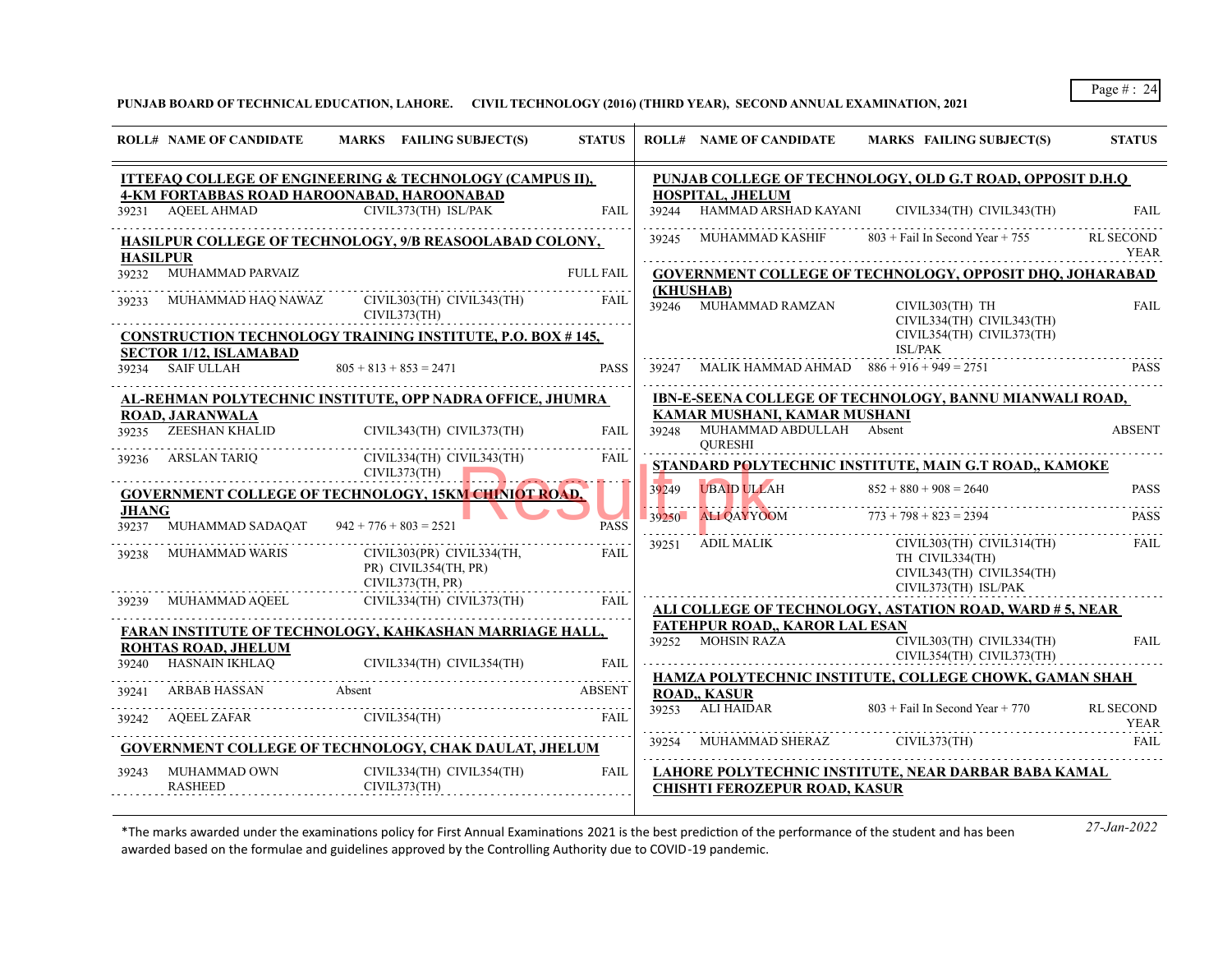**PUNJAB BOARD OF TECHNICAL EDUCATION, LAHORE. CIVIL TECHNOLOGY (2016) (THIRD YEAR), SECOND ANNUAL EXAMINATION, 2021**

| ROLL# | NAME OF CANDIDATE | MARKS | FAILING SUBJECT(S) | STATUS |
|---|---|---|---|---|
| **ITTEFAQ COLLEGE OF ENGINEERING & TECHNOLOGY (CAMPUS II), 4-KM FORTABBAS ROAD HAROONABAD, HAROONABAD** | | | | |
| 39231 | AQEEL AHMAD | | CIVIL373(TH) ISL/PAK | FAIL |
| **HASILPUR COLLEGE OF TECHNOLOGY, 9/B REASOOLABAD COLONY, HASILPUR** | | | | |
| 39232 | MUHAMMAD PARVAIZ | | | FULL FAIL |
| 39233 | MUHAMMAD HAQ NAWAZ | | CIVIL303(TH) CIVIL343(TH) CIVIL373(TH) | FAIL |
| **CONSTRUCTION TECHNOLOGY TRAINING INSTITUTE, P.O. BOX # 145, SECTOR 1/12, ISLAMABAD** | | | | |
| 39234 | SAIF ULLAH | 805 + 813 + 853 = 2471 | | PASS |
| **AL-REHMAN POLYTECHNIC INSTITUTE, OPP NADRA OFFICE, JHUMRA ROAD, JARANWALA** | | | | |
| 39235 | ZEESHAN KHALID | | CIVIL343(TH) CIVIL373(TH) | FAIL |
| 39236 | ARSLAN TARIQ | | CIVIL334(TH) CIVIL343(TH) CIVIL373(TH) | FAIL |
| **GOVERNMENT COLLEGE OF TECHNOLOGY, 15KM CHINIOT ROAD, JHANG** | | | | |
| 39237 | MUHAMMAD SADAQAT | 942 + 776 + 803 = 2521 | | PASS |
| 39238 | MUHAMMAD WARIS | | CIVIL303(PR) CIVIL334(TH, PR) CIVIL354(TH, PR) CIVIL373(TH, PR) | FAIL |
| 39239 | MUHAMMAD AQEEL | | CIVIL334(TH) CIVIL373(TH) | FAIL |
| **FARAN INSTITUTE OF TECHNOLOGY, KAHKASHAN MARRIAGE HALL, ROHTAS ROAD, JHELUM** | | | | |
| 39240 | HASNAIN IKHLAQ | | CIVIL334(TH) CIVIL354(TH) | FAIL |
| 39241 | ARBAB HASSAN | Absent | | ABSENT |
| 39242 | AQEEL ZAFAR | | CIVIL354(TH) | FAIL |
| **GOVERNMENT COLLEGE OF TECHNOLOGY, CHAK DAULAT, JHELUM** | | | | |
| 39243 | MUHAMMAD OWN RASHEED | | CIVIL334(TH) CIVIL354(TH) CIVIL373(TH) | FAIL |
| **PUNJAB COLLEGE OF TECHNOLOGY, OLD G.T ROAD, OPPOSIT D.H.Q HOSPITAL, JHELUM** | | | | |
| 39244 | HAMMAD ARSHAD KAYANI | | CIVIL334(TH) CIVIL343(TH) | FAIL |
| 39245 | MUHAMMAD KASHIF | 803 + Fail In Second Year + 755 | | RL SECOND YEAR |
| **GOVERNMENT COLLEGE OF TECHNOLOGY, OPPOSIT DHQ, JOHARABAD (KHUSHAB)** | | | | |
| 39246 | MUHAMMAD RAMZAN | | CIVIL303(TH) TH CIVIL334(TH) CIVIL343(TH) CIVIL354(TH) CIVIL373(TH) ISL/PAK | FAIL |
| 39247 | MALIK HAMMAD AHMAD | 886 + 916 + 949 = 2751 | | PASS |
| **IBN-E-SEENA COLLEGE OF TECHNOLOGY, BANNU MIANWALI ROAD, KAMAR MUSHANI, KAMAR MUSHANI** | | | | |
| 39248 | MUHAMMAD ABDULLAH QURESHI | Absent | | ABSENT |
| **STANDARD POLYTECHNIC INSTITUTE, MAIN G.T ROAD,, KAMOKE** | | | | |
| 39249 | UBAID ULLAH | 852 + 880 + 908 = 2640 | | PASS |
| 39250 | ALI QAYYOOM | 773 + 798 + 823 = 2394 | | PASS |
| 39251 | ADIL MALIK | | CIVIL303(TH) CIVIL314(TH) TH CIVIL334(TH) CIVIL343(TH) CIVIL354(TH) CIVIL373(TH) ISL/PAK | FAIL |
| **ALI COLLEGE OF TECHNOLOGY, ASTATION ROAD, WARD # 5, NEAR FATEHPUR ROAD,, KAROR LAL ESAN** | | | | |
| 39252 | MOHSIN RAZA | | CIVIL303(TH) CIVIL334(TH) CIVIL354(TH) CIVIL373(TH) | FAIL |
| **HAMZA POLYTECHNIC INSTITUTE, COLLEGE CHOWK, GAMAN SHAH ROAD,, KASUR** | | | | |
| 39253 | ALI HAIDAR | 803 + Fail In Second Year + 770 | | RL SECOND YEAR |
| 39254 | MUHAMMAD SHERAZ | | CIVIL373(TH) | FAIL |
| **LAHORE POLYTECHNIC INSTITUTE, NEAR DARBAR BABA KAMAL CHISHTI FEROZEPUR ROAD, KASUR** | | | | |

*The marks awarded under the examinations policy for First Annual Examinations 2021 is the best prediction of the performance of the student and has been awarded based on the formulae and guidelines approved by the Controlling Authority due to COVID-19 pandemic.

*27-Jan-2022*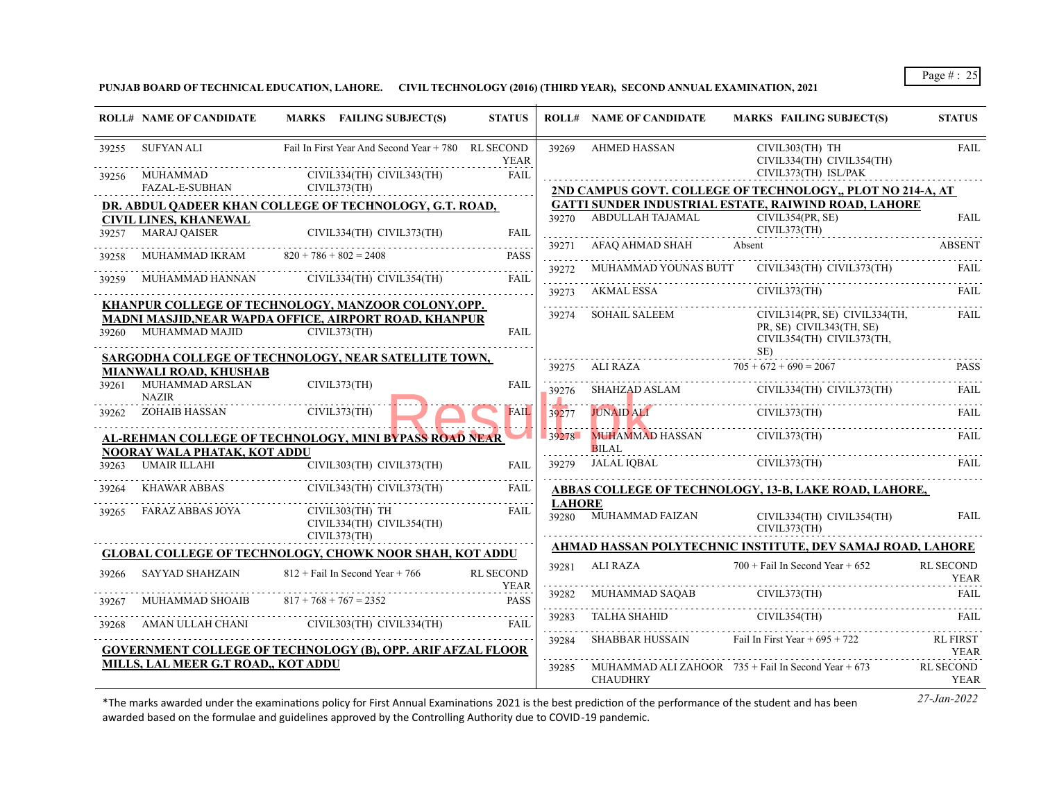**PUNJAB BOARD OF TECHNICAL EDUCATION, LAHORE. CIVIL TECHNOLOGY (2016) (THIRD YEAR), SECOND ANNUAL EXAMINATION, 2021**

| ROLL# | NAME OF CANDIDATE | MARKS FAILING SUBJECT(S) | STATUS |
|---|---|---|---|
| 39255 | SUFYAN ALI | Fail In First Year And Second Year + 780 | RL SECOND YEAR |
| 39256 | MUHAMMAD FAZAL-E-SUBHAN | CIVIL334(TH) CIVIL343(TH) CIVIL373(TH) | FAIL |
| **DR. ABDUL QADEER KHAN COLLEGE OF TECHNOLOGY, G.T. ROAD, CIVIL LINES, KHANEWAL** | | | |
| 39257 | MARAJ QAISER | CIVIL334(TH) CIVIL373(TH) | FAIL |
| 39258 | MUHAMMAD IKRAM | 820 + 786 + 802 = 2408 | PASS |
| 39259 | MUHAMMAD HANNAN | CIVIL334(TH) CIVIL354(TH) | FAIL |
| **KHANPUR COLLEGE OF TECHNOLOGY, MANZOOR COLONY,OPP. MADNI MASJID,NEAR WAPDA OFFICE, AIRPORT ROAD, KHANPUR** | | | |
| 39260 | MUHAMMAD MAJID | CIVIL373(TH) | FAIL |
| **SARGODHA COLLEGE OF TECHNOLOGY, NEAR SATELLITE TOWN, MIANWALI ROAD, KHUSHAB** | | | |
| 39261 | MUHAMMAD ARSLAN NAZIR | CIVIL373(TH) | FAIL |
| 39262 | ZOHAIB HASSAN | CIVIL373(TH) | FAIL |
| **AL-REHMAN COLLEGE OF TECHNOLOGY, MINI BYPASS ROAD NEAR NOORAY WALA PHATAK, KOT ADDU** | | | |
| 39263 | UMAIR ILLAHI | CIVIL303(TH) CIVIL373(TH) | FAIL |
| 39264 | KHAWAR ABBAS | CIVIL343(TH) CIVIL373(TH) | FAIL |
| 39265 | FARAZ ABBAS JOYA | CIVIL303(TH) TH CIVIL334(TH) CIVIL354(TH) CIVIL373(TH) | FAIL |
| **GLOBAL COLLEGE OF TECHNOLOGY, CHOWK NOOR SHAH, KOT ADDU** | | | |
| 39266 | SAYYAD SHAHZAIN | 812 + Fail In Second Year + 766 | RL SECOND YEAR |
| 39267 | MUHAMMAD SHOAIB | 817 + 768 + 767 = 2352 | PASS |
| 39268 | AMAN ULLAH CHANI | CIVIL303(TH) CIVIL334(TH) | FAIL |
| **GOVERNMENT COLLEGE OF TECHNOLOGY (B), OPP. ARIF AFZAL FLOOR MILLS, LAL MEER G.T ROAD,, KOT ADDU** | | | |
| 39269 | AHMED HASSAN | CIVIL303(TH) TH CIVIL334(TH) CIVIL354(TH) CIVIL373(TH) ISL/PAK | FAIL |
| **2ND CAMPUS GOVT. COLLEGE OF TECHNOLOGY,, PLOT NO 214-A, AT GATTI SUNDER INDUSTRIAL ESTATE, RAIWIND ROAD, LAHORE** | | | |
| 39270 | ABDULLAH TAJAMAL | CIVIL354(PR, SE) CIVIL373(TH) | FAIL |
| 39271 | AFAQ AHMAD SHAH | Absent | ABSENT |
| 39272 | MUHAMMAD YOUNAS BUTT | CIVIL343(TH) CIVIL373(TH) | FAIL |
| 39273 | AKMAL ESSA | CIVIL373(TH) | FAIL |
| 39274 | SOHAIL SALEEM | CIVIL314(PR, SE) CIVIL334(TH, PR, SE) CIVIL343(TH, SE) CIVIL354(TH) CIVIL373(TH, SE) | FAIL |
| 39275 | ALI RAZA | 705 + 672 + 690 = 2067 | PASS |
| 39276 | SHAHZAD ASLAM | CIVIL334(TH) CIVIL373(TH) | FAIL |
| 39277 | JUNAID ALI | CIVIL373(TH) | FAIL |
| 39278 | MUHAMMAD HASSAN BILAL | CIVIL373(TH) | FAIL |
| 39279 | JALAL IQBAL | CIVIL373(TH) | FAIL |
| **ABBAS COLLEGE OF TECHNOLOGY, 13-B, LAKE ROAD, LAHORE, LAHORE** | | | |
| 39280 | MUHAMMAD FAIZAN | CIVIL334(TH) CIVIL354(TH) CIVIL373(TH) | FAIL |
| **AHMAD HASSAN POLYTECHNIC INSTITUTE, DEV SAMAJ ROAD, LAHORE** | | | |
| 39281 | ALI RAZA | 700 + Fail In Second Year + 652 | RL SECOND YEAR |
| 39282 | MUHAMMAD SAQAB | CIVIL373(TH) | FAIL |
| 39283 | TALHA SHAHID | CIVIL354(TH) | FAIL |
| 39284 | SHABBAR HUSSAIN | Fail In First Year + 695 + 722 | RL FIRST YEAR |
| 39285 | MUHAMMAD ALI ZAHOOR CHAUDHRY | 735 + Fail In Second Year + 673 | RL SECOND YEAR |

*The marks awarded under the examinations policy for First Annual Examinations 2021 is the best prediction of the performance of the student and has been awarded based on the formulae and guidelines approved by the Controlling Authority due to COVID-19 pandemic.

*27-Jan-2022*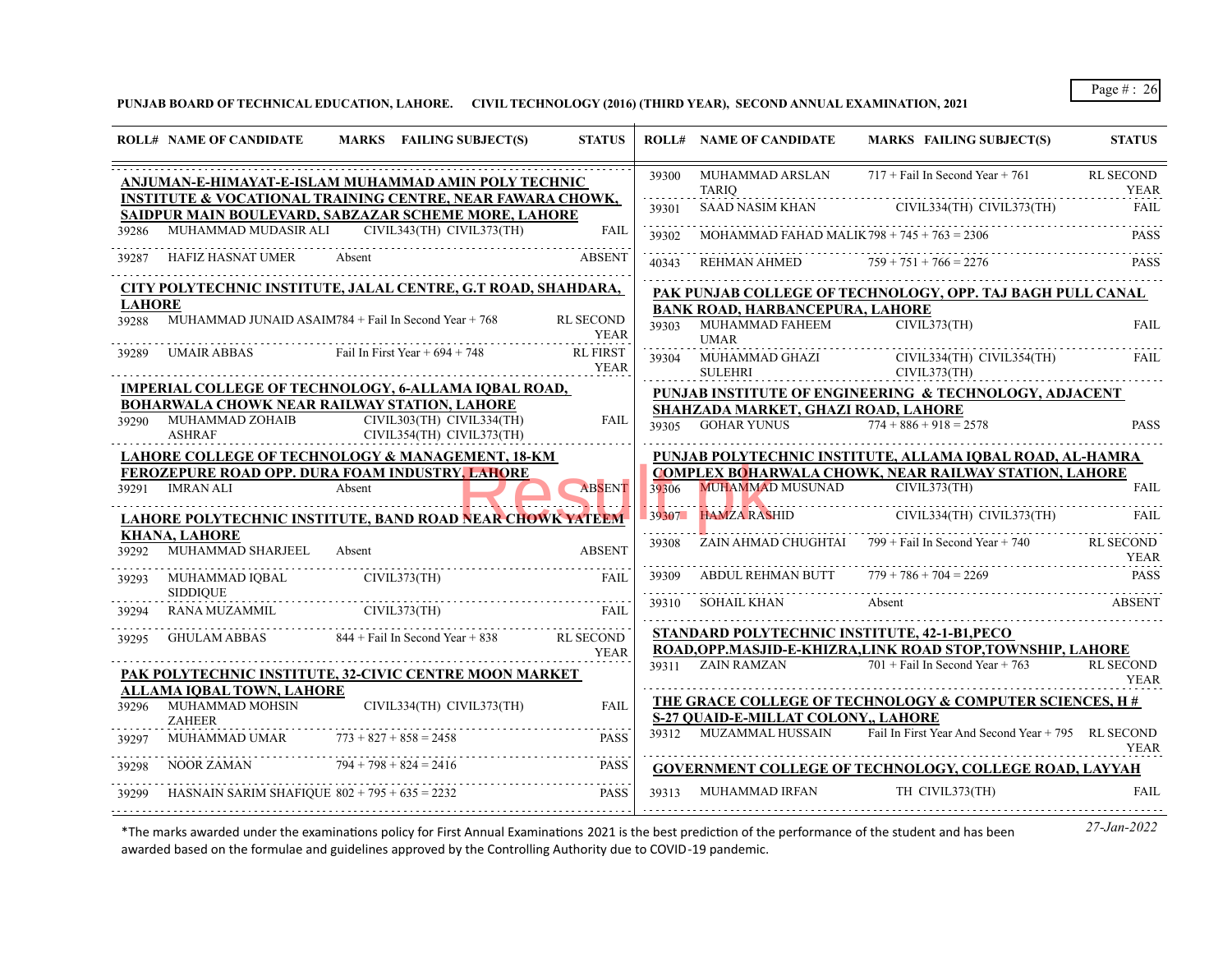PUNJAB BOARD OF TECHNICAL EDUCATION, LAHORE. CIVIL TECHNOLOGY (2016) (THIRD YEAR), SECOND ANNUAL EXAMINATION, 2021

| ROLL# | NAME OF CANDIDATE | MARKS | FAILING SUBJECT(S) | STATUS |
|---|---|---|---|---|
| **ANJUMAN-E-HIMAYAT-E-ISLAM MUHAMMAD AMIN POLY TECHNIC INSTITUTE & VOCATIONAL TRAINING CENTRE, NEAR FAWARA CHOWK, SAIDPUR MAIN BOULEVARD, SABZAZAR SCHEME MORE, LAHORE** | | | | |
| 39286 | MUHAMMAD MUDASIR ALI | | CIVIL343(TH) CIVIL373(TH) | FAIL |
| 39287 | HAFIZ HASNAT UMER | Absent | | ABSENT |
| **CITY POLYTECHNIC INSTITUTE, JALAL CENTRE, G.T ROAD, SHAHDARA, LAHORE** | | | | |
| 39288 | MUHAMMAD JUNAID ASAIM | 784 + Fail In Second Year + 768 | | RL SECOND YEAR |
| 39289 | UMAIR ABBAS | Fail In First Year + 694 + 748 | | RL FIRST YEAR |
| **IMPERIAL COLLEGE OF TECHNOLOGY, 6-ALLAMA IQBAL ROAD, BOHARWALA CHOWK NEAR RAILWAY STATION, LAHORE** | | | | |
| 39290 | MUHAMMAD ZOHAIB ASHRAF | | CIVIL303(TH) CIVIL334(TH) CIVIL354(TH) CIVIL373(TH) | FAIL |
| **LAHORE COLLEGE OF TECHNOLOGY & MANAGEMENT, 18-KM FEROZEPURE ROAD OPP. DURA FOAM INDUSTRY, LAHORE** | | | | |
| 39291 | IMRAN ALI | Absent | | ABSENT |
| **LAHORE POLYTECHNIC INSTITUTE, BAND ROAD NEAR CHOWK YATEEM KHANA, LAHORE** | | | | |
| 39292 | MUHAMMAD SHARJEEL | Absent | | ABSENT |
| 39293 | MUHAMMAD IQBAL SIDDIQUE | | CIVIL373(TH) | FAIL |
| 39294 | RANA MUZAMMIL | | CIVIL373(TH) | FAIL |
| 39295 | GHULAM ABBAS | 844 + Fail In Second Year + 838 | | RL SECOND YEAR |
| **PAK POLYTECHNIC INSTITUTE, 32-CIVIC CENTRE MOON MARKET ALLAMA IQBAL TOWN, LAHORE** | | | | |
| 39296 | MUHAMMAD MOHSIN ZAHEER | | CIVIL334(TH) CIVIL373(TH) | FAIL |
| 39297 | MUHAMMAD UMAR | 773 + 827 + 858 = 2458 | | PASS |
| 39298 | NOOR ZAMAN | 794 + 798 + 824 = 2416 | | PASS |
| 39299 | HASNAIN SARIM SHAFIQUE | 802 + 795 + 635 = 2232 | | PASS |
| 39300 | MUHAMMAD ARSLAN TARIQ | 717 + Fail In Second Year + 761 | | RL SECOND YEAR |
| 39301 | SAAD NASIM KHAN | | CIVIL334(TH) CIVIL373(TH) | FAIL |
| 39302 | MOHAMMAD FAHAD MALIK | 798 + 745 + 763 = 2306 | | PASS |
| 40343 | REHMAN AHMED | 759 + 751 + 766 = 2276 | | PASS |
| **PAK PUNJAB COLLEGE OF TECHNOLOGY, OPP. TAJ BAGH PULL CANAL BANK ROAD, HARBANCEPURA, LAHORE** | | | | |
| 39303 | MUHAMMAD FAHEEM UMAR | | CIVIL373(TH) | FAIL |
| 39304 | MUHAMMAD GHAZI SULEHRI | | CIVIL334(TH) CIVIL354(TH) CIVIL373(TH) | FAIL |
| **PUNJAB INSTITUTE OF ENGINEERING & TECHNOLOGY, ADJACENT SHAHZADA MARKET, GHAZI ROAD, LAHORE** | | | | |
| 39305 | GOHAR YUNUS | 774 + 886 + 918 = 2578 | | PASS |
| **PUNJAB POLYTECHNIC INSTITUTE, ALLAMA IQBAL ROAD, AL-HAMRA COMPLEX BOHARWALA CHOWK, NEAR RAILWAY STATION, LAHORE** | | | | |
| 39306 | MUHAMMAD MUSUNAD | | CIVIL373(TH) | FAIL |
| 39307 | HAMZA RASHID | | CIVIL334(TH) CIVIL373(TH) | FAIL |
| 39308 | ZAIN AHMAD CHUGHTAI | 799 + Fail In Second Year + 740 | | RL SECOND YEAR |
| 39309 | ABDUL REHMAN BUTT | 779 + 786 + 704 = 2269 | | PASS |
| 39310 | SOHAIL KHAN | Absent | | ABSENT |
| **STANDARD POLYTECHNIC INSTITUTE, 42-1-B1,PECO ROAD,OPP.MASJID-E-KHIZRA,LINK ROAD STOP,TOWNSHIP, LAHORE** | | | | |
| 39311 | ZAIN RAMZAN | 701 + Fail In Second Year + 763 | | RL SECOND YEAR |
| **THE GRACE COLLEGE OF TECHNOLOGY & COMPUTER SCIENCES, H # S-27 QUAID-E-MILLAT COLONY,, LAHORE** | | | | |
| 39312 | MUZAMMAL HUSSAIN | Fail In First Year And Second Year + 795 | | RL SECOND YEAR |
| **GOVERNMENT COLLEGE OF TECHNOLOGY, COLLEGE ROAD, LAYYAH** | | | | |
| 39313 | MUHAMMAD IRFAN | | TH CIVIL373(TH) | FAIL |

*The marks awarded under the examinations policy for First Annual Examinations 2021 is the best prediction of the performance of the student and has been awarded based on the formulae and guidelines approved by the Controlling Authority due to COVID-19 pandemic.

27-Jan-2022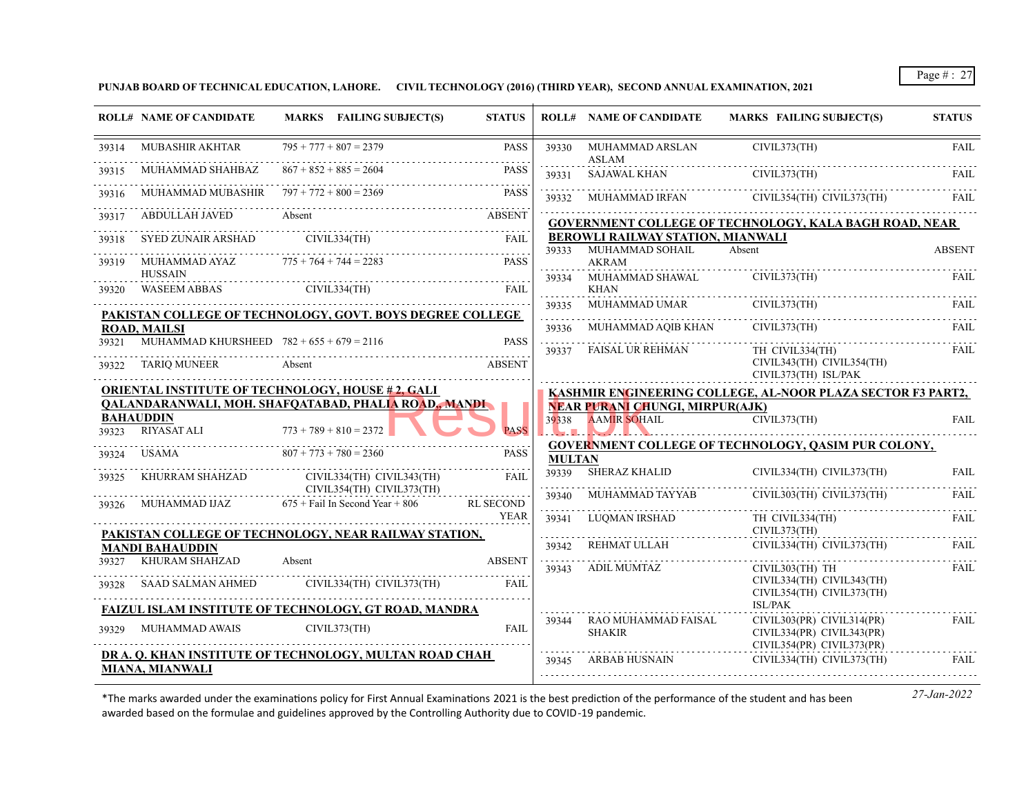**PUNJAB BOARD OF TECHNICAL EDUCATION, LAHORE. CIVIL TECHNOLOGY (2016) (THIRD YEAR), SECOND ANNUAL EXAMINATION, 2021**

| ROLL# | NAME OF CANDIDATE | MARKS | FAILING SUBJECT(S) | STATUS |
|---|---|---|---|---|
| 39314 | MUBASHIR AKHTAR | 795 + 777 + 807 = 2379 | | PASS |
| 39315 | MUHAMMAD SHAHBAZ | 867 + 852 + 885 = 2604 | | PASS |
| 39316 | MUHAMMAD MUBASHIR | 797 + 772 + 800 = 2369 | | PASS |
| 39317 | ABDULLAH JAVED | Absent | | ABSENT |
| 39318 | SYED ZUNAIR ARSHAD | | CIVIL334(TH) | FAIL |
| 39319 | MUHAMMAD AYAZ HUSSAIN | 775 + 764 + 744 = 2283 | | PASS |
| 39320 | WASEEM ABBAS | | CIVIL334(TH) | FAIL |

**PAKISTAN COLLEGE OF TECHNOLOGY, GOVT. BOYS DEGREE COLLEGE ROAD, MAILSI**

| ROLL# | NAME OF CANDIDATE | MARKS | FAILING SUBJECT(S) | STATUS |
|---|---|---|---|---|
| 39321 | MUHAMMAD KHURSHEED | 782 + 655 + 679 = 2116 | | PASS |
| 39322 | TARIQ MUNEER | Absent | | ABSENT |

**ORIENTAL INSTITUTE OF TECHNOLOGY, HOUSE # 2, GALI QALANDARANWALI, MOH. SHAFQATABAD, PHALIA ROAD,, MANDI BAHAUDDIN**

| ROLL# | NAME OF CANDIDATE | MARKS | FAILING SUBJECT(S) | STATUS |
|---|---|---|---|---|
| 39323 | RIYASAT ALI | 773 + 789 + 810 = 2372 | | PASS |
| 39324 | USAMA | 807 + 773 + 780 = 2360 | | PASS |
| 39325 | KHURRAM SHAHZAD | | CIVIL334(TH) CIVIL343(TH) CIVIL354(TH) CIVIL373(TH) | FAIL |
| 39326 | MUHAMMAD IJAZ | 675 + Fail In Second Year + 806 | | RL SECOND YEAR |

**PAKISTAN COLLEGE OF TECHNOLOGY, NEAR RAILWAY STATION, MANDI BAHAUDDIN**

| ROLL# | NAME OF CANDIDATE | MARKS | FAILING SUBJECT(S) | STATUS |
|---|---|---|---|---|
| 39327 | KHURAM SHAHZAD | Absent | | ABSENT |
| 39328 | SAAD SALMAN AHMED | | CIVIL334(TH) CIVIL373(TH) | FAIL |

**FAIZUL ISLAM INSTITUTE OF TECHNOLOGY, GT ROAD, MANDRA**

| ROLL# | NAME OF CANDIDATE | MARKS | FAILING SUBJECT(S) | STATUS |
|---|---|---|---|---|
| 39329 | MUHAMMAD AWAIS | | CIVIL373(TH) | FAIL |

**DR A. Q. KHAN INSTITUTE OF TECHNOLOGY, MULTAN ROAD CHAH MIANA, MIANWALI**

| ROLL# | NAME OF CANDIDATE | MARKS | FAILING SUBJECT(S) | STATUS |
|---|---|---|---|---|
| 39330 | MUHAMMAD ARSLAN ASLAM | | CIVIL373(TH) | FAIL |
| 39331 | SAJAWAL KHAN | | CIVIL373(TH) | FAIL |
| 39332 | MUHAMMAD IRFAN | | CIVIL354(TH) CIVIL373(TH) | FAIL |

**GOVERNMENT COLLEGE OF TECHNOLOGY, KALA BAGH ROAD, NEAR BEROWLI RAILWAY STATION, MIANWALI**

| ROLL# | NAME OF CANDIDATE | MARKS | FAILING SUBJECT(S) | STATUS |
|---|---|---|---|---|
| 39333 | MUHAMMAD SOHAIL AKRAM | Absent | | ABSENT |
| 39334 | MUHAMMAD SHAWAL KHAN | | CIVIL373(TH) | FAIL |
| 39335 | MUHAMMAD UMAR | | CIVIL373(TH) | FAIL |
| 39336 | MUHAMMAD AQIB KHAN | | CIVIL373(TH) | FAIL |
| 39337 | FAISAL UR REHMAN | | TH CIVIL334(TH) CIVIL343(TH) CIVIL354(TH) CIVIL373(TH) ISL/PAK | FAIL |

**KASHMIR ENGINEERING COLLEGE, AL-NOOR PLAZA SECTOR F3 PART2, NEAR PURANI CHUNGI, MIRPUR(AJK)**

| ROLL# | NAME OF CANDIDATE | MARKS | FAILING SUBJECT(S) | STATUS |
|---|---|---|---|---|
| 39338 | AAMIR SOHAIL | | CIVIL373(TH) | FAIL |

**GOVERNMENT COLLEGE OF TECHNOLOGY, QASIM PUR COLONY, MULTAN**

| ROLL# | NAME OF CANDIDATE | MARKS | FAILING SUBJECT(S) | STATUS |
|---|---|---|---|---|
| 39339 | SHERAZ KHALID | | CIVIL334(TH) CIVIL373(TH) | FAIL |
| 39340 | MUHAMMAD TAYYAB | | CIVIL303(TH) CIVIL373(TH) | FAIL |
| 39341 | LUQMAN IRSHAD | | TH CIVIL334(TH) CIVIL373(TH) | FAIL |
| 39342 | REHMAT ULLAH | | CIVIL334(TH) CIVIL373(TH) | FAIL |
| 39343 | ADIL MUMTAZ | | CIVIL303(TH) TH CIVIL334(TH) CIVIL343(TH) CIVIL354(TH) CIVIL373(TH) ISL/PAK | FAIL |
| 39344 | RAO MUHAMMAD FAISAL SHAKIR | | CIVIL303(PR) CIVIL314(PR) CIVIL334(PR) CIVIL343(PR) CIVIL354(PR) CIVIL373(PR) | FAIL |
| 39345 | ARBAB HUSNAIN | | CIVIL334(TH) CIVIL373(TH) | FAIL |

*The marks awarded under the examinations policy for First Annual Examinations 2021 is the best prediction of the performance of the student and has been awarded based on the formulae and guidelines approved by the Controlling Authority due to COVID-19 pandemic.

*27-Jan-2022*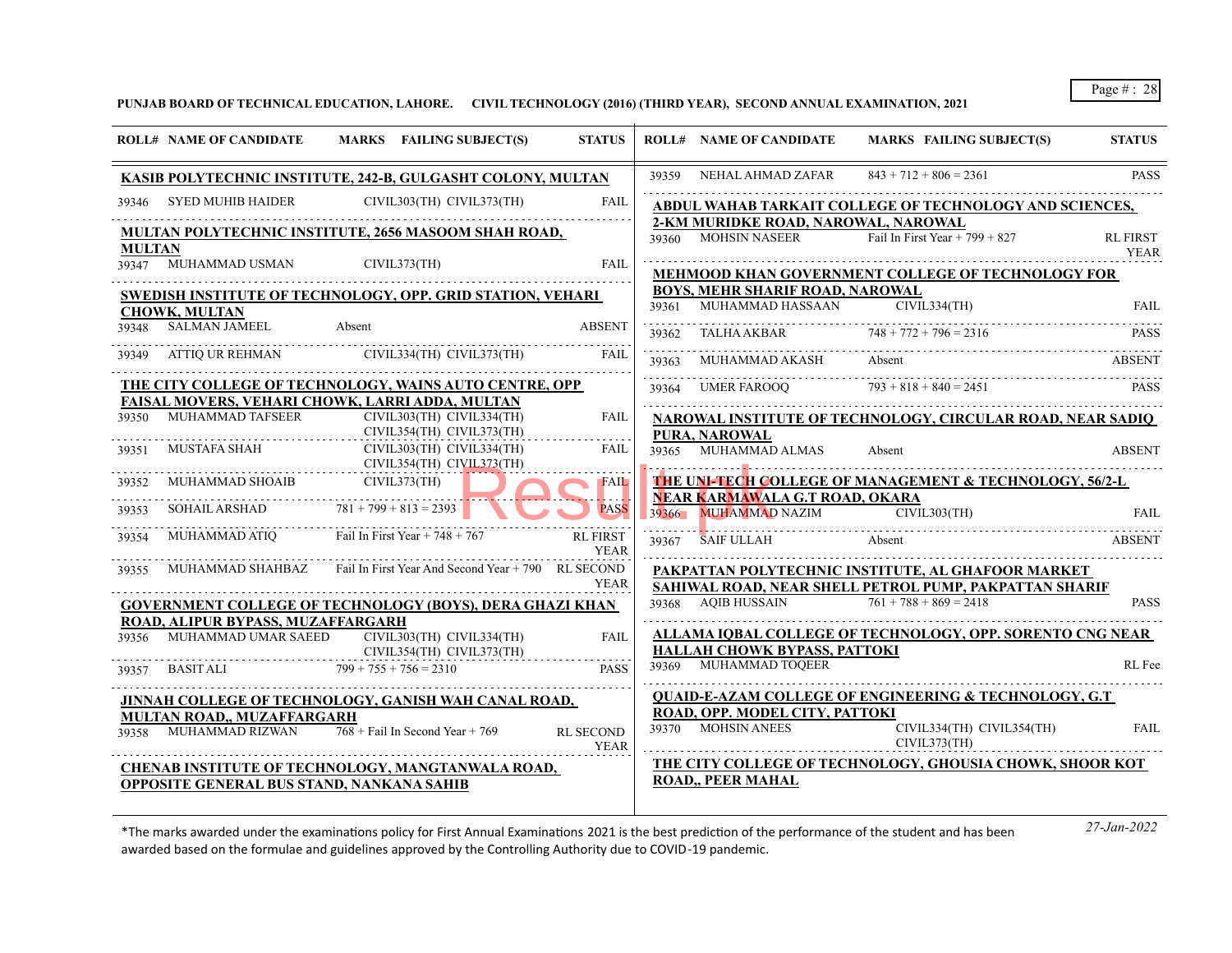PUNJAB BOARD OF TECHNICAL EDUCATION, LAHORE. CIVIL TECHNOLOGY (2016) (THIRD YEAR), SECOND ANNUAL EXAMINATION, 2021

| ROLL# | NAME OF CANDIDATE | MARKS FAILING SUBJECT(S) | STATUS |
|---|---|---|---|
| **KASIB POLYTECHNIC INSTITUTE, 242-B, GULGASHT COLONY, MULTAN** | | | |
| 39346 | SYED MUHIB HAIDER | CIVIL303(TH) CIVIL373(TH) | FAIL |
| **MULTAN POLYTECHNIC INSTITUTE, 2656 MASOOM SHAH ROAD, MULTAN** | | | |
| 39347 | MUHAMMAD USMAN | CIVIL373(TH) | FAIL |
| **SWEDISH INSTITUTE OF TECHNOLOGY, OPP. GRID STATION, VEHARI CHOWK, MULTAN** | | | |
| 39348 | SALMAN JAMEEL | Absent | ABSENT |
| 39349 | ATTIQ UR REHMAN | CIVIL334(TH) CIVIL373(TH) | FAIL |
| **THE CITY COLLEGE OF TECHNOLOGY, WAINS AUTO CENTRE, OPP FAISAL MOVERS, VEHARI CHOWK, LARRI ADDA, MULTAN** | | | |
| 39350 | MUHAMMAD TAFSEER | CIVIL303(TH) CIVIL334(TH) CIVIL354(TH) CIVIL373(TH) | FAIL |
| 39351 | MUSTAFA SHAH | CIVIL303(TH) CIVIL334(TH) CIVIL354(TH) CIVIL373(TH) | FAIL |
| 39352 | MUHAMMAD SHOAIB | CIVIL373(TH) | FAIL |
| 39353 | SOHAIL ARSHAD | 781 + 799 + 813 = 2393 | PASS |
| 39354 | MUHAMMAD ATIQ | Fail In First Year + 748 + 767 | RL FIRST YEAR |
| 39355 | MUHAMMAD SHAHBAZ | Fail In First Year And Second Year + 790 | RL SECOND YEAR |
| **GOVERNMENT COLLEGE OF TECHNOLOGY (BOYS), DERA GHAZI KHAN ROAD, ALIPUR BYPASS, MUZAFFARGARH** | | | |
| 39356 | MUHAMMAD UMAR SAEED | CIVIL303(TH) CIVIL334(TH) CIVIL354(TH) CIVIL373(TH) | FAIL |
| 39357 | BASIT ALI | 799 + 755 + 756 = 2310 | PASS |
| **JINNAH COLLEGE OF TECHNOLOGY, GANISH WAH CANAL ROAD, MULTAN ROAD,, MUZAFFARGARH** | | | |
| 39358 | MUHAMMAD RIZWAN | 768 + Fail In Second Year + 769 | RL SECOND YEAR |
| **CHENAB INSTITUTE OF TECHNOLOGY, MANGTANWALA ROAD, OPPOSITE GENERAL BUS STAND, NANKANA SAHIB** | | | |
| 39359 | NEHAL AHMAD ZAFAR | 843 + 712 + 806 = 2361 | PASS |
| **ABDUL WAHAB TARKAIT COLLEGE OF TECHNOLOGY AND SCIENCES, 2-KM MURIDKE ROAD, NAROWAL, NAROWAL** | | | |
| 39360 | MOHSIN NASEER | Fail In First Year + 799 + 827 | RL FIRST YEAR |
| **MEHMOOD KHAN GOVERNMENT COLLEGE OF TECHNOLOGY FOR BOYS, MEHR SHARIF ROAD, NAROWAL** | | | |
| 39361 | MUHAMMAD HASSAAN | CIVIL334(TH) | FAIL |
| 39362 | TALHA AKBAR | 748 + 772 + 796 = 2316 | PASS |
| 39363 | MUHAMMAD AKASH | Absent | ABSENT |
| 39364 | UMER FAROOQ | 793 + 818 + 840 = 2451 | PASS |
| **NAROWAL INSTITUTE OF TECHNOLOGY, CIRCULAR ROAD, NEAR SADIQ PURA, NAROWAL** | | | |
| 39365 | MUHAMMAD ALMAS | Absent | ABSENT |
| **THE UNI-TECH COLLEGE OF MANAGEMENT & TECHNOLOGY, 56/2-L NEAR KARMAWALA G.T ROAD, OKARA** | | | |
| 39366 | MUHAMMAD NAZIM | CIVIL303(TH) | FAIL |
| 39367 | SAIF ULLAH | Absent | ABSENT |
| **PAKPATTAN POLYTECHNIC INSTITUTE, AL GHAFOOR MARKET SAHIWAL ROAD, NEAR SHELL PETROL PUMP, PAKPATTAN SHARIF** | | | |
| 39368 | AQIB HUSSAIN | 761 + 788 + 869 = 2418 | PASS |
| **ALLAMA IQBAL COLLEGE OF TECHNOLOGY, OPP. SORENTO CNG NEAR HALLAH CHOWK BYPASS, PATTOKI** | | | |
| 39369 | MUHAMMAD TOQEER | | RL Fee |
| **QUAID-E-AZAM COLLEGE OF ENGINEERING & TECHNOLOGY, G.T ROAD, OPP. MODEL CITY, PATTOKI** | | | |
| 39370 | MOHSIN ANEES | CIVIL334(TH) CIVIL354(TH) CIVIL373(TH) | FAIL |
| **THE CITY COLLEGE OF TECHNOLOGY, GHOUSIA CHOWK, SHOOR KOT ROAD,, PEER MAHAL** | | | |

*The marks awarded under the examinations policy for First Annual Examinations 2021 is the best prediction of the performance of the student and has been awarded based on the formulae and guidelines approved by the Controlling Authority due to COVID-19 pandemic.

*27-Jan-2022*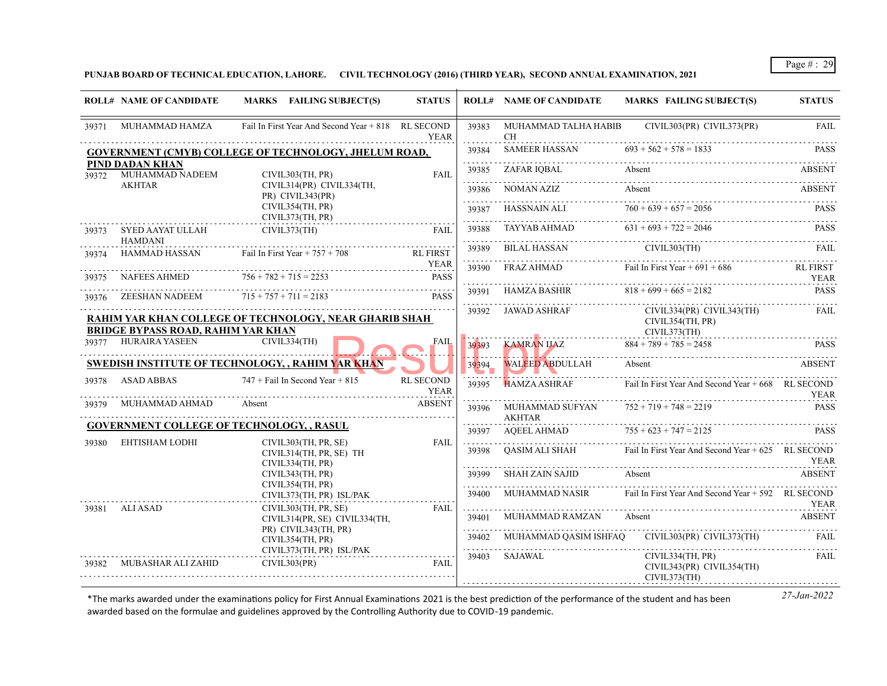**PUNJAB BOARD OF TECHNICAL EDUCATION, LAHORE. CIVIL TECHNOLOGY (2016) (THIRD YEAR), SECOND ANNUAL EXAMINATION, 2021**

| ROLL# | NAME OF CANDIDATE | MARKS FAILING SUBJECT(S) | STATUS |
|---|---|---|---|
| 39371 | MUHAMMAD HAMZA | Fail In First Year And Second Year + 818 | RL SECOND YEAR |
| **GOVERNMENT (CMYB) COLLEGE OF TECHNOLOGY, JHELUM ROAD, PIND DADAN KHAN** | | | |
| 39372 | MUHAMMAD NADEEM AKHTAR | CIVIL303(TH, PR) CIVIL314(PR) CIVIL334(TH, PR) CIVIL343(PR) CIVIL354(TH, PR) CIVIL373(TH, PR) | FAIL |
| 39373 | SYED AAYAT ULLAH HAMDANI | CIVIL373(TH) | FAIL |
| 39374 | HAMMAD HASSAN | Fail In First Year + 757 + 708 | RL FIRST YEAR |
| 39375 | NAFEES AHMED | 756 + 782 + 715 = 2253 | PASS |
| 39376 | ZEESHAN NADEEM | 715 + 757 + 711 = 2183 | PASS |
| **RAHIM YAR KHAN COLLEGE OF TECHNOLOGY, NEAR GHARIB SHAH BRIDGE BYPASS ROAD, RAHIM YAR KHAN** | | | |
| 39377 | HURAIRA YASEEN | CIVIL334(TH) | FAIL |
| **SWEDISH INSTITUTE OF TECHNOLOGY, , RAHIM YAR KHAN** | | | |
| 39378 | ASAD ABBAS | 747 + Fail In Second Year + 815 | RL SECOND YEAR |
| 39379 | MUHAMMAD AHMAD | Absent | ABSENT |
| **GOVERNMENT COLLEGE OF TECHNOLOGY, , RASUL** | | | |
| 39380 | EHTISHAM LODHI | CIVIL303(TH, PR, SE) CIVIL314(TH, PR, SE) TH CIVIL334(TH, PR) CIVIL343(TH, PR) CIVIL354(TH, PR) CIVIL373(TH, PR) ISL/PAK | FAIL |
| 39381 | ALI ASAD | CIVIL303(TH, PR, SE) CIVIL314(PR, SE) CIVIL334(TH, PR) CIVIL343(TH, PR) CIVIL354(TH, PR) CIVIL373(TH, PR) ISL/PAK | FAIL |
| 39382 | MUBASHAR ALI ZAHID | CIVIL303(PR) | FAIL |
| 39383 | MUHAMMAD TALHA HABIB CH | CIVIL303(PR) CIVIL373(PR) | FAIL |
| 39384 | SAMEER HASSAN | 693 + 562 + 578 = 1833 | PASS |
| 39385 | ZAFAR IQBAL | Absent | ABSENT |
| 39386 | NOMAN AZIZ | Absent | ABSENT |
| 39387 | HASSNAIN ALI | 760 + 639 + 657 = 2056 | PASS |
| 39388 | TAYYAB AHMAD | 631 + 693 + 722 = 2046 | PASS |
| 39389 | BILAL HASSAN | CIVIL303(TH) | FAIL |
| 39390 | FRAZ AHMAD | Fail In First Year + 691 + 686 | RL FIRST YEAR |
| 39391 | HAMZA BASHIR | 818 + 699 + 665 = 2182 | PASS |
| 39392 | JAWAD ASHRAF | CIVIL334(PR) CIVIL343(TH) CIVIL354(TH, PR) CIVIL373(TH) | FAIL |
| 39393 | KAMRAN IJAZ | 884 + 789 + 785 = 2458 | PASS |
| 39394 | WALEED ABDULLAH | Absent | ABSENT |
| 39395 | HAMZA ASHRAF | Fail In First Year And Second Year + 668 | RL SECOND YEAR |
| 39396 | MUHAMMAD SUFYAN AKHTAR | 752 + 719 + 748 = 2219 | PASS |
| 39397 | AQEEL AHMAD | 755 + 623 + 747 = 2125 | PASS |
| 39398 | QASIM ALI SHAH | Fail In First Year And Second Year + 625 | RL SECOND YEAR |
| 39399 | SHAH ZAIN SAJID | Absent | ABSENT |
| 39400 | MUHAMMAD NASIR | Fail In First Year And Second Year + 592 | RL SECOND YEAR |
| 39401 | MUHAMMAD RAMZAN | Absent | ABSENT |
| 39402 | MUHAMMAD QASIM ISHFAQ | CIVIL303(PR) CIVIL373(TH) | FAIL |
| 39403 | SAJAWAL | CIVIL334(TH, PR) CIVIL343(PR) CIVIL354(TH) CIVIL373(TH) | FAIL |

*The marks awarded under the examinations policy for First Annual Examinations 2021 is the best prediction of the performance of the student and has been awarded based on the formulae and guidelines approved by the Controlling Authority due to COVID-19 pandemic.

*27-Jan-2022*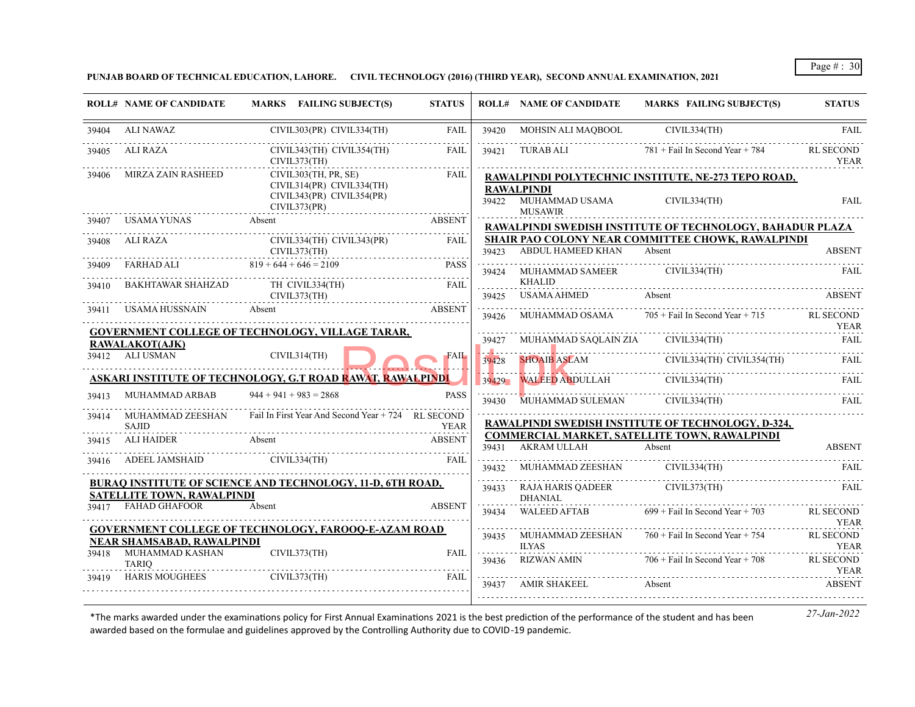**PUNJAB BOARD OF TECHNICAL EDUCATION, LAHORE. CIVIL TECHNOLOGY (2016) (THIRD YEAR), SECOND ANNUAL EXAMINATION, 2021**

| ROLL# | NAME OF CANDIDATE | MARKS | FAILING SUBJECT(S) | STATUS |
|---|---|---|---|---|
| 39404 | ALI NAWAZ | | CIVIL303(PR) CIVIL334(TH) | FAIL |
| 39405 | ALI RAZA | | CIVIL343(TH) CIVIL354(TH) CIVIL373(TH) | FAIL |
| 39406 | MIRZA ZAIN RASHEED | | CIVIL303(TH, PR, SE) CIVIL314(PR) CIVIL334(TH) CIVIL343(PR) CIVIL354(PR) CIVIL373(PR) | FAIL |
| 39407 | USAMA YUNAS | Absent | | ABSENT |
| 39408 | ALI RAZA | | CIVIL334(TH) CIVIL343(PR) CIVIL373(TH) | FAIL |
| 39409 | FARHAD ALI | 819 + 644 + 646 = 2109 | | PASS |
| 39410 | BAKHTAWAR SHAHZAD | | TH CIVIL334(TH) CIVIL373(TH) | FAIL |
| 39411 | USAMA HUSSNAIN | Absent | | ABSENT |

**GOVERNMENT COLLEGE OF TECHNOLOGY, VILLAGE TARAR, RAWALAKOT(AJK)**

| ROLL# | NAME OF CANDIDATE | MARKS | FAILING SUBJECT(S) | STATUS |
|---|---|---|---|---|
| 39412 | ALI USMAN | | CIVIL314(TH) | FAIL |

**ASKARI INSTITUTE OF TECHNOLOGY, G.T ROAD RAWAT, RAWALPINDI**

| ROLL# | NAME OF CANDIDATE | MARKS | FAILING SUBJECT(S) | STATUS |
|---|---|---|---|---|
| 39413 | MUHAMMAD ARBAB | 944 + 941 + 983 = 2868 | | PASS |
| 39414 | MUHAMMAD ZEESHAN SAJID | Fail In First Year And Second Year + 724 | | RL SECOND YEAR |
| 39415 | ALI HAIDER | Absent | | ABSENT |
| 39416 | ADEEL JAMSHAID | | CIVIL334(TH) | FAIL |

**BURAQ INSTITUTE OF SCIENCE AND TECHNOLOGY, 11-D, 6TH ROAD, SATELLITE TOWN, RAWALPINDI**

| ROLL# | NAME OF CANDIDATE | MARKS | FAILING SUBJECT(S) | STATUS |
|---|---|---|---|---|
| 39417 | FAHAD GHAFOOR | Absent | | ABSENT |

**GOVERNMENT COLLEGE OF TECHNOLOGY, FAROOQ-E-AZAM ROAD NEAR SHAMSABAD, RAWALPINDI**

| ROLL# | NAME OF CANDIDATE | MARKS | FAILING SUBJECT(S) | STATUS |
|---|---|---|---|---|
| 39418 | MUHAMMAD KASHAN TARIQ | | CIVIL373(TH) | FAIL |
| 39419 | HARIS MOUGHEES | | CIVIL373(TH) | FAIL |
| 39420 | MOHSIN ALI MAQBOOL | | CIVIL334(TH) | FAIL |
| 39421 | TURAB ALI | 781 + Fail In Second Year + 784 | | RL SECOND YEAR |

**RAWALPINDI POLYTECHNIC INSTITUTE, NE-273 TEPO ROAD, RAWALPINDI**

| ROLL# | NAME OF CANDIDATE | MARKS | FAILING SUBJECT(S) | STATUS |
|---|---|---|---|---|
| 39422 | MUHAMMAD USAMA MUSAWIR | | CIVIL334(TH) | FAIL |

**RAWALPINDI SWEDISH INSTITUTE OF TECHNOLOGY, BAHADUR PLAZA SHAIR PAO COLONY NEAR COMMITTEE CHOWK, RAWALPINDI**

| ROLL# | NAME OF CANDIDATE | MARKS | FAILING SUBJECT(S) | STATUS |
|---|---|---|---|---|
| 39423 | ABDUL HAMEED KHAN | Absent | | ABSENT |
| 39424 | MUHAMMAD SAMEER KHALID | | CIVIL334(TH) | FAIL |
| 39425 | USAMA AHMED | Absent | | ABSENT |
| 39426 | MUHAMMAD OSAMA | 705 + Fail In Second Year + 715 | | RL SECOND YEAR |
| 39427 | MUHAMMAD SAQLAIN ZIA | | CIVIL334(TH) | FAIL |
| 39428 | SHOAIB ASLAM | | CIVIL334(TH) CIVIL354(TH) | FAIL |
| 39429 | WALEED ABDULLAH | | CIVIL334(TH) | FAIL |
| 39430 | MUHAMMAD SULEMAN | | CIVIL334(TH) | FAIL |

**RAWALPINDI SWEDISH INSTITUTE OF TECHNOLOGY, D-324, COMMERCIAL MARKET, SATELLITE TOWN, RAWALPINDI**

| ROLL# | NAME OF CANDIDATE | MARKS | FAILING SUBJECT(S) | STATUS |
|---|---|---|---|---|
| 39431 | AKRAM ULLAH | Absent | | ABSENT |
| 39432 | MUHAMMAD ZEESHAN | | CIVIL334(TH) | FAIL |
| 39433 | RAJA HARIS QADEER DHANIAL | | CIVIL373(TH) | FAIL |
| 39434 | WALEED AFTAB | 699 + Fail In Second Year + 703 | | RL SECOND YEAR |
| 39435 | MUHAMMAD ZEESHAN ILYAS | 760 + Fail In Second Year + 754 | | RL SECOND YEAR |
| 39436 | RIZWAN AMIN | 706 + Fail In Second Year + 708 | | RL SECOND YEAR |
| 39437 | AMIR SHAKEEL | Absent | | ABSENT |

*The marks awarded under the examinations policy for First Annual Examinations 2021 is the best prediction of the performance of the student and has been awarded based on the formulae and guidelines approved by the Controlling Authority due to COVID-19 pandemic.

*27-Jan-2022*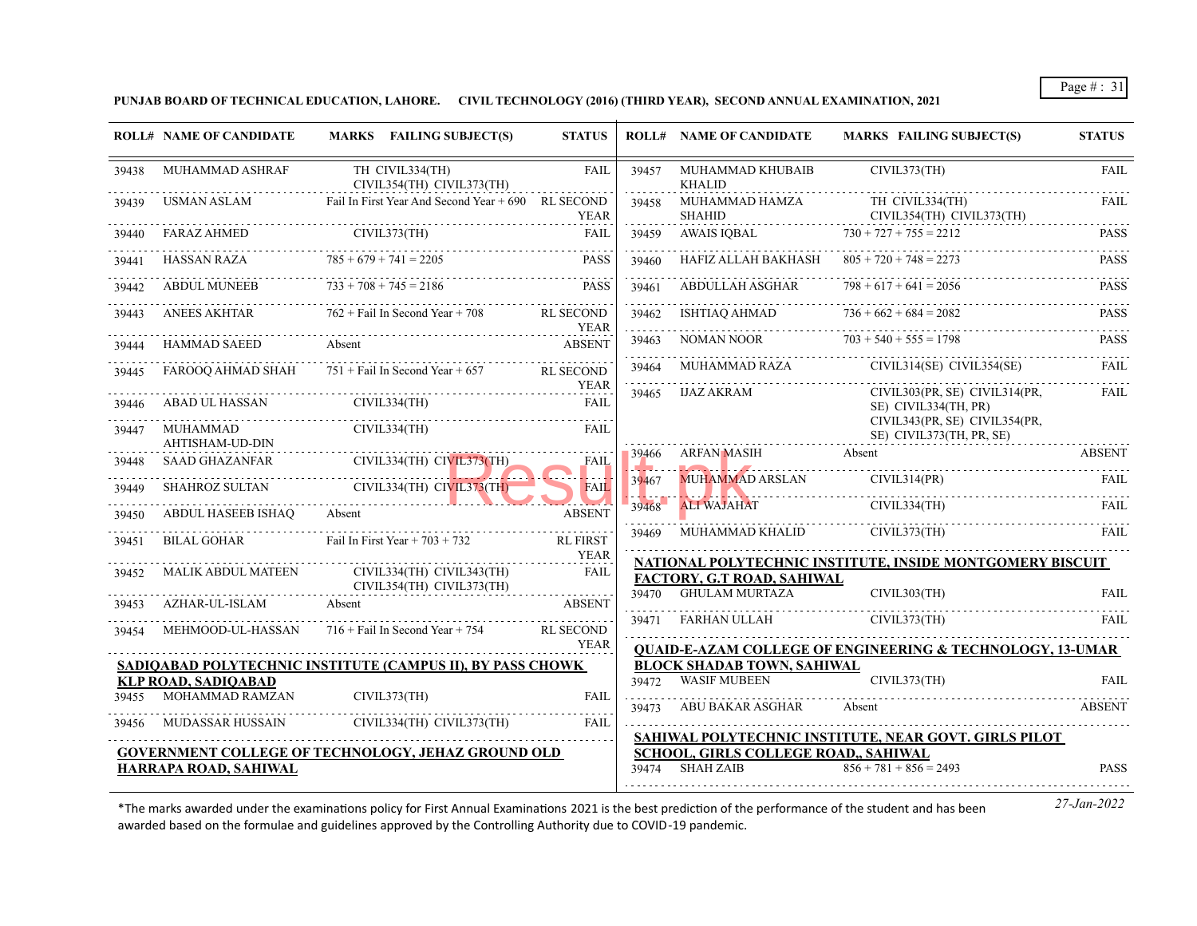**PUNJAB BOARD OF TECHNICAL EDUCATION, LAHORE. CIVIL TECHNOLOGY (2016) (THIRD YEAR), SECOND ANNUAL EXAMINATION, 2021**

| ROLL# | NAME OF CANDIDATE | MARKS FAILING SUBJECT(S) | STATUS |
|---|---|---|---|
| 39438 | MUHAMMAD ASHRAF | TH CIVIL334(TH) CIVIL354(TH) CIVIL373(TH) | FAIL |
| 39439 | USMAN ASLAM | Fail In First Year And Second Year + 690 | RL SECOND YEAR |
| 39440 | FARAZ AHMED | CIVIL373(TH) | FAIL |
| 39441 | HASSAN RAZA | 785 + 679 + 741 = 2205 | PASS |
| 39442 | ABDUL MUNEEB | 733 + 708 + 745 = 2186 | PASS |
| 39443 | ANEES AKHTAR | 762 + Fail In Second Year + 708 | RL SECOND YEAR |
| 39444 | HAMMAD SAEED | Absent | ABSENT |
| 39445 | FAROOQ AHMAD SHAH | 751 + Fail In Second Year + 657 | RL SECOND YEAR |
| 39446 | ABAD UL HASSAN | CIVIL334(TH) | FAIL |
| 39447 | MUHAMMAD AHTISHAM-UD-DIN | CIVIL334(TH) | FAIL |
| 39448 | SAAD GHAZANFAR | CIVIL334(TH) CIVIL373(TH) | FAIL |
| 39449 | SHAHROZ SULTAN | CIVIL334(TH) CIVIL373(TH) | FAIL |
| 39450 | ABDUL HASEEB ISHAQ | Absent | ABSENT |
| 39451 | BILAL GOHAR | Fail In First Year + 703 + 732 | RL FIRST YEAR |
| 39452 | MALIK ABDUL MATEEN | CIVIL334(TH) CIVIL343(TH) CIVIL354(TH) CIVIL373(TH) | FAIL |
| 39453 | AZHAR-UL-ISLAM | Absent | ABSENT |
| 39454 | MEHMOOD-UL-HASSAN | 716 + Fail In Second Year + 754 | RL SECOND YEAR |

**SADIQABAD POLYTECHNIC INSTITUTE (CAMPUS II), BY PASS CHOWK KLP ROAD, SADIQABAD**

| ROLL# | NAME OF CANDIDATE | MARKS FAILING SUBJECT(S) | STATUS |
|---|---|---|---|
| 39455 | MOHAMMAD RAMZAN | CIVIL373(TH) | FAIL |
| 39456 | MUDASSAR HUSSAIN | CIVIL334(TH) CIVIL373(TH) | FAIL |

**GOVERNMENT COLLEGE OF TECHNOLOGY, JEHAZ GROUND OLD HARRAPA ROAD, SAHIWAL**

| ROLL# | NAME OF CANDIDATE | MARKS FAILING SUBJECT(S) | STATUS |
|---|---|---|---|
| 39457 | MUHAMMAD KHUBAIB KHALID | CIVIL373(TH) | FAIL |
| 39458 | MUHAMMAD HAMZA SHAHID | TH CIVIL334(TH) CIVIL354(TH) CIVIL373(TH) | FAIL |
| 39459 | AWAIS IQBAL | 730 + 727 + 755 = 2212 | PASS |
| 39460 | HAFIZ ALLAH BAKHASH | 805 + 720 + 748 = 2273 | PASS |
| 39461 | ABDULLAH ASGHAR | 798 + 617 + 641 = 2056 | PASS |
| 39462 | ISHTIAQ AHMAD | 736 + 662 + 684 = 2082 | PASS |
| 39463 | NOMAN NOOR | 703 + 540 + 555 = 1798 | PASS |
| 39464 | MUHAMMAD RAZA | CIVIL314(SE) CIVIL354(SE) | FAIL |
| 39465 | IJAZ AKRAM | CIVIL303(PR, SE) CIVIL314(PR, SE) CIVIL334(TH, PR) CIVIL343(PR, SE) CIVIL354(PR, SE) CIVIL373(TH, PR, SE) | FAIL |
| 39466 | ARFAN MASIH | Absent | ABSENT |
| 39467 | MUHAMMAD ARSLAN | CIVIL314(PR) | FAIL |
| 39468 | ALI WAJAHAT | CIVIL334(TH) | FAIL |
| 39469 | MUHAMMAD KHALID | CIVIL373(TH) | FAIL |

**NATIONAL POLYTECHNIC INSTITUTE, INSIDE MONTGOMERY BISCUIT FACTORY, G.T ROAD, SAHIWAL**

| ROLL# | NAME OF CANDIDATE | MARKS FAILING SUBJECT(S) | STATUS |
|---|---|---|---|
| 39470 | GHULAM MURTAZA | CIVIL303(TH) | FAIL |
| 39471 | FARHAN ULLAH | CIVIL373(TH) | FAIL |

**QUAID-E-AZAM COLLEGE OF ENGINEERING & TECHNOLOGY, 13-UMAR BLOCK SHADAB TOWN, SAHIWAL**

| ROLL# | NAME OF CANDIDATE | MARKS FAILING SUBJECT(S) | STATUS |
|---|---|---|---|
| 39472 | WASIF MUBEEN | CIVIL373(TH) | FAIL |
| 39473 | ABU BAKAR ASGHAR | Absent | ABSENT |

**SAHIWAL POLYTECHNIC INSTITUTE, NEAR GOVT. GIRLS PILOT SCHOOL, GIRLS COLLEGE ROAD,, SAHIWAL**

| ROLL# | NAME OF CANDIDATE | MARKS FAILING SUBJECT(S) | STATUS |
|---|---|---|---|
| 39474 | SHAH ZAIB | 856 + 781 + 856 = 2493 | PASS |

*The marks awarded under the examinations policy for First Annual Examinations 2021 is the best prediction of the performance of the student and has been awarded based on the formulae and guidelines approved by the Controlling Authority due to COVID-19 pandemic.

*27-Jan-2022*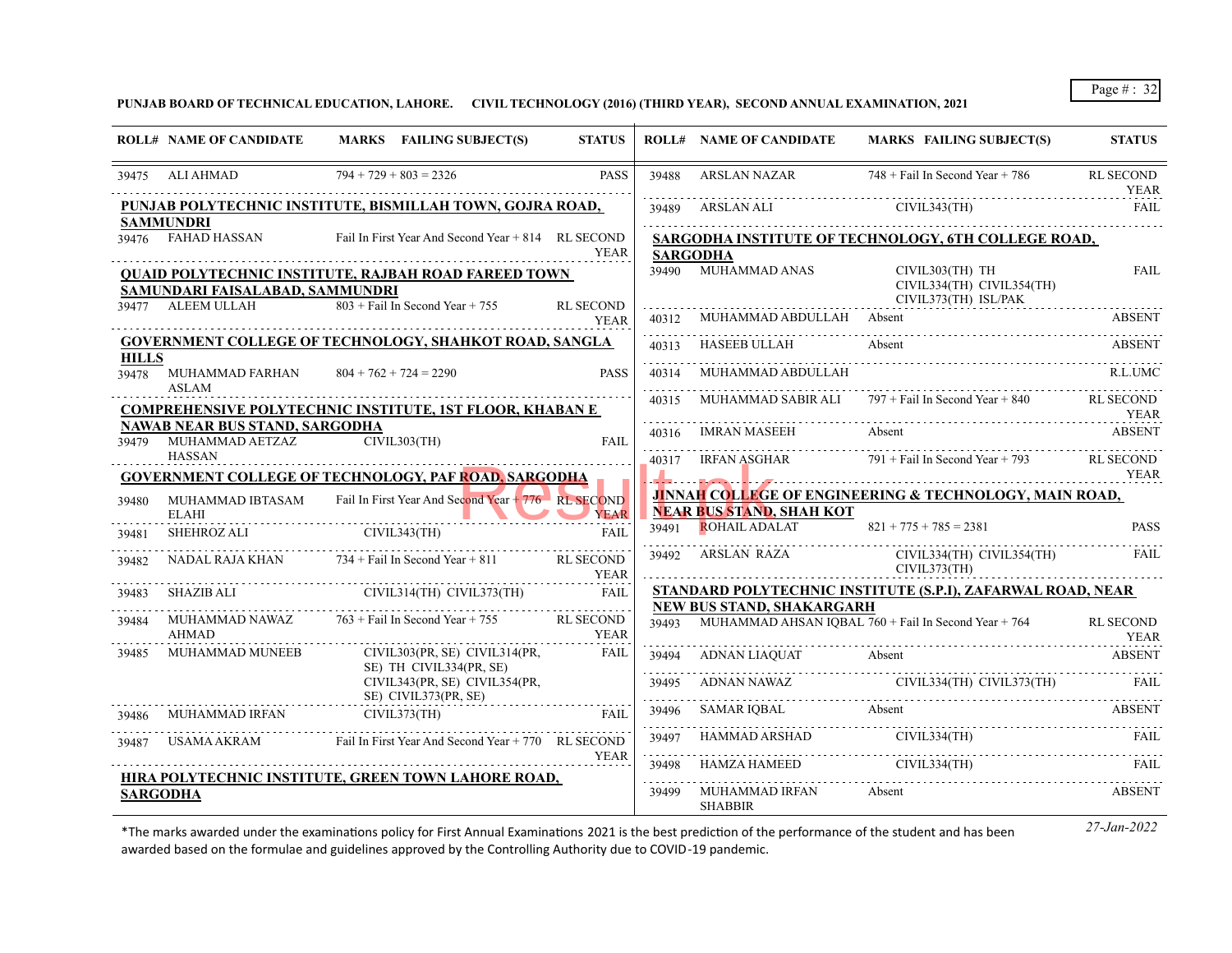**PUNJAB BOARD OF TECHNICAL EDUCATION, LAHORE. CIVIL TECHNOLOGY (2016) (THIRD YEAR), SECOND ANNUAL EXAMINATION, 2021**

| ROLL# | NAME OF CANDIDATE | MARKS | FAILING SUBJECT(S) | STATUS |
|---|---|---|---|---|
| 39475 | ALI AHMAD | 794 + 729 + 803 = 2326 | | PASS |
| **PUNJAB POLYTECHNIC INSTITUTE, BISMILLAH TOWN, GOJRA ROAD, SAMMUNDRI** | | | | |
| 39476 | FAHAD HASSAN | Fail In First Year And Second Year + 814 | | RL SECOND YEAR |
| **QUAID POLYTECHNIC INSTITUTE, RAJBAH ROAD FAREED TOWN SAMUNDARI FAISALABAD, SAMMUNDRI** | | | | |
| 39477 | ALEEM ULLAH | 803 + Fail In Second Year + 755 | | RL SECOND YEAR |
| **GOVERNMENT COLLEGE OF TECHNOLOGY, SHAHKOT ROAD, SANGLA HILLS** | | | | |
| 39478 | MUHAMMAD FARHAN ASLAM | 804 + 762 + 724 = 2290 | | PASS |
| **COMPREHENSIVE POLYTECHNIC INSTITUTE, 1ST FLOOR, KHABAN E NAWAB NEAR BUS STAND, SARGODHA** | | | | |
| 39479 | MUHAMMAD AETZAZ HASSAN | | CIVIL303(TH) | FAIL |
| **GOVERNMENT COLLEGE OF TECHNOLOGY, PAF ROAD, SARGODHA** | | | | |
| 39480 | MUHAMMAD IBTASAM ELAHI | Fail In First Year And Second Year + 776 | | RL SECOND YEAR |
| 39481 | SHEHROZ ALI | | CIVIL343(TH) | FAIL |
| 39482 | NADAL RAJA KHAN | 734 + Fail In Second Year + 811 | | RL SECOND YEAR |
| 39483 | SHAZIB ALI | | CIVIL314(TH) CIVIL373(TH) | FAIL |
| 39484 | MUHAMMAD NAWAZ AHMAD | 763 + Fail In Second Year + 755 | | RL SECOND YEAR |
| 39485 | MUHAMMAD MUNEEB | | CIVIL303(PR, SE) CIVIL314(PR, SE) TH CIVIL334(PR, SE) CIVIL343(PR, SE) CIVIL354(PR, SE) CIVIL373(PR, SE) | FAIL |
| 39486 | MUHAMMAD IRFAN | | CIVIL373(TH) | FAIL |
| 39487 | USAMA AKRAM | Fail In First Year And Second Year + 770 | | RL SECOND YEAR |
| **HIRA POLYTECHNIC INSTITUTE, GREEN TOWN LAHORE ROAD, SARGODHA** | | | | |
| 39488 | ARSLAN NAZAR | 748 + Fail In Second Year + 786 | | RL SECOND YEAR |
| 39489 | ARSLAN ALI | | CIVIL343(TH) | FAIL |
| **SARGODHA INSTITUTE OF TECHNOLOGY, 6TH COLLEGE ROAD, SARGODHA** | | | | |
| 39490 | MUHAMMAD ANAS | | CIVIL303(TH) TH CIVIL334(TH) CIVIL354(TH) CIVIL373(TH) ISL/PAK | FAIL |
| 40312 | MUHAMMAD ABDULLAH | Absent | | ABSENT |
| 40313 | HASEEB ULLAH | Absent | | ABSENT |
| 40314 | MUHAMMAD ABDULLAH | | | R.L.UMC |
| 40315 | MUHAMMAD SABIR ALI | 797 + Fail In Second Year + 840 | | RL SECOND YEAR |
| 40316 | IMRAN MASEEH | Absent | | ABSENT |
| 40317 | IRFAN ASGHAR | 791 + Fail In Second Year + 793 | | RL SECOND YEAR |
| **JINNAH COLLEGE OF ENGINEERING & TECHNOLOGY, MAIN ROAD, NEAR BUS STAND, SHAH KOT** | | | | |
| 39491 | ROHAIL ADALAT | 821 + 775 + 785 = 2381 | | PASS |
| 39492 | ARSLAN RAZA | | CIVIL334(TH) CIVIL354(TH) CIVIL373(TH) | FAIL |
| **STANDARD POLYTECHNIC INSTITUTE (S.P.I), ZAFARWAL ROAD, NEAR NEW BUS STAND, SHAKARGARH** | | | | |
| 39493 | MUHAMMAD AHSAN IQBAL | 760 + Fail In Second Year + 764 | | RL SECOND YEAR |
| 39494 | ADNAN LIAQUAT | Absent | | ABSENT |
| 39495 | ADNAN NAWAZ | | CIVIL334(TH) CIVIL373(TH) | FAIL |
| 39496 | SAMAR IQBAL | Absent | | ABSENT |
| 39497 | HAMMAD ARSHAD | | CIVIL334(TH) | FAIL |
| 39498 | HAMZA HAMEED | | CIVIL334(TH) | FAIL |
| 39499 | MUHAMMAD IRFAN SHABBIR | Absent | | ABSENT |

*The marks awarded under the examinations policy for First Annual Examinations 2021 is the best prediction of the performance of the student and has been awarded based on the formulae and guidelines approved by the Controlling Authority due to COVID-19 pandemic.

*27-Jan-2022*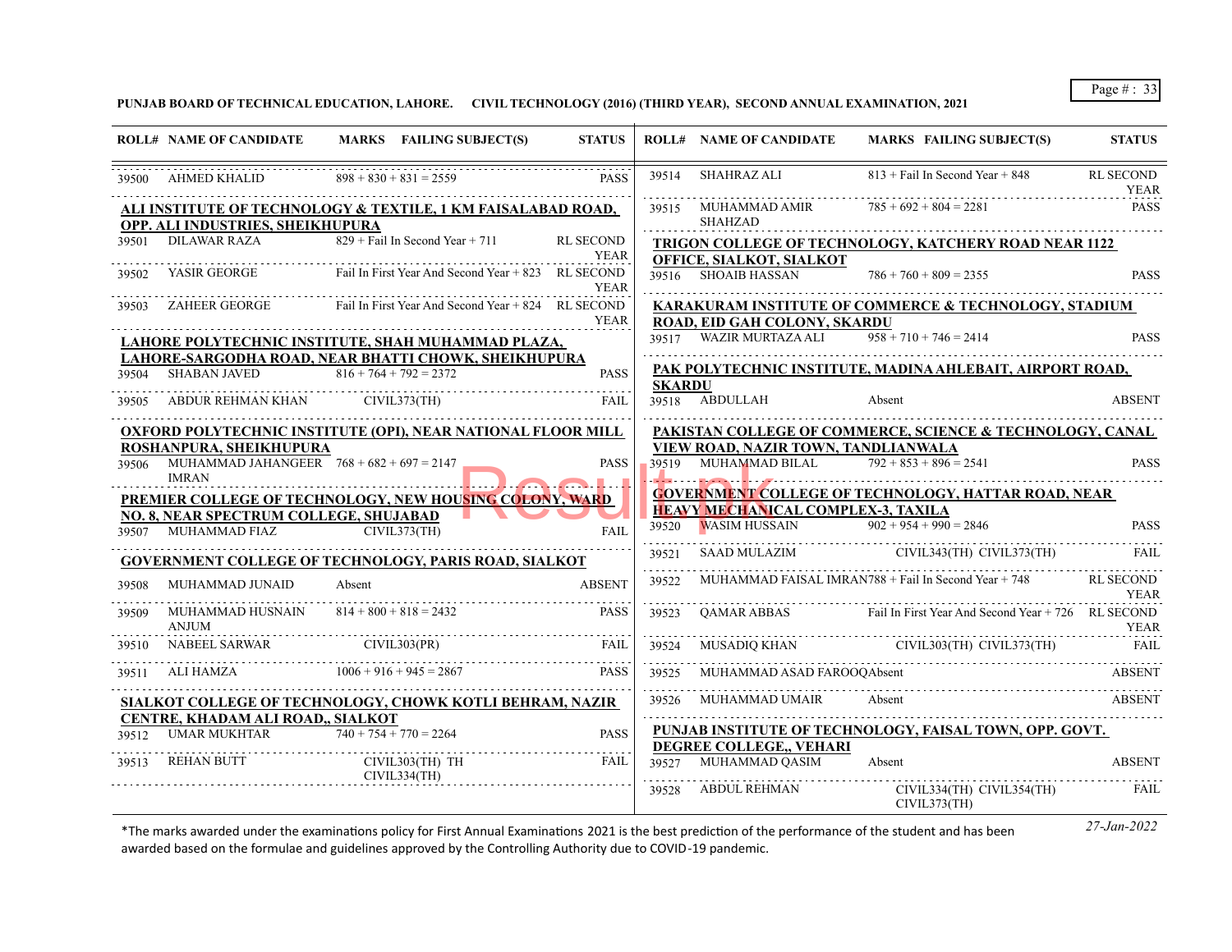**PUNJAB BOARD OF TECHNICAL EDUCATION, LAHORE. CIVIL TECHNOLOGY (2016) (THIRD YEAR), SECOND ANNUAL EXAMINATION, 2021**

| ROLL# | NAME OF CANDIDATE | MARKS | FAILING SUBJECT(S) | STATUS |
|---|---|---|---|---|
| 39500 | AHMED KHALID | 898 + 830 + 831 = 2559 | | PASS |

**ALI INSTITUTE OF TECHNOLOGY & TEXTILE, 1 KM FAISALABAD ROAD, OPP. ALI INDUSTRIES, SHEIKHUPURA**

| ROLL# | NAME OF CANDIDATE | MARKS | FAILING SUBJECT(S) | STATUS |
|---|---|---|---|---|
| 39501 | DILAWAR RAZA | 829 + Fail In Second Year + 711 | | RL SECOND YEAR |
| 39502 | YASIR GEORGE | Fail In First Year And Second Year + 823 | | RL SECOND YEAR |
| 39503 | ZAHEER GEORGE | Fail In First Year And Second Year + 824 | | RL SECOND YEAR |

**LAHORE POLYTECHNIC INSTITUTE, SHAH MUHAMMAD PLAZA, LAHORE-SARGODHA ROAD, NEAR BHATTI CHOWK, SHEIKHUPURA**

| ROLL# | NAME OF CANDIDATE | MARKS | FAILING SUBJECT(S) | STATUS |
|---|---|---|---|---|
| 39504 | SHABAN JAVED | 816 + 764 + 792 = 2372 | | PASS |
| 39505 | ABDUR REHMAN KHAN | | CIVIL373(TH) | FAIL |

**OXFORD POLYTECHNIC INSTITUTE (OPI), NEAR NATIONAL FLOOR MILL ROSHANPURA, SHEIKHUPURA**

| ROLL# | NAME OF CANDIDATE | MARKS | FAILING SUBJECT(S) | STATUS |
|---|---|---|---|---|
| 39506 | MUHAMMAD JAHANGEER IMRAN | 768 + 682 + 697 = 2147 | | PASS |

**PREMIER COLLEGE OF TECHNOLOGY, NEW HOUSING COLONY, WARD NO. 8, NEAR SPECTRUM COLLEGE, SHUJABAD**

| ROLL# | NAME OF CANDIDATE | MARKS | FAILING SUBJECT(S) | STATUS |
|---|---|---|---|---|
| 39507 | MUHAMMAD FIAZ | | CIVIL373(TH) | FAIL |

**GOVERNMENT COLLEGE OF TECHNOLOGY, PARIS ROAD, SIALKOT**

| ROLL# | NAME OF CANDIDATE | MARKS | FAILING SUBJECT(S) | STATUS |
|---|---|---|---|---|
| 39508 | MUHAMMAD JUNAID | Absent | | ABSENT |
| 39509 | MUHAMMAD HUSNAIN ANJUM | 814 + 800 + 818 = 2432 | | PASS |
| 39510 | NABEEL SARWAR | | CIVIL303(PR) | FAIL |
| 39511 | ALI HAMZA | 1006 + 916 + 945 = 2867 | | PASS |

**SIALKOT COLLEGE OF TECHNOLOGY, CHOWK KOTLI BEHRAM, NAZIR CENTRE, KHADAM ALI ROAD,, SIALKOT**

| ROLL# | NAME OF CANDIDATE | MARKS | FAILING SUBJECT(S) | STATUS |
|---|---|---|---|---|
| 39512 | UMAR MUKHTAR | 740 + 754 + 770 = 2264 | | PASS |
| 39513 | REHAN BUTT | | CIVIL303(TH) TH CIVIL334(TH) | FAIL |
| 39514 | SHAHRAZ ALI | 813 + Fail In Second Year + 848 | | RL SECOND YEAR |
| 39515 | MUHAMMAD AMIR SHAHZAD | 785 + 692 + 804 = 2281 | | PASS |

**TRIGON COLLEGE OF TECHNOLOGY, KATCHERY ROAD NEAR 1122 OFFICE, SIALKOT, SIALKOT**

| ROLL# | NAME OF CANDIDATE | MARKS | FAILING SUBJECT(S) | STATUS |
|---|---|---|---|---|
| 39516 | SHOAIB HASSAN | 786 + 760 + 809 = 2355 | | PASS |

**KARAKURAM INSTITUTE OF COMMERCE & TECHNOLOGY, STADIUM ROAD, EID GAH COLONY, SKARDU**

| ROLL# | NAME OF CANDIDATE | MARKS | FAILING SUBJECT(S) | STATUS |
|---|---|---|---|---|
| 39517 | WAZIR MURTAZA ALI | 958 + 710 + 746 = 2414 | | PASS |

**PAK POLYTECHNIC INSTITUTE, MADINA AHLEBAIT, AIRPORT ROAD, SKARDU**

| ROLL# | NAME OF CANDIDATE | MARKS | FAILING SUBJECT(S) | STATUS |
|---|---|---|---|---|
| 39518 | ABDULLAH | Absent | | ABSENT |

**PAKISTAN COLLEGE OF COMMERCE, SCIENCE & TECHNOLOGY, CANAL VIEW ROAD, NAZIR TOWN, TANDLIANWALA**

| ROLL# | NAME OF CANDIDATE | MARKS | FAILING SUBJECT(S) | STATUS |
|---|---|---|---|---|
| 39519 | MUHAMMAD BILAL | 792 + 853 + 896 = 2541 | | PASS |

**GOVERNMENT COLLEGE OF TECHNOLOGY, HATTAR ROAD, NEAR HEAVY MECHANICAL COMPLEX-3, TAXILA**

| ROLL# | NAME OF CANDIDATE | MARKS | FAILING SUBJECT(S) | STATUS |
|---|---|---|---|---|
| 39520 | WASIM HUSSAIN | 902 + 954 + 990 = 2846 | | PASS |
| 39521 | SAAD MULAZIM | | CIVIL343(TH) CIVIL373(TH) | FAIL |
| 39522 | MUHAMMAD FAISAL IMRAN | 788 + Fail In Second Year + 748 | | RL SECOND YEAR |
| 39523 | QAMAR ABBAS | Fail In First Year And Second Year + 726 | | RL SECOND YEAR |
| 39524 | MUSADIQ KHAN | | CIVIL303(TH) CIVIL373(TH) | FAIL |
| 39525 | MUHAMMAD ASAD FAROOQ | Absent | | ABSENT |
| 39526 | MUHAMMAD UMAIR | Absent | | ABSENT |

**PUNJAB INSTITUTE OF TECHNOLOGY, FAISAL TOWN, OPP. GOVT. DEGREE COLLEGE,, VEHARI**

| ROLL# | NAME OF CANDIDATE | MARKS | FAILING SUBJECT(S) | STATUS |
|---|---|---|---|---|
| 39527 | MUHAMMAD QASIM | Absent | | ABSENT |
| 39528 | ABDUL REHMAN | | CIVIL334(TH) CIVIL354(TH) CIVIL373(TH) | FAIL |

*The marks awarded under the examinations policy for First Annual Examinations 2021 is the best prediction of the performance of the student and has been awarded based on the formulae and guidelines approved by the Controlling Authority due to COVID-19 pandemic.

*27-Jan-2022*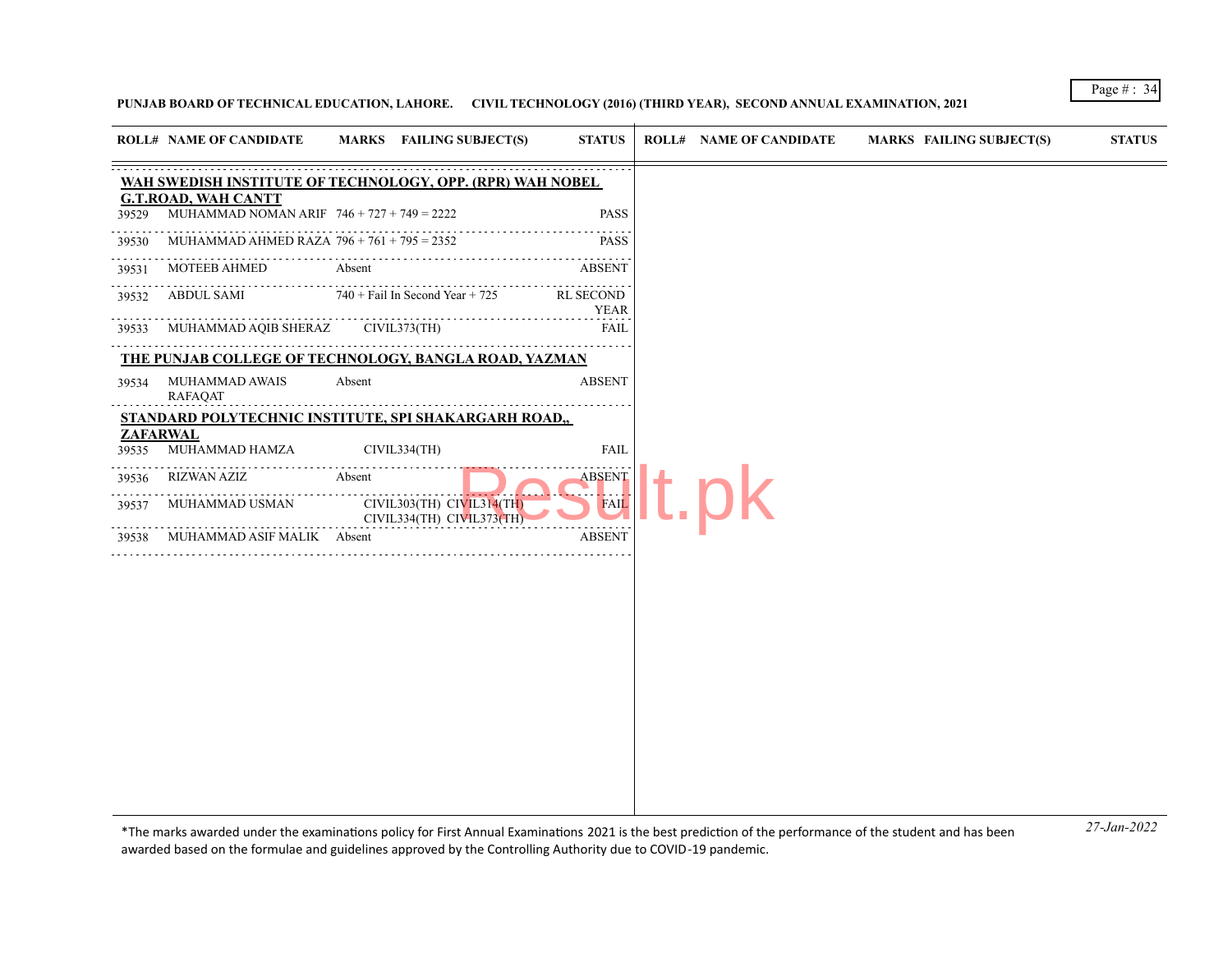**PUNJAB BOARD OF TECHNICAL EDUCATION, LAHORE. CIVIL TECHNOLOGY (2016) (THIRD YEAR), SECOND ANNUAL EXAMINATION, 2021**

| ROLL# | NAME OF CANDIDATE | MARKS | FAILING SUBJECT(S) | STATUS |
|---|---|---|---|---|
| **WAH SWEDISH INSTITUTE OF TECHNOLOGY, OPP. (RPR) WAH NOBEL G.T.ROAD, WAH CANTT** | | | | |
| 39529 | MUHAMMAD NOMAN ARIF | 746 + 727 + 749 = 2222 | | PASS |
| 39530 | MUHAMMAD AHMED RAZA | 796 + 761 + 795 = 2352 | | PASS |
| 39531 | MOTEEB AHMED | Absent | | ABSENT |
| 39532 | ABDUL SAMI | 740 + Fail In Second Year + 725 | | RL SECOND YEAR |
| 39533 | MUHAMMAD AQIB SHERAZ | | CIVIL373(TH) | FAIL |
| **THE PUNJAB COLLEGE OF TECHNOLOGY, BANGLA ROAD, YAZMAN** | | | | |
| 39534 | MUHAMMAD AWAIS RAFAQAT | Absent | | ABSENT |
| **STANDARD POLYTECHNIC INSTITUTE, SPI SHAKARGARH ROAD,, ZAFARWAL** | | | | |
| 39535 | MUHAMMAD HAMZA | | CIVIL334(TH) | FAIL |
| 39536 | RIZWAN AZIZ | Absent | | ABSENT |
| 39537 | MUHAMMAD USMAN | | CIVIL303(TH) CIVIL314(TH) CIVIL334(TH) CIVIL373(TH) | FAIL |
| 39538 | MUHAMMAD ASIF MALIK | Absent | | ABSENT |

*The marks awarded under the examinations policy for First Annual Examinations 2021 is the best prediction of the performance of the student and has been awarded based on the formulae and guidelines approved by the Controlling Authority due to COVID-19 pandemic.

*27-Jan-2022*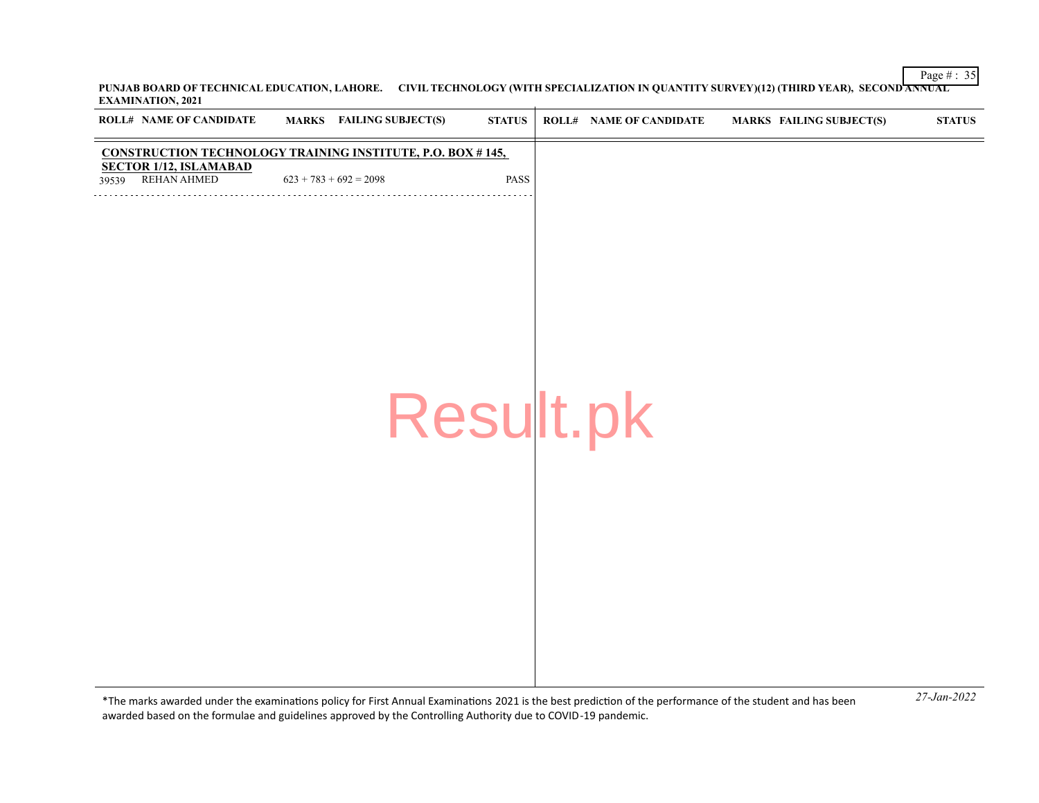**PUNJAB BOARD OF TECHNICAL EDUCATION, LAHORE. CIVIL TECHNOLOGY (WITH SPECIALIZATION IN QUANTITY SURVEY)(12) (THIRD YEAR), SECOND ANNUAL EXAMINATION, 2021**

| ROLL# | NAME OF CANDIDATE | MARKS | FAILING SUBJECT(S) | STATUS |
|---|---|---|---|---|
| **CONSTRUCTION TECHNOLOGY TRAINING INSTITUTE, P.O. BOX # 145, SECTOR 1/12, ISLAMABAD** | | | | |
| 39539 | REHAN AHMED | 623 + 783 + 692 = 2098 | | PASS |

*The marks awarded under the examinations policy for First Annual Examinations 2021 is the best prediction of the performance of the student and has been awarded based on the formulae and guidelines approved by the Controlling Authority due to COVID-19 pandemic.

*27-Jan-2022*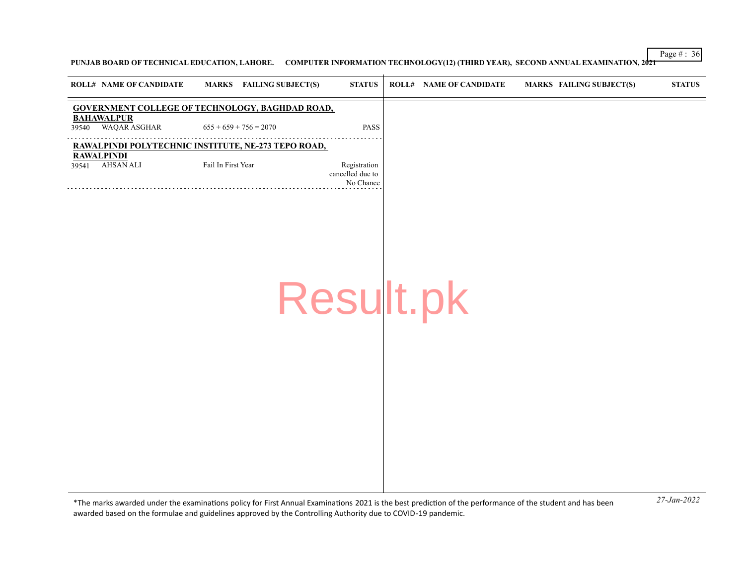PUNJAB BOARD OF TECHNICAL EDUCATION, LAHORE. COMPUTER INFORMATION TECHNOLOGY(12) (THIRD YEAR), SECOND ANNUAL EXAMINATION, 2021

| ROLL# | NAME OF CANDIDATE | MARKS | FAILING SUBJECT(S) | STATUS |
|---|---|---|---|---|
| **GOVERNMENT COLLEGE OF TECHNOLOGY, BAGHDAD ROAD, BAHAWALPUR** | | | | |
| 39540 | WAQAR ASGHAR | 655 + 659 + 756 = 2070 | | PASS |
| **RAWALPINDI POLYTECHNIC INSTITUTE, NE-273 TEPO ROAD, RAWALPINDI** | | | | |
| 39541 | AHSAN ALI | Fail In First Year | | Registration cancelled due to No Chance |

*The marks awarded under the examinations policy for First Annual Examinations 2021 is the best prediction of the performance of the student and has been awarded based on the formulae and guidelines approved by the Controlling Authority due to COVID-19 pandemic.

*27-Jan-2022*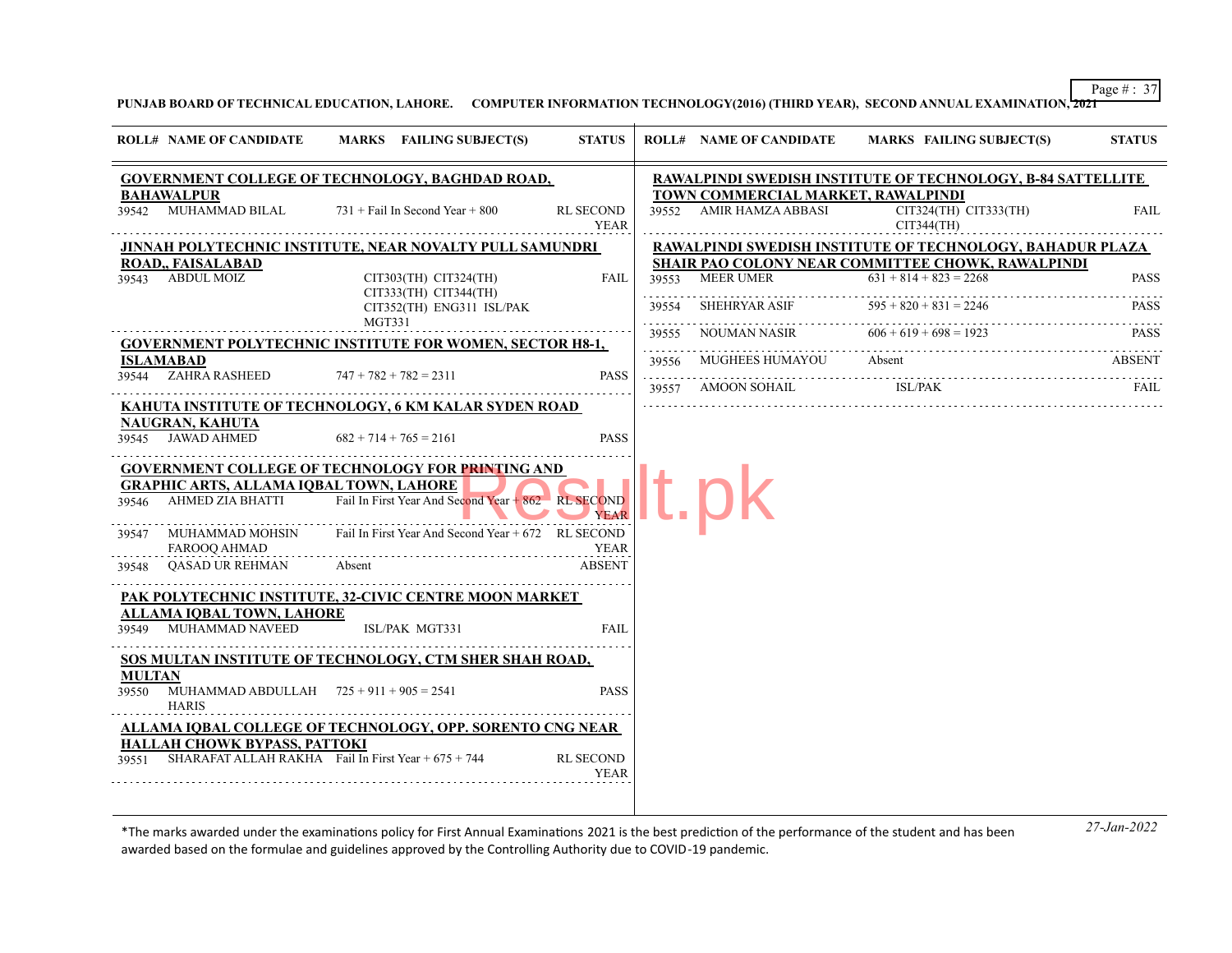PUNJAB BOARD OF TECHNICAL EDUCATION, LAHORE. COMPUTER INFORMATION TECHNOLOGY(2016) (THIRD YEAR), SECOND ANNUAL EXAMINATION, 2021

| ROLL# | NAME OF CANDIDATE | MARKS FAILING SUBJECT(S) | STATUS |
|---|---|---|---|
| **GOVERNMENT COLLEGE OF TECHNOLOGY, BAGHDAD ROAD, BAHAWALPUR** | | | |
| 39542 | MUHAMMAD BILAL | 731 + Fail In Second Year + 800 | RL SECOND YEAR |
| **JINNAH POLYTECHNIC INSTITUTE, NEAR NOVALTY PULL SAMUNDRI ROAD,, FAISALABAD** | | | |
| 39543 | ABDUL MOIZ | CIT303(TH) CIT324(TH) CIT333(TH) CIT344(TH) CIT352(TH) ENG311 ISL/PAK MGT331 | FAIL |
| **GOVERNMENT POLYTECHNIC INSTITUTE FOR WOMEN, SECTOR H8-1, ISLAMABAD** | | | |
| 39544 | ZAHRA RASHEED | 747 + 782 + 782 = 2311 | PASS |
| **KAHUTA INSTITUTE OF TECHNOLOGY, 6 KM KALAR SYDEN ROAD NAUGRAN, KAHUTA** | | | |
| 39545 | JAWAD AHMED | 682 + 714 + 765 = 2161 | PASS |
| **GOVERNMENT COLLEGE OF TECHNOLOGY FOR PRINTING AND GRAPHIC ARTS, ALLAMA IQBAL TOWN, LAHORE** | | | |
| 39546 | AHMED ZIA BHATTI | Fail In First Year And Second Year + 862 | RL SECOND YEAR |
| 39547 | MUHAMMAD MOHSIN FAROOQ AHMAD | Fail In First Year And Second Year + 672 | RL SECOND YEAR |
| 39548 | QASAD UR REHMAN | Absent | ABSENT |
| **PAK POLYTECHNIC INSTITUTE, 32-CIVIC CENTRE MOON MARKET ALLAMA IQBAL TOWN, LAHORE** | | | |
| 39549 | MUHAMMAD NAVEED | ISL/PAK MGT331 | FAIL |
| **SOS MULTAN INSTITUTE OF TECHNOLOGY, CTM SHER SHAH ROAD, MULTAN** | | | |
| 39550 | MUHAMMAD ABDULLAH HARIS | 725 + 911 + 905 = 2541 | PASS |
| **ALLAMA IQBAL COLLEGE OF TECHNOLOGY, OPP. SORENTO CNG NEAR HALLAH CHOWK BYPASS, PATTOKI** | | | |
| 39551 | SHARAFAT ALLAH RAKHA | Fail In First Year + 675 + 744 | RL SECOND YEAR |
| **RAWALPINDI SWEDISH INSTITUTE OF TECHNOLOGY, B-84 SATTELLITE TOWN COMMERCIAL MARKET, RAWALPINDI** | | | |
| 39552 | AMIR HAMZA ABBASI | CIT324(TH) CIT333(TH) CIT344(TH) | FAIL |
| **RAWALPINDI SWEDISH INSTITUTE OF TECHNOLOGY, BAHADUR PLAZA SHAIR PAO COLONY NEAR COMMITTEE CHOWK, RAWALPINDI** | | | |
| 39553 | MEER UMER | 631 + 814 + 823 = 2268 | PASS |
| 39554 | SHEHRYAR ASIF | 595 + 820 + 831 = 2246 | PASS |
| 39555 | NOUMAN NASIR | 606 + 619 + 698 = 1923 | PASS |
| 39556 | MUGHEES HUMAYOU | Absent | ABSENT |
| 39557 | AMOON SOHAIL | ISL/PAK | FAIL |

*The marks awarded under the examinations policy for First Annual Examinations 2021 is the best prediction of the performance of the student and has been awarded based on the formulae and guidelines approved by the Controlling Authority due to COVID-19 pandemic.

*27-Jan-2022*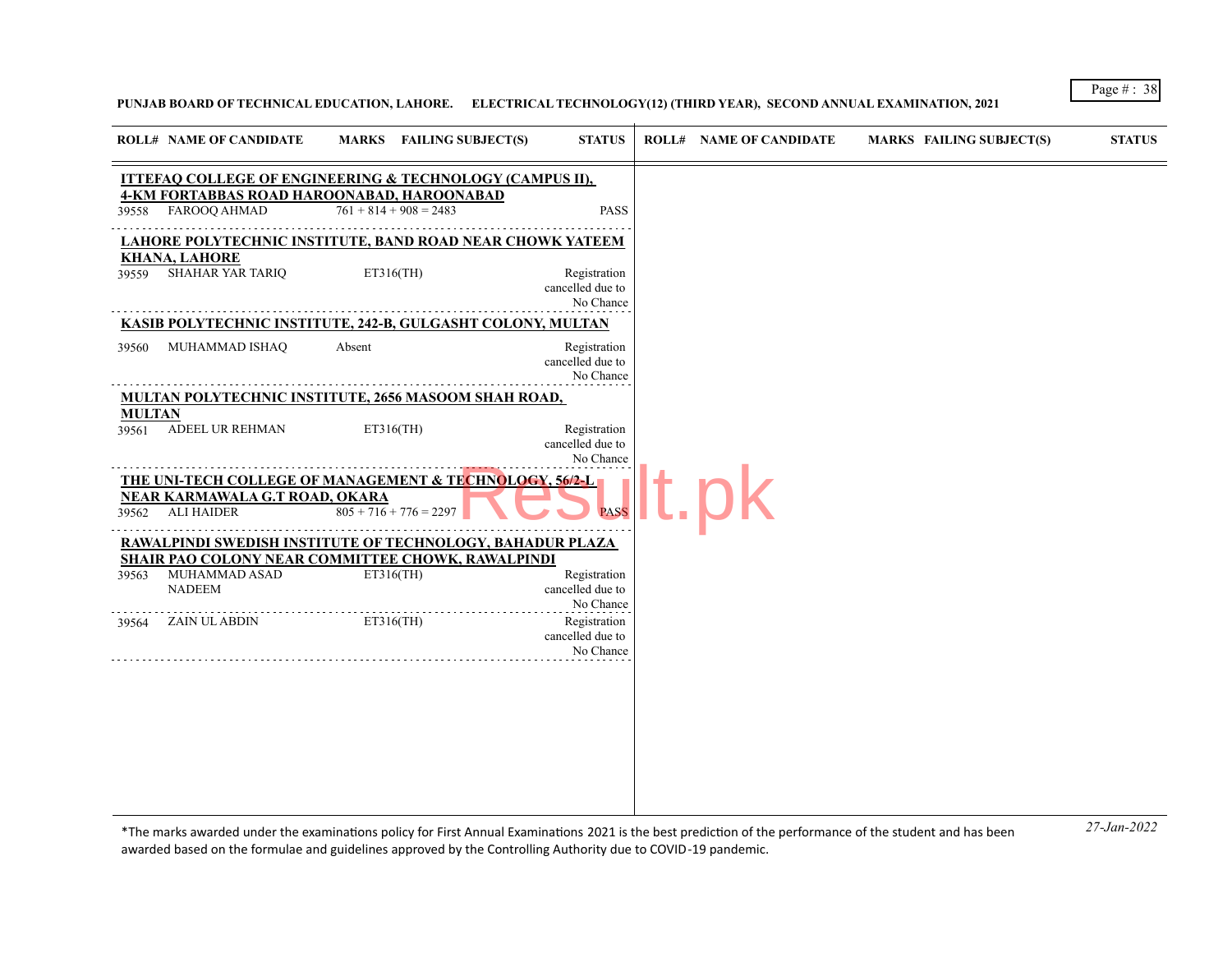**PUNJAB BOARD OF TECHNICAL EDUCATION, LAHORE. ELECTRICAL TECHNOLOGY(12) (THIRD YEAR), SECOND ANNUAL EXAMINATION, 2021**

| ROLL# | NAME OF CANDIDATE | MARKS | FAILING SUBJECT(S) | STATUS |
|---|---|---|---|---|
| **ITTEFAQ COLLEGE OF ENGINEERING & TECHNOLOGY (CAMPUS II), 4-KM FORTABBAS ROAD HAROONABAD, HAROONABAD** | | | | |
| 39558 | FAROOQ AHMAD | 761 + 814 + 908 = 2483 | | PASS |
| **LAHORE POLYTECHNIC INSTITUTE, BAND ROAD NEAR CHOWK YATEEM KHANA, LAHORE** | | | | |
| 39559 | SHAHAR YAR TARIQ | | ET316(TH) | Registration cancelled due to No Chance |
| **KASIB POLYTECHNIC INSTITUTE, 242-B, GULGASHT COLONY, MULTAN** | | | | |
| 39560 | MUHAMMAD ISHAQ | Absent | | Registration cancelled due to No Chance |
| **MULTAN POLYTECHNIC INSTITUTE, 2656 MASOOM SHAH ROAD, MULTAN** | | | | |
| 39561 | ADEEL UR REHMAN | | ET316(TH) | Registration cancelled due to No Chance |
| **THE UNI-TECH COLLEGE OF MANAGEMENT & TECHNOLOGY, 56/2-L NEAR KARMAWALA G.T ROAD, OKARA** | | | | |
| 39562 | ALI HAIDER | 805 + 716 + 776 = 2297 | | PASS |
| **RAWALPINDI SWEDISH INSTITUTE OF TECHNOLOGY, BAHADUR PLAZA SHAIR PAO COLONY NEAR COMMITTEE CHOWK, RAWALPINDI** | | | | |
| 39563 | MUHAMMAD ASAD NADEEM | | ET316(TH) | Registration cancelled due to No Chance |
| 39564 | ZAIN UL ABDIN | | ET316(TH) | Registration cancelled due to No Chance |

*The marks awarded under the examinations policy for First Annual Examinations 2021 is the best prediction of the performance of the student and has been awarded based on the formulae and guidelines approved by the Controlling Authority due to COVID-19 pandemic.

*27-Jan-2022*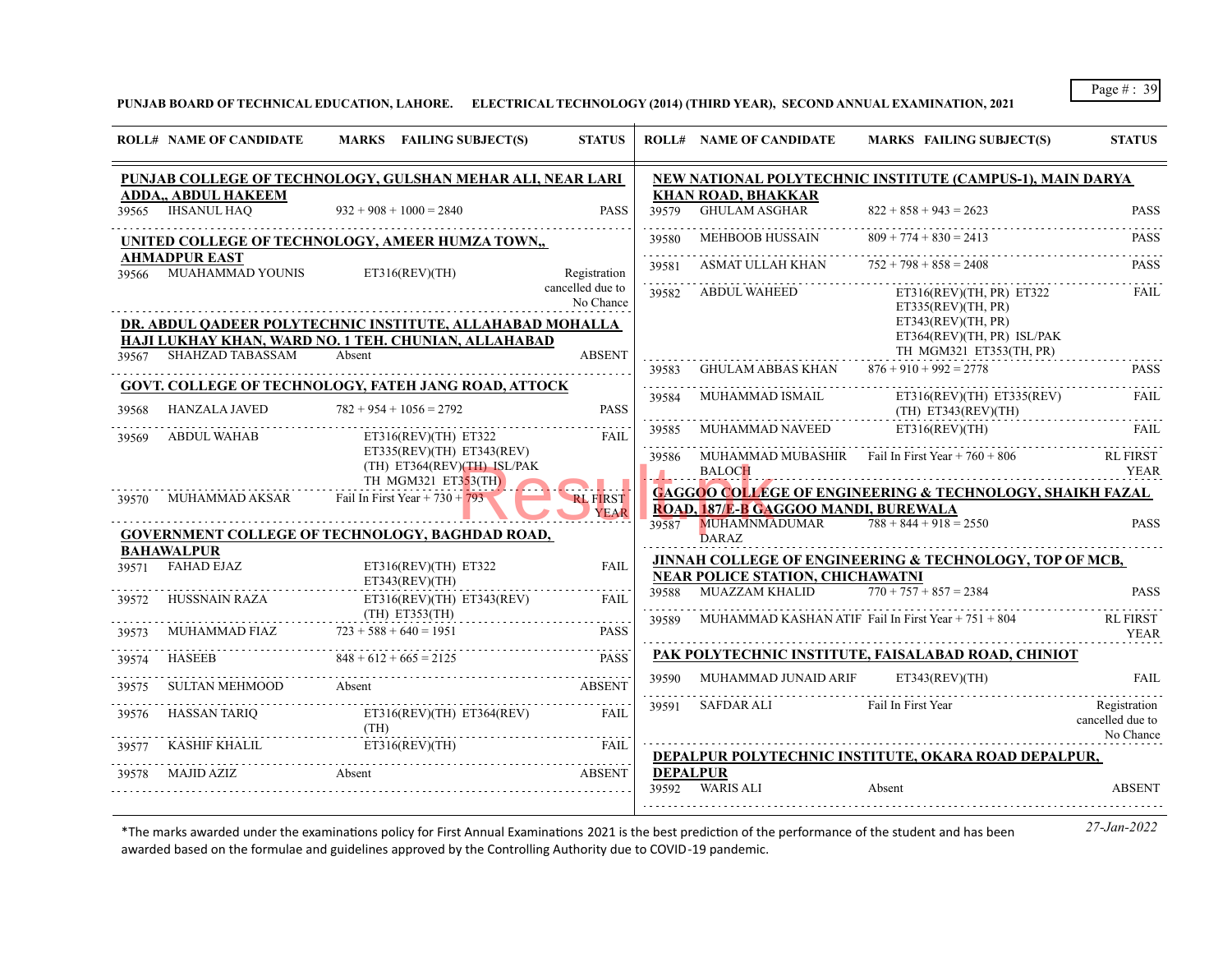**PUNJAB BOARD OF TECHNICAL EDUCATION, LAHORE. ELECTRICAL TECHNOLOGY (2014) (THIRD YEAR), SECOND ANNUAL EXAMINATION, 2021**

| ROLL# | NAME OF CANDIDATE | MARKS | FAILING SUBJECT(S) | STATUS |
|---|---|---|---|---|
| **PUNJAB COLLEGE OF TECHNOLOGY, GULSHAN MEHAR ALI, NEAR LARI ADDA,, ABDUL HAKEEM** | | | | |
| 39565 | IHSANUL HAQ | 932 + 908 + 1000 = 2840 | | PASS |
| **UNITED COLLEGE OF TECHNOLOGY, AMEER HUMZA TOWN,, AHMADPUR EAST** | | | | |
| 39566 | MUAHAMMAD YOUNIS | | ET316(REV)(TH) | Registration cancelled due to No Chance |
| **DR. ABDUL QADEER POLYTECHNIC INSTITUTE, ALLAHABAD MOHALLA HAJI LUKHAY KHAN, WARD NO. 1 TEH. CHUNIAN, ALLAHABAD** | | | | |
| 39567 | SHAHZAD TABASSAM | Absent | | ABSENT |
| **GOVT. COLLEGE OF TECHNOLOGY, FATEH JANG ROAD, ATTOCK** | | | | |
| 39568 | HANZALA JAVED | 782 + 954 + 1056 = 2792 | | PASS |
| 39569 | ABDUL WAHAB | | ET316(REV)(TH) ET322 ET335(REV)(TH) ET343(REV)(TH) ET364(REV)(TH) ISL/PAK TH MGM321 ET353(TH) | FAIL |
| 39570 | MUHAMMAD AKSAR | Fail In First Year + 730 + 793 | | RL FIRST YEAR |
| **GOVERNMENT COLLEGE OF TECHNOLOGY, BAGHDAD ROAD, BAHAWALPUR** | | | | |
| 39571 | FAHAD EJAZ | | ET316(REV)(TH) ET322 ET343(REV)(TH) | FAIL |
| 39572 | HUSSNAIN RAZA | | ET316(REV)(TH) ET343(REV)(TH) ET353(TH) | FAIL |
| 39573 | MUHAMMAD FIAZ | 723 + 588 + 640 = 1951 | | PASS |
| 39574 | HASEEB | 848 + 612 + 665 = 2125 | | PASS |
| 39575 | SULTAN MEHMOOD | Absent | | ABSENT |
| 39576 | HASSAN TARIQ | | ET316(REV)(TH) ET364(REV)(TH) | FAIL |
| 39577 | KASHIF KHALIL | | ET316(REV)(TH) | FAIL |
| 39578 | MAJID AZIZ | Absent | | ABSENT |
| **NEW NATIONAL POLYTECHNIC INSTITUTE (CAMPUS-1), MAIN DARYA KHAN ROAD, BHAKKAR** | | | | |
| 39579 | GHULAM ASGHAR | 822 + 858 + 943 = 2623 | | PASS |
| 39580 | MEHBOOB HUSSAIN | 809 + 774 + 830 = 2413 | | PASS |
| 39581 | ASMAT ULLAH KHAN | 752 + 798 + 858 = 2408 | | PASS |
| 39582 | ABDUL WAHEED | | ET316(REV)(TH, PR) ET322 ET335(REV)(TH, PR) ET343(REV)(TH, PR) ET364(REV)(TH, PR) ISL/PAK TH MGM321 ET353(TH, PR) | FAIL |
| 39583 | GHULAM ABBAS KHAN | 876 + 910 + 992 = 2778 | | PASS |
| 39584 | MUHAMMAD ISMAIL | | ET316(REV)(TH) ET335(REV)(TH) ET343(REV)(TH) | FAIL |
| 39585 | MUHAMMAD NAVEED | | ET316(REV)(TH) | FAIL |
| 39586 | MUHAMMAD MUBASHIR BALOCH | Fail In First Year + 760 + 806 | | RL FIRST YEAR |
| **GAGGOO COLLEGE OF ENGINEERING & TECHNOLOGY, SHAIKH FAZAL ROAD, 187/E-B GAGGOO MANDI, BUREWALA** | | | | |
| 39587 | MUHAMNMADUMAR DARAZ | 788 + 844 + 918 = 2550 | | PASS |
| **JINNAH COLLEGE OF ENGINEERING & TECHNOLOGY, TOP OF MCB, NEAR POLICE STATION, CHICHAWATNI** | | | | |
| 39588 | MUAZZAM KHALID | 770 + 757 + 857 = 2384 | | PASS |
| 39589 | MUHAMMAD KASHAN ATIF | Fail In First Year + 751 + 804 | | RL FIRST YEAR |
| **PAK POLYTECHNIC INSTITUTE, FAISALABAD ROAD, CHINIOT** | | | | |
| 39590 | MUHAMMAD JUNAID ARIF | | ET343(REV)(TH) | FAIL |
| 39591 | SAFDAR ALI | Fail In First Year | | Registration cancelled due to No Chance |
| **DEPALPUR POLYTECHNIC INSTITUTE, OKARA ROAD DEPALPUR, DEPALPUR** | | | | |
| 39592 | WARIS ALI | Absent | | ABSENT |

*The marks awarded under the examinations policy for First Annual Examinations 2021 is the best prediction of the performance of the student and has been awarded based on the formulae and guidelines approved by the Controlling Authority due to COVID-19 pandemic.

27-Jan-2022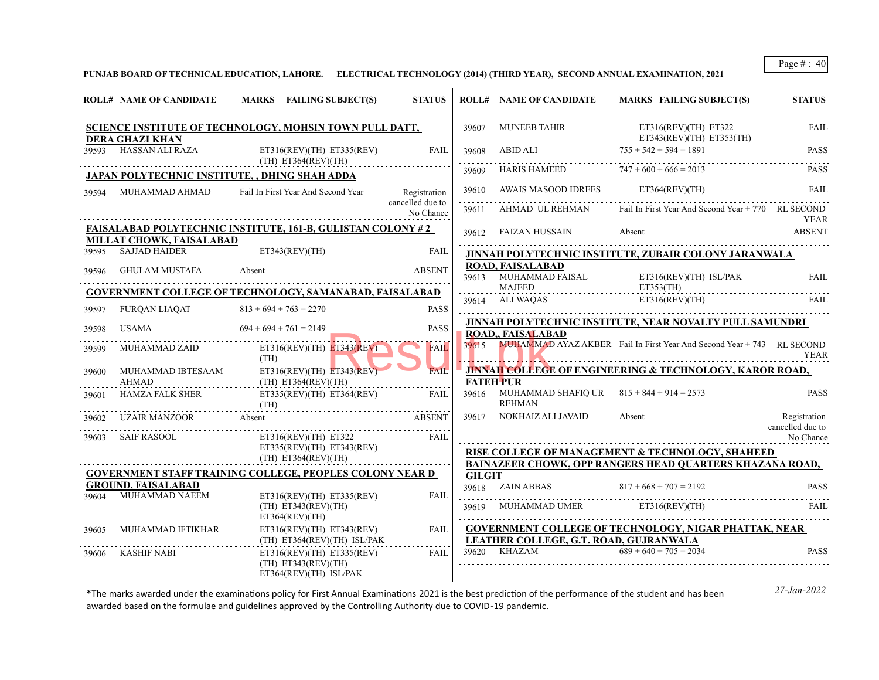PUNJAB BOARD OF TECHNICAL EDUCATION, LAHORE. ELECTRICAL TECHNOLOGY (2014) (THIRD YEAR), SECOND ANNUAL EXAMINATION, 2021

| ROLL# | NAME OF CANDIDATE | MARKS FAILING SUBJECT(S) | STATUS |
|---|---|---|---|
| **SCIENCE INSTITUTE OF TECHNOLOGY, MOHSIN TOWN PULL DATT, DERA GHAZI KHAN** | | | |
| 39593 | HASSAN ALI RAZA | ET316(REV)(TH) ET335(REV)(TH) ET364(REV)(TH) | FAIL |
| **JAPAN POLYTECHNIC INSTITUTE, , DHING SHAH ADDA** | | | |
| 39594 | MUHAMMAD AHMAD | Fail In First Year And Second Year | Registration cancelled due to No Chance |
| **FAISALABAD POLYTECHNIC INSTITUTE, 161-B, GULISTAN COLONY # 2 MILLAT CHOWK, FAISALABAD** | | | |
| 39595 | SAJJAD HAIDER | ET343(REV)(TH) | FAIL |
| 39596 | GHULAM MUSTAFA | Absent | ABSENT |
| **GOVERNMENT COLLEGE OF TECHNOLOGY, SAMANABAD, FAISALABAD** | | | |
| 39597 | FURQAN LIAQAT | 813 + 694 + 763 = 2270 | PASS |
| 39598 | USAMA | 694 + 694 + 761 = 2149 | PASS |
| 39599 | MUHAMMAD ZAID | ET316(REV)(TH) ET343(REV)(TH) | FAIL |
| 39600 | MUHAMMAD IBTESAAM AHMAD | ET316(REV)(TH) ET343(REV)(TH) ET364(REV)(TH) | FAIL |
| 39601 | HAMZA FALK SHER | ET335(REV)(TH) ET364(REV)(TH) | FAIL |
| 39602 | UZAIR MANZOOR | Absent | ABSENT |
| 39603 | SAIF RASOOL | ET316(REV)(TH) ET322 ET335(REV)(TH) ET343(REV)(TH) ET364(REV)(TH) | FAIL |
| **GOVERNMENT STAFF TRAINING COLLEGE, PEOPLES COLONY NEAR D GROUND, FAISALABAD** | | | |
| 39604 | MUHAMMAD NAEEM | ET316(REV)(TH) ET335(REV)(TH) ET343(REV)(TH) ET364(REV)(TH) | FAIL |
| 39605 | MUHAMMAD IFTIKHAR | ET316(REV)(TH) ET343(REV)(TH) ET364(REV)(TH) ISL/PAK | FAIL |
| 39606 | KASHIF NABI | ET316(REV)(TH) ET335(REV)(TH) ET343(REV)(TH) ET364(REV)(TH) ISL/PAK | FAIL |
| 39607 | MUNEEB TAHIR | ET316(REV)(TH) ET322 ET343(REV)(TH) ET353(TH) | FAIL |
| 39608 | ABID ALI | 755 + 542 + 594 = 1891 | PASS |
| 39609 | HARIS HAMEED | 747 + 600 + 666 = 2013 | PASS |
| 39610 | AWAIS MASOOD IDREES | ET364(REV)(TH) | FAIL |
| 39611 | AHMAD UL REHMAN | Fail In First Year And Second Year + 770 | RL SECOND YEAR |
| 39612 | FAIZAN HUSSAIN | Absent | ABSENT |
| **JINNAH POLYTECHNIC INSTITUTE, ZUBAIR COLONY JARANWALA ROAD, FAISALABAD** | | | |
| 39613 | MUHAMMAD FAISAL MAJEED | ET316(REV)(TH) ISL/PAK ET353(TH) | FAIL |
| 39614 | ALI WAQAS | ET316(REV)(TH) | FAIL |
| **JINNAH POLYTECHNIC INSTITUTE, NEAR NOVALTY PULL SAMUNDRI ROAD,, FAISALABAD** | | | |
| 39615 | MUHAMMAD AYAZ AKBER | Fail In First Year And Second Year + 743 | RL SECOND YEAR |
| **JINNAH COLLEGE OF ENGINEERING & TECHNOLOGY, KAROR ROAD, FATEH PUR** | | | |
| 39616 | MUHAMMAD SHAFIQ UR REHMAN | 815 + 844 + 914 = 2573 | PASS |
| 39617 | NOKHAIZ ALI JAVAID | Absent | Registration cancelled due to No Chance |
| **RISE COLLEGE OF MANAGEMENT & TECHNOLOGY, SHAHEED BAINAZEER CHOWK, OPP RANGERS HEAD QUARTERS KHAZANA ROAD, GILGIT** | | | |
| 39618 | ZAIN ABBAS | 817 + 668 + 707 = 2192 | PASS |
| 39619 | MUHAMMAD UMER | ET316(REV)(TH) | FAIL |
| **GOVERNMENT COLLEGE OF TECHNOLOGY, NIGAR PHATTAK, NEAR LEATHER COLLEGE, G.T. ROAD, GUJRANWALA** | | | |
| 39620 | KHAZAM | 689 + 640 + 705 = 2034 | PASS |

*The marks awarded under the examinations policy for First Annual Examinations 2021 is the best prediction of the performance of the student and has been awarded based on the formulae and guidelines approved by the Controlling Authority due to COVID-19 pandemic.

*27-Jan-2022*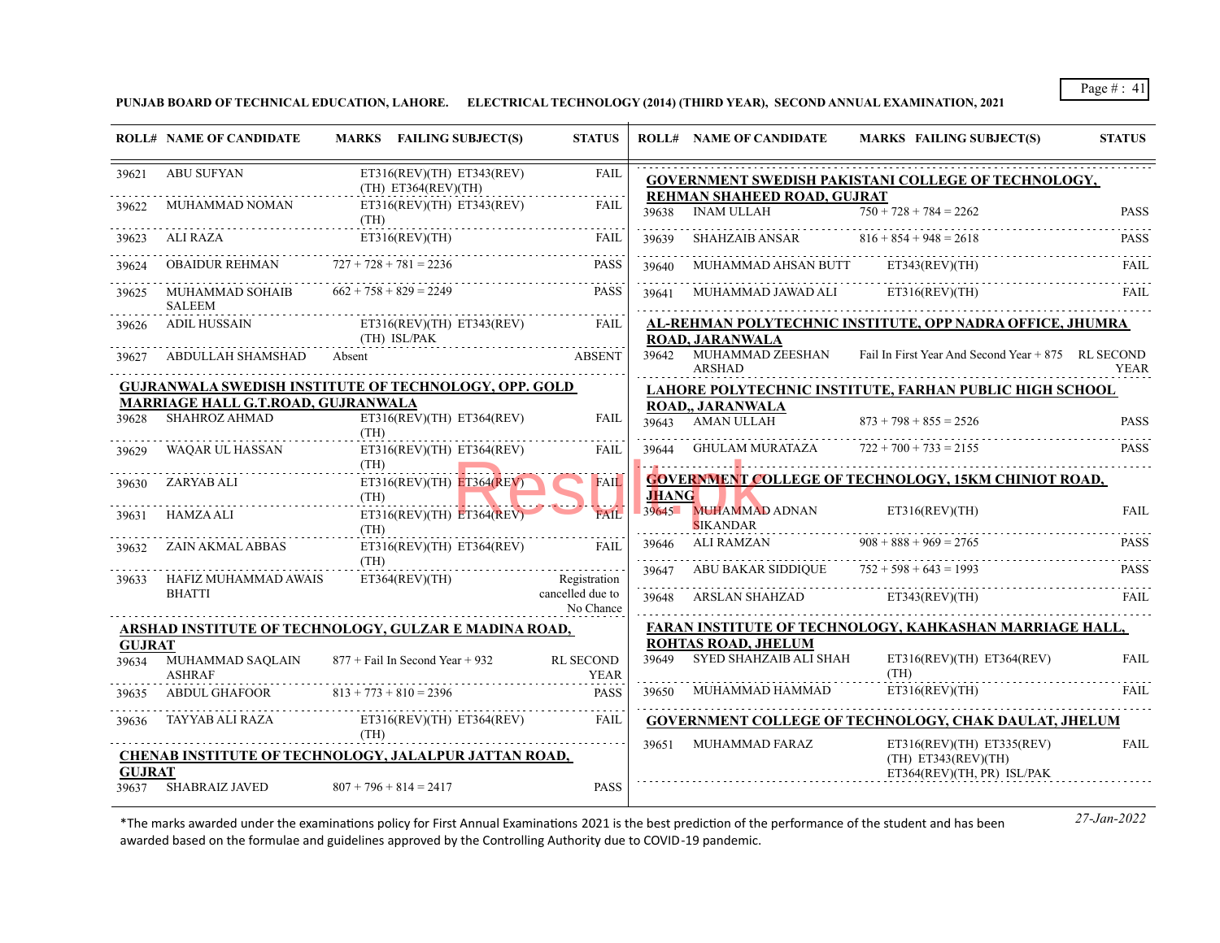PUNJAB BOARD OF TECHNICAL EDUCATION, LAHORE. ELECTRICAL TECHNOLOGY (2014) (THIRD YEAR), SECOND ANNUAL EXAMINATION, 2021

| ROLL# | NAME OF CANDIDATE | MARKS | FAILING SUBJECT(S) | STATUS |
|---|---|---|---|---|
| 39621 | ABU SUFYAN | | ET316(REV)(TH) ET343(REV)(TH) ET364(REV)(TH) | FAIL |
| 39622 | MUHAMMAD NOMAN | | ET316(REV)(TH) ET343(REV)(TH) | FAIL |
| 39623 | ALI RAZA | | ET316(REV)(TH) | FAIL |
| 39624 | OBAIDUR REHMAN | 727 + 728 + 781 = 2236 | | PASS |
| 39625 | MUHAMMAD SOHAIB SALEEM | 662 + 758 + 829 = 2249 | | PASS |
| 39626 | ADIL HUSSAIN | | ET316(REV)(TH) ET343(REV)(TH) ISL/PAK | FAIL |
| 39627 | ABDULLAH SHAMSHAD | Absent | | ABSENT |

**GUJRANWALA SWEDISH INSTITUTE OF TECHNOLOGY, OPP. GOLD MARRIAGE HALL G.T.ROAD, GUJRANWALA**

| ROLL# | NAME OF CANDIDATE | MARKS | FAILING SUBJECT(S) | STATUS |
|---|---|---|---|---|
| 39628 | SHAHROZ AHMAD | | ET316(REV)(TH) ET364(REV)(TH) | FAIL |
| 39629 | WAQAR UL HASSAN | | ET316(REV)(TH) ET364(REV)(TH) | FAIL |
| 39630 | ZARYAB ALI | | ET316(REV)(TH) ET364(REV)(TH) | FAIL |
| 39631 | HAMZA ALI | | ET316(REV)(TH) ET364(REV)(TH) | FAIL |
| 39632 | ZAIN AKMAL ABBAS | | ET316(REV)(TH) ET364(REV)(TH) | FAIL |
| 39633 | HAFIZ MUHAMMAD AWAIS BHATTI | | ET364(REV)(TH) | Registration cancelled due to No Chance |

**ARSHAD INSTITUTE OF TECHNOLOGY, GULZAR E MADINA ROAD, GUJRAT**

| ROLL# | NAME OF CANDIDATE | MARKS | FAILING SUBJECT(S) | STATUS |
|---|---|---|---|---|
| 39634 | MUHAMMAD SAQLAIN ASHRAF | 877 + Fail In Second Year + 932 | | RL SECOND YEAR |
| 39635 | ABDUL GHAFOOR | 813 + 773 + 810 = 2396 | | PASS |
| 39636 | TAYYAB ALI RAZA | | ET316(REV)(TH) ET364(REV)(TH) | FAIL |

**CHENAB INSTITUTE OF TECHNOLOGY, JALALPUR JATTAN ROAD, GUJRAT**

| ROLL# | NAME OF CANDIDATE | MARKS | FAILING SUBJECT(S) | STATUS |
|---|---|---|---|---|
| 39637 | SHABRAIZ JAVED | 807 + 796 + 814 = 2417 | | PASS |

**GOVERNMENT SWEDISH PAKISTANI COLLEGE OF TECHNOLOGY, REHMAN SHAHEED ROAD, GUJRAT**

| ROLL# | NAME OF CANDIDATE | MARKS | FAILING SUBJECT(S) | STATUS |
|---|---|---|---|---|
| 39638 | INAM ULLAH | 750 + 728 + 784 = 2262 | | PASS |
| 39639 | SHAHZAIB ANSAR | 816 + 854 + 948 = 2618 | | PASS |
| 39640 | MUHAMMAD AHSAN BUTT | | ET343(REV)(TH) | FAIL |
| 39641 | MUHAMMAD JAWAD ALI | | ET316(REV)(TH) | FAIL |

**AL-REHMAN POLYTECHNIC INSTITUTE, OPP NADRA OFFICE, JHUMRA ROAD, JARANWALA**

| ROLL# | NAME OF CANDIDATE | MARKS | FAILING SUBJECT(S) | STATUS |
|---|---|---|---|---|
| 39642 | MUHAMMAD ZEESHAN ARSHAD | Fail In First Year And Second Year + 875 | | RL SECOND YEAR |

**LAHORE POLYTECHNIC INSTITUTE, FARHAN PUBLIC HIGH SCHOOL ROAD,, JARANWALA**

| ROLL# | NAME OF CANDIDATE | MARKS | FAILING SUBJECT(S) | STATUS |
|---|---|---|---|---|
| 39643 | AMAN ULLAH | 873 + 798 + 855 = 2526 | | PASS |
| 39644 | GHULAM MURATAZA | 722 + 700 + 733 = 2155 | | PASS |

**GOVERNMENT COLLEGE OF TECHNOLOGY, 15KM CHINIOT ROAD, JHANG**

| ROLL# | NAME OF CANDIDATE | MARKS | FAILING SUBJECT(S) | STATUS |
|---|---|---|---|---|
| 39645 | MUHAMMAD ADNAN SIKANDAR | | ET316(REV)(TH) | FAIL |
| 39646 | ALI RAMZAN | 908 + 888 + 969 = 2765 | | PASS |
| 39647 | ABU BAKAR SIDDIQUE | 752 + 598 + 643 = 1993 | | PASS |
| 39648 | ARSLAN SHAHZAD | | ET343(REV)(TH) | FAIL |

**FARAN INSTITUTE OF TECHNOLOGY, KAHKASHAN MARRIAGE HALL, ROHTAS ROAD, JHELUM**

| ROLL# | NAME OF CANDIDATE | MARKS | FAILING SUBJECT(S) | STATUS |
|---|---|---|---|---|
| 39649 | SYED SHAHZAIB ALI SHAH | | ET316(REV)(TH) ET364(REV)(TH) | FAIL |
| 39650 | MUHAMMAD HAMMAD | | ET316(REV)(TH) | FAIL |

**GOVERNMENT COLLEGE OF TECHNOLOGY, CHAK DAULAT, JHELUM**

| ROLL# | NAME OF CANDIDATE | MARKS | FAILING SUBJECT(S) | STATUS |
|---|---|---|---|---|
| 39651 | MUHAMMAD FARAZ | | ET316(REV)(TH) ET335(REV)(TH) ET343(REV)(TH) ET364(REV)(TH, PR) ISL/PAK | FAIL |

*The marks awarded under the examinations policy for First Annual Examinations 2021 is the best prediction of the performance of the student and has been awarded based on the formulae and guidelines approved by the Controlling Authority due to COVID-19 pandemic.

*27-Jan-2022*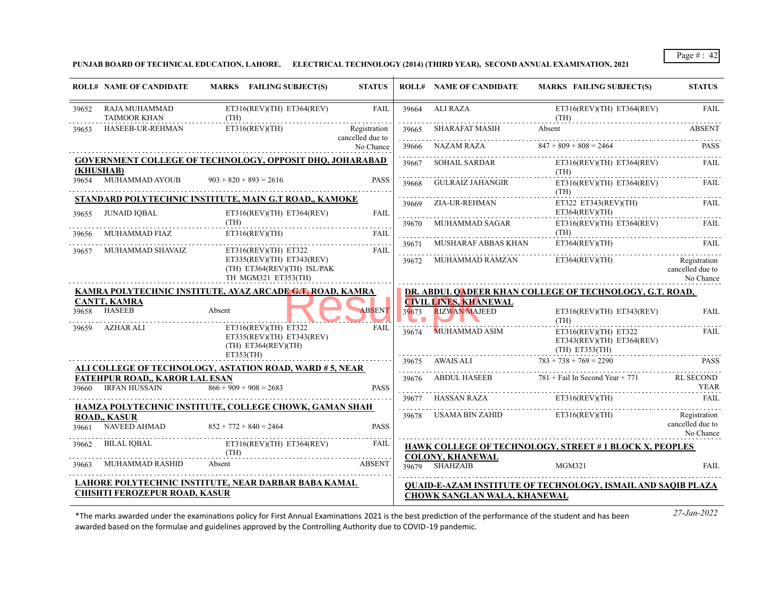PUNJAB BOARD OF TECHNICAL EDUCATION, LAHORE. ELECTRICAL TECHNOLOGY (2014) (THIRD YEAR), SECOND ANNUAL EXAMINATION, 2021

| ROLL# | NAME OF CANDIDATE | MARKS | FAILING SUBJECT(S) | STATUS |
|---|---|---|---|---|
| 39652 | RAJA MUHAMMAD TAIMOOR KHAN | | ET316(REV)(TH) ET364(REV)(TH) | FAIL |
| 39653 | HASEEB-UR-REHMAN | | ET316(REV)(TH) | Registration cancelled due to No Chance |
| **GOVERNMENT COLLEGE OF TECHNOLOGY, OPPOSIT DHQ, JOHARABAD (KHUSHAB)** | | | | |
| 39654 | MUHAMMAD AYOUB | 903 + 820 + 893 = 2616 | | PASS |
| **STANDARD POLYTECHNIC INSTITUTE, MAIN G.T ROAD,, KAMOKE** | | | | |
| 39655 | JUNAID IQBAL | | ET316(REV)(TH) ET364(REV)(TH) | FAIL |
| 39656 | MUHAMMAD FIAZ | | ET316(REV)(TH) | FAIL |
| 39657 | MUHAMMAD SHAVAIZ | | ET316(REV)(TH) ET322 ET335(REV)(TH) ET343(REV)(TH) ET364(REV)(TH) ISL/PAK TH MGM321 ET353(TH) | FAIL |
| **KAMRA POLYTECHNIC INSTITUTE, AYAZ ARCADE G.T. ROAD, KAMRA CANTT, KAMRA** | | | | |
| 39658 | HASEEB | Absent | | ABSENT |
| 39659 | AZHAR ALI | | ET316(REV)(TH) ET322 ET335(REV)(TH) ET343(REV)(TH) ET364(REV)(TH) ET353(TH) | FAIL |
| **ALI COLLEGE OF TECHNOLOGY, ASTATION ROAD, WARD # 5, NEAR FATEHPUR ROAD,, KAROR LAL ESAN** | | | | |
| 39660 | IRFAN HUSSAIN | 866 + 909 + 908 = 2683 | | PASS |
| **HAMZA POLYTECHNIC INSTITUTE, COLLEGE CHOWK, GAMAN SHAH ROAD,, KASUR** | | | | |
| 39661 | NAVEED AHMAD | 852 + 772 + 840 = 2464 | | PASS |
| 39662 | BILAL IQBAL | | ET316(REV)(TH) ET364(REV)(TH) | FAIL |
| 39663 | MUHAMMAD RASHID | Absent | | ABSENT |
| **LAHORE POLYTECHNIC INSTITUTE, NEAR DARBAR BABA KAMAL CHISHTI FEROZEPUR ROAD, KASUR** | | | | |
| 39664 | ALI RAZA | | ET316(REV)(TH) ET364(REV)(TH) | FAIL |
| 39665 | SHARAFAT MASIH | Absent | | ABSENT |
| 39666 | NAZAM RAZA | 847 + 809 + 808 = 2464 | | PASS |
| 39667 | SOHAIL SARDAR | | ET316(REV)(TH) ET364(REV)(TH) | FAIL |
| 39668 | GULRAIZ JAHANGIR | | ET316(REV)(TH) ET364(REV)(TH) | FAIL |
| 39669 | ZIA-UR-REHMAN | | ET322 ET343(REV)(TH) ET364(REV)(TH) | FAIL |
| 39670 | MUHAMMAD SAGAR | | ET316(REV)(TH) ET364(REV)(TH) | FAIL |
| 39671 | MUSHARAF ABBAS KHAN | | ET364(REV)(TH) | FAIL |
| 39672 | MUHAMMAD RAMZAN | | ET364(REV)(TH) | Registration cancelled due to No Chance |
| **DR. ABDUL QADEER KHAN COLLEGE OF TECHNOLOGY, G.T. ROAD, CIVIL LINES, KHANEWAL** | | | | |
| 39673 | RIZWAN MAJEED | | ET316(REV)(TH) ET343(REV)(TH) | FAIL |
| 39674 | MUHAMMAD ASIM | | ET316(REV)(TH) ET322 ET343(REV)(TH) ET364(REV)(TH) ET353(TH) | FAIL |
| 39675 | AWAIS ALI | 783 + 738 + 769 = 2290 | | PASS |
| 39676 | ABDUL HASEEB | 781 + Fail In Second Year + 771 | | RL SECOND YEAR |
| 39677 | HASSAN RAZA | | ET316(REV)(TH) | FAIL |
| 39678 | USAMA BIN ZAHID | | ET316(REV)(TH) | Registration cancelled due to No Chance |
| **HAWK COLLEGE OF TECHNOLOGY, STREET # 1 BLOCK X, PEOPLES COLONY, KHANEWAL** | | | | |
| 39679 | SHAHZAIB | | MGM321 | FAIL |
| **QUAID-E-AZAM INSTITUTE OF TECHNOLOGY, ISMAIL AND SAQIB PLAZA CHOWK SANGLAN WALA, KHANEWAL** | | | | |

*The marks awarded under the examinations policy for First Annual Examinations 2021 is the best prediction of the performance of the student and has been awarded based on the formulae and guidelines approved by the Controlling Authority due to COVID-19 pandemic.

27-Jan-2022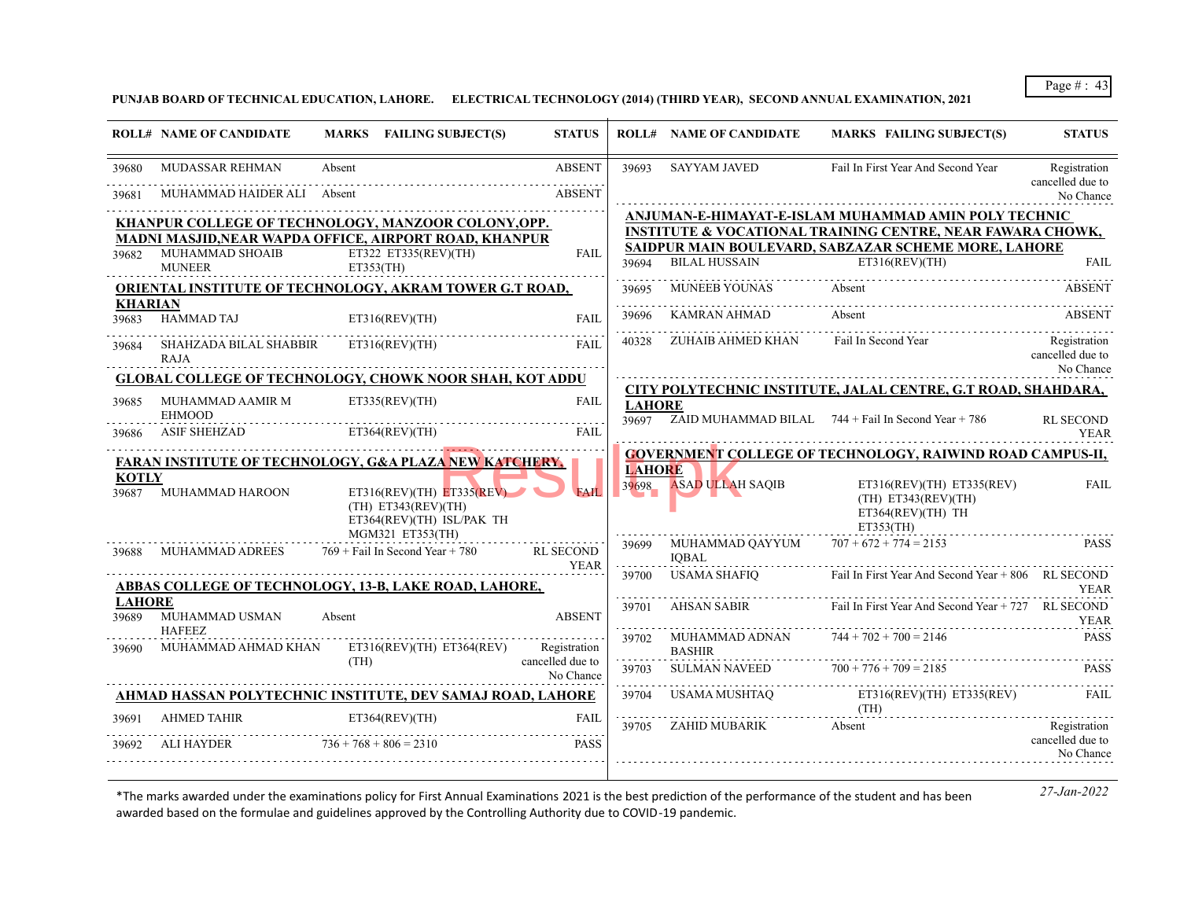**PUNJAB BOARD OF TECHNICAL EDUCATION, LAHORE. ELECTRICAL TECHNOLOGY (2014) (THIRD YEAR), SECOND ANNUAL EXAMINATION, 2021**

| ROLL# | NAME OF CANDIDATE | MARKS | FAILING SUBJECT(S) | STATUS |
|---|---|---|---|---|
| 39680 | MUDASSAR REHMAN | Absent | | ABSENT |
| 39681 | MUHAMMAD HAIDER ALI | Absent | | ABSENT |

**KHANPUR COLLEGE OF TECHNOLOGY, MANZOOR COLONY,OPP. MADNI MASJID,NEAR WAPDA OFFICE, AIRPORT ROAD, KHANPUR**

| ROLL# | NAME OF CANDIDATE | MARKS | FAILING SUBJECT(S) | STATUS |
|---|---|---|---|---|
| 39682 | MUHAMMAD SHOAIB MUNEER | | ET322 ET335(REV)(TH) ET353(TH) | FAIL |

**ORIENTAL INSTITUTE OF TECHNOLOGY, AKRAM TOWER G.T ROAD, KHARIAN**

| ROLL# | NAME OF CANDIDATE | MARKS | FAILING SUBJECT(S) | STATUS |
|---|---|---|---|---|
| 39683 | HAMMAD TAJ | | ET316(REV)(TH) | FAIL |
| 39684 | SHAHZADA BILAL SHABBIR RAJA | | ET316(REV)(TH) | FAIL |

**GLOBAL COLLEGE OF TECHNOLOGY, CHOWK NOOR SHAH, KOT ADDU**

| ROLL# | NAME OF CANDIDATE | MARKS | FAILING SUBJECT(S) | STATUS |
|---|---|---|---|---|
| 39685 | MUHAMMAD AAMIR M EHMOOD | | ET335(REV)(TH) | FAIL |
| 39686 | ASIF SHEHZAD | | ET364(REV)(TH) | FAIL |

**FARAN INSTITUTE OF TECHNOLOGY, G&A PLAZA NEW KATCHERY, KOTLY**

| ROLL# | NAME OF CANDIDATE | MARKS | FAILING SUBJECT(S) | STATUS |
|---|---|---|---|---|
| 39687 | MUHAMMAD HAROON | | ET316(REV)(TH) ET335(REV)(TH) ET343(REV)(TH) ET364(REV)(TH) ISL/PAK TH MGM321 ET353(TH) | FAIL |
| 39688 | MUHAMMAD ADREES | 769 + Fail In Second Year + 780 | | RL SECOND YEAR |

**ABBAS COLLEGE OF TECHNOLOGY, 13-B, LAKE ROAD, LAHORE, LAHORE**

| ROLL# | NAME OF CANDIDATE | MARKS | FAILING SUBJECT(S) | STATUS |
|---|---|---|---|---|
| 39689 | MUHAMMAD USMAN HAFEEZ | Absent | | ABSENT |
| 39690 | MUHAMMAD AHMAD KHAN | | ET316(REV)(TH) ET364(REV)(TH) | Registration cancelled due to No Chance |

**AHMAD HASSAN POLYTECHNIC INSTITUTE, DEV SAMAJ ROAD, LAHORE**

| ROLL# | NAME OF CANDIDATE | MARKS | FAILING SUBJECT(S) | STATUS |
|---|---|---|---|---|
| 39691 | AHMED TAHIR | | ET364(REV)(TH) | FAIL |
| 39692 | ALI HAYDER | 736 + 768 + 806 = 2310 | | PASS |
| 39693 | SAYYAM JAVED | Fail In First Year And Second Year | | Registration cancelled due to No Chance |

**ANJUMAN-E-HIMAYAT-E-ISLAM MUHAMMAD AMIN POLY TECHNIC INSTITUTE & VOCATIONAL TRAINING CENTRE, NEAR FAWARA CHOWK, SAIDPUR MAIN BOULEVARD, SABZAZAR SCHEME MORE, LAHORE**

| ROLL# | NAME OF CANDIDATE | MARKS | FAILING SUBJECT(S) | STATUS |
|---|---|---|---|---|
| 39694 | BILAL HUSSAIN | | ET316(REV)(TH) | FAIL |
| 39695 | MUNEEB YOUNAS | Absent | | ABSENT |
| 39696 | KAMRAN AHMAD | Absent | | ABSENT |
| 40328 | ZUHAIB AHMED KHAN | Fail In Second Year | | Registration cancelled due to No Chance |

**CITY POLYTECHNIC INSTITUTE, JALAL CENTRE, G.T ROAD, SHAHDARA, LAHORE**

| ROLL# | NAME OF CANDIDATE | MARKS | FAILING SUBJECT(S) | STATUS |
|---|---|---|---|---|
| 39697 | ZAID MUHAMMAD BILAL | 744 + Fail In Second Year + 786 | | RL SECOND YEAR |

**GOVERNMENT COLLEGE OF TECHNOLOGY, RAIWIND ROAD CAMPUS-II, LAHORE**

| ROLL# | NAME OF CANDIDATE | MARKS | FAILING SUBJECT(S) | STATUS |
|---|---|---|---|---|
| 39698 | ASAD ULLAH SAQIB | | ET316(REV)(TH) ET335(REV)(TH) ET343(REV)(TH) ET364(REV)(TH) TH ET353(TH) | FAIL |
| 39699 | MUHAMMAD QAYYUM IQBAL | 707 + 672 + 774 = 2153 | | PASS |
| 39700 | USAMA SHAFIQ | Fail In First Year And Second Year + 806 | | RL SECOND YEAR |
| 39701 | AHSAN SABIR | Fail In First Year And Second Year + 727 | | RL SECOND YEAR |
| 39702 | MUHAMMAD ADNAN BASHIR | 744 + 702 + 700 = 2146 | | PASS |
| 39703 | SULMAN NAVEED | 700 + 776 + 709 = 2185 | | PASS |
| 39704 | USAMA MUSHTAQ | | ET316(REV)(TH) ET335(REV)(TH) | FAIL |
| 39705 | ZAHID MUBARIK | Absent | | Registration cancelled due to No Chance |

*The marks awarded under the examinations policy for First Annual Examinations 2021 is the best prediction of the performance of the student and has been awarded based on the formulae and guidelines approved by the Controlling Authority due to COVID-19 pandemic.

*27-Jan-2022*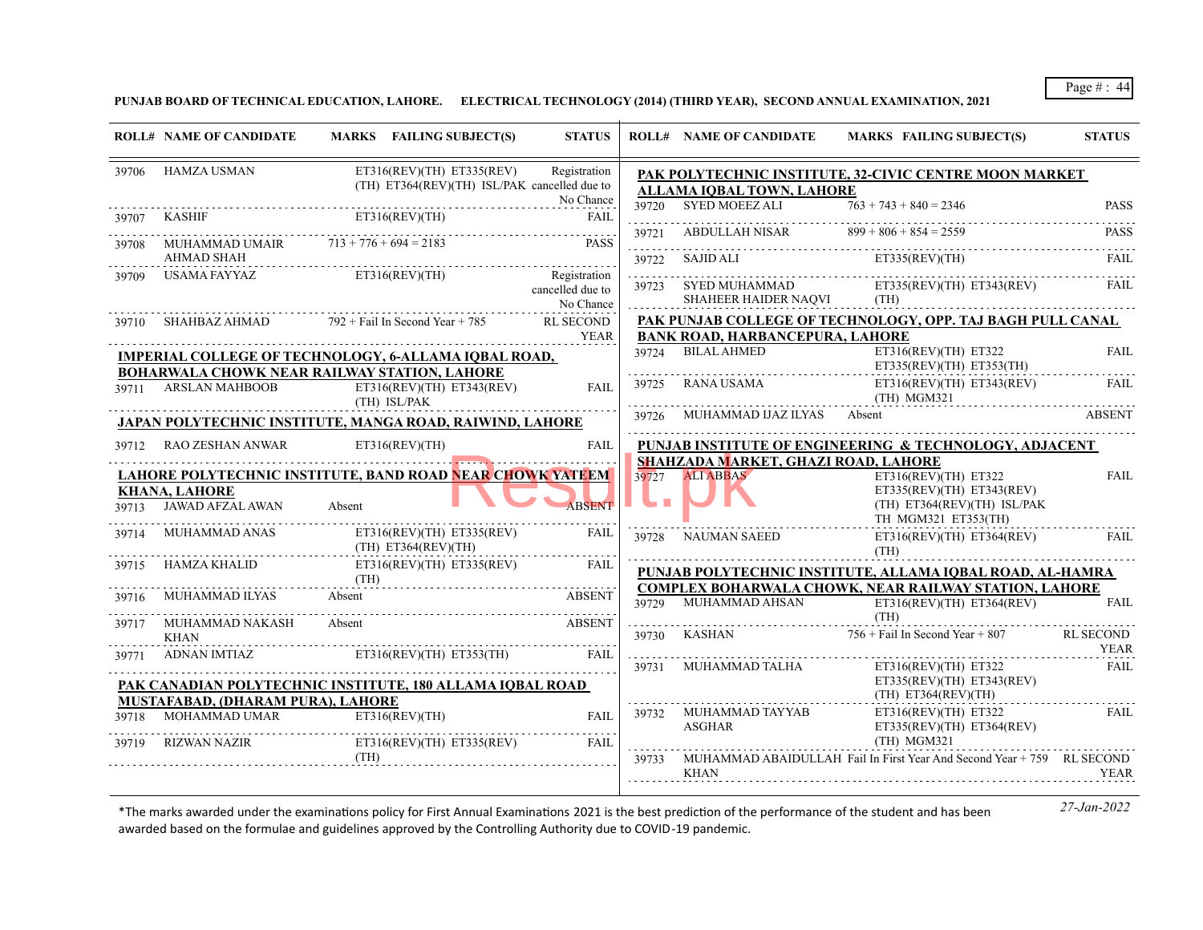**PUNJAB BOARD OF TECHNICAL EDUCATION, LAHORE. ELECTRICAL TECHNOLOGY (2014) (THIRD YEAR), SECOND ANNUAL EXAMINATION, 2021**

| ROLL# | NAME OF CANDIDATE | MARKS | FAILING SUBJECT(S) | STATUS |
|---|---|---|---|---|
| 39706 | HAMZA USMAN | | ET316(REV)(TH) ET335(REV)(TH) ET364(REV)(TH) ISL/PAK | Registration cancelled due to No Chance |
| 39707 | KASHIF | | ET316(REV)(TH) | FAIL |
| 39708 | MUHAMMAD UMAIR AHMAD SHAH | 713 + 776 + 694 = 2183 | | PASS |
| 39709 | USAMA FAYYAZ | | ET316(REV)(TH) | Registration cancelled due to No Chance |
| 39710 | SHAHBAZ AHMAD | 792 + Fail In Second Year + 785 | | RL SECOND YEAR |
| **IMPERIAL COLLEGE OF TECHNOLOGY, 6-ALLAMA IQBAL ROAD, BOHARWALA CHOWK NEAR RAILWAY STATION, LAHORE** | | | | |
| 39711 | ARSLAN MAHBOOB | | ET316(REV)(TH) ET343(REV)(TH) ISL/PAK | FAIL |
| **JAPAN POLYTECHNIC INSTITUTE, MANGA ROAD, RAIWIND, LAHORE** | | | | |
| 39712 | RAO ZESHAN ANWAR | | ET316(REV)(TH) | FAIL |
| **LAHORE POLYTECHNIC INSTITUTE, BAND ROAD NEAR CHOWK YATEEM KHANA, LAHORE** | | | | |
| 39713 | JAWAD AFZAL AWAN | Absent | | ABSENT |
| 39714 | MUHAMMAD ANAS | | ET316(REV)(TH) ET335(REV)(TH) ET364(REV)(TH) | FAIL |
| 39715 | HAMZA KHALID | | ET316(REV)(TH) ET335(REV)(TH) | FAIL |
| 39716 | MUHAMMAD ILYAS | Absent | | ABSENT |
| 39717 | MUHAMMAD NAKASH KHAN | Absent | | ABSENT |
| 39771 | ADNAN IMTIAZ | | ET316(REV)(TH) ET353(TH) | FAIL |
| **PAK CANADIAN POLYTECHNIC INSTITUTE, 180 ALLAMA IQBAL ROAD MUSTAFABAD, (DHARAM PURA), LAHORE** | | | | |
| 39718 | MOHAMMAD UMAR | | ET316(REV)(TH) | FAIL |
| 39719 | RIZWAN NAZIR | | ET316(REV)(TH) ET335(REV)(TH) | FAIL |
| **PAK POLYTECHNIC INSTITUTE, 32-CIVIC CENTRE MOON MARKET ALLAMA IQBAL TOWN, LAHORE** | | | | |
| 39720 | SYED MOEEZ ALI | 763 + 743 + 840 = 2346 | | PASS |
| 39721 | ABDULLAH NISAR | 899 + 806 + 854 = 2559 | | PASS |
| 39722 | SAJID ALI | | ET335(REV)(TH) | FAIL |
| 39723 | SYED MUHAMMAD SHAHEER HAIDER NAQVI | | ET335(REV)(TH) ET343(REV)(TH) | FAIL |
| **PAK PUNJAB COLLEGE OF TECHNOLOGY, OPP. TAJ BAGH PULL CANAL BANK ROAD, HARBANCEPURA, LAHORE** | | | | |
| 39724 | BILAL AHMED | | ET316(REV)(TH) ET322 ET335(REV)(TH) ET353(TH) | FAIL |
| 39725 | RANA USAMA | | ET316(REV)(TH) ET343(REV)(TH) MGM321 | FAIL |
| 39726 | MUHAMMAD IJAZ ILYAS | Absent | | ABSENT |
| **PUNJAB INSTITUTE OF ENGINEERING & TECHNOLOGY, ADJACENT SHAHZADA MARKET, GHAZI ROAD, LAHORE** | | | | |
| 39727 | ALI ABBAS | | ET316(REV)(TH) ET322 ET335(REV)(TH) ET343(REV)(TH) ET364(REV)(TH) ISL/PAK TH MGM321 ET353(TH) | FAIL |
| 39728 | NAUMAN SAEED | | ET316(REV)(TH) ET364(REV)(TH) | FAIL |
| **PUNJAB POLYTECHNIC INSTITUTE, ALLAMA IQBAL ROAD, AL-HAMRA COMPLEX BOHARWALA CHOWK, NEAR RAILWAY STATION, LAHORE** | | | | |
| 39729 | MUHAMMAD AHSAN | | ET316(REV)(TH) ET364(REV)(TH) | FAIL |
| 39730 | KASHAN | 756 + Fail In Second Year + 807 | | RL SECOND YEAR |
| 39731 | MUHAMMAD TALHA | | ET316(REV)(TH) ET322 ET335(REV)(TH) ET343(REV)(TH) ET364(REV)(TH) | FAIL |
| 39732 | MUHAMMAD TAYYAB ASGHAR | | ET316(REV)(TH) ET322 ET335(REV)(TH) ET364(REV)(TH) MGM321 | FAIL |
| 39733 | MUHAMMAD ABAIDULLAH KHAN | Fail In First Year And Second Year + 759 | | RL SECOND YEAR |

*The marks awarded under the examinations policy for First Annual Examinations 2021 is the best prediction of the performance of the student and has been awarded based on the formulae and guidelines approved by the Controlling Authority due to COVID-19 pandemic.

27-Jan-2022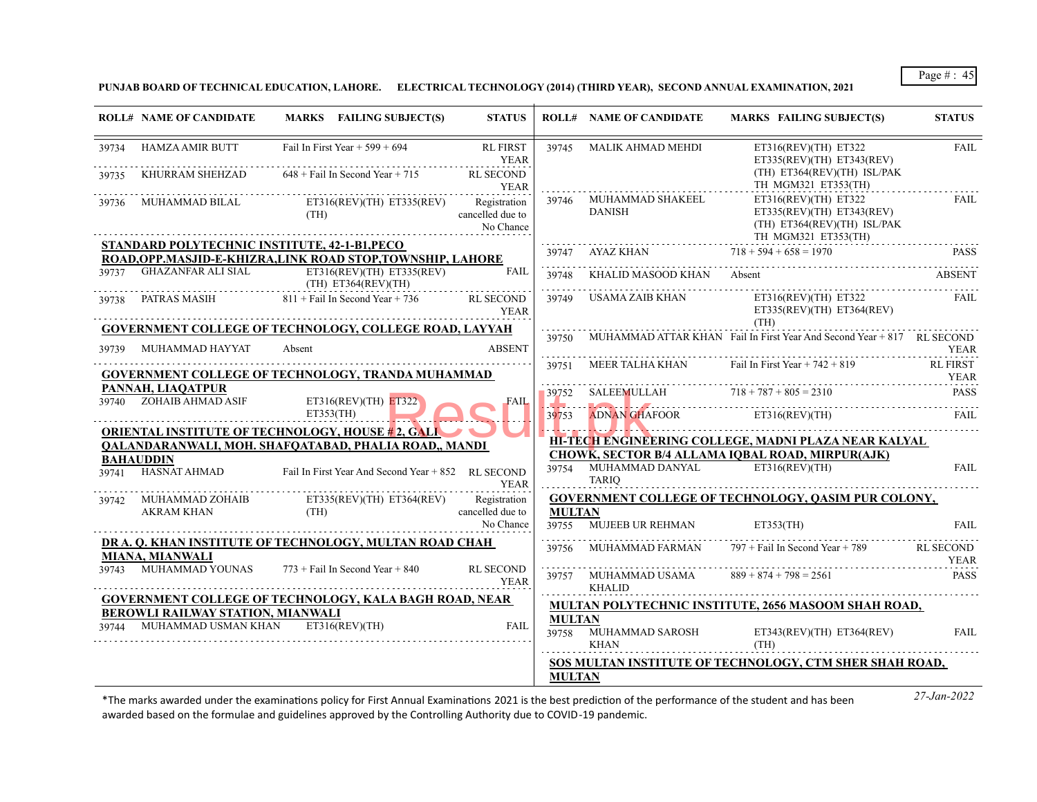**PUNJAB BOARD OF TECHNICAL EDUCATION, LAHORE. ELECTRICAL TECHNOLOGY (2014) (THIRD YEAR), SECOND ANNUAL EXAMINATION, 2021**

| ROLL# | NAME OF CANDIDATE | MARKS | FAILING SUBJECT(S) | STATUS |
|---|---|---|---|---|
| 39734 | HAMZA AMIR BUTT | Fail In First Year + 599 + 694 | | RL FIRST YEAR |
| 39735 | KHURRAM SHEHZAD | 648 + Fail In Second Year + 715 | | RL SECOND YEAR |
| 39736 | MUHAMMAD BILAL | | ET316(REV)(TH) ET335(REV)(TH) | Registration cancelled due to No Chance |

**STANDARD POLYTECHNIC INSTITUTE, 42-1-B1,PECO ROAD,OPP.MASJID-E-KHIZRA,LINK ROAD STOP,TOWNSHIP, LAHORE**

| ROLL# | NAME OF CANDIDATE | MARKS | FAILING SUBJECT(S) | STATUS |
|---|---|---|---|---|
| 39737 | GHAZANFAR ALI SIAL | | ET316(REV)(TH) ET335(REV)(TH) ET364(REV)(TH) | FAIL |
| 39738 | PATRAS MASIH | 811 + Fail In Second Year + 736 | | RL SECOND YEAR |

**GOVERNMENT COLLEGE OF TECHNOLOGY, COLLEGE ROAD, LAYYAH**

| ROLL# | NAME OF CANDIDATE | MARKS | FAILING SUBJECT(S) | STATUS |
|---|---|---|---|---|
| 39739 | MUHAMMAD HAYYAT | Absent | | ABSENT |

**GOVERNMENT COLLEGE OF TECHNOLOGY, TRANDA MUHAMMAD PANNAH, LIAQATPUR**

| ROLL# | NAME OF CANDIDATE | MARKS | FAILING SUBJECT(S) | STATUS |
|---|---|---|---|---|
| 39740 | ZOHAIB AHMAD ASIF | | ET316(REV)(TH) ET322 ET353(TH) | FAIL |

**ORIENTAL INSTITUTE OF TECHNOLOGY, HOUSE # 2, GALI QALANDARANWALI, MOH. SHAFQATABAD, PHALIA ROAD,, MANDI BAHAUDDIN**

| ROLL# | NAME OF CANDIDATE | MARKS | FAILING SUBJECT(S) | STATUS |
|---|---|---|---|---|
| 39741 | HASNAT AHMAD | Fail In First Year And Second Year + 852 | | RL SECOND YEAR |
| 39742 | MUHAMMAD ZOHAIB AKRAM KHAN | | ET335(REV)(TH) ET364(REV)(TH) | Registration cancelled due to No Chance |

**DR A. Q. KHAN INSTITUTE OF TECHNOLOGY, MULTAN ROAD CHAH MIANA, MIANWALI**

| ROLL# | NAME OF CANDIDATE | MARKS | FAILING SUBJECT(S) | STATUS |
|---|---|---|---|---|
| 39743 | MUHAMMAD YOUNAS | 773 + Fail In Second Year + 840 | | RL SECOND YEAR |

**GOVERNMENT COLLEGE OF TECHNOLOGY, KALA BAGH ROAD, NEAR BEROWLI RAILWAY STATION, MIANWALI**

| ROLL# | NAME OF CANDIDATE | MARKS | FAILING SUBJECT(S) | STATUS |
|---|---|---|---|---|
| 39744 | MUHAMMAD USMAN KHAN | | ET316(REV)(TH) | FAIL |
| 39745 | MALIK AHMAD MEHDI | | ET316(REV)(TH) ET322 ET335(REV)(TH) ET343(REV)(TH) ET364(REV)(TH) ISL/PAK TH MGM321 ET353(TH) | FAIL |
| 39746 | MUHAMMAD SHAKEEL DANISH | | ET316(REV)(TH) ET322 ET335(REV)(TH) ET343(REV)(TH) ET364(REV)(TH) ISL/PAK TH MGM321 ET353(TH) | FAIL |
| 39747 | AYAZ KHAN | 718 + 594 + 658 = 1970 | | PASS |
| 39748 | KHALID MASOOD KHAN | Absent | | ABSENT |
| 39749 | USAMA ZAIB KHAN | | ET316(REV)(TH) ET322 ET335(REV)(TH) ET364(REV)(TH) | FAIL |
| 39750 | MUHAMMAD ATTAR KHAN | Fail In First Year And Second Year + 817 | | RL SECOND YEAR |
| 39751 | MEER TALHA KHAN | Fail In First Year + 742 + 819 | | RL FIRST YEAR |
| 39752 | SALEEMULLAH | 718 + 787 + 805 = 2310 | | PASS |
| 39753 | ADNAN GHAFOOR | | ET316(REV)(TH) | FAIL |

**HI-TECH ENGINEERING COLLEGE, MADNI PLAZA NEAR KALYAL CHOWK, SECTOR B/4 ALLAMA IQBAL ROAD, MIRPUR(AJK)**

| ROLL# | NAME OF CANDIDATE | MARKS | FAILING SUBJECT(S) | STATUS |
|---|---|---|---|---|
| 39754 | MUHAMMAD DANYAL TARIQ | | ET316(REV)(TH) | FAIL |

**GOVERNMENT COLLEGE OF TECHNOLOGY, QASIM PUR COLONY, MULTAN**

| ROLL# | NAME OF CANDIDATE | MARKS | FAILING SUBJECT(S) | STATUS |
|---|---|---|---|---|
| 39755 | MUJEEB UR REHMAN | | ET353(TH) | FAIL |
| 39756 | MUHAMMAD FARMAN | 797 + Fail In Second Year + 789 | | RL SECOND YEAR |
| 39757 | MUHAMMAD USAMA KHALID | 889 + 874 + 798 = 2561 | | PASS |

**MULTAN POLYTECHNIC INSTITUTE, 2656 MASOOM SHAH ROAD, MULTAN**

| ROLL# | NAME OF CANDIDATE | MARKS | FAILING SUBJECT(S) | STATUS |
|---|---|---|---|---|
| 39758 | MUHAMMAD SAROSH KHAN | | ET343(REV)(TH) ET364(REV)(TH) | FAIL |

**SOS MULTAN INSTITUTE OF TECHNOLOGY, CTM SHER SHAH ROAD, MULTAN**

*The marks awarded under the examinations policy for First Annual Examinations 2021 is the best prediction of the performance of the student and has been awarded based on the formulae and guidelines approved by the Controlling Authority due to COVID-19 pandemic.

*27-Jan-2022*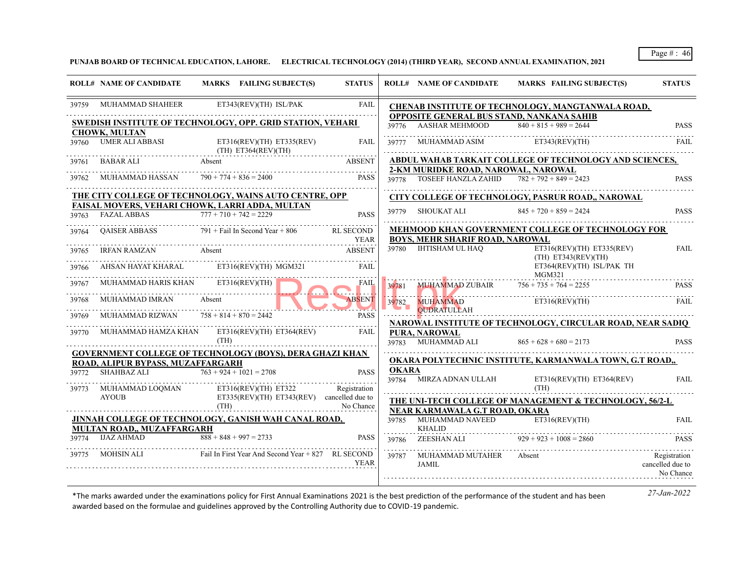**PUNJAB BOARD OF TECHNICAL EDUCATION, LAHORE. ELECTRICAL TECHNOLOGY (2014) (THIRD YEAR), SECOND ANNUAL EXAMINATION, 2021**

| ROLL# | NAME OF CANDIDATE | MARKS FAILING SUBJECT(S) | STATUS |
|---|---|---|---|
| 39759 | MUHAMMAD SHAHEER | ET343(REV)(TH) ISL/PAK | FAIL |

**SWEDISH INSTITUTE OF TECHNOLOGY, OPP. GRID STATION, VEHARI CHOWK, MULTAN**

| ROLL# | NAME OF CANDIDATE | MARKS FAILING SUBJECT(S) | STATUS |
|---|---|---|---|
| 39760 | UMER ALI ABBASI | ET316(REV)(TH) ET335(REV)(TH) ET364(REV)(TH) | FAIL |
| 39761 | BABAR ALI | Absent | ABSENT |
| 39762 | MUHAMMAD HASSAN | 790 + 774 + 836 = 2400 | PASS |

**THE CITY COLLEGE OF TECHNOLOGY, WAINS AUTO CENTRE, OPP FAISAL MOVERS, VEHARI CHOWK, LARRI ADDA, MULTAN**

| ROLL# | NAME OF CANDIDATE | MARKS FAILING SUBJECT(S) | STATUS |
|---|---|---|---|
| 39763 | FAZAL ABBAS | 777 + 710 + 742 = 2229 | PASS |
| 39764 | QAISER ABBASS | 791 + Fail In Second Year + 806 | RL SECOND YEAR |
| 39765 | IRFAN RAMZAN | Absent | ABSENT |
| 39766 | AHSAN HAYAT KHARAL | ET316(REV)(TH) MGM321 | FAIL |
| 39767 | MUHAMMAD HARIS KHAN | ET316(REV)(TH) | FAIL |
| 39768 | MUHAMMAD IMRAN | Absent | ABSENT |
| 39769 | MUHAMMAD RIZWAN | 758 + 814 + 870 = 2442 | PASS |
| 39770 | MUHAMMAD HAMZA KHAN | ET316(REV)(TH) ET364(REV)(TH) | FAIL |

**GOVERNMENT COLLEGE OF TECHNOLOGY (BOYS), DERA GHAZI KHAN ROAD, ALIPUR BYPASS, MUZAFFARGARH**

| ROLL# | NAME OF CANDIDATE | MARKS FAILING SUBJECT(S) | STATUS |
|---|---|---|---|
| 39772 | SHAHBAZ ALI | 763 + 924 + 1021 = 2708 | PASS |
| 39773 | MUHAMMAD LOQMAN AYOUB | ET316(REV)(TH) ET322 ET335(REV)(TH) ET343(REV)(TH) | Registration cancelled due to No Chance |

**JINNAH COLLEGE OF TECHNOLOGY, GANISH WAH CANAL ROAD, MULTAN ROAD,, MUZAFFARGARH**

| ROLL# | NAME OF CANDIDATE | MARKS FAILING SUBJECT(S) | STATUS |
|---|---|---|---|
| 39774 | IJAZ AHMAD | 888 + 848 + 997 = 2733 | PASS |
| 39775 | MOHSIN ALI | Fail In First Year And Second Year + 827 | RL SECOND YEAR |

**CHENAB INSTITUTE OF TECHNOLOGY, MANGTANWALA ROAD, OPPOSITE GENERAL BUS STAND, NANKANA SAHIB**

| ROLL# | NAME OF CANDIDATE | MARKS FAILING SUBJECT(S) | STATUS |
|---|---|---|---|
| 39776 | AASHAR MEHMOOD | 840 + 815 + 989 = 2644 | PASS |
| 39777 | MUHAMMAD ASIM | ET343(REV)(TH) | FAIL |

**ABDUL WAHAB TARKAIT COLLEGE OF TECHNOLOGY AND SCIENCES, 2-KM MURIDKE ROAD, NAROWAL, NAROWAL**

| ROLL# | NAME OF CANDIDATE | MARKS FAILING SUBJECT(S) | STATUS |
|---|---|---|---|
| 39778 | TOSEEF HANZLA ZAHID | 782 + 792 + 849 = 2423 | PASS |

**CITY COLLEGE OF TECHNOLOGY, PASRUR ROAD,, NAROWAL**

| ROLL# | NAME OF CANDIDATE | MARKS FAILING SUBJECT(S) | STATUS |
|---|---|---|---|
| 39779 | SHOUKAT ALI | 845 + 720 + 859 = 2424 | PASS |

**MEHMOOD KHAN GOVERNMENT COLLEGE OF TECHNOLOGY FOR BOYS, MEHR SHARIF ROAD, NAROWAL**

| ROLL# | NAME OF CANDIDATE | MARKS FAILING SUBJECT(S) | STATUS |
|---|---|---|---|
| 39780 | IHTISHAM UL HAQ | ET316(REV)(TH) ET335(REV)(TH) ET343(REV)(TH) ET364(REV)(TH) ISL/PAK TH MGM321 | FAIL |
| 39781 | MUHAMMAD ZUBAIR | 756 + 735 + 764 = 2255 | PASS |
| 39782 | MUHAMMAD QUDRATULLAH | ET316(REV)(TH) | FAIL |

**NAROWAL INSTITUTE OF TECHNOLOGY, CIRCULAR ROAD, NEAR SADIQ PURA, NAROWAL**

| ROLL# | NAME OF CANDIDATE | MARKS FAILING SUBJECT(S) | STATUS |
|---|---|---|---|
| 39783 | MUHAMMAD ALI | 865 + 628 + 680 = 2173 | PASS |

**OKARA POLYTECHNIC INSTITUTE, KARMANWALA TOWN, G.T ROAD,, OKARA**

| ROLL# | NAME OF CANDIDATE | MARKS FAILING SUBJECT(S) | STATUS |
|---|---|---|---|
| 39784 | MIRZA ADNAN ULLAH | ET316(REV)(TH) ET364(REV)(TH) | FAIL |

**THE UNI-TECH COLLEGE OF MANAGEMENT & TECHNOLOGY, 56/2-L NEAR KARMAWALA G.T ROAD, OKARA**

| ROLL# | NAME OF CANDIDATE | MARKS FAILING SUBJECT(S) | STATUS |
|---|---|---|---|
| 39785 | MUHAMMAD NAVEED KHALID | ET316(REV)(TH) | FAIL |
| 39786 | ZEESHAN ALI | 929 + 923 + 1008 = 2860 | PASS |
| 39787 | MUHAMMAD MUTAHER JAMIL | Absent | Registration cancelled due to No Chance |

*The marks awarded under the examinations policy for First Annual Examinations 2021 is the best prediction of the performance of the student and has been awarded based on the formulae and guidelines approved by the Controlling Authority due to COVID-19 pandemic.

27-Jan-2022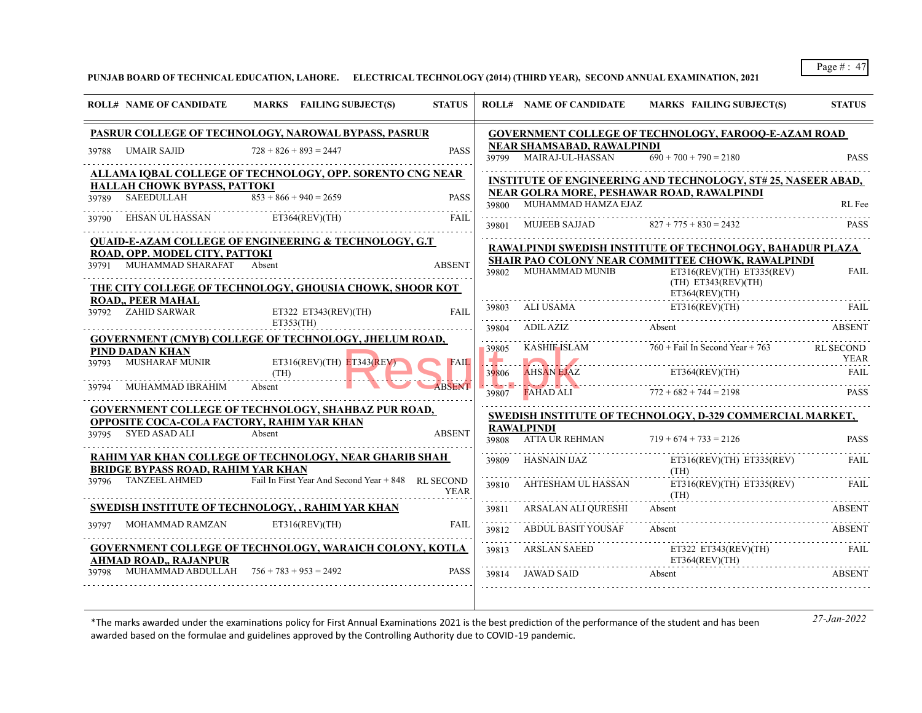PUNJAB BOARD OF TECHNICAL EDUCATION, LAHORE. ELECTRICAL TECHNOLOGY (2014) (THIRD YEAR), SECOND ANNUAL EXAMINATION, 2021

| ROLL# | NAME OF CANDIDATE | MARKS | FAILING SUBJECT(S) | STATUS |
|---|---|---|---|---|
| **PASRUR COLLEGE OF TECHNOLOGY, NAROWAL BYPASS, PASRUR** | | | | |
| 39788 | UMAIR SAJID | 728 + 826 + 893 = 2447 | | PASS |
| **ALLAMA IQBAL COLLEGE OF TECHNOLOGY, OPP. SORENTO CNG NEAR HALLAH CHOWK BYPASS, PATTOKI** | | | | |
| 39789 | SAEEDULLAH | 853 + 866 + 940 = 2659 | | PASS |
| 39790 | EHSAN UL HASSAN | | ET364(REV)(TH) | FAIL |
| **QUAID-E-AZAM COLLEGE OF ENGINEERING & TECHNOLOGY, G.T ROAD, OPP. MODEL CITY, PATTOKI** | | | | |
| 39791 | MUHAMMAD SHARAFAT | Absent | | ABSENT |
| **THE CITY COLLEGE OF TECHNOLOGY, GHOUSIA CHOWK, SHOOR KOT ROAD,, PEER MAHAL** | | | | |
| 39792 | ZAHID SARWAR | | ET322 ET343(REV)(TH) ET353(TH) | FAIL |
| **GOVERNMENT (CMYB) COLLEGE OF TECHNOLOGY, JHELUM ROAD, PIND DADAN KHAN** | | | | |
| 39793 | MUSHARAF MUNIR | | ET316(REV)(TH) ET343(REV)(TH) | FAIL |
| 39794 | MUHAMMAD IBRAHIM | Absent | | ABSENT |
| **GOVERNMENT COLLEGE OF TECHNOLOGY, SHAHBAZ PUR ROAD, OPPOSITE COCA-COLA FACTORY, RAHIM YAR KHAN** | | | | |
| 39795 | SYED ASAD ALI | Absent | | ABSENT |
| **RAHIM YAR KHAN COLLEGE OF TECHNOLOGY, NEAR GHARIB SHAH BRIDGE BYPASS ROAD, RAHIM YAR KHAN** | | | | |
| 39796 | TANZEEL AHMED | Fail In First Year And Second Year + 848 | | RL SECOND YEAR |
| **SWEDISH INSTITUTE OF TECHNOLOGY, , RAHIM YAR KHAN** | | | | |
| 39797 | MOHAMMAD RAMZAN | | ET316(REV)(TH) | FAIL |
| **GOVERNMENT COLLEGE OF TECHNOLOGY, WARAICH COLONY, KOTLA AHMAD ROAD,, RAJANPUR** | | | | |
| 39798 | MUHAMMAD ABDULLAH | 756 + 783 + 953 = 2492 | | PASS |
| **GOVERNMENT COLLEGE OF TECHNOLOGY, FAROOQ-E-AZAM ROAD NEAR SHAMSABAD, RAWALPINDI** | | | | |
| 39799 | MAIRAJ-UL-HASSAN | 690 + 700 + 790 = 2180 | | PASS |
| **INSTITUTE OF ENGINEERING AND TECHNOLOGY, ST# 25, NASEER ABAD, NEAR GOLRA MORE, PESHAWAR ROAD, RAWALPINDI** | | | | |
| 39800 | MUHAMMAD HAMZA EJAZ | | | RL Fee |
| 39801 | MUJEEB SAJJAD | 827 + 775 + 830 = 2432 | | PASS |
| **RAWALPINDI SWEDISH INSTITUTE OF TECHNOLOGY, BAHADUR PLAZA SHAIR PAO COLONY NEAR COMMITTEE CHOWK, RAWALPINDI** | | | | |
| 39802 | MUHAMMAD MUNIB | | ET316(REV)(TH) ET335(REV)(TH) ET343(REV)(TH) ET364(REV)(TH) | FAIL |
| 39803 | ALI USAMA | | ET316(REV)(TH) | FAIL |
| 39804 | ADIL AZIZ | Absent | | ABSENT |
| 39805 | KASHIF ISLAM | 760 + Fail In Second Year + 763 | | RL SECOND YEAR |
| 39806 | AHSAN EJAZ | | ET364(REV)(TH) | FAIL |
| 39807 | FAHAD ALI | 772 + 682 + 744 = 2198 | | PASS |
| **SWEDISH INSTITUTE OF TECHNOLOGY, D-329 COMMERCIAL MARKET, RAWALPINDI** | | | | |
| 39808 | ATTA UR REHMAN | 719 + 674 + 733 = 2126 | | PASS |
| 39809 | HASNAIN IJAZ | | ET316(REV)(TH) ET335(REV)(TH) | FAIL |
| 39810 | AHTESHAM UL HASSAN | | ET316(REV)(TH) ET335(REV)(TH) | FAIL |
| 39811 | ARSALAN ALI QURESHI | Absent | | ABSENT |
| 39812 | ABDUL BASIT YOUSAF | Absent | | ABSENT |
| 39813 | ARSLAN SAEED | | ET322 ET343(REV)(TH) ET364(REV)(TH) | FAIL |
| 39814 | JAWAD SAID | Absent | | ABSENT |

*The marks awarded under the examinations policy for First Annual Examinations 2021 is the best prediction of the performance of the student and has been awarded based on the formulae and guidelines approved by the Controlling Authority due to COVID-19 pandemic.

27-Jan-2022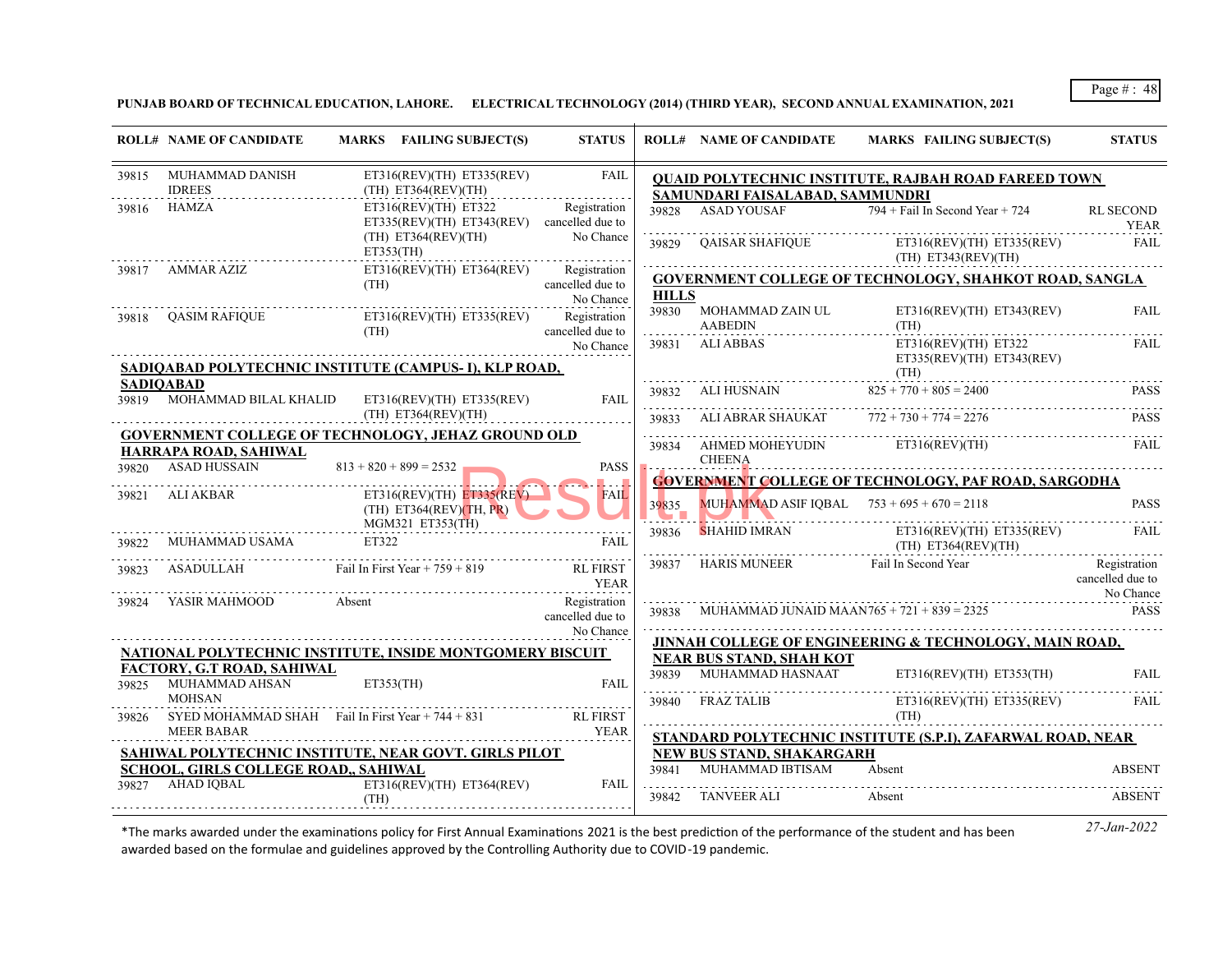**PUNJAB BOARD OF TECHNICAL EDUCATION, LAHORE. ELECTRICAL TECHNOLOGY (2014) (THIRD YEAR), SECOND ANNUAL EXAMINATION, 2021**

| ROLL# | NAME OF CANDIDATE | MARKS | FAILING SUBJECT(S) | STATUS |
|---|---|---|---|---|
| 39815 | MUHAMMAD DANISH IDREES | | ET316(REV)(TH) ET335(REV)(TH) ET364(REV)(TH) | FAIL |
| 39816 | HAMZA | | ET316(REV)(TH) ET322 ET335(REV)(TH) ET343(REV)(TH) ET364(REV)(TH) ET353(TH) | Registration cancelled due to No Chance |
| 39817 | AMMAR AZIZ | | ET316(REV)(TH) ET364(REV)(TH) | Registration cancelled due to No Chance |
| 39818 | QASIM RAFIQUE | | ET316(REV)(TH) ET335(REV)(TH) | Registration cancelled due to No Chance |

**SADIQABAD POLYTECHNIC INSTITUTE (CAMPUS- I), KLP ROAD, SADIQABAD**

| ROLL# | NAME OF CANDIDATE | MARKS | FAILING SUBJECT(S) | STATUS |
|---|---|---|---|---|
| 39819 | MOHAMMAD BILAL KHALID | | ET316(REV)(TH) ET335(REV)(TH) ET364(REV)(TH) | FAIL |

**GOVERNMENT COLLEGE OF TECHNOLOGY, JEHAZ GROUND OLD HARRAPA ROAD, SAHIWAL**

| ROLL# | NAME OF CANDIDATE | MARKS | FAILING SUBJECT(S) | STATUS |
|---|---|---|---|---|
| 39820 | ASAD HUSSAIN | 813 + 820 + 899 = 2532 | | PASS |
| 39821 | ALI AKBAR | | ET316(REV)(TH) ET335(REV)(TH) ET364(REV)(TH, PR) MGM321 ET353(TH) | FAIL |
| 39822 | MUHAMMAD USAMA | | ET322 | FAIL |
| 39823 | ASADULLAH | Fail In First Year + 759 + 819 | | RL FIRST YEAR |
| 39824 | YASIR MAHMOOD | Absent | | Registration cancelled due to No Chance |

**NATIONAL POLYTECHNIC INSTITUTE, INSIDE MONTGOMERY BISCUIT FACTORY, G.T ROAD, SAHIWAL**

| ROLL# | NAME OF CANDIDATE | MARKS | FAILING SUBJECT(S) | STATUS |
|---|---|---|---|---|
| 39825 | MUHAMMAD AHSAN MOHSAN | | ET353(TH) | FAIL |
| 39826 | SYED MOHAMMAD SHAH MEER BABAR | Fail In First Year + 744 + 831 | | RL FIRST YEAR |

**SAHIWAL POLYTECHNIC INSTITUTE, NEAR GOVT. GIRLS PILOT SCHOOL, GIRLS COLLEGE ROAD,, SAHIWAL**

| ROLL# | NAME OF CANDIDATE | MARKS | FAILING SUBJECT(S) | STATUS |
|---|---|---|---|---|
| 39827 | AHAD IQBAL | | ET316(REV)(TH) ET364(REV)(TH) | FAIL |

**QUAID POLYTECHNIC INSTITUTE, RAJBAH ROAD FAREED TOWN SAMUNDARI FAISALABAD, SAMMUNDRI**

| ROLL# | NAME OF CANDIDATE | MARKS | FAILING SUBJECT(S) | STATUS |
|---|---|---|---|---|
| 39828 | ASAD YOUSAF | 794 + Fail In Second Year + 724 | | RL SECOND YEAR |
| 39829 | QAISAR SHAFIQUE | | ET316(REV)(TH) ET335(REV)(TH) ET343(REV)(TH) | FAIL |

**GOVERNMENT COLLEGE OF TECHNOLOGY, SHAHKOT ROAD, SANGLA HILLS**

| ROLL# | NAME OF CANDIDATE | MARKS | FAILING SUBJECT(S) | STATUS |
|---|---|---|---|---|
| 39830 | MOHAMMAD ZAIN UL AABEDIN | | ET316(REV)(TH) ET343(REV)(TH) | FAIL |
| 39831 | ALI ABBAS | | ET316(REV)(TH) ET322 ET335(REV)(TH) ET343(REV)(TH) | FAIL |
| 39832 | ALI HUSNAIN | 825 + 770 + 805 = 2400 | | PASS |
| 39833 | ALI ABRAR SHAUKAT | 772 + 730 + 774 = 2276 | | PASS |
| 39834 | AHMED MOHEYUDIN CHEENA | | ET316(REV)(TH) | FAIL |

**GOVERNMENT COLLEGE OF TECHNOLOGY, PAF ROAD, SARGODHA**

| ROLL# | NAME OF CANDIDATE | MARKS | FAILING SUBJECT(S) | STATUS |
|---|---|---|---|---|
| 39835 | MUHAMMAD ASIF IQBAL | 753 + 695 + 670 = 2118 | | PASS |
| 39836 | SHAHID IMRAN | | ET316(REV)(TH) ET335(REV)(TH) ET364(REV)(TH) | FAIL |
| 39837 | HARIS MUNEER | Fail In Second Year | | Registration cancelled due to No Chance |
| 39838 | MUHAMMAD JUNAID MAAN | 765 + 721 + 839 = 2325 | | PASS |

**JINNAH COLLEGE OF ENGINEERING & TECHNOLOGY, MAIN ROAD, NEAR BUS STAND, SHAH KOT**

| ROLL# | NAME OF CANDIDATE | MARKS | FAILING SUBJECT(S) | STATUS |
|---|---|---|---|---|
| 39839 | MUHAMMAD HASNAAT | | ET316(REV)(TH) ET353(TH) | FAIL |
| 39840 | FRAZ TALIB | | ET316(REV)(TH) ET335(REV)(TH) | FAIL |

**STANDARD POLYTECHNIC INSTITUTE (S.P.I), ZAFARWAL ROAD, NEAR NEW BUS STAND, SHAKARGARH**

| ROLL# | NAME OF CANDIDATE | MARKS | FAILING SUBJECT(S) | STATUS |
|---|---|---|---|---|
| 39841 | MUHAMMAD IBTISAM | Absent | | ABSENT |
| 39842 | TANVEER ALI | Absent | | ABSENT |

*The marks awarded under the examinations policy for First Annual Examinations 2021 is the best prediction of the performance of the student and has been awarded based on the formulae and guidelines approved by the Controlling Authority due to COVID-19 pandemic.

*27-Jan-2022*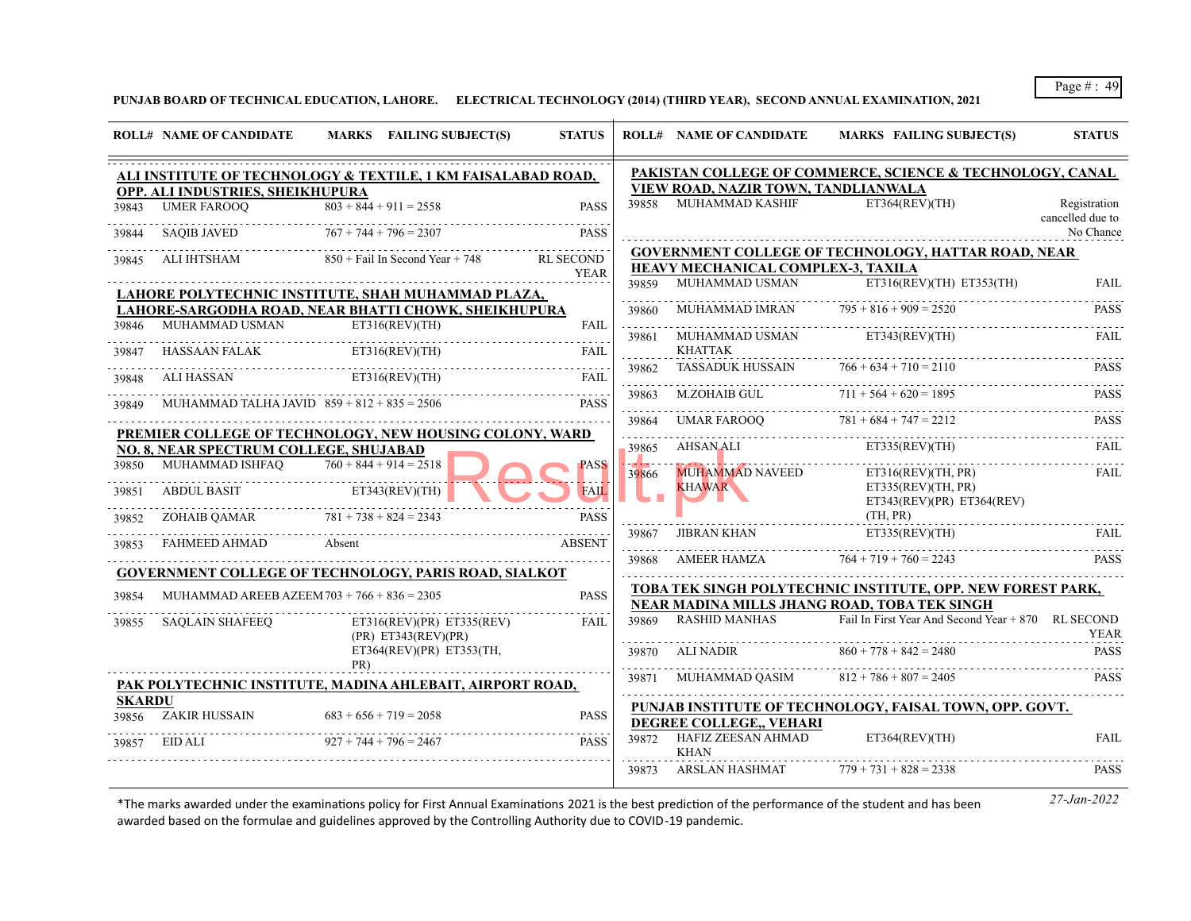**PUNJAB BOARD OF TECHNICAL EDUCATION, LAHORE. ELECTRICAL TECHNOLOGY (2014) (THIRD YEAR), SECOND ANNUAL EXAMINATION, 2021**

| ROLL# | NAME OF CANDIDATE | MARKS | FAILING SUBJECT(S) | STATUS |
|---|---|---|---|---|
| **ALI INSTITUTE OF TECHNOLOGY & TEXTILE, 1 KM FAISALABAD ROAD, OPP. ALI INDUSTRIES, SHEIKHUPURA** | | | | |
| 39843 | UMER FAROOQ | 803 + 844 + 911 = 2558 | | PASS |
| 39844 | SAQIB JAVED | 767 + 744 + 796 = 2307 | | PASS |
| 39845 | ALI IHTSHAM | 850 + Fail In Second Year + 748 | | RL SECOND YEAR |
| **LAHORE POLYTECHNIC INSTITUTE, SHAH MUHAMMAD PLAZA, LAHORE-SARGODHA ROAD, NEAR BHATTI CHOWK, SHEIKHUPURA** | | | | |
| 39846 | MUHAMMAD USMAN | | ET316(REV)(TH) | FAIL |
| 39847 | HASSAAN FALAK | | ET316(REV)(TH) | FAIL |
| 39848 | ALI HASSAN | | ET316(REV)(TH) | FAIL |
| 39849 | MUHAMMAD TALHA JAVID | 859 + 812 + 835 = 2506 | | PASS |
| **PREMIER COLLEGE OF TECHNOLOGY, NEW HOUSING COLONY, WARD NO. 8, NEAR SPECTRUM COLLEGE, SHUJABAD** | | | | |
| 39850 | MUHAMMAD ISHFAQ | 760 + 844 + 914 = 2518 | | PASS |
| 39851 | ABDUL BASIT | | ET343(REV)(TH) | FAIL |
| 39852 | ZOHAIB QAMAR | 781 + 738 + 824 = 2343 | | PASS |
| 39853 | FAHMEED AHMAD | Absent | | ABSENT |
| **GOVERNMENT COLLEGE OF TECHNOLOGY, PARIS ROAD, SIALKOT** | | | | |
| 39854 | MUHAMMAD AREEB AZEEM | 703 + 766 + 836 = 2305 | | PASS |
| 39855 | SAQLAIN SHAFEEQ | | ET316(REV)(PR) ET335(REV)(PR) ET343(REV)(PR) ET364(REV)(PR) ET353(TH, PR) | FAIL |
| **PAK POLYTECHNIC INSTITUTE, MADINA AHLEBAIT, AIRPORT ROAD, SKARDU** | | | | |
| 39856 | ZAKIR HUSSAIN | 683 + 656 + 719 = 2058 | | PASS |
| 39857 | EID ALI | 927 + 744 + 796 = 2467 | | PASS |
| **PAKISTAN COLLEGE OF COMMERCE, SCIENCE & TECHNOLOGY, CANAL VIEW ROAD, NAZIR TOWN, TANDLIANWALA** | | | | |
| 39858 | MUHAMMAD KASHIF | | ET364(REV)(TH) | Registration cancelled due to No Chance |
| **GOVERNMENT COLLEGE OF TECHNOLOGY, HATTAR ROAD, NEAR HEAVY MECHANICAL COMPLEX-3, TAXILA** | | | | |
| 39859 | MUHAMMAD USMAN | | ET316(REV)(TH) ET353(TH) | FAIL |
| 39860 | MUHAMMAD IMRAN | 795 + 816 + 909 = 2520 | | PASS |
| 39861 | MUHAMMAD USMAN KHATTAK | | ET343(REV)(TH) | FAIL |
| 39862 | TASSADUK HUSSAIN | 766 + 634 + 710 = 2110 | | PASS |
| 39863 | M.ZOHAIB GUL | 711 + 564 + 620 = 1895 | | PASS |
| 39864 | UMAR FAROOQ | 781 + 684 + 747 = 2212 | | PASS |
| 39865 | AHSAN ALI | | ET335(REV)(TH) | FAIL |
| 39866 | MUHAMMAD NAVEED KHAWAR | | ET316(REV)(TH, PR) ET335(REV)(TH, PR) ET343(REV)(PR) ET364(REV)(TH, PR) | FAIL |
| 39867 | JIBRAN KHAN | | ET335(REV)(TH) | FAIL |
| 39868 | AMEER HAMZA | 764 + 719 + 760 = 2243 | | PASS |
| **TOBA TEK SINGH POLYTECHNIC INSTITUTE, OPP. NEW FOREST PARK, NEAR MADINA MILLS JHANG ROAD, TOBA TEK SINGH** | | | | |
| 39869 | RASHID MANHAS | Fail In First Year And Second Year + 870 | | RL SECOND YEAR |
| 39870 | ALI NADIR | 860 + 778 + 842 = 2480 | | PASS |
| 39871 | MUHAMMAD QASIM | 812 + 786 + 807 = 2405 | | PASS |
| **PUNJAB INSTITUTE OF TECHNOLOGY, FAISAL TOWN, OPP. GOVT. DEGREE COLLEGE,, VEHARI** | | | | |
| 39872 | HAFIZ ZEESAN AHMAD KHAN | | ET364(REV)(TH) | FAIL |
| 39873 | ARSLAN HASHMAT | 779 + 731 + 828 = 2338 | | PASS |

*The marks awarded under the examinations policy for First Annual Examinations 2021 is the best prediction of the performance of the student and has been awarded based on the formulae and guidelines approved by the Controlling Authority due to COVID-19 pandemic.

*27-Jan-2022*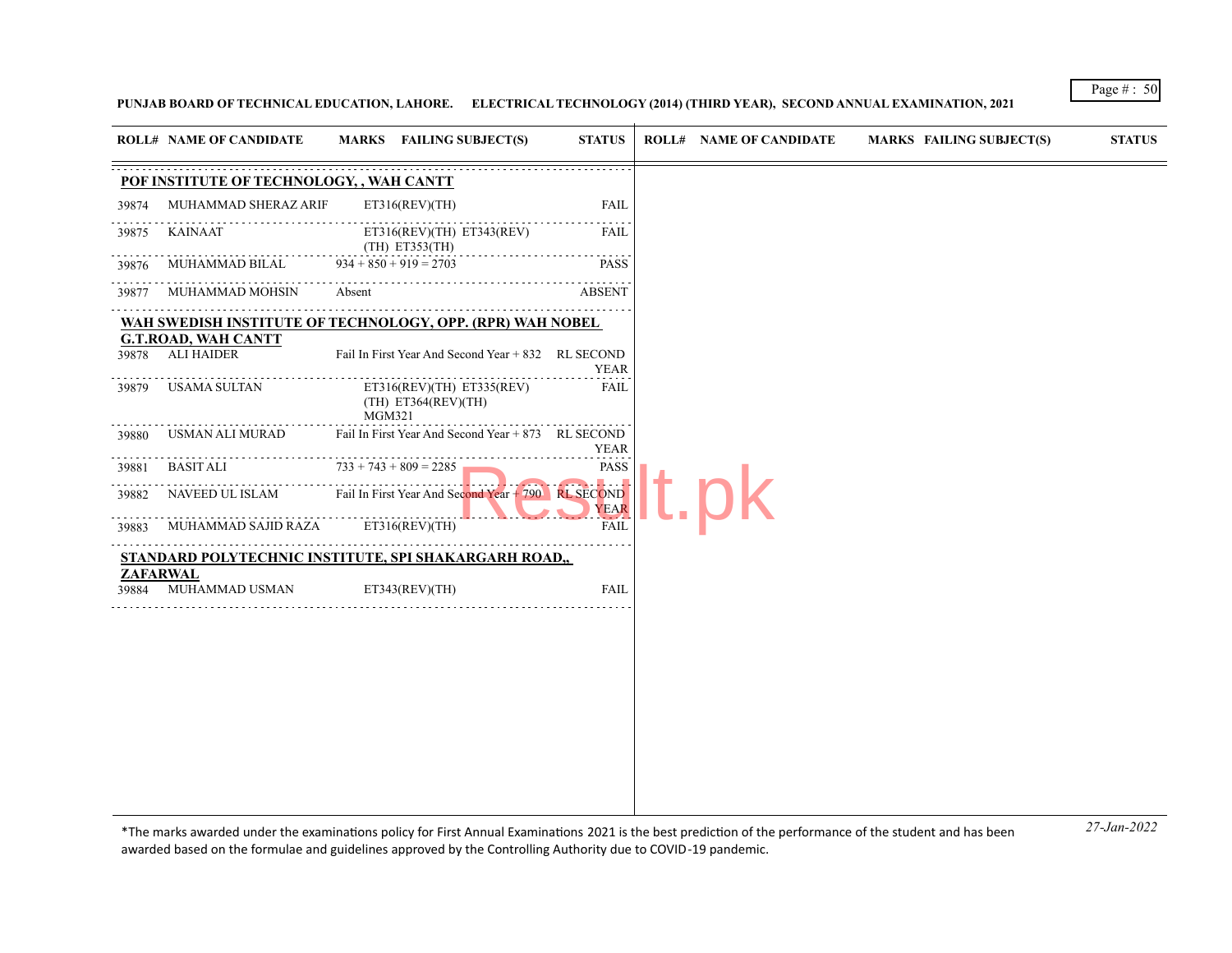PUNJAB BOARD OF TECHNICAL EDUCATION, LAHORE. ELECTRICAL TECHNOLOGY (2014) (THIRD YEAR), SECOND ANNUAL EXAMINATION, 2021

| ROLL# | NAME OF CANDIDATE | MARKS | FAILING SUBJECT(S) | STATUS |
|---|---|---|---|---|
| **POF INSTITUTE OF TECHNOLOGY, , WAH CANTT** | | | | |
| 39874 | MUHAMMAD SHERAZ ARIF | | ET316(REV)(TH) | FAIL |
| 39875 | KAINAAT | | ET316(REV)(TH) ET343(REV)(TH) ET353(TH) | FAIL |
| 39876 | MUHAMMAD BILAL | 934 + 850 + 919 = 2703 | | PASS |
| 39877 | MUHAMMAD MOHSIN | Absent | | ABSENT |
| **WAH SWEDISH INSTITUTE OF TECHNOLOGY, OPP. (RPR) WAH NOBEL G.T.ROAD, WAH CANTT** | | | | |
| 39878 | ALI HAIDER | Fail In First Year And Second Year + 832 | | RL SECOND YEAR |
| 39879 | USAMA SULTAN | | ET316(REV)(TH) ET335(REV)(TH) ET364(REV)(TH) MGM321 | FAIL |
| 39880 | USMAN ALI MURAD | Fail In First Year And Second Year + 873 | | RL SECOND YEAR |
| 39881 | BASIT ALI | 733 + 743 + 809 = 2285 | | PASS |
| 39882 | NAVEED UL ISLAM | Fail In First Year And Second Year + 790 | | RL SECOND YEAR |
| 39883 | MUHAMMAD SAJID RAZA | | ET316(REV)(TH) | FAIL |
| **STANDARD POLYTECHNIC INSTITUTE, SPI SHAKARGARH ROAD,, ZAFARWAL** | | | | |
| 39884 | MUHAMMAD USMAN | | ET343(REV)(TH) | FAIL |

*The marks awarded under the examinations policy for First Annual Examinations 2021 is the best prediction of the performance of the student and has been awarded based on the formulae and guidelines approved by the Controlling Authority due to COVID-19 pandemic.

*27-Jan-2022*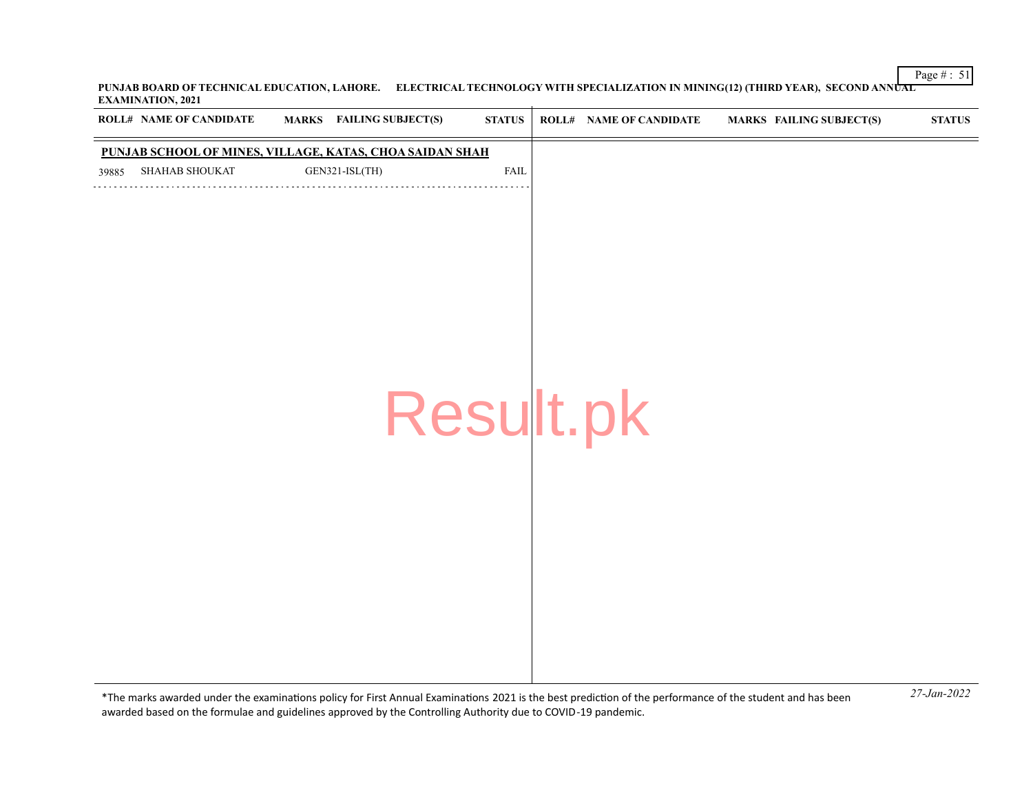PUNJAB BOARD OF TECHNICAL EDUCATION, LAHORE. ELECTRICAL TECHNOLOGY WITH SPECIALIZATION IN MINING(12) (THIRD YEAR), SECOND ANNUAL EXAMINATION, 2021

| ROLL# | NAME OF CANDIDATE | MARKS | FAILING SUBJECT(S) | STATUS |
|---|---|---|---|---|
| **PUNJAB SCHOOL OF MINES, VILLAGE, KATAS, CHOA SAIDAN SHAH** | | | | |
| 39885 | SHAHAB SHOUKAT | | GEN321-ISL(TH) | FAIL |

*The marks awarded under the examinations policy for First Annual Examinations 2021 is the best prediction of the performance of the student and has been awarded based on the formulae and guidelines approved by the Controlling Authority due to COVID-19 pandemic.

*27-Jan-2022*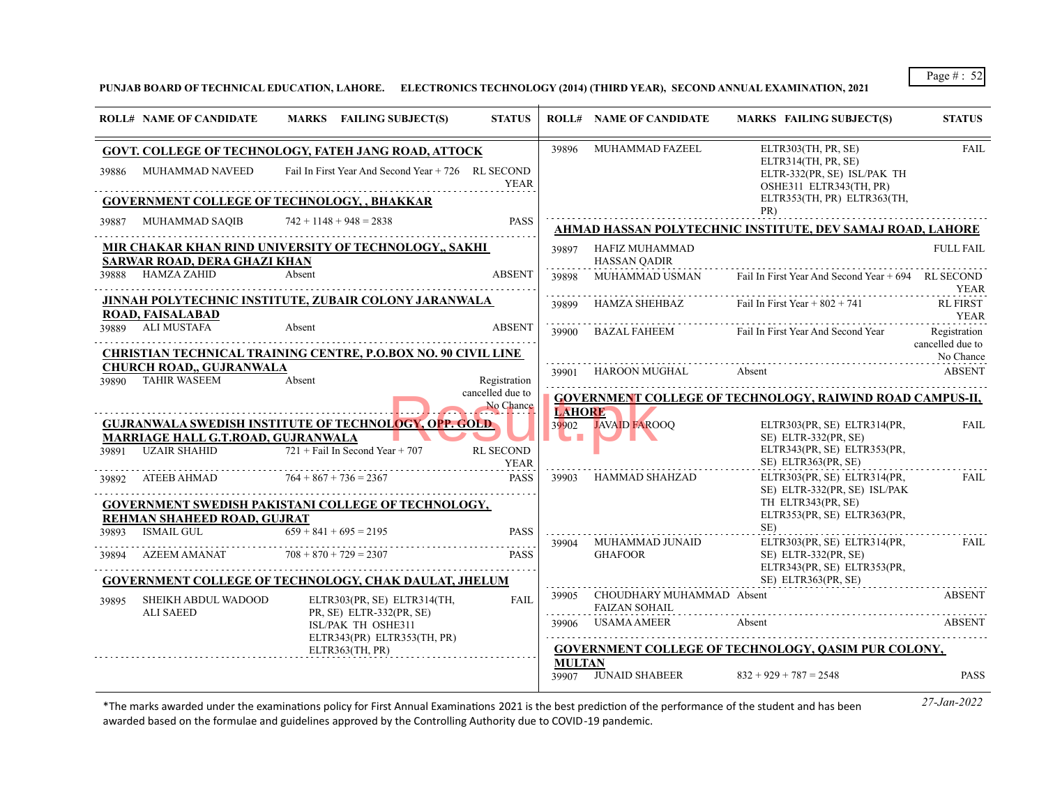**PUNJAB BOARD OF TECHNICAL EDUCATION, LAHORE. ELECTRONICS TECHNOLOGY (2014) (THIRD YEAR), SECOND ANNUAL EXAMINATION, 2021**

| ROLL# | NAME OF CANDIDATE | MARKS FAILING SUBJECT(S) | STATUS |
|---|---|---|---|
| | **GOVT. COLLEGE OF TECHNOLOGY, FATEH JANG ROAD, ATTOCK** | | |
| 39886 | MUHAMMAD NAVEED | Fail In First Year And Second Year + 726 | RL SECOND YEAR |
| | **GOVERNMENT COLLEGE OF TECHNOLOGY, , BHAKKAR** | | |
| 39887 | MUHAMMAD SAQIB | 742 + 1148 + 948 = 2838 | PASS |
| | **MIR CHAKAR KHAN RIND UNIVERSITY OF TECHNOLOGY,, SAKHI SARWAR ROAD, DERA GHAZI KHAN** | | |
| 39888 | HAMZA ZAHID | Absent | ABSENT |
| | **JINNAH POLYTECHNIC INSTITUTE, ZUBAIR COLONY JARANWALA ROAD, FAISALABAD** | | |
| 39889 | ALI MUSTAFA | Absent | ABSENT |
| | **CHRISTIAN TECHNICAL TRAINING CENTRE, P.O.BOX NO. 90 CIVIL LINE CHURCH ROAD,, GUJRANWALA** | | |
| 39890 | TAHIR WASEEM | Absent | Registration cancelled due to No Chance |
| | **GUJRANWALA SWEDISH INSTITUTE OF TECHNOLOGY, OPP. GOLD MARRIAGE HALL G.T.ROAD, GUJRANWALA** | | |
| 39891 | UZAIR SHAHID | 721 + Fail In Second Year + 707 | RL SECOND YEAR |
| 39892 | ATEEB AHMAD | 764 + 867 + 736 = 2367 | PASS |
| | **GOVERNMENT SWEDISH PAKISTANI COLLEGE OF TECHNOLOGY, REHMAN SHAHEED ROAD, GUJRAT** | | |
| 39893 | ISMAIL GUL | 659 + 841 + 695 = 2195 | PASS |
| 39894 | AZEEM AMANAT | 708 + 870 + 729 = 2307 | PASS |
| | **GOVERNMENT COLLEGE OF TECHNOLOGY, CHAK DAULAT, JHELUM** | | |
| 39895 | SHEIKH ABDUL WADOOD ALI SAEED | ELTR303(PR, SE) ELTR314(TH, PR, SE) ELTR-332(PR, SE) ISL/PAK TH OSHE311 ELTR343(PR) ELTR353(TH, PR) ELTR363(TH, PR) | FAIL |
| 39896 | MUHAMMAD FAZEEL | ELTR303(TH, PR, SE) ELTR314(TH, PR, SE) ELTR-332(PR, SE) ISL/PAK TH OSHE311 ELTR343(TH, PR) ELTR353(TH, PR) ELTR363(TH, PR) | FAIL |
| | **AHMAD HASSAN POLYTECHNIC INSTITUTE, DEV SAMAJ ROAD, LAHORE** | | |
| 39897 | HAFIZ MUHAMMAD HASSAN QADIR | | FULL FAIL |
| 39898 | MUHAMMAD USMAN | Fail In First Year And Second Year + 694 | RL SECOND YEAR |
| 39899 | HAMZA SHEHBAZ | Fail In First Year + 802 + 741 | RL FIRST YEAR |
| 39900 | BAZAL FAHEEM | Fail In First Year And Second Year | Registration cancelled due to No Chance |
| 39901 | HAROON MUGHAL | Absent | ABSENT |
| | **GOVERNMENT COLLEGE OF TECHNOLOGY, RAIWIND ROAD CAMPUS-II, LAHORE** | | |
| 39902 | JAVAID FAROOQ | ELTR303(PR, SE) ELTR314(PR, SE) ELTR-332(PR, SE) ELTR343(PR, SE) ELTR353(PR, SE) ELTR363(PR, SE) | FAIL |
| 39903 | HAMMAD SHAHZAD | ELTR303(PR, SE) ELTR314(PR, SE) ELTR-332(PR, SE) ISL/PAK TH ELTR343(PR, SE) ELTR353(PR, SE) ELTR363(PR, SE) | FAIL |
| 39904 | MUHAMMAD JUNAID GHAFOOR | ELTR303(PR, SE) ELTR314(PR, SE) ELTR-332(PR, SE) ELTR343(PR, SE) ELTR353(PR, SE) ELTR363(PR, SE) | FAIL |
| 39905 | CHOUDHARY MUHAMMAD FAIZAN SOHAIL | Absent | ABSENT |
| 39906 | USAMA AMEER | Absent | ABSENT |
| | **GOVERNMENT COLLEGE OF TECHNOLOGY, QASIM PUR COLONY, MULTAN** | | |
| 39907 | JUNAID SHABEER | 832 + 929 + 787 = 2548 | PASS |

*The marks awarded under the examinations policy for First Annual Examinations 2021 is the best prediction of the performance of the student and has been awarded based on the formulae and guidelines approved by the Controlling Authority due to COVID-19 pandemic.

27-Jan-2022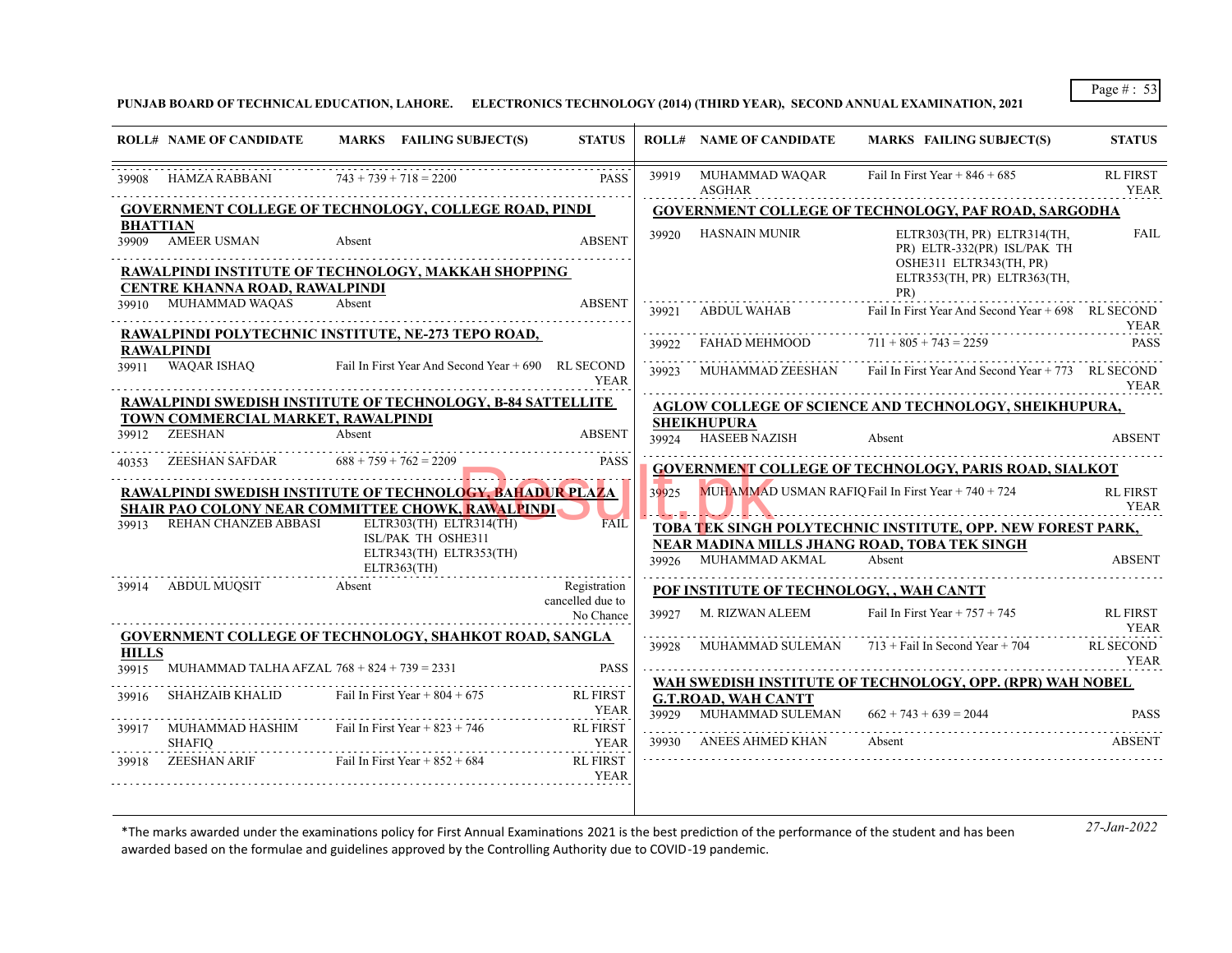**PUNJAB BOARD OF TECHNICAL EDUCATION, LAHORE. ELECTRONICS TECHNOLOGY (2014) (THIRD YEAR), SECOND ANNUAL EXAMINATION, 2021**

| ROLL# | NAME OF CANDIDATE | MARKS | FAILING SUBJECT(S) | STATUS |
|---|---|---|---|---|
| 39908 | HAMZA RABBANI | 743 + 739 + 718 = 2200 | | PASS |

**GOVERNMENT COLLEGE OF TECHNOLOGY, COLLEGE ROAD, PINDI BHATTIAN**

| ROLL# | NAME OF CANDIDATE | MARKS | FAILING SUBJECT(S) | STATUS |
|---|---|---|---|---|
| 39909 | AMEER USMAN | Absent | | ABSENT |

**RAWALPINDI INSTITUTE OF TECHNOLOGY, MAKKAH SHOPPING CENTRE KHANNA ROAD, RAWALPINDI**

| ROLL# | NAME OF CANDIDATE | MARKS | FAILING SUBJECT(S) | STATUS |
|---|---|---|---|---|
| 39910 | MUHAMMAD WAQAS | Absent | | ABSENT |

**RAWALPINDI POLYTECHNIC INSTITUTE, NE-273 TEPO ROAD, RAWALPINDI**

| ROLL# | NAME OF CANDIDATE | MARKS | FAILING SUBJECT(S) | STATUS |
|---|---|---|---|---|
| 39911 | WAQAR ISHAQ | Fail In First Year And Second Year + 690 | | RL SECOND YEAR |

**RAWALPINDI SWEDISH INSTITUTE OF TECHNOLOGY, B-84 SATTELLITE TOWN COMMERCIAL MARKET, RAWALPINDI**

| ROLL# | NAME OF CANDIDATE | MARKS | FAILING SUBJECT(S) | STATUS |
|---|---|---|---|---|
| 39912 | ZEESHAN | Absent | | ABSENT |
| 40353 | ZEESHAN SAFDAR | 688 + 759 + 762 = 2209 | | PASS |

**RAWALPINDI SWEDISH INSTITUTE OF TECHNOLOGY, BAHADUR PLAZA SHAIR PAO COLONY NEAR COMMITTEE CHOWK, RAWALPINDI**

| ROLL# | NAME OF CANDIDATE | MARKS | FAILING SUBJECT(S) | STATUS |
|---|---|---|---|---|
| 39913 | REHAN CHANZEB ABBASI | | ELTR303(TH) ELTR314(TH) ISL/PAK TH OSHE311 ELTR343(TH) ELTR353(TH) ELTR363(TH) | FAIL |
| 39914 | ABDUL MUQSIT | Absent | | Registration cancelled due to No Chance |

**GOVERNMENT COLLEGE OF TECHNOLOGY, SHAHKOT ROAD, SANGLA HILLS**

| ROLL# | NAME OF CANDIDATE | MARKS | FAILING SUBJECT(S) | STATUS |
|---|---|---|---|---|
| 39915 | MUHAMMAD TALHA AFZAL | 768 + 824 + 739 = 2331 | | PASS |
| 39916 | SHAHZAIB KHALID | Fail In First Year + 804 + 675 | | RL FIRST YEAR |
| 39917 | MUHAMMAD HASHIM SHAFIQ | Fail In First Year + 823 + 746 | | RL FIRST YEAR |
| 39918 | ZEESHAN ARIF | Fail In First Year + 852 + 684 | | RL FIRST YEAR |
| 39919 | MUHAMMAD WAQAR ASGHAR | Fail In First Year + 846 + 685 | | RL FIRST YEAR |

**GOVERNMENT COLLEGE OF TECHNOLOGY, PAF ROAD, SARGODHA**

| ROLL# | NAME OF CANDIDATE | MARKS | FAILING SUBJECT(S) | STATUS |
|---|---|---|---|---|
| 39920 | HASNAIN MUNIR | | ELTR303(TH, PR) ELTR314(TH, PR) ELTR-332(PR) ISL/PAK TH OSHE311 ELTR343(TH, PR) ELTR353(TH, PR) ELTR363(TH, PR) | FAIL |
| 39921 | ABDUL WAHAB | Fail In First Year And Second Year + 698 | | RL SECOND YEAR |
| 39922 | FAHAD MEHMOOD | 711 + 805 + 743 = 2259 | | PASS |
| 39923 | MUHAMMAD ZEESHAN | Fail In First Year And Second Year + 773 | | RL SECOND YEAR |

**AGLOW COLLEGE OF SCIENCE AND TECHNOLOGY, SHEIKHUPURA, SHEIKHUPURA**

| ROLL# | NAME OF CANDIDATE | MARKS | FAILING SUBJECT(S) | STATUS |
|---|---|---|---|---|
| 39924 | HASEEB NAZISH | Absent | | ABSENT |

**GOVERNMENT COLLEGE OF TECHNOLOGY, PARIS ROAD, SIALKOT**

| ROLL# | NAME OF CANDIDATE | MARKS | FAILING SUBJECT(S) | STATUS |
|---|---|---|---|---|
| 39925 | MUHAMMAD USMAN RAFIQ | Fail In First Year + 740 + 724 | | RL FIRST YEAR |

**TOBA TEK SINGH POLYTECHNIC INSTITUTE, OPP. NEW FOREST PARK, NEAR MADINA MILLS JHANG ROAD, TOBA TEK SINGH**

| ROLL# | NAME OF CANDIDATE | MARKS | FAILING SUBJECT(S) | STATUS |
|---|---|---|---|---|
| 39926 | MUHAMMAD AKMAL | Absent | | ABSENT |

**POF INSTITUTE OF TECHNOLOGY, , WAH CANTT**

| ROLL# | NAME OF CANDIDATE | MARKS | FAILING SUBJECT(S) | STATUS |
|---|---|---|---|---|
| 39927 | M. RIZWAN ALEEM | Fail In First Year + 757 + 745 | | RL FIRST YEAR |
| 39928 | MUHAMMAD SULEMAN | 713 + Fail In Second Year + 704 | | RL SECOND YEAR |

**WAH SWEDISH INSTITUTE OF TECHNOLOGY, OPP. (RPR) WAH NOBEL G.T.ROAD, WAH CANTT**

| ROLL# | NAME OF CANDIDATE | MARKS | FAILING SUBJECT(S) | STATUS |
|---|---|---|---|---|
| 39929 | MUHAMMAD SULEMAN | 662 + 743 + 639 = 2044 | | PASS |
| 39930 | ANEES AHMED KHAN | Absent | | ABSENT |

*The marks awarded under the examinations policy for First Annual Examinations 2021 is the best prediction of the performance of the student and has been awarded based on the formulae and guidelines approved by the Controlling Authority due to COVID-19 pandemic.

*27-Jan-2022*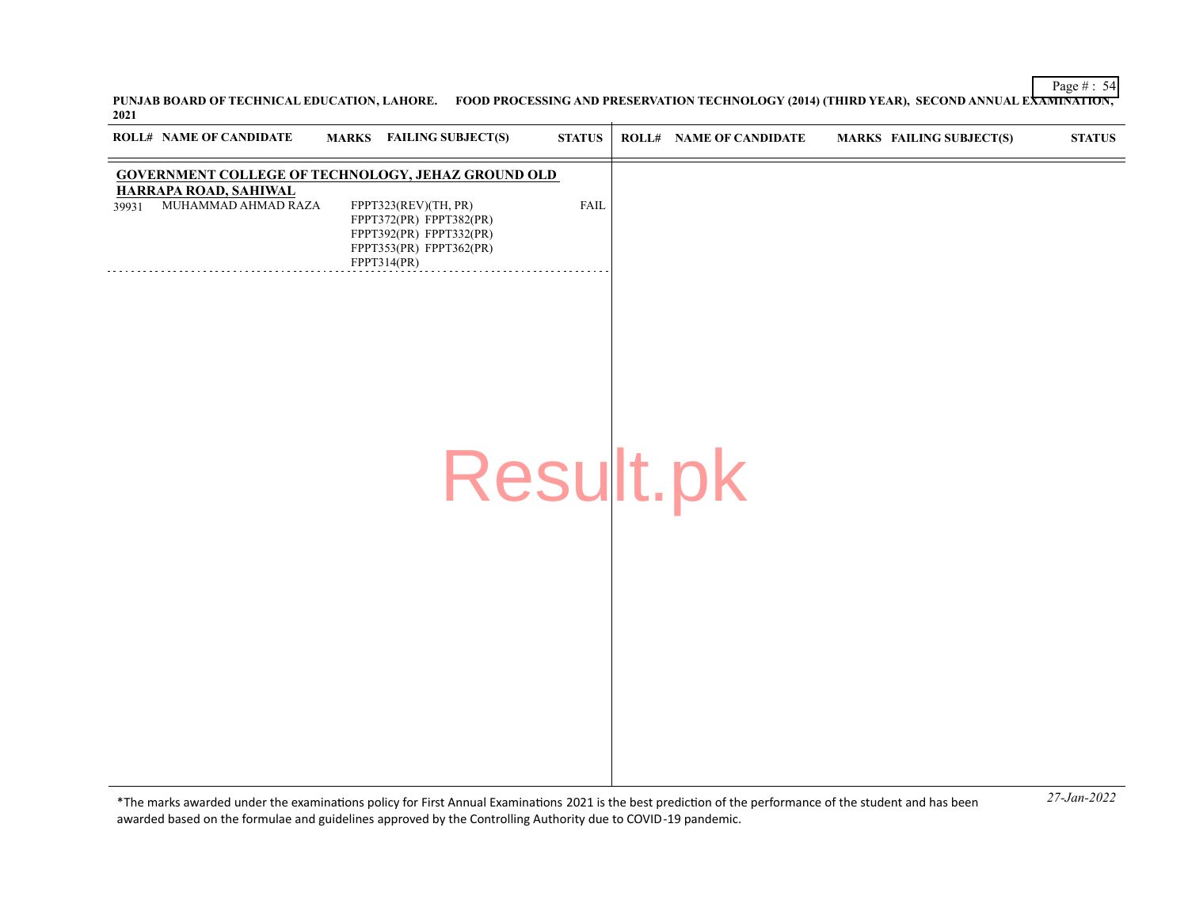PUNJAB BOARD OF TECHNICAL EDUCATION, LAHORE. FOOD PROCESSING AND PRESERVATION TECHNOLOGY (2014) (THIRD YEAR), SECOND ANNUAL EXAMINATION, 2021

| ROLL# | NAME OF CANDIDATE | MARKS | FAILING SUBJECT(S) | STATUS |
|---|---|---|---|---|
| **GOVERNMENT COLLEGE OF TECHNOLOGY, JEHAZ GROUND OLD HARRAPA ROAD, SAHIWAL** | | | | |
| 39931 | MUHAMMAD AHMAD RAZA | | FPPT323(REV)(TH, PR) FPPT372(PR) FPPT382(PR) FPPT392(PR) FPPT332(PR) FPPT353(PR) FPPT362(PR) FPPT314(PR) | FAIL |

*The marks awarded under the examinations policy for First Annual Examinations 2021 is the best prediction of the performance of the student and has been awarded based on the formulae and guidelines approved by the Controlling Authority due to COVID-19 pandemic.

*27-Jan-2022*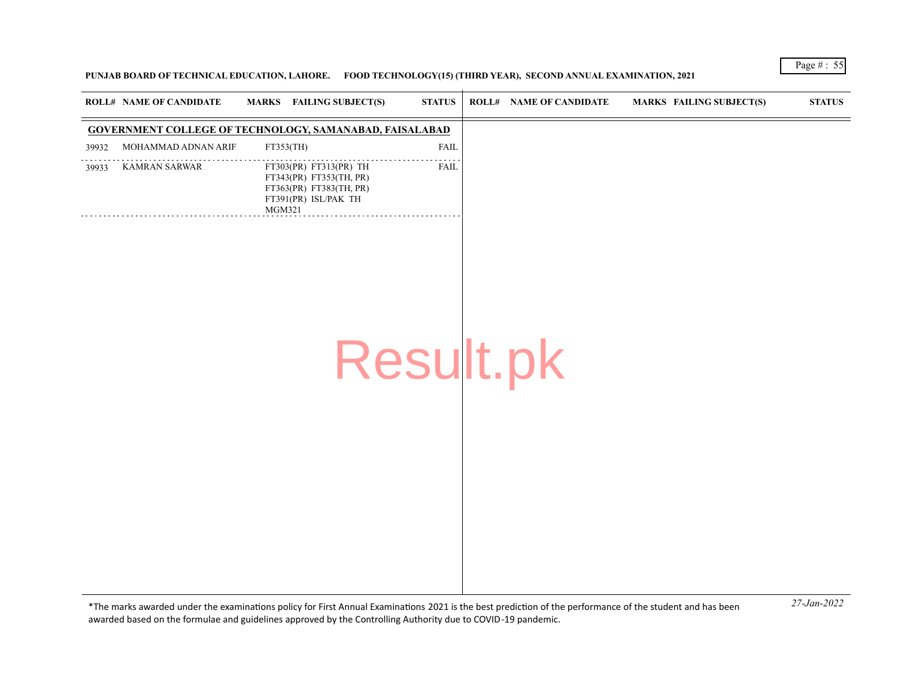**PUNJAB BOARD OF TECHNICAL EDUCATION, LAHORE. FOOD TECHNOLOGY(15) (THIRD YEAR), SECOND ANNUAL EXAMINATION, 2021**

| ROLL# | NAME OF CANDIDATE | MARKS | FAILING SUBJECT(S) | STATUS |
|---|---|---|---|---|
| **GOVERNMENT COLLEGE OF TECHNOLOGY, SAMANABAD, FAISALABAD** | | | | |
| 39932 | MOHAMMAD ADNAN ARIF | | FT353(TH) | FAIL |
| 39933 | KAMRAN SARWAR | | FT303(PR) FT313(PR) TH FT343(PR) FT353(TH, PR) FT363(PR) FT383(TH, PR) FT391(PR) ISL/PAK TH MGM321 | FAIL |

*The marks awarded under the examinations policy for First Annual Examinations 2021 is the best prediction of the performance of the student and has been awarded based on the formulae and guidelines approved by the Controlling Authority due to COVID-19 pandemic.

*27-Jan-2022*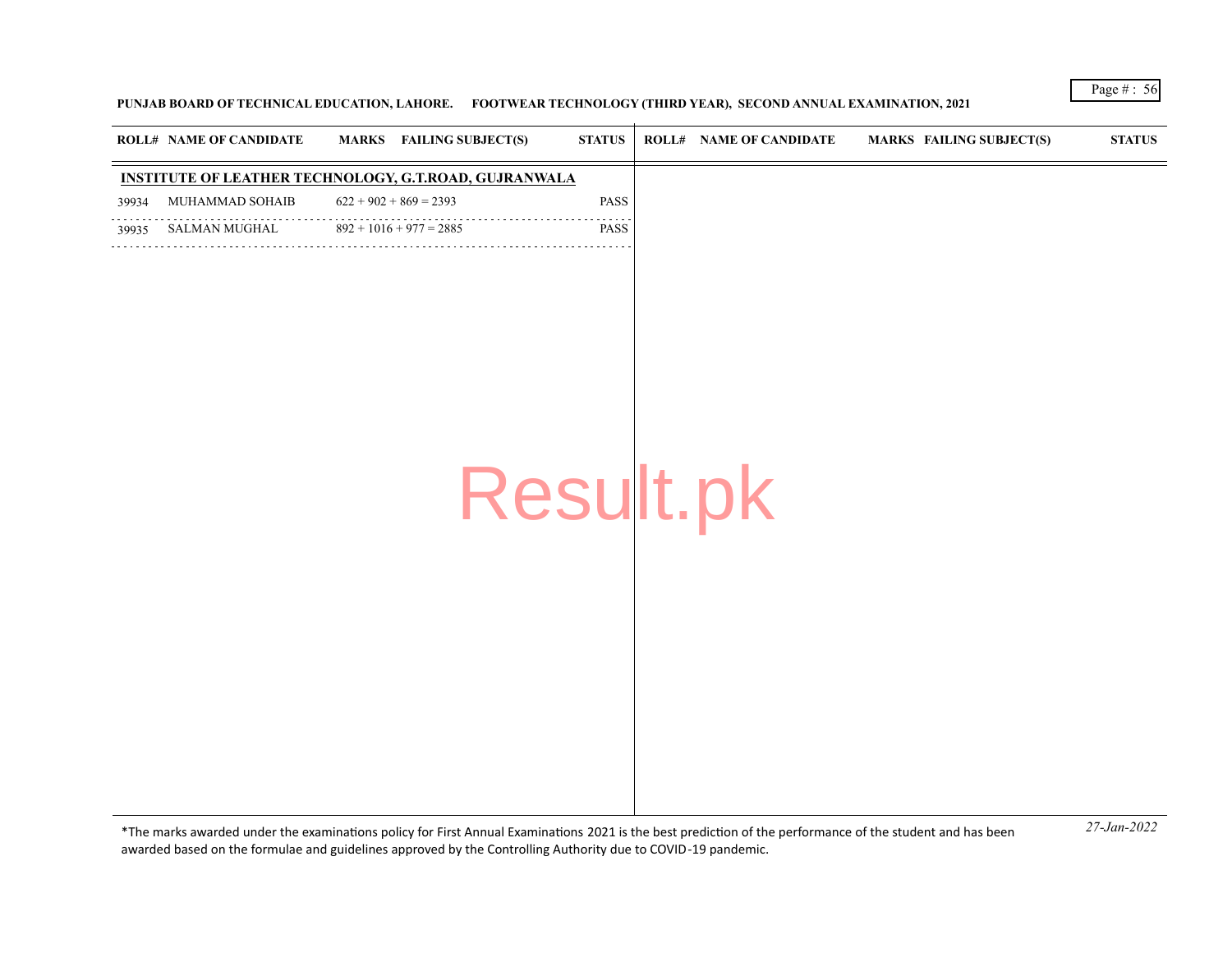**PUNJAB BOARD OF TECHNICAL EDUCATION, LAHORE. FOOTWEAR TECHNOLOGY (THIRD YEAR), SECOND ANNUAL EXAMINATION, 2021**

| ROLL# | NAME OF CANDIDATE | MARKS | FAILING SUBJECT(S) | STATUS |
|---|---|---|---|---|
| **INSTITUTE OF LEATHER TECHNOLOGY, G.T.ROAD, GUJRANWALA** | | | | |
| 39934 | MUHAMMAD SOHAIB | 622 + 902 + 869 = 2393 | | PASS |
| 39935 | SALMAN MUGHAL | 892 + 1016 + 977 = 2885 | | PASS |

*The marks awarded under the examinations policy for First Annual Examinations 2021 is the best prediction of the performance of the student and has been awarded based on the formulae and guidelines approved by the Controlling Authority due to COVID-19 pandemic.

*27-Jan-2022*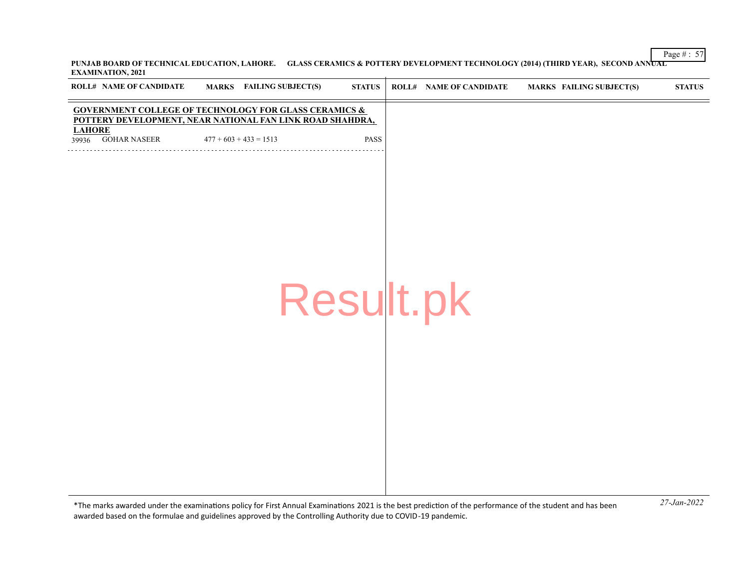**PUNJAB BOARD OF TECHNICAL EDUCATION, LAHORE. GLASS CERAMICS & POTTERY DEVELOPMENT TECHNOLOGY (2014) (THIRD YEAR), SECOND ANNUAL EXAMINATION, 2021**

| ROLL# | NAME OF CANDIDATE | MARKS | FAILING SUBJECT(S) | STATUS |
|---|---|---|---|---|
| **GOVERNMENT COLLEGE OF TECHNOLOGY FOR GLASS CERAMICS & POTTERY DEVELOPMENT, NEAR NATIONAL FAN LINK ROAD SHAHDRA, LAHORE** | | | | |
| 39936 | GOHAR NASEER | 477 + 603 + 433 = 1513 | | PASS |

*The marks awarded under the examinations policy for First Annual Examinations 2021 is the best prediction of the performance of the student and has been awarded based on the formulae and guidelines approved by the Controlling Authority due to COVID-19 pandemic.

*27-Jan-2022*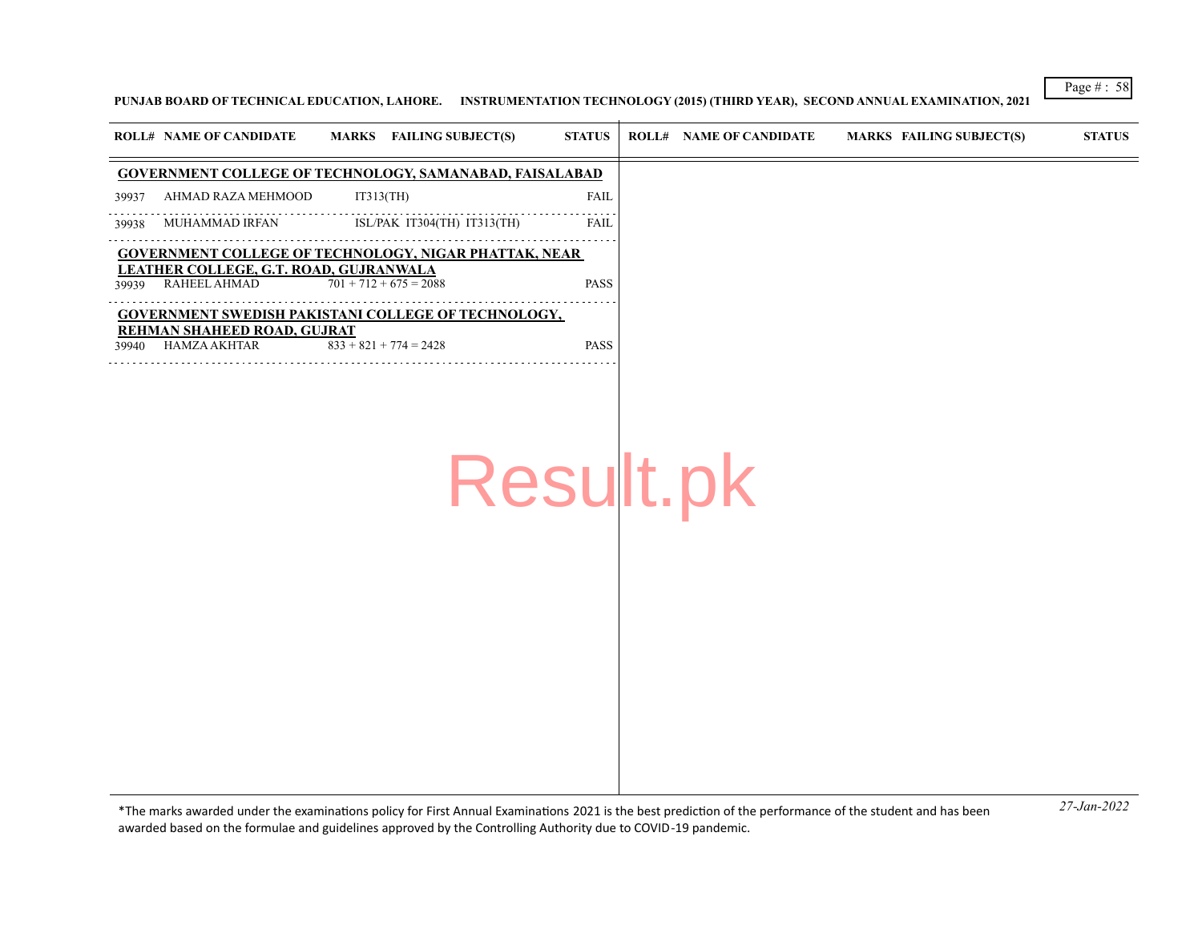**PUNJAB BOARD OF TECHNICAL EDUCATION, LAHORE. INSTRUMENTATION TECHNOLOGY (2015) (THIRD YEAR), SECOND ANNUAL EXAMINATION, 2021**

| ROLL# | NAME OF CANDIDATE | MARKS | FAILING SUBJECT(S) | STATUS |
|---|---|---|---|---|
| **GOVERNMENT COLLEGE OF TECHNOLOGY, SAMANABAD, FAISALABAD** | | | | |
| 39937 | AHMAD RAZA MEHMOOD | | IT313(TH) | FAIL |
| 39938 | MUHAMMAD IRFAN | | ISL/PAK IT304(TH) IT313(TH) | FAIL |
| **GOVERNMENT COLLEGE OF TECHNOLOGY, NIGAR PHATTAK, NEAR LEATHER COLLEGE, G.T. ROAD, GUJRANWALA** | | | | |
| 39939 | RAHEEL AHMAD | 701 + 712 + 675 = 2088 | | PASS |
| **GOVERNMENT SWEDISH PAKISTANI COLLEGE OF TECHNOLOGY, REHMAN SHAHEED ROAD, GUJRAT** | | | | |
| 39940 | HAMZA AKHTAR | 833 + 821 + 774 = 2428 | | PASS |

*The marks awarded under the examinations policy for First Annual Examinations 2021 is the best prediction of the performance of the student and has been awarded based on the formulae and guidelines approved by the Controlling Authority due to COVID-19 pandemic.

*27-Jan-2022*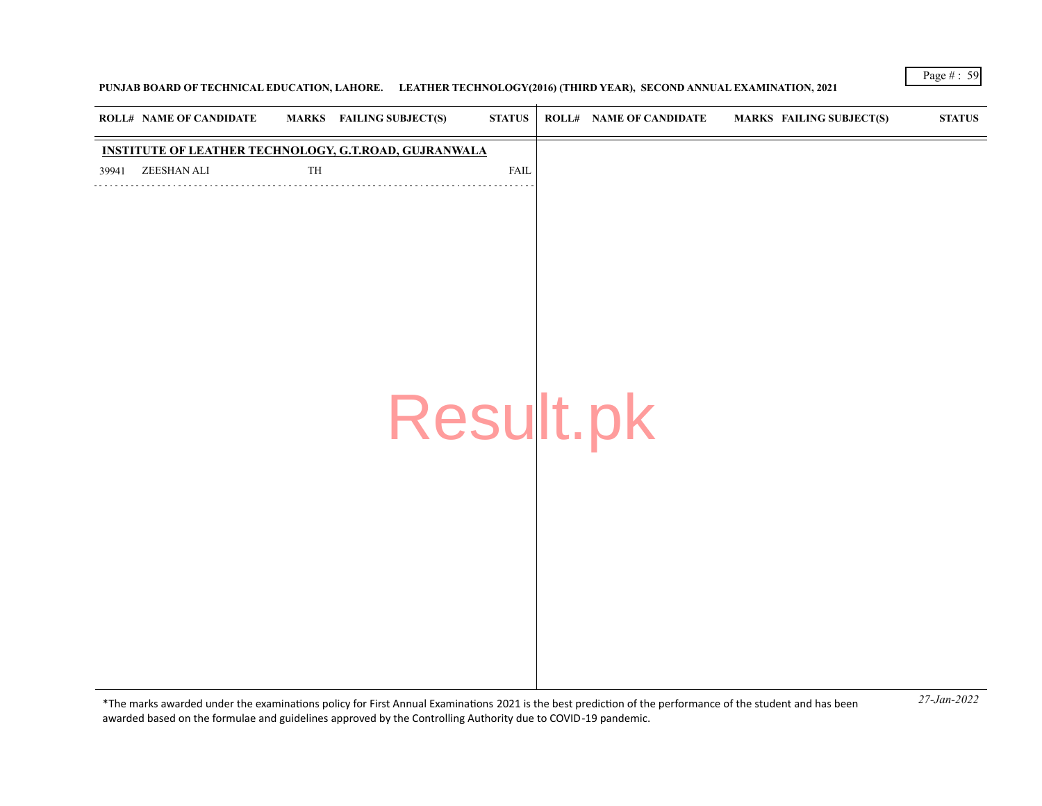PUNJAB BOARD OF TECHNICAL EDUCATION, LAHORE. LEATHER TECHNOLOGY(2016) (THIRD YEAR), SECOND ANNUAL EXAMINATION, 2021

| ROLL# | NAME OF CANDIDATE | MARKS | FAILING SUBJECT(S) | STATUS |
|---|---|---|---|---|
| **INSTITUTE OF LEATHER TECHNOLOGY, G.T.ROAD, GUJRANWALA** | | | | |
| 39941 | ZEESHAN ALI | TH | | FAIL |

*The marks awarded under the examinations policy for First Annual Examinations 2021 is the best prediction of the performance of the student and has been awarded based on the formulae and guidelines approved by the Controlling Authority due to COVID-19 pandemic.

*27-Jan-2022*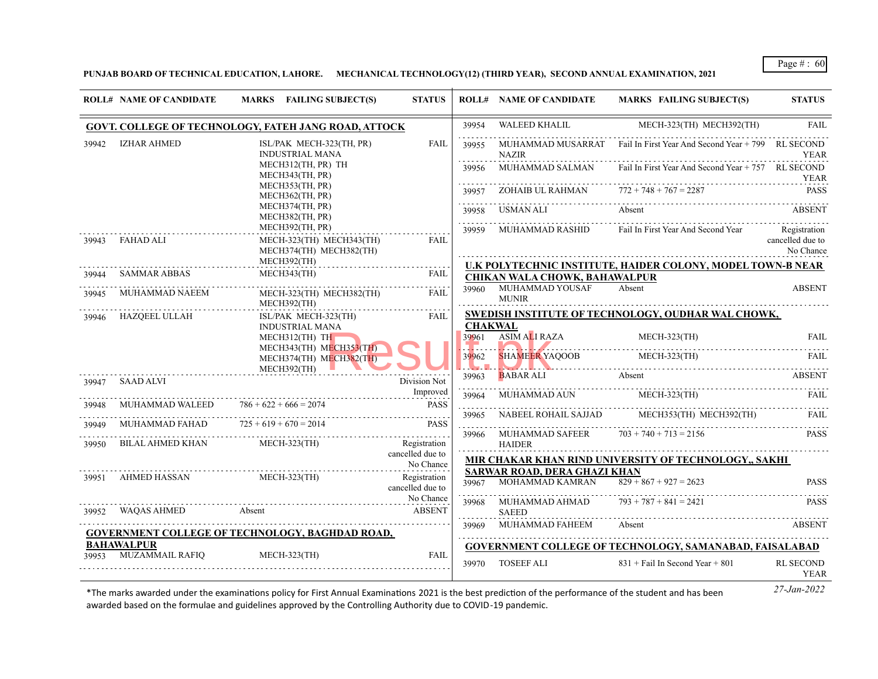**PUNJAB BOARD OF TECHNICAL EDUCATION, LAHORE. MECHANICAL TECHNOLOGY(12) (THIRD YEAR), SECOND ANNUAL EXAMINATION, 2021**

| ROLL# | NAME OF CANDIDATE | MARKS | FAILING SUBJECT(S) | STATUS |
|---|---|---|---|---|
| **GOVT. COLLEGE OF TECHNOLOGY, FATEH JANG ROAD, ATTOCK** | | | | |
| 39942 | IZHAR AHMED | | ISL/PAK MECH-323(TH, PR) INDUSTRIAL MANA MECH312(TH, PR) TH MECH343(TH, PR) MECH353(TH, PR) MECH362(TH, PR) MECH374(TH, PR) MECH382(TH, PR) MECH392(TH, PR) | FAIL |
| 39943 | FAHAD ALI | | MECH-323(TH) MECH343(TH) MECH374(TH) MECH382(TH) MECH392(TH) | FAIL |
| 39944 | SAMMAR ABBAS | | MECH343(TH) | FAIL |
| 39945 | MUHAMMAD NAEEM | | MECH-323(TH) MECH382(TH) MECH392(TH) | FAIL |
| 39946 | HAZQEEL ULLAH | | ISL/PAK MECH-323(TH) INDUSTRIAL MANA MECH312(TH) TH MECH343(TH) MECH353(TH) MECH374(TH) MECH382(TH) MECH392(TH) | FAIL |
| 39947 | SAAD ALVI | | | Division Not Improved |
| 39948 | MUHAMMAD WALEED | 786 + 622 + 666 = 2074 | | PASS |
| 39949 | MUHAMMAD FAHAD | 725 + 619 + 670 = 2014 | | PASS |
| 39950 | BILAL AHMED KHAN | | MECH-323(TH) | Registration cancelled due to No Chance |
| 39951 | AHMED HASSAN | | MECH-323(TH) | Registration cancelled due to No Chance |
| 39952 | WAQAS AHMED | Absent | | ABSENT |
| **GOVERNMENT COLLEGE OF TECHNOLOGY, BAGHDAD ROAD, BAHAWALPUR** | | | | |
| 39953 | MUZAMMAIL RAFIQ | | MECH-323(TH) | FAIL |
| 39954 | WALEED KHALIL | | MECH-323(TH) MECH392(TH) | FAIL |
| 39955 | MUHAMMAD MUSARRAT NAZIR | Fail In First Year And Second Year + 799 | | RL SECOND YEAR |
| 39956 | MUHAMMAD SALMAN | Fail In First Year And Second Year + 757 | | RL SECOND YEAR |
| 39957 | ZOHAIB UL RAHMAN | 772 + 748 + 767 = 2287 | | PASS |
| 39958 | USMAN ALI | Absent | | ABSENT |
| 39959 | MUHAMMAD RASHID | Fail In First Year And Second Year | | Registration cancelled due to No Chance |
| **U.K POLYTECHNIC INSTITUTE, HAIDER COLONY, MODEL TOWN-B NEAR CHIKAN WALA CHOWK, BAHAWALPUR** | | | | |
| 39960 | MUHAMMAD YOUSAF MUNIR | Absent | | ABSENT |
| **SWEDISH INSTITUTE OF TECHNOLOGY, OUDHAR WAL CHOWK, CHAKWAL** | | | | |
| 39961 | ASIM ALI RAZA | | MECH-323(TH) | FAIL |
| 39962 | SHAMEER YAQOOB | | MECH-323(TH) | FAIL |
| 39963 | BABAR ALI | Absent | | ABSENT |
| 39964 | MUHAMMAD AUN | | MECH-323(TH) | FAIL |
| 39965 | NABEEL ROHAIL SAJJAD | | MECH353(TH) MECH392(TH) | FAIL |
| 39966 | MUHAMMAD SAFEER HAIDER | 703 + 740 + 713 = 2156 | | PASS |
| **MIR CHAKAR KHAN RIND UNIVERSITY OF TECHNOLOGY,, SAKHI SARWAR ROAD, DERA GHAZI KHAN** | | | | |
| 39967 | MOHAMMAD KAMRAN | 829 + 867 + 927 = 2623 | | PASS |
| 39968 | MUHAMMAD AHMAD SAEED | 793 + 787 + 841 = 2421 | | PASS |
| 39969 | MUHAMMAD FAHEEM | Absent | | ABSENT |
| **GOVERNMENT COLLEGE OF TECHNOLOGY, SAMANABAD, FAISALABAD** | | | | |
| 39970 | TOSEEF ALI | 831 + Fail In Second Year + 801 | | RL SECOND YEAR |

*The marks awarded under the examinations policy for First Annual Examinations 2021 is the best prediction of the performance of the student and has been awarded based on the formulae and guidelines approved by the Controlling Authority due to COVID-19 pandemic.

*27-Jan-2022*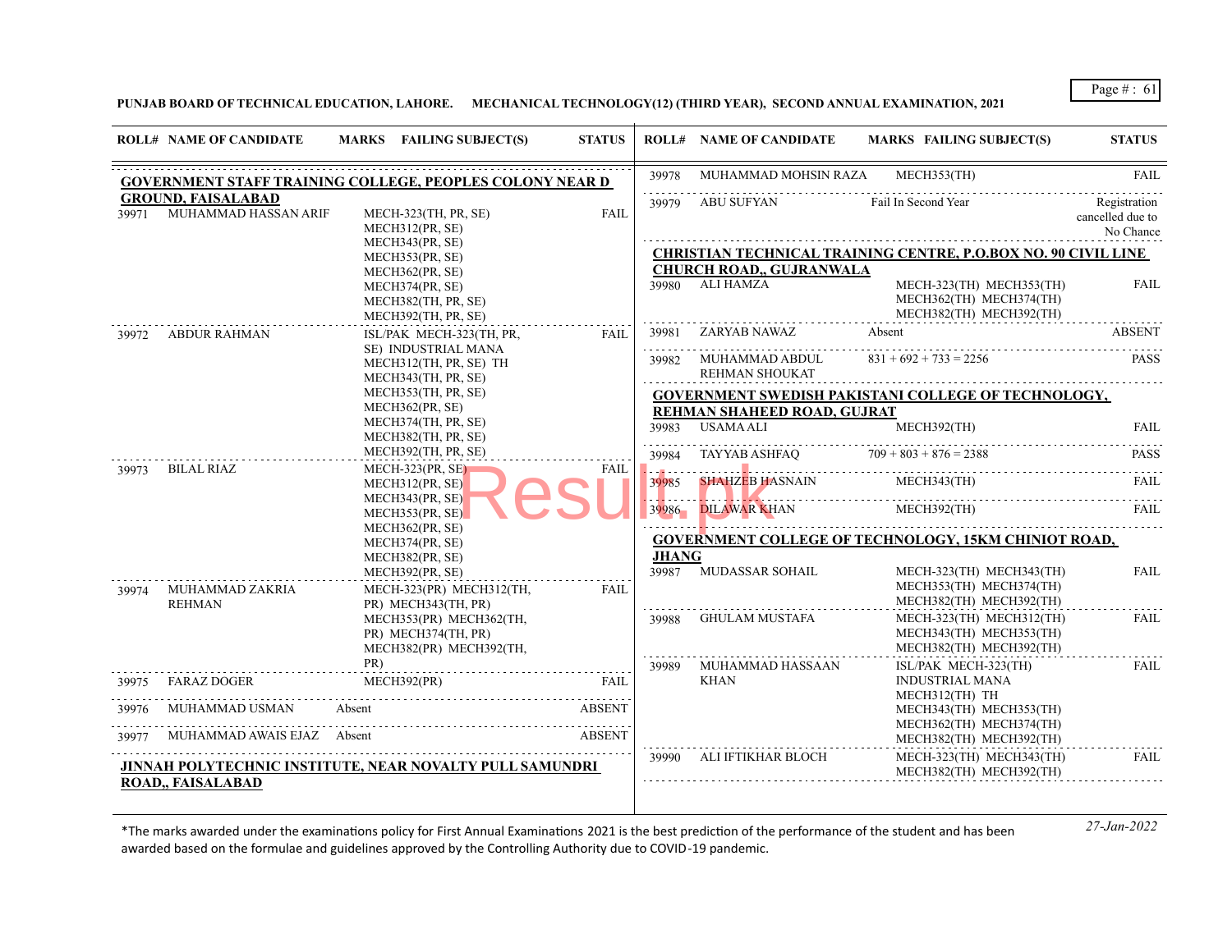**PUNJAB BOARD OF TECHNICAL EDUCATION, LAHORE. MECHANICAL TECHNOLOGY(12) (THIRD YEAR), SECOND ANNUAL EXAMINATION, 2021**

| ROLL# | NAME OF CANDIDATE | MARKS | FAILING SUBJECT(S) | STATUS |
|---|---|---|---|---|
| **GOVERNMENT STAFF TRAINING COLLEGE, PEOPLES COLONY NEAR D GROUND, FAISALABAD** | | | | |
| 39971 | MUHAMMAD HASSAN ARIF | | MECH-323(TH, PR, SE) MECH312(PR, SE) MECH343(PR, SE) MECH353(PR, SE) MECH362(PR, SE) MECH374(PR, SE) MECH382(TH, PR, SE) MECH392(TH, PR, SE) | FAIL |
| 39972 | ABDUR RAHMAN | | ISL/PAK MECH-323(TH, PR, SE) INDUSTRIAL MANA MECH312(TH, PR, SE) TH MECH343(TH, PR, SE) MECH353(TH, PR, SE) MECH362(PR, SE) MECH374(TH, PR, SE) MECH382(TH, PR, SE) MECH392(TH, PR, SE) | FAIL |
| 39973 | BILAL RIAZ | | MECH-323(PR, SE) MECH312(PR, SE) MECH343(PR, SE) MECH353(PR, SE) MECH362(PR, SE) MECH374(PR, SE) MECH382(PR, SE) MECH392(PR, SE) | FAIL |
| 39974 | MUHAMMAD ZAKRIA REHMAN | | MECH-323(PR) MECH312(TH, PR) MECH343(TH, PR) MECH353(PR) MECH362(TH, PR) MECH374(TH, PR) MECH382(PR) MECH392(TH, PR) | FAIL |
| 39975 | FARAZ DOGER | | MECH392(PR) | FAIL |
| 39976 | MUHAMMAD USMAN | Absent | | ABSENT |
| 39977 | MUHAMMAD AWAIS EJAZ | Absent | | ABSENT |
| **JINNAH POLYTECHNIC INSTITUTE, NEAR NOVALTY PULL SAMUNDRI ROAD,, FAISALABAD** | | | | |
| 39978 | MUHAMMAD MOHSIN RAZA | | MECH353(TH) | FAIL |
| 39979 | ABU SUFYAN | Fail In Second Year | | Registration cancelled due to No Chance |
| **CHRISTIAN TECHNICAL TRAINING CENTRE, P.O.BOX NO. 90 CIVIL LINE CHURCH ROAD,, GUJRANWALA** | | | | |
| 39980 | ALI HAMZA | | MECH-323(TH) MECH353(TH) MECH362(TH) MECH374(TH) MECH382(TH) MECH392(TH) | FAIL |
| 39981 | ZARYAB NAWAZ | Absent | | ABSENT |
| 39982 | MUHAMMAD ABDUL REHMAN SHOUKAT | 831 + 692 + 733 = 2256 | | PASS |
| **GOVERNMENT SWEDISH PAKISTANI COLLEGE OF TECHNOLOGY, REHMAN SHAHEED ROAD, GUJRAT** | | | | |
| 39983 | USAMA ALI | | MECH392(TH) | FAIL |
| 39984 | TAYYAB ASHFAQ | 709 + 803 + 876 = 2388 | | PASS |
| 39985 | SHAHZEB HASNAIN | | MECH343(TH) | FAIL |
| 39986 | DILAWAR KHAN | | MECH392(TH) | FAIL |
| **GOVERNMENT COLLEGE OF TECHNOLOGY, 15KM CHINIOT ROAD, JHANG** | | | | |
| 39987 | MUDASSAR SOHAIL | | MECH-323(TH) MECH343(TH) MECH353(TH) MECH374(TH) MECH382(TH) MECH392(TH) | FAIL |
| 39988 | GHULAM MUSTAFA | | MECH-323(TH) MECH312(TH) MECH343(TH) MECH353(TH) MECH382(TH) MECH392(TH) | FAIL |
| 39989 | MUHAMMAD HASSAAN KHAN | | ISL/PAK MECH-323(TH) INDUSTRIAL MANA MECH312(TH) TH MECH343(TH) MECH353(TH) MECH362(TH) MECH374(TH) MECH382(TH) MECH392(TH) | FAIL |
| 39990 | ALI IFTIKHAR BLOCH | | MECH-323(TH) MECH343(TH) MECH382(TH) MECH392(TH) | FAIL |

*The marks awarded under the examinations policy for First Annual Examinations 2021 is the best prediction of the performance of the student and has been awarded based on the formulae and guidelines approved by the Controlling Authority due to COVID-19 pandemic.

*27-Jan-2022*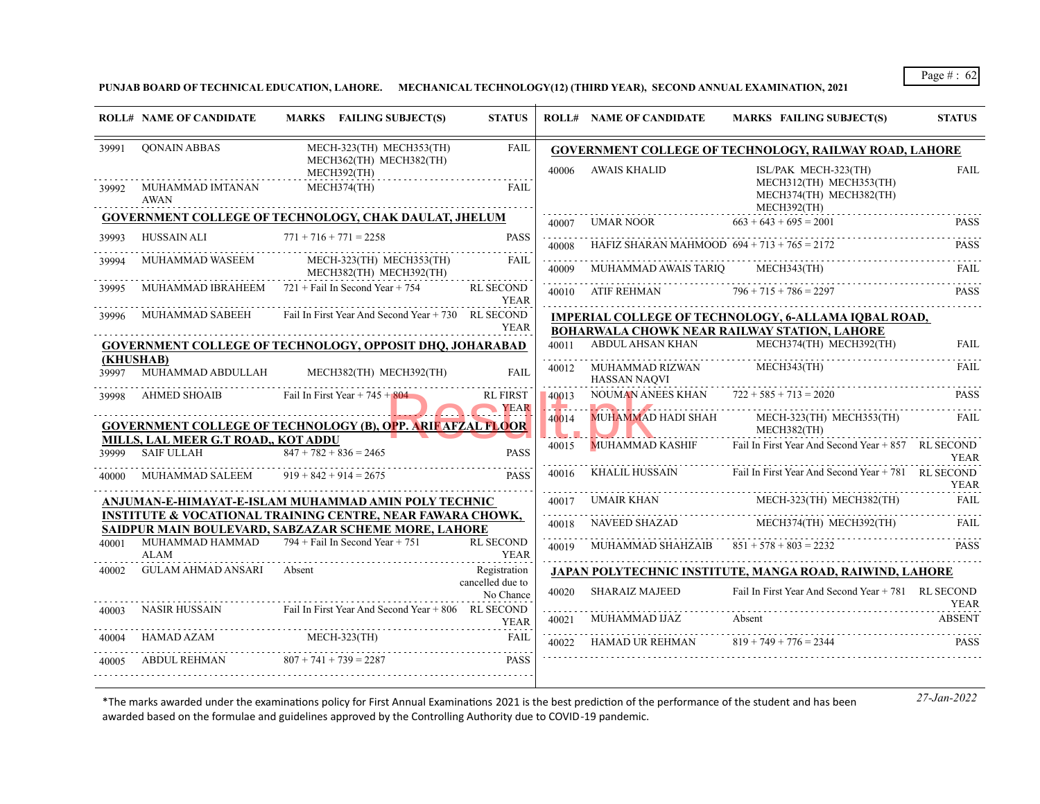**PUNJAB BOARD OF TECHNICAL EDUCATION, LAHORE. MECHANICAL TECHNOLOGY(12) (THIRD YEAR), SECOND ANNUAL EXAMINATION, 2021**

| ROLL# | NAME OF CANDIDATE | MARKS | FAILING SUBJECT(S) | STATUS |
|---|---|---|---|---|
| 39991 | QONAIN ABBAS | | MECH-323(TH) MECH353(TH) MECH362(TH) MECH382(TH) MECH392(TH) | FAIL |
| 39992 | MUHAMMAD IMTANAN AWAN | | MECH374(TH) | FAIL |

**GOVERNMENT COLLEGE OF TECHNOLOGY, CHAK DAULAT, JHELUM**

| ROLL# | NAME OF CANDIDATE | MARKS | FAILING SUBJECT(S) | STATUS |
|---|---|---|---|---|
| 39993 | HUSSAIN ALI | 771 + 716 + 771 = 2258 | | PASS |
| 39994 | MUHAMMAD WASEEM | | MECH-323(TH) MECH353(TH) MECH382(TH) MECH392(TH) | FAIL |
| 39995 | MUHAMMAD IBRAHEEM | 721 + Fail In Second Year + 754 | | RL SECOND YEAR |
| 39996 | MUHAMMAD SABEEH | Fail In First Year And Second Year + 730 | | RL SECOND YEAR |

**GOVERNMENT COLLEGE OF TECHNOLOGY, OPPOSIT DHQ, JOHARABAD (KHUSHAB)**

| ROLL# | NAME OF CANDIDATE | MARKS | FAILING SUBJECT(S) | STATUS |
|---|---|---|---|---|
| 39997 | MUHAMMAD ABDULLAH | | MECH382(TH) MECH392(TH) | FAIL |
| 39998 | AHMED SHOAIB | Fail In First Year + 745 + 804 | | RL FIRST YEAR |

**GOVERNMENT COLLEGE OF TECHNOLOGY (B), OPP. ARIF AFZAL FLOOR MILLS, LAL MEER G.T ROAD,, KOT ADDU**

| ROLL# | NAME OF CANDIDATE | MARKS | FAILING SUBJECT(S) | STATUS |
|---|---|---|---|---|
| 39999 | SAIF ULLAH | 847 + 782 + 836 = 2465 | | PASS |
| 40000 | MUHAMMAD SALEEM | 919 + 842 + 914 = 2675 | | PASS |

**ANJUMAN-E-HIMAYAT-E-ISLAM MUHAMMAD AMIN POLY TECHNIC INSTITUTE & VOCATIONAL TRAINING CENTRE, NEAR FAWARA CHOWK, SAIDPUR MAIN BOULEVARD, SABZAZAR SCHEME MORE, LAHORE**

| ROLL# | NAME OF CANDIDATE | MARKS | FAILING SUBJECT(S) | STATUS |
|---|---|---|---|---|
| 40001 | MUHAMMAD HAMMAD ALAM | 794 + Fail In Second Year + 751 | | RL SECOND YEAR |
| 40002 | GULAM AHMAD ANSARI | Absent | | Registration cancelled due to No Chance |
| 40003 | NASIR HUSSAIN | Fail In First Year And Second Year + 806 | | RL SECOND YEAR |
| 40004 | HAMAD AZAM | | MECH-323(TH) | FAIL |
| 40005 | ABDUL REHMAN | 807 + 741 + 739 = 2287 | | PASS |

**GOVERNMENT COLLEGE OF TECHNOLOGY, RAILWAY ROAD, LAHORE**

| ROLL# | NAME OF CANDIDATE | MARKS | FAILING SUBJECT(S) | STATUS |
|---|---|---|---|---|
| 40006 | AWAIS KHALID | | ISL/PAK MECH-323(TH) MECH312(TH) MECH353(TH) MECH374(TH) MECH382(TH) MECH392(TH) | FAIL |
| 40007 | UMAR NOOR | 663 + 643 + 695 = 2001 | | PASS |
| 40008 | HAFIZ SHARAN MAHMOOD | 694 + 713 + 765 = 2172 | | PASS |
| 40009 | MUHAMMAD AWAIS TARIQ | | MECH343(TH) | FAIL |
| 40010 | ATIF REHMAN | 796 + 715 + 786 = 2297 | | PASS |

**IMPERIAL COLLEGE OF TECHNOLOGY, 6-ALLAMA IQBAL ROAD, BOHARWALA CHOWK NEAR RAILWAY STATION, LAHORE**

| ROLL# | NAME OF CANDIDATE | MARKS | FAILING SUBJECT(S) | STATUS |
|---|---|---|---|---|
| 40011 | ABDUL AHSAN KHAN | | MECH374(TH) MECH392(TH) | FAIL |
| 40012 | MUHAMMAD RIZWAN HASSAN NAQVI | | MECH343(TH) | FAIL |
| 40013 | NOUMAN ANEES KHAN | 722 + 585 + 713 = 2020 | | PASS |
| 40014 | MUHAMMAD HADI SHAH | | MECH-323(TH) MECH353(TH) MECH382(TH) | FAIL |
| 40015 | MUHAMMAD KASHIF | Fail In First Year And Second Year + 857 | | RL SECOND YEAR |
| 40016 | KHALIL HUSSAIN | Fail In First Year And Second Year + 781 | | RL SECOND YEAR |
| 40017 | UMAIR KHAN | | MECH-323(TH) MECH382(TH) | FAIL |
| 40018 | NAVEED SHAZAD | | MECH374(TH) MECH392(TH) | FAIL |
| 40019 | MUHAMMAD SHAHZAIB | 851 + 578 + 803 = 2232 | | PASS |

**JAPAN POLYTECHNIC INSTITUTE, MANGA ROAD, RAIWIND, LAHORE**

| ROLL# | NAME OF CANDIDATE | MARKS | FAILING SUBJECT(S) | STATUS |
|---|---|---|---|---|
| 40020 | SHARAIZ MAJEED | Fail In First Year And Second Year + 781 | | RL SECOND YEAR |
| 40021 | MUHAMMAD IJAZ | Absent | | ABSENT |
| 40022 | HAMAD UR REHMAN | 819 + 749 + 776 = 2344 | | PASS |

*The marks awarded under the examinations policy for First Annual Examinations 2021 is the best prediction of the performance of the student and has been awarded based on the formulae and guidelines approved by the Controlling Authority due to COVID-19 pandemic.

*27-Jan-2022*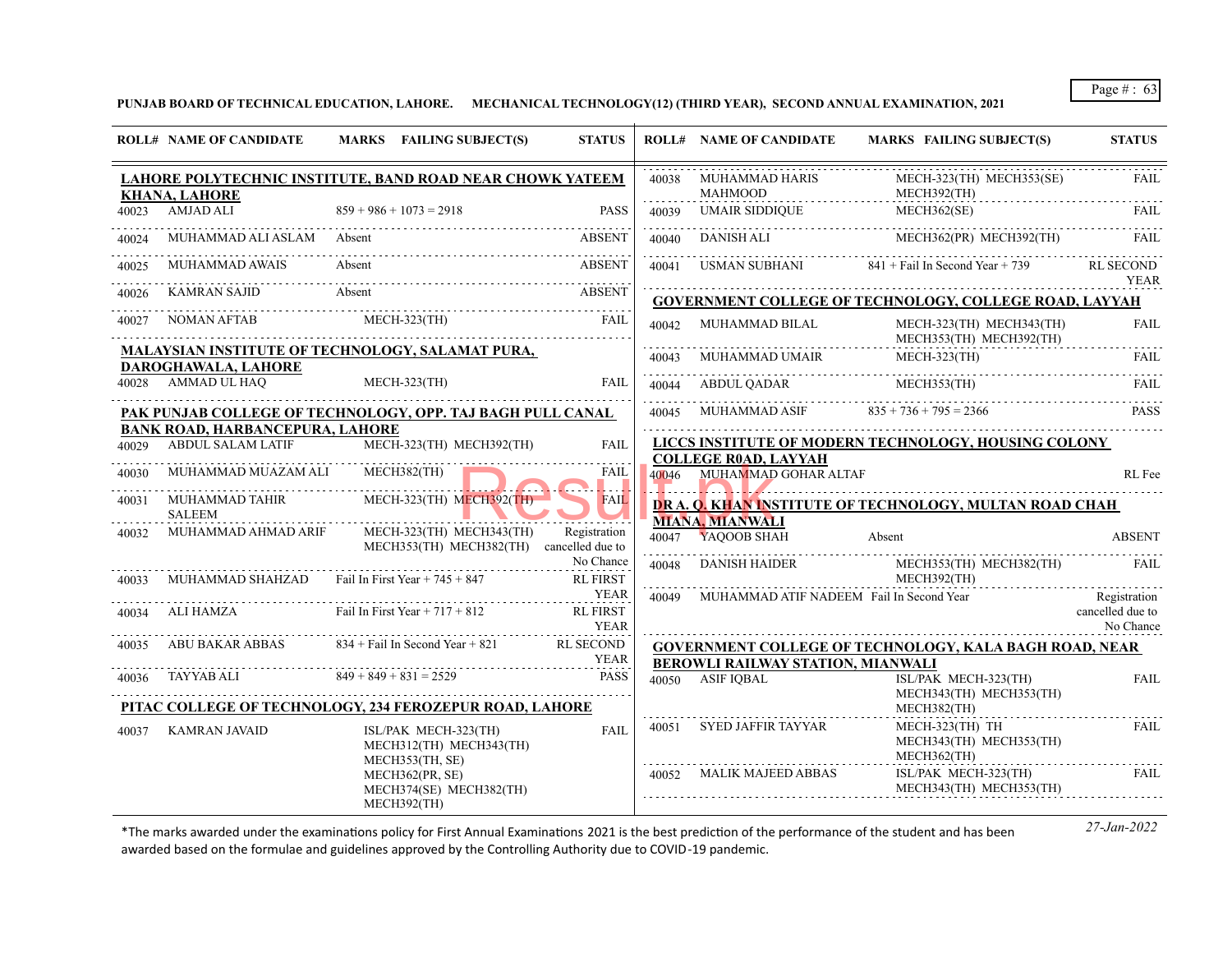PUNJAB BOARD OF TECHNICAL EDUCATION, LAHORE. MECHANICAL TECHNOLOGY(12) (THIRD YEAR), SECOND ANNUAL EXAMINATION, 2021

**LAHORE POLYTECHNIC INSTITUTE, BAND ROAD NEAR CHOWK YATEEM KHANA, LAHORE**

| ROLL# | NAME OF CANDIDATE | MARKS | FAILING SUBJECT(S) | STATUS |
|---|---|---|---|---|
| 40023 | AMJAD ALI | 859 + 986 + 1073 = 2918 | | PASS |
| 40024 | MUHAMMAD ALI ASLAM | Absent | | ABSENT |
| 40025 | MUHAMMAD AWAIS | Absent | | ABSENT |
| 40026 | KAMRAN SAJID | Absent | | ABSENT |
| 40027 | NOMAN AFTAB | | MECH-323(TH) | FAIL |

**MALAYSIAN INSTITUTE OF TECHNOLOGY, SALAMAT PURA, DAROGHAWALA, LAHORE**

| ROLL# | NAME OF CANDIDATE | MARKS | FAILING SUBJECT(S) | STATUS |
|---|---|---|---|---|
| 40028 | AMMAD UL HAQ | | MECH-323(TH) | FAIL |

**PAK PUNJAB COLLEGE OF TECHNOLOGY, OPP. TAJ BAGH PULL CANAL BANK ROAD, HARBANCEPURA, LAHORE**

| ROLL# | NAME OF CANDIDATE | MARKS | FAILING SUBJECT(S) | STATUS |
|---|---|---|---|---|
| 40029 | ABDUL SALAM LATIF | | MECH-323(TH) MECH392(TH) | FAIL |
| 40030 | MUHAMMAD MUAZAM ALI | | MECH382(TH) | FAIL |
| 40031 | MUHAMMAD TAHIR SALEEM | | MECH-323(TH) MECH392(TH) | FAIL |
| 40032 | MUHAMMAD AHMAD ARIF | | MECH-323(TH) MECH343(TH) MECH353(TH) MECH382(TH) | Registration cancelled due to No Chance |
| 40033 | MUHAMMAD SHAHZAD | Fail In First Year + 745 + 847 | | RL FIRST YEAR |
| 40034 | ALI HAMZA | Fail In First Year + 717 + 812 | | RL FIRST YEAR |
| 40035 | ABU BAKAR ABBAS | 834 + Fail In Second Year + 821 | | RL SECOND YEAR |
| 40036 | TAYYAB ALI | 849 + 849 + 831 = 2529 | | PASS |

**PITAC COLLEGE OF TECHNOLOGY, 234 FEROZEPUR ROAD, LAHORE**

| ROLL# | NAME OF CANDIDATE | MARKS | FAILING SUBJECT(S) | STATUS |
|---|---|---|---|---|
| 40037 | KAMRAN JAVAID | | ISL/PAK MECH-323(TH) MECH312(TH) MECH343(TH) MECH353(TH, SE) MECH362(PR, SE) MECH374(SE) MECH382(TH) MECH392(TH) | FAIL |
| 40038 | MUHAMMAD HARIS MAHMOOD | | MECH-323(TH) MECH353(SE) MECH392(TH) | FAIL |
| 40039 | UMAIR SIDDIQUE | | MECH362(SE) | FAIL |
| 40040 | DANISH ALI | | MECH362(PR) MECH392(TH) | FAIL |
| 40041 | USMAN SUBHANI | 841 + Fail In Second Year + 739 | | RL SECOND YEAR |

**GOVERNMENT COLLEGE OF TECHNOLOGY, COLLEGE ROAD, LAYYAH**

| ROLL# | NAME OF CANDIDATE | MARKS | FAILING SUBJECT(S) | STATUS |
|---|---|---|---|---|
| 40042 | MUHAMMAD BILAL | | MECH-323(TH) MECH343(TH) MECH353(TH) MECH392(TH) | FAIL |
| 40043 | MUHAMMAD UMAIR | | MECH-323(TH) | FAIL |
| 40044 | ABDUL QADAR | | MECH353(TH) | FAIL |
| 40045 | MUHAMMAD ASIF | 835 + 736 + 795 = 2366 | | PASS |

**LICCS INSTITUTE OF MODERN TECHNOLOGY, HOUSING COLONY COLLEGE R0AD, LAYYAH**

| ROLL# | NAME OF CANDIDATE | MARKS | FAILING SUBJECT(S) | STATUS |
|---|---|---|---|---|
| 40046 | MUHAMMAD GOHAR ALTAF | | | RL Fee |

**DR A. Q. KHAN INSTITUTE OF TECHNOLOGY, MULTAN ROAD CHAH MIANA, MIANWALI**

| ROLL# | NAME OF CANDIDATE | MARKS | FAILING SUBJECT(S) | STATUS |
|---|---|---|---|---|
| 40047 | YAQOOB SHAH | Absent | | ABSENT |
| 40048 | DANISH HAIDER | | MECH353(TH) MECH382(TH) MECH392(TH) | FAIL |
| 40049 | MUHAMMAD ATIF NADEEM | Fail In Second Year | | Registration cancelled due to No Chance |

**GOVERNMENT COLLEGE OF TECHNOLOGY, KALA BAGH ROAD, NEAR BEROWLI RAILWAY STATION, MIANWALI**

| ROLL# | NAME OF CANDIDATE | MARKS | FAILING SUBJECT(S) | STATUS |
|---|---|---|---|---|
| 40050 | ASIF IQBAL | | ISL/PAK MECH-323(TH) MECH343(TH) MECH353(TH) MECH382(TH) | FAIL |
| 40051 | SYED JAFFIR TAYYAR | | MECH-323(TH) TH MECH343(TH) MECH353(TH) MECH362(TH) | FAIL |
| 40052 | MALIK MAJEED ABBAS | | ISL/PAK MECH-323(TH) MECH343(TH) MECH353(TH) | FAIL |

*The marks awarded under the examinations policy for First Annual Examinations 2021 is the best prediction of the performance of the student and has been awarded based on the formulae and guidelines approved by the Controlling Authority due to COVID-19 pandemic.

*27-Jan-2022*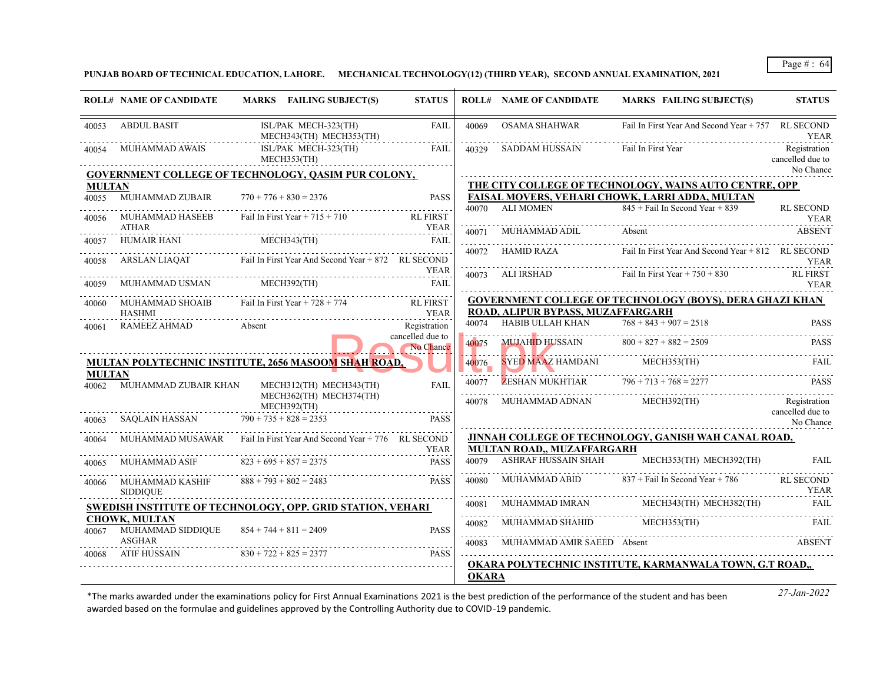**PUNJAB BOARD OF TECHNICAL EDUCATION, LAHORE. MECHANICAL TECHNOLOGY(12) (THIRD YEAR), SECOND ANNUAL EXAMINATION, 2021**

| ROLL# | NAME OF CANDIDATE | MARKS | FAILING SUBJECT(S) | STATUS |
|---|---|---|---|---|
| 40053 | ABDUL BASIT | | ISL/PAK MECH-323(TH) MECH343(TH) MECH353(TH) | FAIL |
| 40054 | MUHAMMAD AWAIS | | ISL/PAK MECH-323(TH) MECH353(TH) | FAIL |

**GOVERNMENT COLLEGE OF TECHNOLOGY, QASIM PUR COLONY, MULTAN**

| ROLL# | NAME OF CANDIDATE | MARKS | FAILING SUBJECT(S) | STATUS |
|---|---|---|---|---|
| 40055 | MUHAMMAD ZUBAIR | 770 + 776 + 830 = 2376 | | PASS |
| 40056 | MUHAMMAD HASEEB ATHAR | Fail In First Year + 715 + 710 | | RL FIRST YEAR |
| 40057 | HUMAIR HANI | | MECH343(TH) | FAIL |
| 40058 | ARSLAN LIAQAT | Fail In First Year And Second Year + 872 | | RL SECOND YEAR |
| 40059 | MUHAMMAD USMAN | | MECH392(TH) | FAIL |
| 40060 | MUHAMMAD SHOAIB HASHMI | Fail In First Year + 728 + 774 | | RL FIRST YEAR |
| 40061 | RAMEEZ AHMAD | Absent | | Registration cancelled due to No Chance |

**MULTAN POLYTECHNIC INSTITUTE, 2656 MASOOM SHAH ROAD, MULTAN**

| ROLL# | NAME OF CANDIDATE | MARKS | FAILING SUBJECT(S) | STATUS |
|---|---|---|---|---|
| 40062 | MUHAMMAD ZUBAIR KHAN | | MECH312(TH) MECH343(TH) MECH362(TH) MECH374(TH) MECH392(TH) | FAIL |
| 40063 | SAQLAIN HASSAN | 790 + 735 + 828 = 2353 | | PASS |
| 40064 | MUHAMMAD MUSAWAR | Fail In First Year And Second Year + 776 | | RL SECOND YEAR |
| 40065 | MUHAMMAD ASIF | 823 + 695 + 857 = 2375 | | PASS |
| 40066 | MUHAMMAD KASHIF SIDDIQUE | 888 + 793 + 802 = 2483 | | PASS |

**SWEDISH INSTITUTE OF TECHNOLOGY, OPP. GRID STATION, VEHARI CHOWK, MULTAN**

| ROLL# | NAME OF CANDIDATE | MARKS | FAILING SUBJECT(S) | STATUS |
|---|---|---|---|---|
| 40067 | MUHAMMAD SIDDIQUE ASGHAR | 854 + 744 + 811 = 2409 | | PASS |
| 40068 | ATIF HUSSAIN | 830 + 722 + 825 = 2377 | | PASS |
| 40069 | OSAMA SHAHWAR | Fail In First Year And Second Year + 757 | | RL SECOND YEAR |
| 40329 | SADDAM HUSSAIN | Fail In First Year | | Registration cancelled due to No Chance |

**THE CITY COLLEGE OF TECHNOLOGY, WAINS AUTO CENTRE, OPP FAISAL MOVERS, VEHARI CHOWK, LARRI ADDA, MULTAN**

| ROLL# | NAME OF CANDIDATE | MARKS | FAILING SUBJECT(S) | STATUS |
|---|---|---|---|---|
| 40070 | ALI MOMEN | 845 + Fail In Second Year + 839 | | RL SECOND YEAR |
| 40071 | MUHAMMAD ADIL | Absent | | ABSENT |
| 40072 | HAMID RAZA | Fail In First Year And Second Year + 812 | | RL SECOND YEAR |
| 40073 | ALI IRSHAD | Fail In First Year + 750 + 830 | | RL FIRST YEAR |

**GOVERNMENT COLLEGE OF TECHNOLOGY (BOYS), DERA GHAZI KHAN ROAD, ALIPUR BYPASS, MUZAFFARGARH**

| ROLL# | NAME OF CANDIDATE | MARKS | FAILING SUBJECT(S) | STATUS |
|---|---|---|---|---|
| 40074 | HABIB ULLAH KHAN | 768 + 843 + 907 = 2518 | | PASS |
| 40075 | MUJAHID HUSSAIN | 800 + 827 + 882 = 2509 | | PASS |
| 40076 | SYED MAAZ HAMDANI | | MECH353(TH) | FAIL |
| 40077 | ZESHAN MUKHTIAR | 796 + 713 + 768 = 2277 | | PASS |
| 40078 | MUHAMMAD ADNAN | | MECH392(TH) | Registration cancelled due to No Chance |

**JINNAH COLLEGE OF TECHNOLOGY, GANISH WAH CANAL ROAD, MULTAN ROAD,, MUZAFFARGARH**

| ROLL# | NAME OF CANDIDATE | MARKS | FAILING SUBJECT(S) | STATUS |
|---|---|---|---|---|
| 40079 | ASHRAF HUSSAIN SHAH | | MECH353(TH) MECH392(TH) | FAIL |
| 40080 | MUHAMMAD ABID | 837 + Fail In Second Year + 786 | | RL SECOND YEAR |
| 40081 | MUHAMMAD IMRAN | | MECH343(TH) MECH382(TH) | FAIL |
| 40082 | MUHAMMAD SHAHID | | MECH353(TH) | FAIL |
| 40083 | MUHAMMAD AMIR SAEED | Absent | | ABSENT |

**OKARA POLYTECHNIC INSTITUTE, KARMANWALA TOWN, G.T ROAD,, OKARA**

*The marks awarded under the examinations policy for First Annual Examinations 2021 is the best prediction of the performance of the student and has been awarded based on the formulae and guidelines approved by the Controlling Authority due to COVID-19 pandemic.

*27-Jan-2022*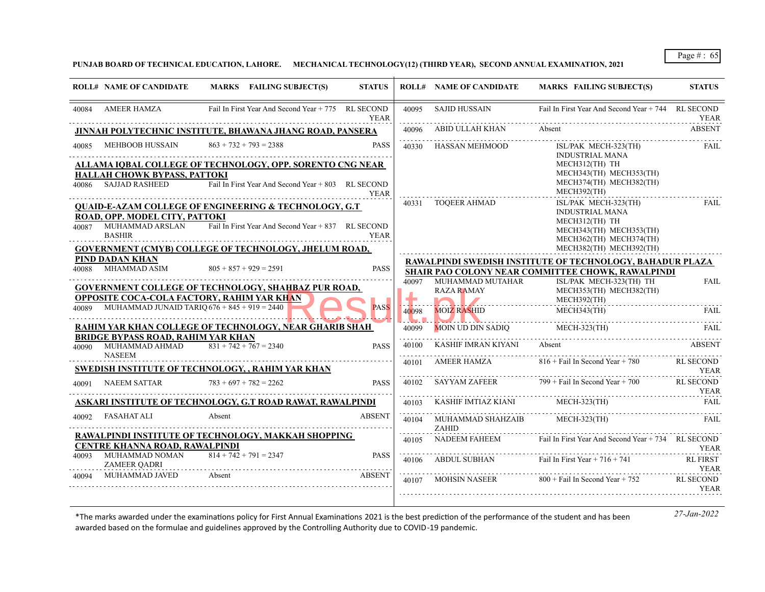**PUNJAB BOARD OF TECHNICAL EDUCATION, LAHORE. MECHANICAL TECHNOLOGY(12) (THIRD YEAR), SECOND ANNUAL EXAMINATION, 2021**

| ROLL# | NAME OF CANDIDATE | MARKS FAILING SUBJECT(S) | STATUS |
|---|---|---|---|
| 40084 | AMEER HAMZA | Fail In First Year And Second Year + 775 | RL SECOND YEAR |
| **JINNAH POLYTECHNIC INSTITUTE, BHAWANA JHANG ROAD, PANSERA** | | | |
| 40085 | MEHBOOB HUSSAIN | 863 + 732 + 793 = 2388 | PASS |
| **ALLAMA IQBAL COLLEGE OF TECHNOLOGY, OPP. SORENTO CNG NEAR HALLAH CHOWK BYPASS, PATTOKI** | | | |
| 40086 | SAJJAD RASHEED | Fail In First Year And Second Year + 803 | RL SECOND YEAR |
| **QUAID-E-AZAM COLLEGE OF ENGINEERING & TECHNOLOGY, G.T ROAD, OPP. MODEL CITY, PATTOKI** | | | |
| 40087 | MUHAMMAD ARSLAN BASHIR | Fail In First Year And Second Year + 837 | RL SECOND YEAR |
| **GOVERNMENT (CMYB) COLLEGE OF TECHNOLOGY, JHELUM ROAD, PIND DADAN KHAN** | | | |
| 40088 | MHAMMAD ASIM | 805 + 857 + 929 = 2591 | PASS |
| **GOVERNMENT COLLEGE OF TECHNOLOGY, SHAHBAZ PUR ROAD, OPPOSITE COCA-COLA FACTORY, RAHIM YAR KHAN** | | | |
| 40089 | MUHAMMAD JUNAID TARIQ | 676 + 845 + 919 = 2440 | PASS |
| **RAHIM YAR KHAN COLLEGE OF TECHNOLOGY, NEAR GHARIB SHAH BRIDGE BYPASS ROAD, RAHIM YAR KHAN** | | | |
| 40090 | MUHAMMAD AHMAD NASEEM | 831 + 742 + 767 = 2340 | PASS |
| **SWEDISH INSTITUTE OF TECHNOLOGY, , RAHIM YAR KHAN** | | | |
| 40091 | NAEEM SATTAR | 783 + 697 + 782 = 2262 | PASS |
| **ASKARI INSTITUTE OF TECHNOLOGY, G.T ROAD RAWAT, RAWALPINDI** | | | |
| 40092 | FASAHAT ALI | Absent | ABSENT |
| **RAWALPINDI INSTITUTE OF TECHNOLOGY, MAKKAH SHOPPING CENTRE KHANNA ROAD, RAWALPINDI** | | | |
| 40093 | MUHAMMAD NOMAN ZAMEER QADRI | 814 + 742 + 791 = 2347 | PASS |
| 40094 | MUHAMMAD JAVED | Absent | ABSENT |
| 40095 | SAJID HUSSAIN | Fail In First Year And Second Year + 744 | RL SECOND YEAR |
| 40096 | ABID ULLAH KHAN | Absent | ABSENT |
| 40330 | HASSAN MEHMOOD | ISL/PAK MECH-323(TH) INDUSTRIAL MANA MECH312(TH) TH MECH343(TH) MECH353(TH) MECH374(TH) MECH382(TH) MECH392(TH) | FAIL |
| 40331 | TOQEER AHMAD | ISL/PAK MECH-323(TH) INDUSTRIAL MANA MECH312(TH) TH MECH343(TH) MECH353(TH) MECH362(TH) MECH374(TH) MECH382(TH) MECH392(TH) | FAIL |
| **RAWALPINDI SWEDISH INSTITUTE OF TECHNOLOGY, BAHADUR PLAZA SHAIR PAO COLONY NEAR COMMITTEE CHOWK, RAWALPINDI** | | | |
| 40097 | MUHAMMAD MUTAHAR RAZA RAMAY | ISL/PAK MECH-323(TH) TH MECH353(TH) MECH382(TH) MECH392(TH) | FAIL |
| 40098 | MOIZ RASHID | MECH343(TH) | FAIL |
| 40099 | MOIN UD DIN SADIQ | MECH-323(TH) | FAIL |
| 40100 | KASHIF IMRAN KIYANI | Absent | ABSENT |
| 40101 | AMEER HAMZA | 816 + Fail In Second Year + 780 | RL SECOND YEAR |
| 40102 | SAYYAM ZAFEER | 799 + Fail In Second Year + 700 | RL SECOND YEAR |
| 40103 | KASHIF IMTIAZ KIANI | MECH-323(TH) | FAIL |
| 40104 | MUHAMMAD SHAHZAIB ZAHID | MECH-323(TH) | FAIL |
| 40105 | NADEEM FAHEEM | Fail In First Year And Second Year + 734 | RL SECOND YEAR |
| 40106 | ABDUL SUBHAN | Fail In First Year + 716 + 741 | RL FIRST YEAR |
| 40107 | MOHSIN NASEER | 800 + Fail In Second Year + 752 | RL SECOND YEAR |

*The marks awarded under the examinations policy for First Annual Examinations 2021 is the best prediction of the performance of the student and has been awarded based on the formulae and guidelines approved by the Controlling Authority due to COVID-19 pandemic.

27-Jan-2022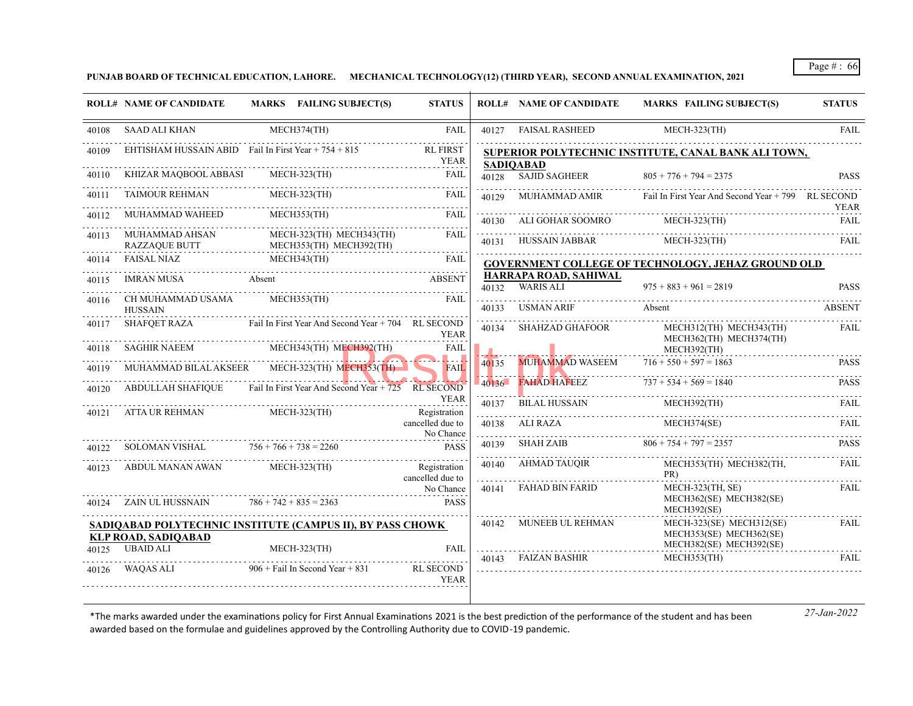**PUNJAB BOARD OF TECHNICAL EDUCATION, LAHORE. MECHANICAL TECHNOLOGY(12) (THIRD YEAR), SECOND ANNUAL EXAMINATION, 2021**

| ROLL# | NAME OF CANDIDATE | MARKS FAILING SUBJECT(S) | STATUS |
|---|---|---|---|
| 40108 | SAAD ALI KHAN | MECH374(TH) | FAIL |
| 40109 | EHTISHAM HUSSAIN ABID | Fail In First Year + 754 + 815 | RL FIRST YEAR |
| 40110 | KHIZAR MAQBOOL ABBASI | MECH-323(TH) | FAIL |
| 40111 | TAIMOUR REHMAN | MECH-323(TH) | FAIL |
| 40112 | MUHAMMAD WAHEED | MECH353(TH) | FAIL |
| 40113 | MUHAMMAD AHSAN RAZZAQUE BUTT | MECH-323(TH) MECH343(TH) MECH353(TH) MECH392(TH) | FAIL |
| 40114 | FAISAL NIAZ | MECH343(TH) | FAIL |
| 40115 | IMRAN MUSA | Absent | ABSENT |
| 40116 | CH MUHAMMAD USAMA HUSSAIN | MECH353(TH) | FAIL |
| 40117 | SHAFQET RAZA | Fail In First Year And Second Year + 704 | RL SECOND YEAR |
| 40118 | SAGHIR NAEEM | MECH343(TH) MECH392(TH) | FAIL |
| 40119 | MUHAMMAD BILAL AKSEER | MECH-323(TH) MECH353(TH) | FAIL |
| 40120 | ABDULLAH SHAFIQUE | Fail In First Year And Second Year + 725 | RL SECOND YEAR |
| 40121 | ATTA UR REHMAN | MECH-323(TH) | Registration cancelled due to No Chance |
| 40122 | SOLOMAN VISHAL | 756 + 766 + 738 = 2260 | PASS |
| 40123 | ABDUL MANAN AWAN | MECH-323(TH) | Registration cancelled due to No Chance |
| 40124 | ZAIN UL HUSSNAIN | 786 + 742 + 835 = 2363 | PASS |

**SADIQABAD POLYTECHNIC INSTITUTE (CAMPUS II), BY PASS CHOWK KLP ROAD, SADIQABAD**

| ROLL# | NAME OF CANDIDATE | MARKS FAILING SUBJECT(S) | STATUS |
|---|---|---|---|
| 40125 | UBAID ALI | MECH-323(TH) | FAIL |
| 40126 | WAQAS ALI | 906 + Fail In Second Year + 831 | RL SECOND YEAR |
| 40127 | FAISAL RASHEED | MECH-323(TH) | FAIL |

**SUPERIOR POLYTECHNIC INSTITUTE, CANAL BANK ALI TOWN, SADIQABAD**

| ROLL# | NAME OF CANDIDATE | MARKS FAILING SUBJECT(S) | STATUS |
|---|---|---|---|
| 40128 | SAJID SAGHEER | 805 + 776 + 794 = 2375 | PASS |
| 40129 | MUHAMMAD AMIR | Fail In First Year And Second Year + 799 | RL SECOND YEAR |
| 40130 | ALI GOHAR SOOMRO | MECH-323(TH) | FAIL |
| 40131 | HUSSAIN JABBAR | MECH-323(TH) | FAIL |

**GOVERNMENT COLLEGE OF TECHNOLOGY, JEHAZ GROUND OLD HARRAPA ROAD, SAHIWAL**

| ROLL# | NAME OF CANDIDATE | MARKS FAILING SUBJECT(S) | STATUS |
|---|---|---|---|
| 40132 | WARIS ALI | 975 + 883 + 961 = 2819 | PASS |
| 40133 | USMAN ARIF | Absent | ABSENT |
| 40134 | SHAHZAD GHAFOOR | MECH312(TH) MECH343(TH) MECH362(TH) MECH374(TH) MECH392(TH) | FAIL |
| 40135 | MUHAMMAD WASEEM | 716 + 550 + 597 = 1863 | PASS |
| 40136 | FAHAD HAFEEZ | 737 + 534 + 569 = 1840 | PASS |
| 40137 | BILAL HUSSAIN | MECH392(TH) | FAIL |
| 40138 | ALI RAZA | MECH374(SE) | FAIL |
| 40139 | SHAH ZAIB | 806 + 754 + 797 = 2357 | PASS |
| 40140 | AHMAD TAUQIR | MECH353(TH) MECH382(TH, PR) | FAIL |
| 40141 | FAHAD BIN FARID | MECH-323(TH, SE) MECH362(SE) MECH382(SE) MECH392(SE) | FAIL |
| 40142 | MUNEEB UL REHMAN | MECH-323(SE) MECH312(SE) MECH353(SE) MECH362(SE) MECH382(SE) MECH392(SE) | FAIL |
| 40143 | FAIZAN BASHIR | MECH353(TH) | FAIL |

*The marks awarded under the examinations policy for First Annual Examinations 2021 is the best prediction of the performance of the student and has been awarded based on the formulae and guidelines approved by the Controlling Authority due to COVID-19 pandemic.

*27-Jan-2022*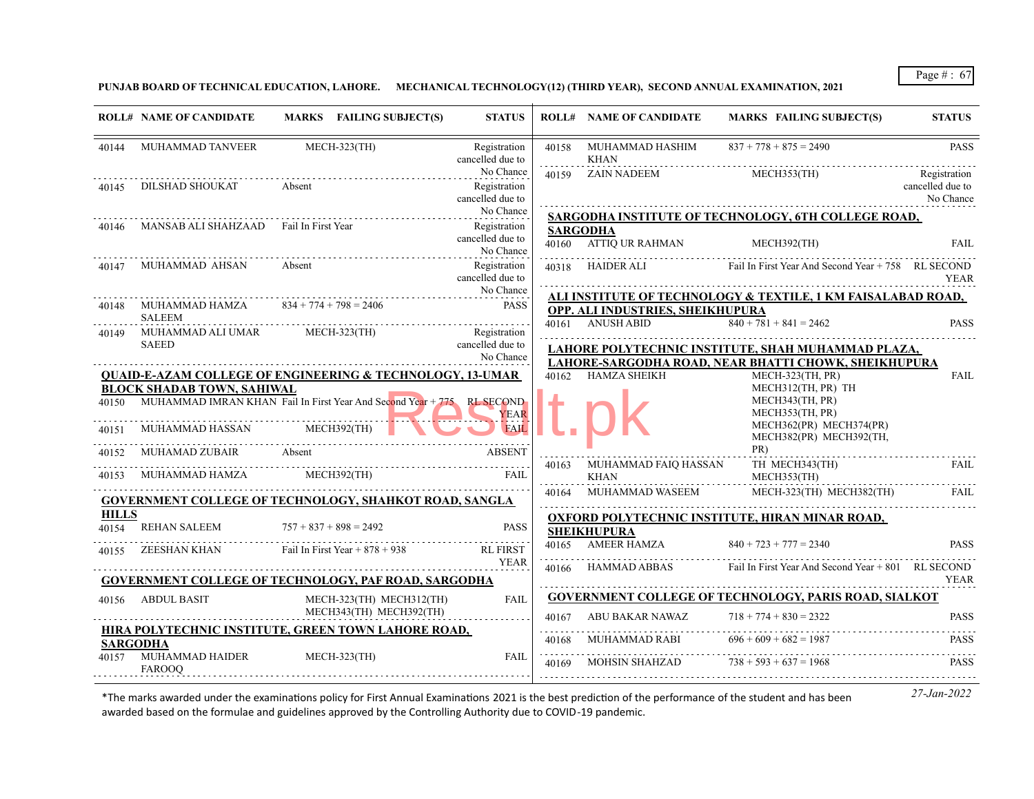**PUNJAB BOARD OF TECHNICAL EDUCATION, LAHORE. MECHANICAL TECHNOLOGY(12) (THIRD YEAR), SECOND ANNUAL EXAMINATION, 2021**

| ROLL# | NAME OF CANDIDATE | MARKS | FAILING SUBJECT(S) | STATUS |
|---|---|---|---|---|
| 40144 | MUHAMMAD TANVEER | | MECH-323(TH) | Registration cancelled due to No Chance |
| 40145 | DILSHAD SHOUKAT | Absent | | Registration cancelled due to No Chance |
| 40146 | MANSAB ALI SHAHZAAD | Fail In First Year | | Registration cancelled due to No Chance |
| 40147 | MUHAMMAD AHSAN | Absent | | Registration cancelled due to No Chance |
| 40148 | MUHAMMAD HAMZA SALEEM | 834 + 774 + 798 = 2406 | | PASS |
| 40149 | MUHAMMAD ALI UMAR SAEED | | MECH-323(TH) | Registration cancelled due to No Chance |

**QUAID-E-AZAM COLLEGE OF ENGINEERING & TECHNOLOGY, 13-UMAR BLOCK SHADAB TOWN, SAHIWAL**

| ROLL# | NAME OF CANDIDATE | MARKS | FAILING SUBJECT(S) | STATUS |
|---|---|---|---|---|
| 40150 | MUHAMMAD IMRAN KHAN | Fail In First Year And Second Year + 775 | | RL SECOND YEAR |
| 40151 | MUHAMMAD HASSAN | | MECH392(TH) | FAIL |
| 40152 | MUHAMAD ZUBAIR | Absent | | ABSENT |
| 40153 | MUHAMMAD HAMZA | | MECH392(TH) | FAIL |

**GOVERNMENT COLLEGE OF TECHNOLOGY, SHAHKOT ROAD, SANGLA HILLS**

| ROLL# | NAME OF CANDIDATE | MARKS | FAILING SUBJECT(S) | STATUS |
|---|---|---|---|---|
| 40154 | REHAN SALEEM | 757 + 837 + 898 = 2492 | | PASS |
| 40155 | ZEESHAN KHAN | Fail In First Year + 878 + 938 | | RL FIRST YEAR |

**GOVERNMENT COLLEGE OF TECHNOLOGY, PAF ROAD, SARGODHA**

| ROLL# | NAME OF CANDIDATE | MARKS | FAILING SUBJECT(S) | STATUS |
|---|---|---|---|---|
| 40156 | ABDUL BASIT | | MECH-323(TH) MECH312(TH) MECH343(TH) MECH392(TH) | FAIL |

**HIRA POLYTECHNIC INSTITUTE, GREEN TOWN LAHORE ROAD, SARGODHA**

| ROLL# | NAME OF CANDIDATE | MARKS | FAILING SUBJECT(S) | STATUS |
|---|---|---|---|---|
| 40157 | MUHAMMAD HAIDER FAROOQ | | MECH-323(TH) | FAIL |
| 40158 | MUHAMMAD HASHIM KHAN | 837 + 778 + 875 = 2490 | | PASS |
| 40159 | ZAIN NADEEM | | MECH353(TH) | Registration cancelled due to No Chance |

**SARGODHA INSTITUTE OF TECHNOLOGY, 6TH COLLEGE ROAD, SARGODHA**

| ROLL# | NAME OF CANDIDATE | MARKS | FAILING SUBJECT(S) | STATUS |
|---|---|---|---|---|
| 40160 | ATTIQ UR RAHMAN | | MECH392(TH) | FAIL |
| 40318 | HAIDER ALI | Fail In First Year And Second Year + 758 | | RL SECOND YEAR |

**ALI INSTITUTE OF TECHNOLOGY & TEXTILE, 1 KM FAISALABAD ROAD, OPP. ALI INDUSTRIES, SHEIKHUPURA**

| ROLL# | NAME OF CANDIDATE | MARKS | FAILING SUBJECT(S) | STATUS |
|---|---|---|---|---|
| 40161 | ANUSH ABID | 840 + 781 + 841 = 2462 | | PASS |

**LAHORE POLYTECHNIC INSTITUTE, SHAH MUHAMMAD PLAZA, LAHORE-SARGODHA ROAD, NEAR BHATTI CHOWK, SHEIKHUPURA**

| ROLL# | NAME OF CANDIDATE | MARKS | FAILING SUBJECT(S) | STATUS |
|---|---|---|---|---|
| 40162 | HAMZA SHEIKH | | MECH-323(TH, PR) MECH312(TH, PR) TH MECH343(TH, PR) MECH353(TH, PR) MECH362(PR) MECH374(PR) MECH382(PR) MECH392(TH, PR) | FAIL |
| 40163 | MUHAMMAD FAIQ HASSAN KHAN | | TH MECH343(TH) MECH353(TH) | FAIL |
| 40164 | MUHAMMAD WASEEM | | MECH-323(TH) MECH382(TH) | FAIL |

**OXFORD POLYTECHNIC INSTITUTE, HIRAN MINAR ROAD, SHEIKHUPURA**

| ROLL# | NAME OF CANDIDATE | MARKS | FAILING SUBJECT(S) | STATUS |
|---|---|---|---|---|
| 40165 | AMEER HAMZA | 840 + 723 + 777 = 2340 | | PASS |
| 40166 | HAMMAD ABBAS | Fail In First Year And Second Year + 801 | | RL SECOND YEAR |

**GOVERNMENT COLLEGE OF TECHNOLOGY, PARIS ROAD, SIALKOT**

| ROLL# | NAME OF CANDIDATE | MARKS | FAILING SUBJECT(S) | STATUS |
|---|---|---|---|---|
| 40167 | ABU BAKAR NAWAZ | 718 + 774 + 830 = 2322 | | PASS |
| 40168 | MUHAMMAD RABI | 696 + 609 + 682 = 1987 | | PASS |
| 40169 | MOHSIN SHAHZAD | 738 + 593 + 637 = 1968 | | PASS |

*The marks awarded under the examinations policy for First Annual Examinations 2021 is the best prediction of the performance of the student and has been awarded based on the formulae and guidelines approved by the Controlling Authority due to COVID-19 pandemic.

*27-Jan-2022*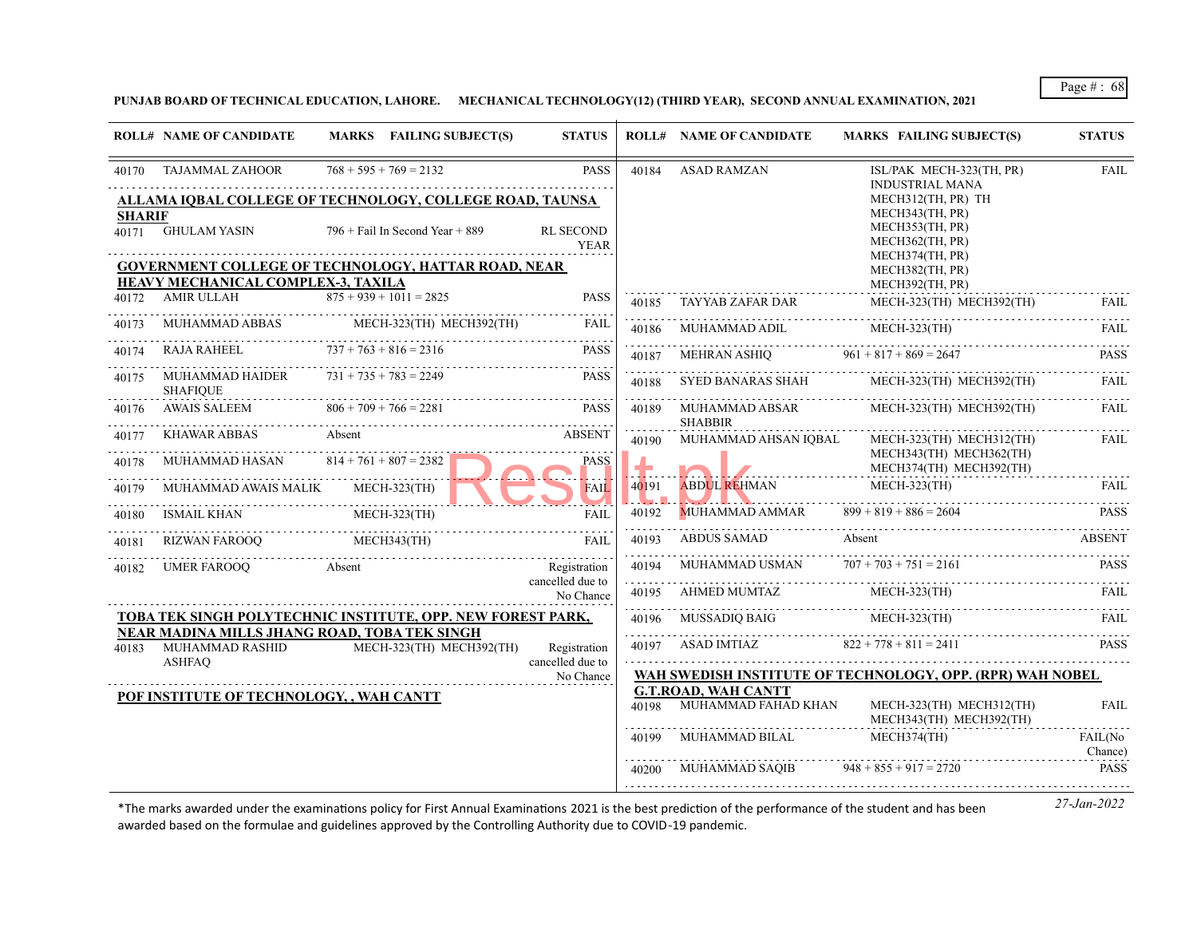**PUNJAB BOARD OF TECHNICAL EDUCATION, LAHORE. MECHANICAL TECHNOLOGY(12) (THIRD YEAR), SECOND ANNUAL EXAMINATION, 2021**

| ROLL# | NAME OF CANDIDATE | MARKS FAILING SUBJECT(S) | STATUS |
|---|---|---|---|
| 40170 | TAJAMMAL ZAHOOR | 768 + 595 + 769 = 2132 | PASS |

**ALLAMA IQBAL COLLEGE OF TECHNOLOGY, COLLEGE ROAD, TAUNSA SHARIF**

| ROLL# | NAME OF CANDIDATE | MARKS FAILING SUBJECT(S) | STATUS |
|---|---|---|---|
| 40171 | GHULAM YASIN | 796 + Fail In Second Year + 889 | RL SECOND YEAR |

**GOVERNMENT COLLEGE OF TECHNOLOGY, HATTAR ROAD, NEAR HEAVY MECHANICAL COMPLEX-3, TAXILA**

| ROLL# | NAME OF CANDIDATE | MARKS FAILING SUBJECT(S) | STATUS |
|---|---|---|---|
| 40172 | AMIR ULLAH | 875 + 939 + 1011 = 2825 | PASS |
| 40173 | MUHAMMAD ABBAS | MECH-323(TH) MECH392(TH) | FAIL |
| 40174 | RAJA RAHEEL | 737 + 763 + 816 = 2316 | PASS |
| 40175 | MUHAMMAD HAIDER SHAFIQUE | 731 + 735 + 783 = 2249 | PASS |
| 40176 | AWAIS SALEEM | 806 + 709 + 766 = 2281 | PASS |
| 40177 | KHAWAR ABBAS | Absent | ABSENT |
| 40178 | MUHAMMAD HASAN | 814 + 761 + 807 = 2382 | PASS |
| 40179 | MUHAMMAD AWAIS MALIK | MECH-323(TH) | FAIL |
| 40180 | ISMAIL KHAN | MECH-323(TH) | FAIL |
| 40181 | RIZWAN FAROOQ | MECH343(TH) | FAIL |
| 40182 | UMER FAROOQ | Absent | Registration cancelled due to No Chance |

**TOBA TEK SINGH POLYTECHNIC INSTITUTE, OPP. NEW FOREST PARK, NEAR MADINA MILLS JHANG ROAD, TOBA TEK SINGH**

| ROLL# | NAME OF CANDIDATE | MARKS FAILING SUBJECT(S) | STATUS |
|---|---|---|---|
| 40183 | MUHAMMAD RASHID ASHFAQ | MECH-323(TH) MECH392(TH) | Registration cancelled due to No Chance |

**POF INSTITUTE OF TECHNOLOGY, , WAH CANTT**

| ROLL# | NAME OF CANDIDATE | MARKS FAILING SUBJECT(S) | STATUS |
|---|---|---|---|
| 40184 | ASAD RAMZAN | ISL/PAK MECH-323(TH, PR) INDUSTRIAL MANA MECH312(TH, PR) TH MECH343(TH, PR) MECH353(TH, PR) MECH362(TH, PR) MECH374(TH, PR) MECH382(TH, PR) MECH392(TH, PR) | FAIL |
| 40185 | TAYYAB ZAFAR DAR | MECH-323(TH) MECH392(TH) | FAIL |
| 40186 | MUHAMMAD ADIL | MECH-323(TH) | FAIL |
| 40187 | MEHRAN ASHIQ | 961 + 817 + 869 = 2647 | PASS |
| 40188 | SYED BANARAS SHAH | MECH-323(TH) MECH392(TH) | FAIL |
| 40189 | MUHAMMAD ABSAR SHABBIR | MECH-323(TH) MECH392(TH) | FAIL |
| 40190 | MUHAMMAD AHSAN IQBAL | MECH-323(TH) MECH312(TH) MECH343(TH) MECH362(TH) MECH374(TH) MECH392(TH) | FAIL |
| 40191 | ABDUL REHMAN | MECH-323(TH) | FAIL |
| 40192 | MUHAMMAD AMMAR | 899 + 819 + 886 = 2604 | PASS |
| 40193 | ABDUS SAMAD | Absent | ABSENT |
| 40194 | MUHAMMAD USMAN | 707 + 703 + 751 = 2161 | PASS |
| 40195 | AHMED MUMTAZ | MECH-323(TH) | FAIL |
| 40196 | MUSSADIQ BAIG | MECH-323(TH) | FAIL |
| 40197 | ASAD IMTIAZ | 822 + 778 + 811 = 2411 | PASS |

**WAH SWEDISH INSTITUTE OF TECHNOLOGY, OPP. (RPR) WAH NOBEL G.T.ROAD, WAH CANTT**

| ROLL# | NAME OF CANDIDATE | MARKS FAILING SUBJECT(S) | STATUS |
|---|---|---|---|
| 40198 | MUHAMMAD FAHAD KHAN | MECH-323(TH) MECH312(TH) MECH343(TH) MECH392(TH) | FAIL |
| 40199 | MUHAMMAD BILAL | MECH374(TH) | FAIL(No Chance) |
| 40200 | MUHAMMAD SAQIB | 948 + 855 + 917 = 2720 | PASS |

*The marks awarded under the examinations policy for First Annual Examinations 2021 is the best prediction of the performance of the student and has been awarded based on the formulae and guidelines approved by the Controlling Authority due to COVID-19 pandemic.

*27-Jan-2022*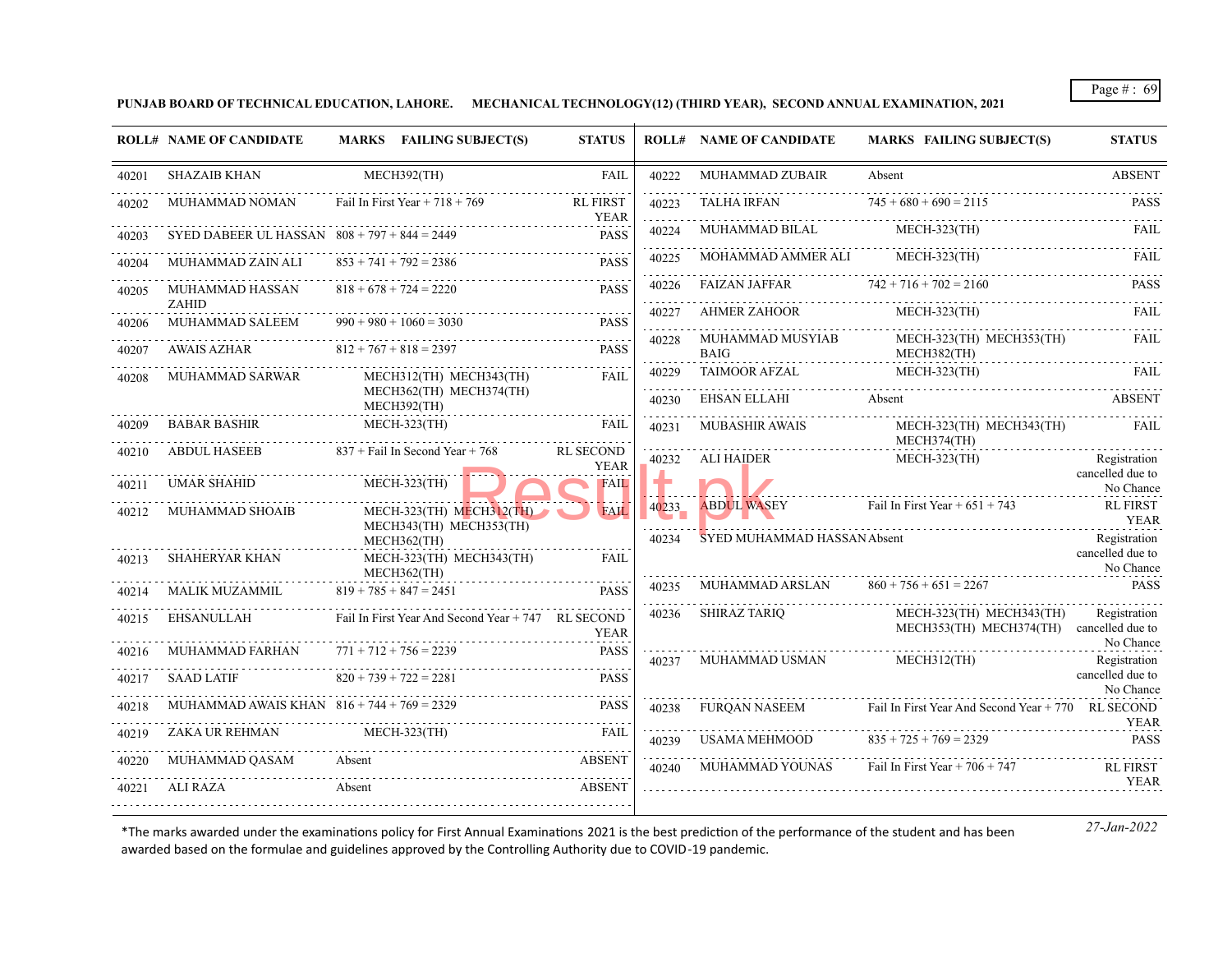**PUNJAB BOARD OF TECHNICAL EDUCATION, LAHORE. MECHANICAL TECHNOLOGY(12) (THIRD YEAR), SECOND ANNUAL EXAMINATION, 2021**

| ROLL# | NAME OF CANDIDATE | MARKS | FAILING SUBJECT(S) | STATUS |
|---|---|---|---|---|
| 40201 | SHAZAIB KHAN | | MECH392(TH) | FAIL |
| 40202 | MUHAMMAD NOMAN | Fail In First Year + 718 + 769 | | RL FIRST YEAR |
| 40203 | SYED DABEER UL HASSAN | 808 + 797 + 844 = 2449 | | PASS |
| 40204 | MUHAMMAD ZAIN ALI | 853 + 741 + 792 = 2386 | | PASS |
| 40205 | MUHAMMAD HASSAN ZAHID | 818 + 678 + 724 = 2220 | | PASS |
| 40206 | MUHAMMAD SALEEM | 990 + 980 + 1060 = 3030 | | PASS |
| 40207 | AWAIS AZHAR | 812 + 767 + 818 = 2397 | | PASS |
| 40208 | MUHAMMAD SARWAR | | MECH312(TH) MECH343(TH) MECH362(TH) MECH374(TH) MECH392(TH) | FAIL |
| 40209 | BABAR BASHIR | | MECH-323(TH) | FAIL |
| 40210 | ABDUL HASEEB | 837 + Fail In Second Year + 768 | | RL SECOND YEAR |
| 40211 | UMAR SHAHID | | MECH-323(TH) | FAIL |
| 40212 | MUHAMMAD SHOAIB | | MECH-323(TH) MECH312(TH) MECH343(TH) MECH353(TH) MECH362(TH) | FAIL |
| 40213 | SHAHERYAR KHAN | | MECH-323(TH) MECH343(TH) MECH362(TH) | FAIL |
| 40214 | MALIK MUZAMMIL | 819 + 785 + 847 = 2451 | | PASS |
| 40215 | EHSANULLAH | Fail In First Year And Second Year + 747 | | RL SECOND YEAR |
| 40216 | MUHAMMAD FARHAN | 771 + 712 + 756 = 2239 | | PASS |
| 40217 | SAAD LATIF | 820 + 739 + 722 = 2281 | | PASS |
| 40218 | MUHAMMAD AWAIS KHAN | 816 + 744 + 769 = 2329 | | PASS |
| 40219 | ZAKA UR REHMAN | | MECH-323(TH) | FAIL |
| 40220 | MUHAMMAD QASAM | Absent | | ABSENT |
| 40221 | ALI RAZA | Absent | | ABSENT |
| 40222 | MUHAMMAD ZUBAIR | Absent | | ABSENT |
| 40223 | TALHA IRFAN | 745 + 680 + 690 = 2115 | | PASS |
| 40224 | MUHAMMAD BILAL | | MECH-323(TH) | FAIL |
| 40225 | MOHAMMAD AMMER ALI | | MECH-323(TH) | FAIL |
| 40226 | FAIZAN JAFFAR | 742 + 716 + 702 = 2160 | | PASS |
| 40227 | AHMER ZAHOOR | | MECH-323(TH) | FAIL |
| 40228 | MUHAMMAD MUSYIAB BAIG | | MECH-323(TH) MECH353(TH) MECH382(TH) | FAIL |
| 40229 | TAIMOOR AFZAL | | MECH-323(TH) | FAIL |
| 40230 | EHSAN ELLAHI | Absent | | ABSENT |
| 40231 | MUBASHIR AWAIS | | MECH-323(TH) MECH343(TH) MECH374(TH) | FAIL |
| 40232 | ALI HAIDER | | MECH-323(TH) | Registration cancelled due to No Chance |
| 40233 | ABDUL WASEY | Fail In First Year + 651 + 743 | | RL FIRST YEAR |
| 40234 | SYED MUHAMMAD HASSAN | Absent | | Registration cancelled due to No Chance |
| 40235 | MUHAMMAD ARSLAN | 860 + 756 + 651 = 2267 | | PASS |
| 40236 | SHIRAZ TARIQ | | MECH-323(TH) MECH343(TH) MECH353(TH) MECH374(TH) | Registration cancelled due to No Chance |
| 40237 | MUHAMMAD USMAN | | MECH312(TH) | Registration cancelled due to No Chance |
| 40238 | FURQAN NASEEM | Fail In First Year And Second Year + 770 | | RL SECOND YEAR |
| 40239 | USAMA MEHMOOD | 835 + 725 + 769 = 2329 | | PASS |
| 40240 | MUHAMMAD YOUNAS | Fail In First Year + 706 + 747 | | RL FIRST YEAR |

*The marks awarded under the examinations policy for First Annual Examinations 2021 is the best prediction of the performance of the student and has been awarded based on the formulae and guidelines approved by the Controlling Authority due to COVID-19 pandemic.

*27-Jan-2022*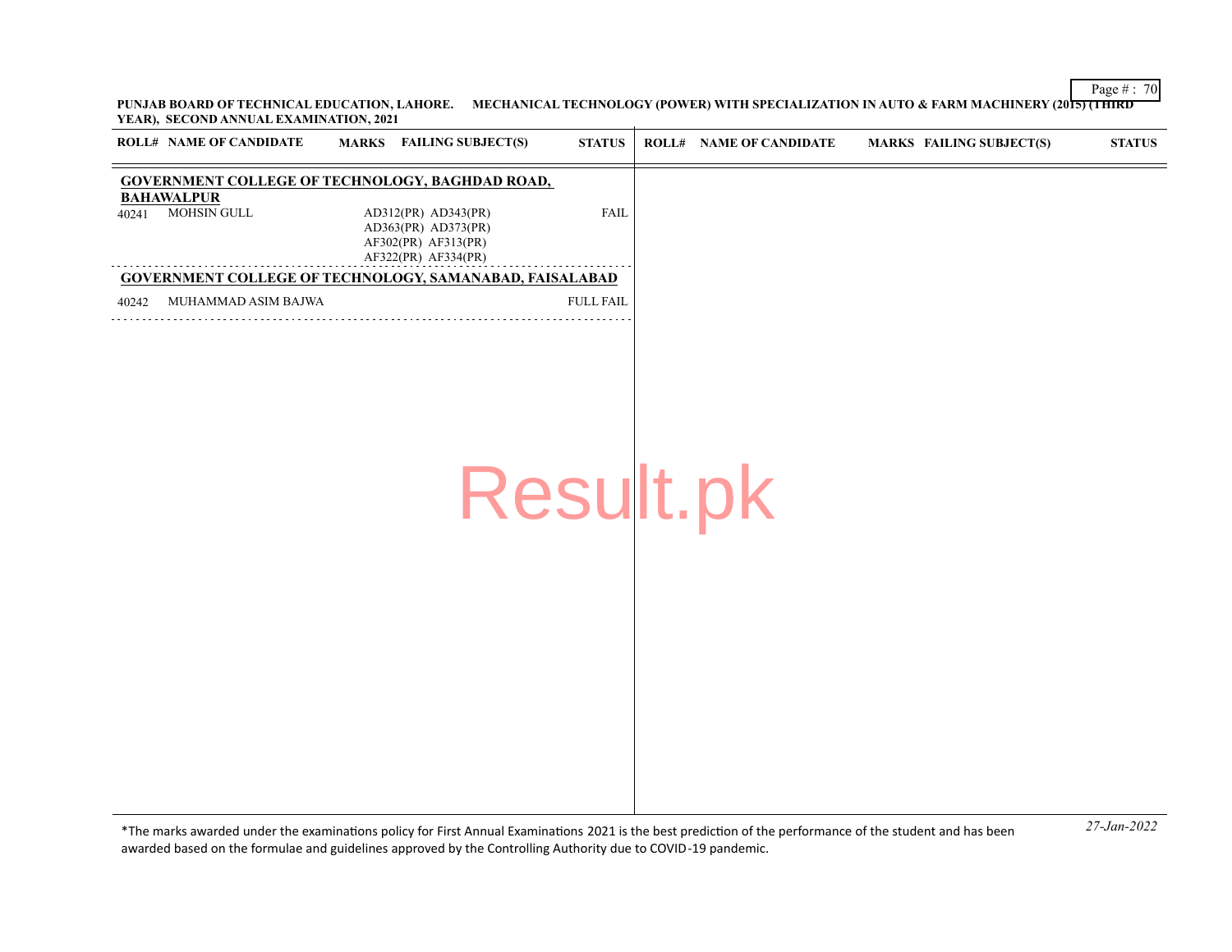**PUNJAB BOARD OF TECHNICAL EDUCATION, LAHORE. MECHANICAL TECHNOLOGY (POWER) WITH SPECIALIZATION IN AUTO & FARM MACHINERY (2015) (THIRD YEAR), SECOND ANNUAL EXAMINATION, 2021**

| ROLL# | NAME OF CANDIDATE | MARKS | FAILING SUBJECT(S) | STATUS |
|---|---|---|---|---|
| **GOVERNMENT COLLEGE OF TECHNOLOGY, BAGHDAD ROAD, BAHAWALPUR** | | | | |
| 40241 | MOHSIN GULL | | AD312(PR) AD343(PR) AD363(PR) AD373(PR) AF302(PR) AF313(PR) AF322(PR) AF334(PR) | FAIL |
| **GOVERNMENT COLLEGE OF TECHNOLOGY, SAMANABAD, FAISALABAD** | | | | |
| 40242 | MUHAMMAD ASIM BAJWA | | | FULL FAIL |

Result.pk

*The marks awarded under the examinations policy for First Annual Examinations 2021 is the best prediction of the performance of the student and has been awarded based on the formulae and guidelines approved by the Controlling Authority due to COVID-19 pandemic.

*27-Jan-2022*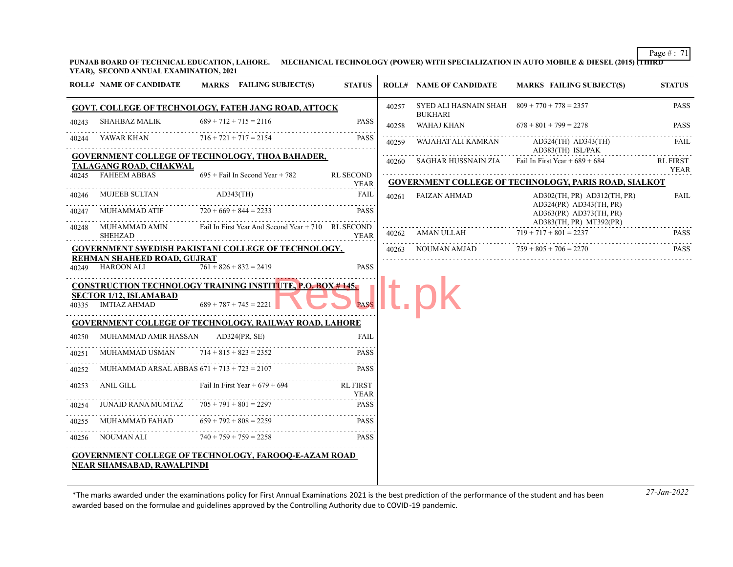**PUNJAB BOARD OF TECHNICAL EDUCATION, LAHORE. MECHANICAL TECHNOLOGY (POWER) WITH SPECIALIZATION IN AUTO MOBILE & DIESEL (2015) (THIRD YEAR), SECOND ANNUAL EXAMINATION, 2021**

| ROLL# | NAME OF CANDIDATE | MARKS FAILING SUBJECT(S) | STATUS |
|---|---|---|---|
| **GOVT. COLLEGE OF TECHNOLOGY, FATEH JANG ROAD, ATTOCK** | | | |
| 40243 | SHAHBAZ MALIK | 689 + 712 + 715 = 2116 | PASS |
| 40244 | YAWAR KHAN | 716 + 721 + 717 = 2154 | PASS |
| **GOVERNMENT COLLEGE OF TECHNOLOGY, THOA BAHADER, TALAGANG ROAD, CHAKWAL** | | | |
| 40245 | FAHEEM ABBAS | 695 + Fail In Second Year + 782 | RL SECOND YEAR |
| 40246 | MUJEEB SULTAN | AD343(TH) | FAIL |
| 40247 | MUHAMMAD ATIF | 720 + 669 + 844 = 2233 | PASS |
| 40248 | MUHAMMAD AMIN SHEHZAD | Fail In First Year And Second Year + 710 | RL SECOND YEAR |
| **GOVERNMENT SWEDISH PAKISTANI COLLEGE OF TECHNOLOGY, REHMAN SHAHEED ROAD, GUJRAT** | | | |
| 40249 | HAROON ALI | 761 + 826 + 832 = 2419 | PASS |
| **CONSTRUCTION TECHNOLOGY TRAINING INSTITUTE, P.O. BOX # 145, SECTOR 1/12, ISLAMABAD** | | | |
| 40335 | IMTIAZ AHMAD | 689 + 787 + 745 = 2221 | PASS |
| **GOVERNMENT COLLEGE OF TECHNOLOGY, RAILWAY ROAD, LAHORE** | | | |
| 40250 | MUHAMMAD AMIR HASSAN | AD324(PR, SE) | FAIL |
| 40251 | MUHAMMAD USMAN | 714 + 815 + 823 = 2352 | PASS |
| 40252 | MUHAMMAD ARSAL ABBAS | 671 + 713 + 723 = 2107 | PASS |
| 40253 | ANIL GILL | Fail In First Year + 679 + 694 | RL FIRST YEAR |
| 40254 | JUNAID RANA MUMTAZ | 705 + 791 + 801 = 2297 | PASS |
| 40255 | MUHAMMAD FAHAD | 659 + 792 + 808 = 2259 | PASS |
| 40256 | NOUMAN ALI | 740 + 759 + 759 = 2258 | PASS |
| **GOVERNMENT COLLEGE OF TECHNOLOGY, FAROOQ-E-AZAM ROAD NEAR SHAMSABAD, RAWALPINDI** | | | |
| 40257 | SYED ALI HASNAIN SHAH BUKHARI | 809 + 770 + 778 = 2357 | PASS |
| 40258 | WAHAJ KHAN | 678 + 801 + 799 = 2278 | PASS |
| 40259 | WAJAHAT ALI KAMRAN | AD324(TH) AD343(TH) AD383(TH) ISL/PAK | FAIL |
| 40260 | SAGHAR HUSSNAIN ZIA | Fail In First Year + 689 + 684 | RL FIRST YEAR |
| **GOVERNMENT COLLEGE OF TECHNOLOGY, PARIS ROAD, SIALKOT** | | | |
| 40261 | FAIZAN AHMAD | AD302(TH, PR) AD312(TH, PR) AD324(PR) AD343(TH, PR) AD363(PR) AD373(TH, PR) AD383(TH, PR) MT392(PR) | FAIL |
| 40262 | AMAN ULLAH | 719 + 717 + 801 = 2237 | PASS |
| 40263 | NOUMAN AMJAD | 759 + 805 + 706 = 2270 | PASS |

*The marks awarded under the examinations policy for First Annual Examinations 2021 is the best prediction of the performance of the student and has been awarded based on the formulae and guidelines approved by the Controlling Authority due to COVID-19 pandemic.

*27-Jan-2022*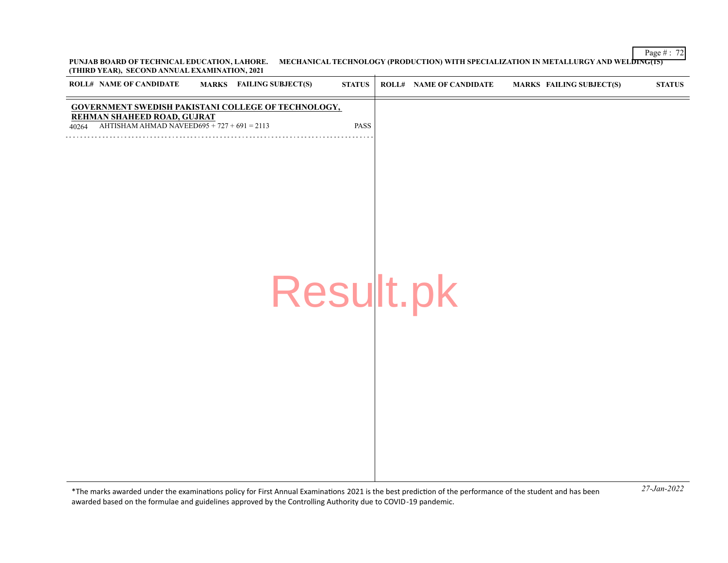PUNJAB BOARD OF TECHNICAL EDUCATION, LAHORE. MECHANICAL TECHNOLOGY (PRODUCTION) WITH SPECIALIZATION IN METALLURGY AND WELDING(15)
(THIRD YEAR), SECOND ANNUAL EXAMINATION, 2021

| ROLL# | NAME OF CANDIDATE | MARKS | FAILING SUBJECT(S) | STATUS |
|---|---|---|---|---|
| **GOVERNMENT SWEDISH PAKISTANI COLLEGE OF TECHNOLOGY, REHMAN SHAHEED ROAD, GUJRAT** | | | | |
| 40264 | AHTISHAM AHMAD NAVEED | 695 + 727 + 691 = 2113 | | PASS |

*The marks awarded under the examinations policy for First Annual Examinations 2021 is the best prediction of the performance of the student and has been awarded based on the formulae and guidelines approved by the Controlling Authority due to COVID-19 pandemic.

*27-Jan-2022*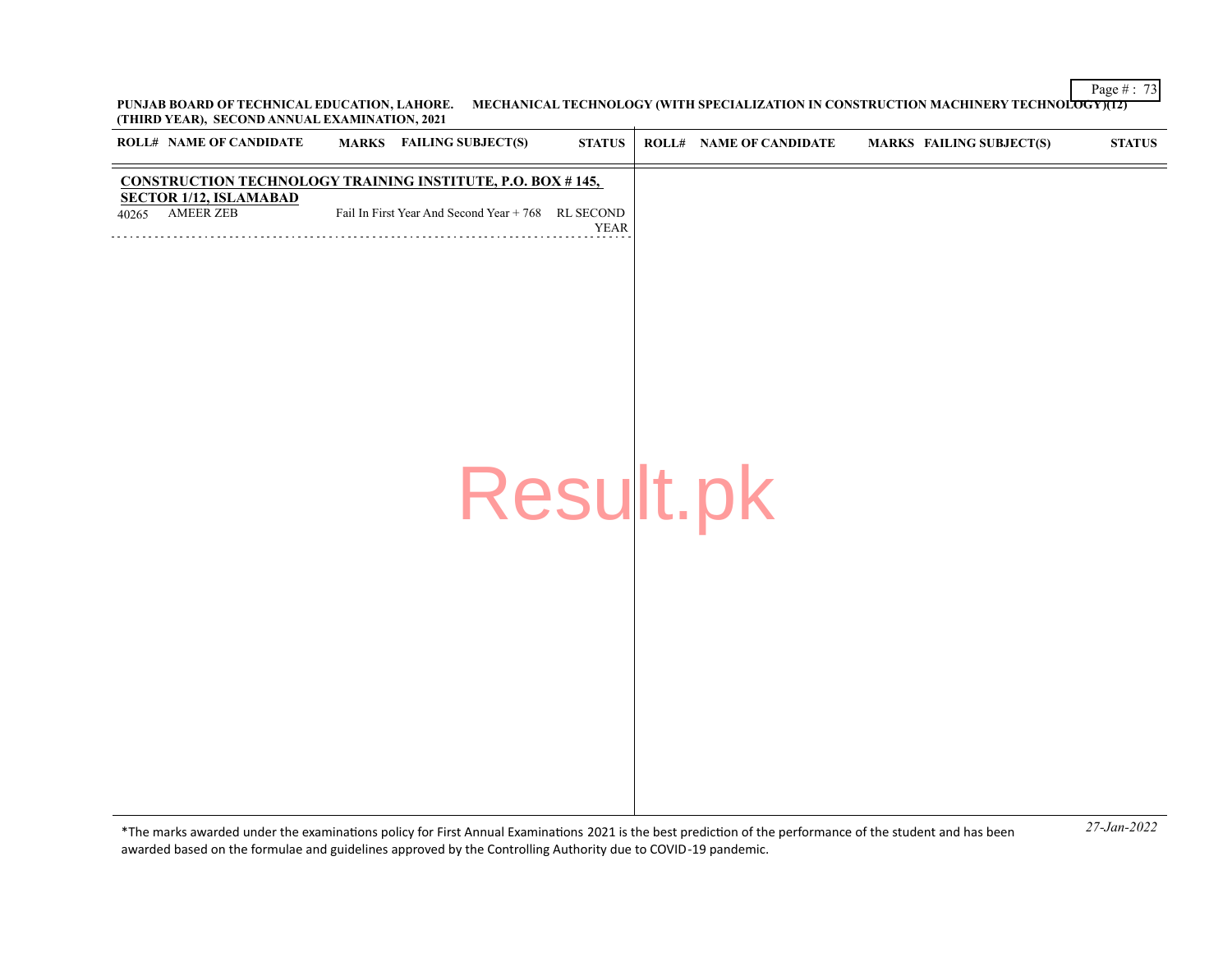**PUNJAB BOARD OF TECHNICAL EDUCATION, LAHORE.** **MECHANICAL TECHNOLOGY (WITH SPECIALIZATION IN CONSTRUCTION MACHINERY TECHNOLOGY)(12)**
**(THIRD YEAR), SECOND ANNUAL EXAMINATION, 2021**

| ROLL# | NAME OF CANDIDATE | MARKS | FAILING SUBJECT(S) | STATUS |
|---|---|---|---|---|
| **CONSTRUCTION TECHNOLOGY TRAINING INSTITUTE, P.O. BOX # 145, SECTOR 1/12, ISLAMABAD** | | | | |
| 40265 | AMEER ZEB | | Fail In First Year And Second Year + 768 | RL SECOND YEAR |

*The marks awarded under the examinations policy for First Annual Examinations 2021 is the best prediction of the performance of the student and has been awarded based on the formulae and guidelines approved by the Controlling Authority due to COVID-19 pandemic.

*27-Jan-2022*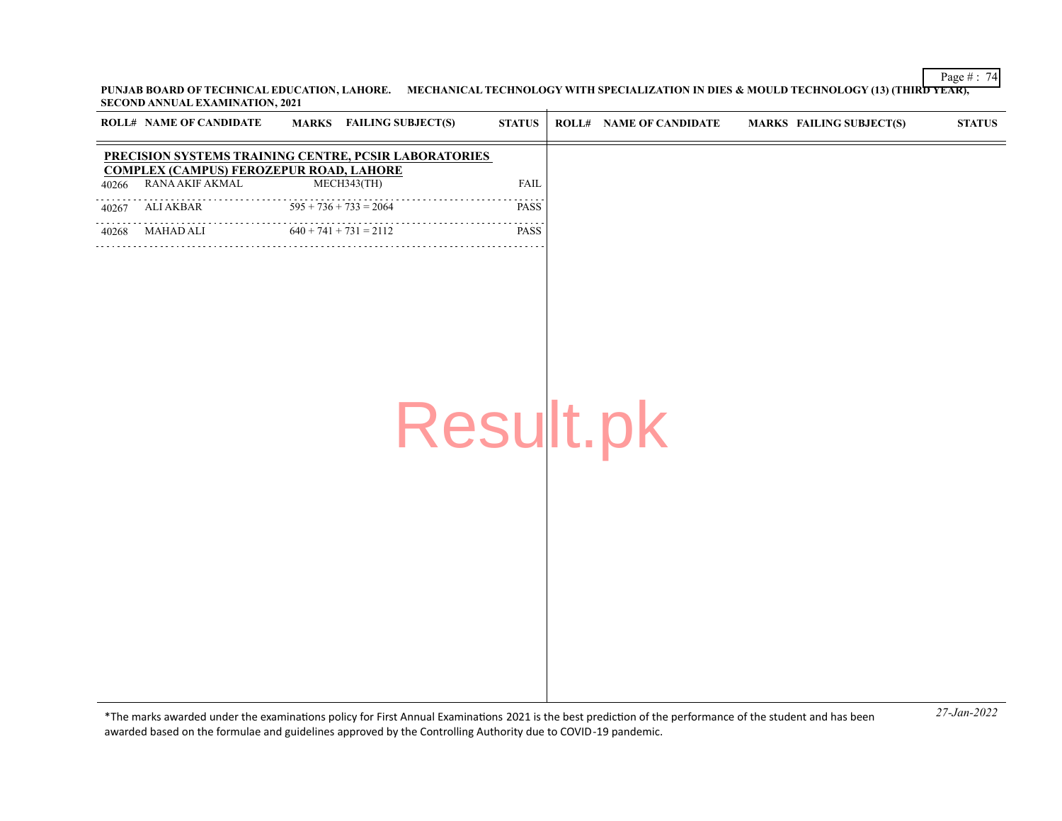PUNJAB BOARD OF TECHNICAL EDUCATION, LAHORE. MECHANICAL TECHNOLOGY WITH SPECIALIZATION IN DIES & MOULD TECHNOLOGY (13) (THIRD YEAR), SECOND ANNUAL EXAMINATION, 2021

| ROLL# | NAME OF CANDIDATE | MARKS | FAILING SUBJECT(S) | STATUS |
|---|---|---|---|---|
| **PRECISION SYSTEMS TRAINING CENTRE, PCSIR LABORATORIES COMPLEX (CAMPUS) FEROZEPUR ROAD, LAHORE** | | | | |
| 40266 | RANA AKIF AKMAL | | MECH343(TH) | FAIL |
| 40267 | ALI AKBAR | 595 + 736 + 733 = 2064 | | PASS |
| 40268 | MAHAD ALI | 640 + 741 + 731 = 2112 | | PASS |

*The marks awarded under the examinations policy for First Annual Examinations 2021 is the best prediction of the performance of the student and has been awarded based on the formulae and guidelines approved by the Controlling Authority due to COVID-19 pandemic.

*27-Jan-2022*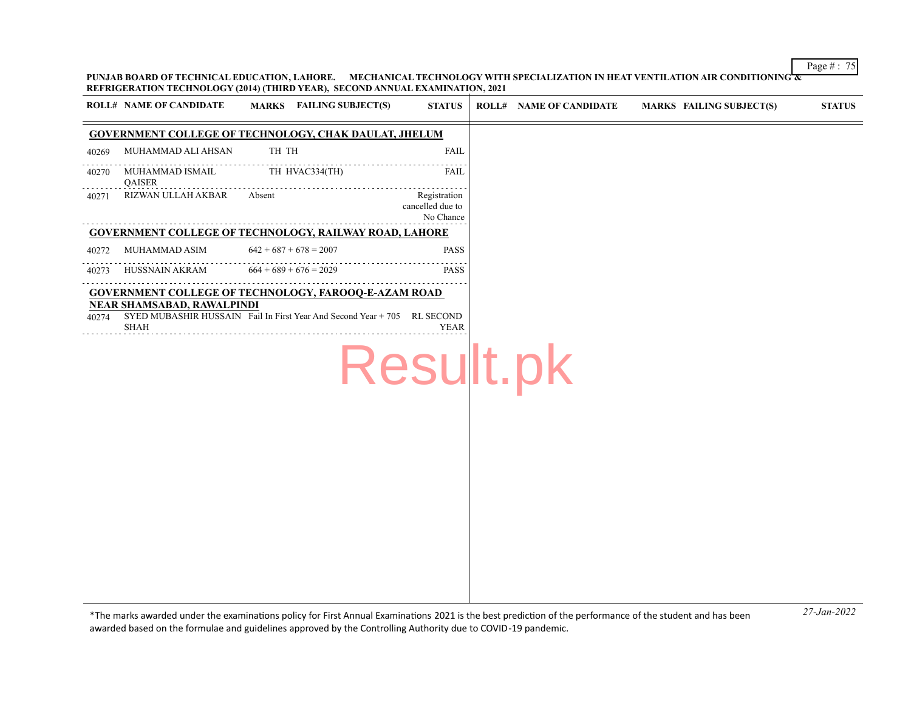**PUNJAB BOARD OF TECHNICAL EDUCATION, LAHORE. MECHANICAL TECHNOLOGY WITH SPECIALIZATION IN HEAT VENTILATION AIR CONDITIONING & REFRIGERATION TECHNOLOGY (2014) (THIRD YEAR), SECOND ANNUAL EXAMINATION, 2021**

| ROLL# | NAME OF CANDIDATE | MARKS | FAILING SUBJECT(S) | STATUS |
|---|---|---|---|---|
| **GOVERNMENT COLLEGE OF TECHNOLOGY, CHAK DAULAT, JHELUM** | | | | |
| 40269 | MUHAMMAD ALI AHSAN | TH | TH | FAIL |
| 40270 | MUHAMMAD ISMAIL QAISER | TH | HVAC334(TH) | FAIL |
| 40271 | RIZWAN ULLAH AKBAR | Absent | | Registration cancelled due to No Chance |
| **GOVERNMENT COLLEGE OF TECHNOLOGY, RAILWAY ROAD, LAHORE** | | | | |
| 40272 | MUHAMMAD ASIM | 642 + 687 + 678 = 2007 | | PASS |
| 40273 | HUSSNAIN AKRAM | 664 + 689 + 676 = 2029 | | PASS |
| **GOVERNMENT COLLEGE OF TECHNOLOGY, FAROOQ-E-AZAM ROAD NEAR SHAMSABAD, RAWALPINDI** | | | | |
| 40274 | SYED MUBASHIR HUSSAIN SHAH | Fail In First Year And Second Year + 705 | | RL SECOND YEAR |

*The marks awarded under the examinations policy for First Annual Examinations 2021 is the best prediction of the performance of the student and has been awarded based on the formulae and guidelines approved by the Controlling Authority due to COVID-19 pandemic.

*27-Jan-2022*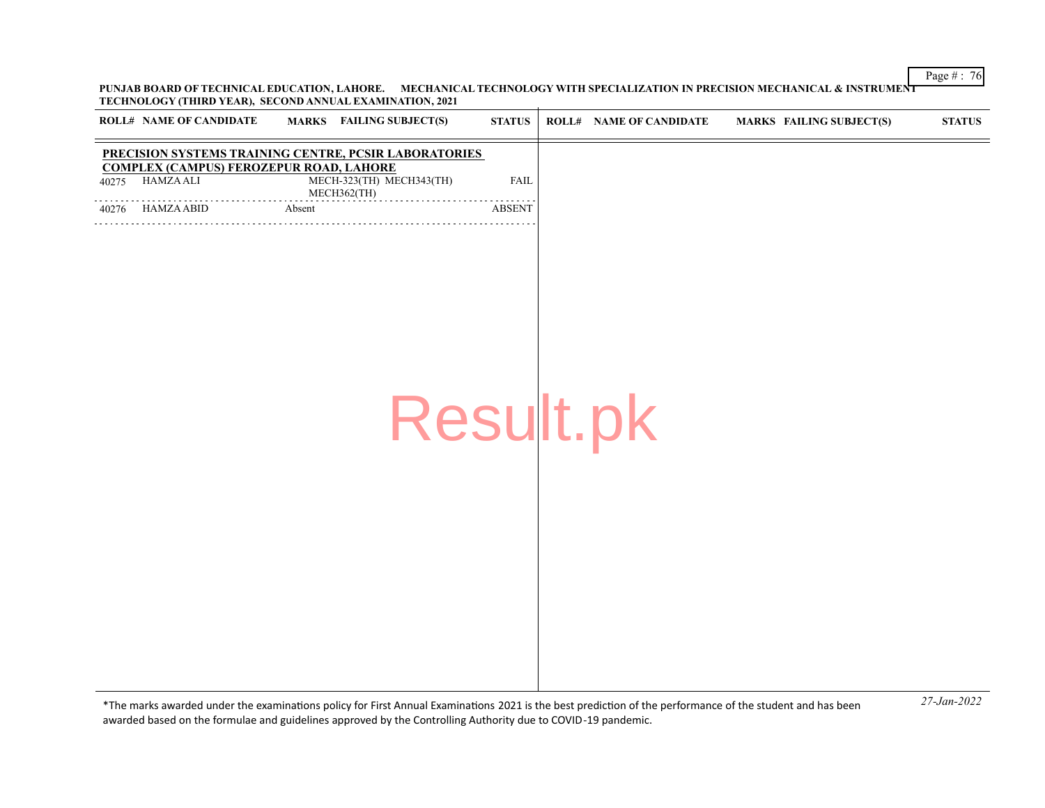PUNJAB BOARD OF TECHNICAL EDUCATION, LAHORE. MECHANICAL TECHNOLOGY WITH SPECIALIZATION IN PRECISION MECHANICAL & INSTRUMENT TECHNOLOGY (THIRD YEAR), SECOND ANNUAL EXAMINATION, 2021

**PRECISION SYSTEMS TRAINING CENTRE, PCSIR LABORATORIES COMPLEX (CAMPUS) FEROZEPUR ROAD, LAHORE**

| ROLL# | NAME OF CANDIDATE | MARKS | FAILING SUBJECT(S) | STATUS |
|---|---|---|---|---|
| 40275 | HAMZA ALI | | MECH-323(TH) MECH343(TH) MECH362(TH) | FAIL |
| 40276 | HAMZA ABID | Absent | | ABSENT |

*The marks awarded under the examinations policy for First Annual Examinations 2021 is the best prediction of the performance of the student and has been awarded based on the formulae and guidelines approved by the Controlling Authority due to COVID-19 pandemic.

*27-Jan-2022*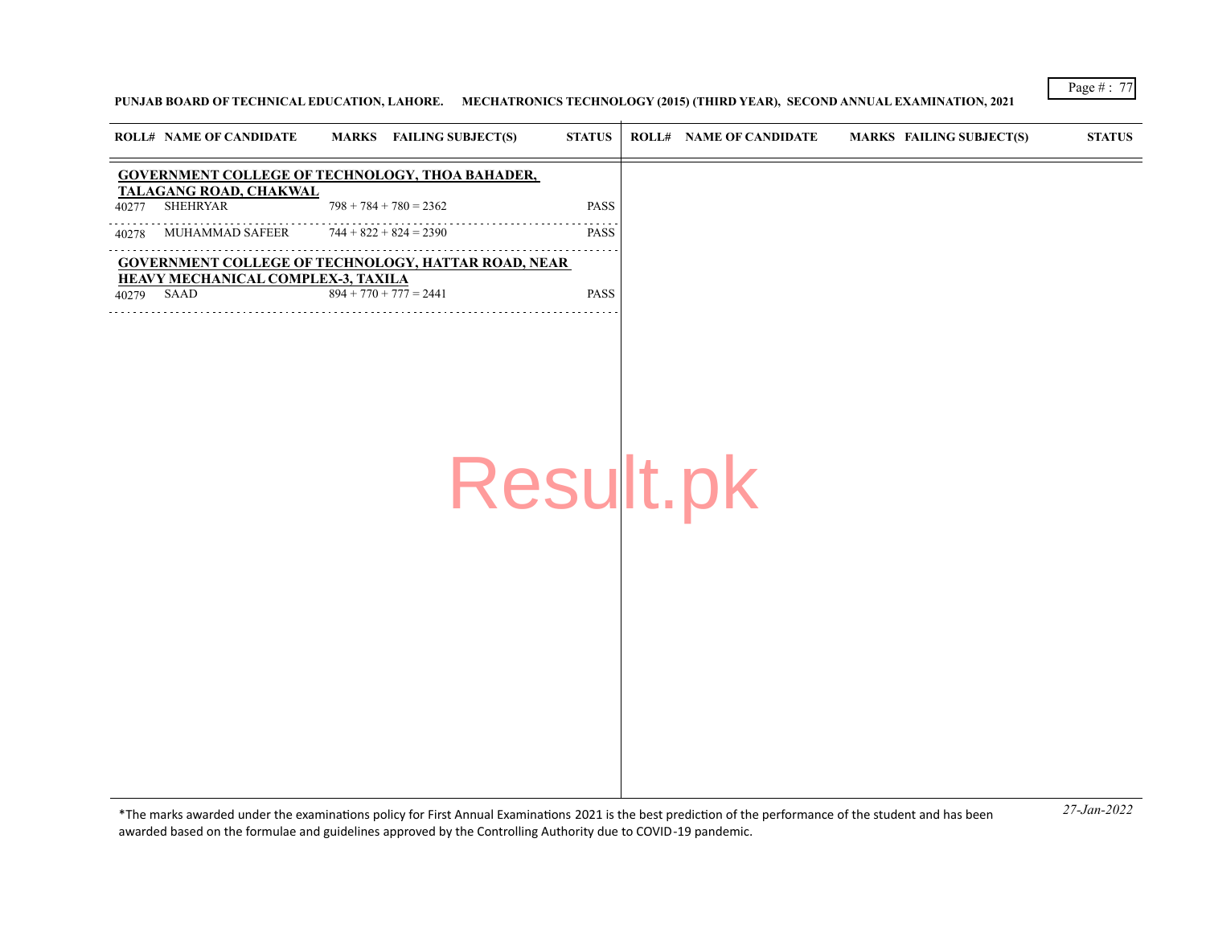PUNJAB BOARD OF TECHNICAL EDUCATION, LAHORE. MECHATRONICS TECHNOLOGY (2015) (THIRD YEAR), SECOND ANNUAL EXAMINATION, 2021

| ROLL# | NAME OF CANDIDATE | MARKS | FAILING SUBJECT(S) | STATUS |
|---|---|---|---|---|
| **GOVERNMENT COLLEGE OF TECHNOLOGY, THOA BAHADER, TALAGANG ROAD, CHAKWAL** | | | | |
| 40277 | SHEHRYAR | 798 + 784 + 780 = 2362 | | PASS |
| 40278 | MUHAMMAD SAFEER | 744 + 822 + 824 = 2390 | | PASS |
| **GOVERNMENT COLLEGE OF TECHNOLOGY, HATTAR ROAD, NEAR HEAVY MECHANICAL COMPLEX-3, TAXILA** | | | | |
| 40279 | SAAD | 894 + 770 + 777 = 2441 | | PASS |

*The marks awarded under the examinations policy for First Annual Examinations 2021 is the best prediction of the performance of the student and has been awarded based on the formulae and guidelines approved by the Controlling Authority due to COVID-19 pandemic.

*27-Jan-2022*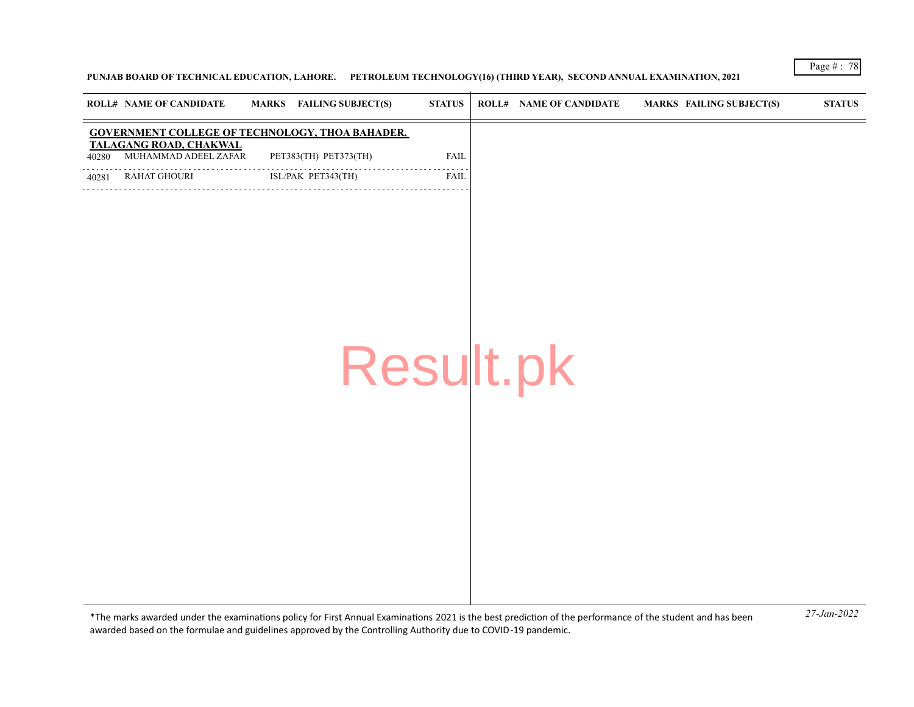**PUNJAB BOARD OF TECHNICAL EDUCATION, LAHORE. PETROLEUM TECHNOLOGY(16) (THIRD YEAR), SECOND ANNUAL EXAMINATION, 2021**

| ROLL# | NAME OF CANDIDATE | MARKS | FAILING SUBJECT(S) | STATUS |
|---|---|---|---|---|
| **GOVERNMENT COLLEGE OF TECHNOLOGY, THOA BAHADER, TALAGANG ROAD, CHAKWAL** | | | | |
| 40280 | MUHAMMAD ADEEL ZAFAR | | PET383(TH) PET373(TH) | FAIL |
| 40281 | RAHAT GHOURI | | ISL/PAK PET343(TH) | FAIL |

*The marks awarded under the examinations policy for First Annual Examinations 2021 is the best prediction of the performance of the student and has been awarded based on the formulae and guidelines approved by the Controlling Authority due to COVID-19 pandemic.

*27-Jan-2022*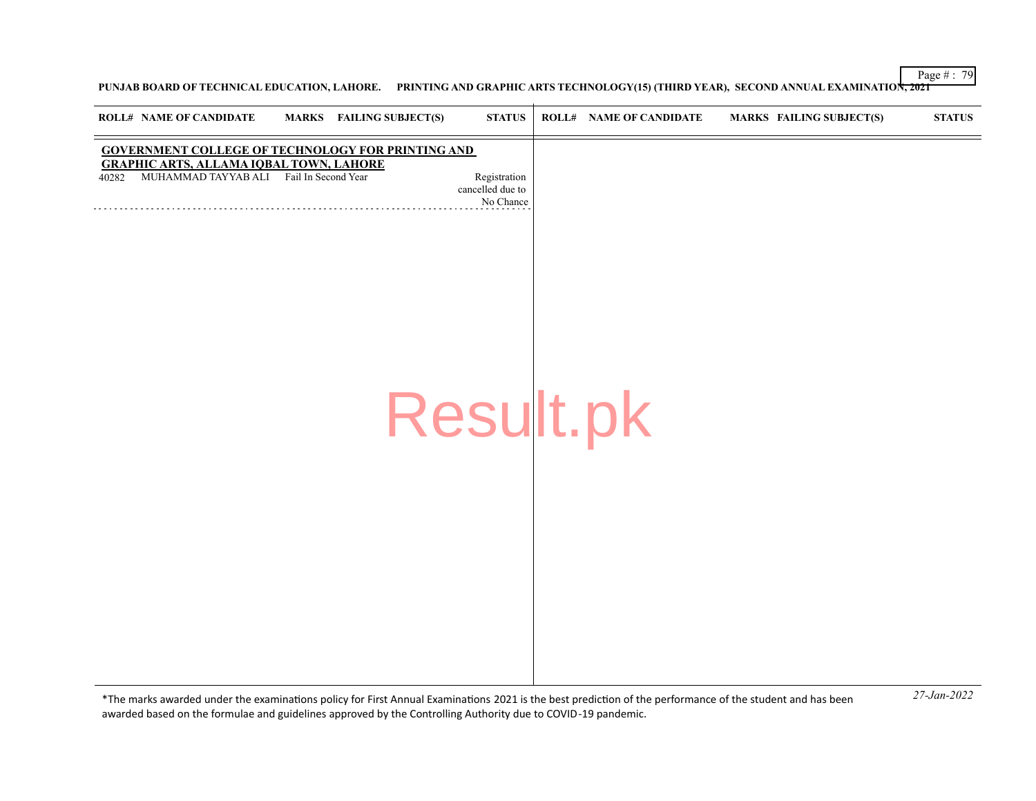| ROLL# | NAME OF CANDIDATE | MARKS | FAILING SUBJECT(S) | STATUS |
|---|---|---|---|---|
| **GOVERNMENT COLLEGE OF TECHNOLOGY FOR PRINTING AND GRAPHIC ARTS, ALLAMA IQBAL TOWN, LAHORE** | | | | |
| 40282 | MUHAMMAD TAYYAB ALI | | Fail In Second Year | Registration cancelled due to No Chance |

*The marks awarded under the examinations policy for First Annual Examinations 2021 is the best prediction of the performance of the student and has been awarded based on the formulae and guidelines approved by the Controlling Authority due to COVID-19 pandemic.

*27-Jan-2022*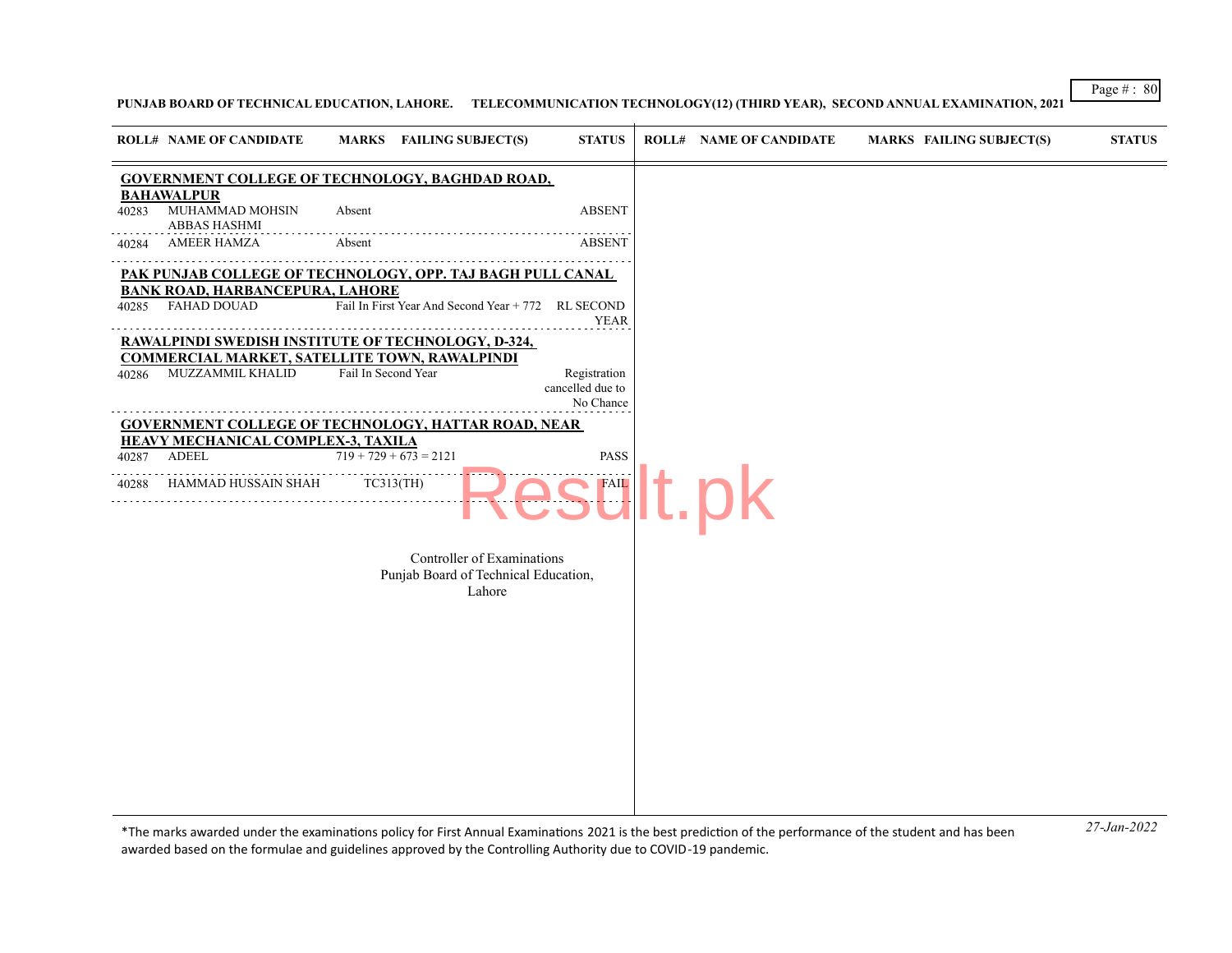**PUNJAB BOARD OF TECHNICAL EDUCATION, LAHORE. TELECOMMUNICATION TECHNOLOGY(12) (THIRD YEAR), SECOND ANNUAL EXAMINATION, 2021**

| ROLL# | NAME OF CANDIDATE | MARKS | FAILING SUBJECT(S) | STATUS |
|---|---|---|---|---|
| **GOVERNMENT COLLEGE OF TECHNOLOGY, BAGHDAD ROAD, BAHAWALPUR** | | | | |
| 40283 | MUHAMMAD MOHSIN ABBAS HASHMI | Absent | | ABSENT |
| 40284 | AMEER HAMZA | Absent | | ABSENT |
| **PAK PUNJAB COLLEGE OF TECHNOLOGY, OPP. TAJ BAGH PULL CANAL BANK ROAD, HARBANCEPURA, LAHORE** | | | | |
| 40285 | FAHAD DOUAD | Fail In First Year And Second Year + 772 | | RL SECOND YEAR |
| **RAWALPINDI SWEDISH INSTITUTE OF TECHNOLOGY, D-324, COMMERCIAL MARKET, SATELLITE TOWN, RAWALPINDI** | | | | |
| 40286 | MUZZAMMIL KHALID | Fail In Second Year | | Registration cancelled due to No Chance |
| **GOVERNMENT COLLEGE OF TECHNOLOGY, HATTAR ROAD, NEAR HEAVY MECHANICAL COMPLEX-3, TAXILA** | | | | |
| 40287 | ADEEL | 719 + 729 + 673 = 2121 | | PASS |
| 40288 | HAMMAD HUSSAIN SHAH | | TC313(TH) | FAIL |

Controller of Examinations
Punjab Board of Technical Education,
Lahore

*The marks awarded under the examinations policy for First Annual Examinations 2021 is the best prediction of the performance of the student and has been awarded based on the formulae and guidelines approved by the Controlling Authority due to COVID-19 pandemic.

*27-Jan-2022*